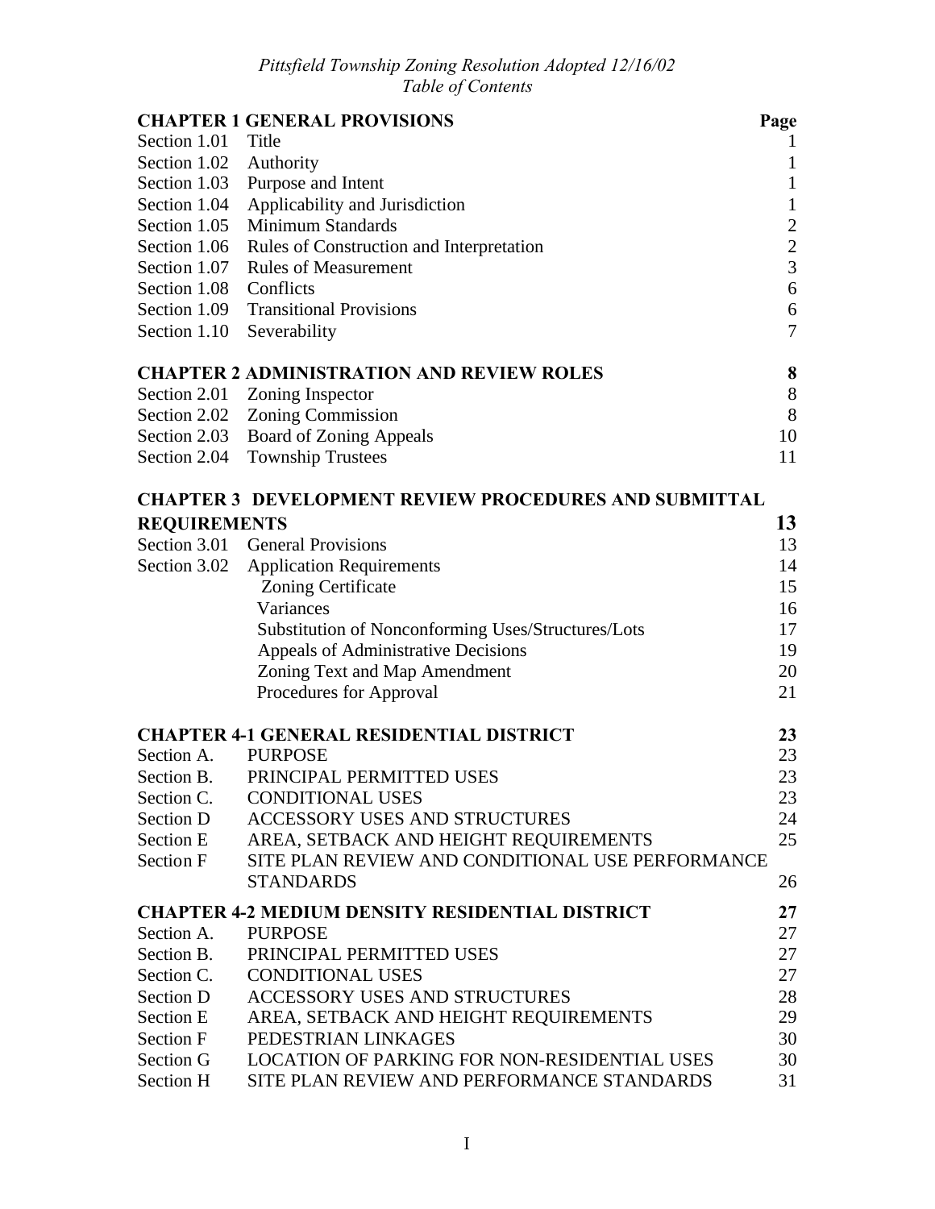*Pittsfield Township Zoning Resolution Adopted 12/16/02*
*Table of Contents*

| **CHAPTER 1 GENERAL PROVISIONS** | | **Page** |
|---|---|---|
| Section 1.01 | Title | 1 |
| Section 1.02 | Authority | 1 |
| Section 1.03 | Purpose and Intent | 1 |
| Section 1.04 | Applicability and Jurisdiction | 1 |
| Section 1.05 | Minimum Standards | 2 |
| Section 1.06 | Rules of Construction and Interpretation | 2 |
| Section 1.07 | Rules of Measurement | 3 |
| Section 1.08 | Conflicts | 6 |
| Section 1.09 | Transitional Provisions | 6 |
| Section 1.10 | Severability | 7 |
| **CHAPTER 2 ADMINISTRATION AND REVIEW ROLES** | | **8** |
| Section 2.01 | Zoning Inspector | 8 |
| Section 2.02 | Zoning Commission | 8 |
| Section 2.03 | Board of Zoning Appeals | 10 |
| Section 2.04 | Township Trustees | 11 |
| **CHAPTER 3 DEVELOPMENT REVIEW PROCEDURES AND SUBMITTAL REQUIREMENTS** | | **13** |
| Section 3.01 | General Provisions | 13 |
| Section 3.02 | Application Requirements | 14 |
| | Zoning Certificate | 15 |
| | Variances | 16 |
| | Substitution of Nonconforming Uses/Structures/Lots | 17 |
| | Appeals of Administrative Decisions | 19 |
| | Zoning Text and Map Amendment | 20 |
| | Procedures for Approval | 21 |
| **CHAPTER 4-1 GENERAL RESIDENTIAL DISTRICT** | | **23** |
| Section A. | PURPOSE | 23 |
| Section B. | PRINCIPAL PERMITTED USES | 23 |
| Section C. | CONDITIONAL USES | 23 |
| Section D | ACCESSORY USES AND STRUCTURES | 24 |
| Section E | AREA, SETBACK AND HEIGHT REQUIREMENTS | 25 |
| Section F | SITE PLAN REVIEW AND CONDITIONAL USE PERFORMANCE STANDARDS | 26 |
| **CHAPTER 4-2 MEDIUM DENSITY RESIDENTIAL DISTRICT** | | **27** |
| Section A. | PURPOSE | 27 |
| Section B. | PRINCIPAL PERMITTED USES | 27 |
| Section C. | CONDITIONAL USES | 27 |
| Section D | ACCESSORY USES AND STRUCTURES | 28 |
| Section E | AREA, SETBACK AND HEIGHT REQUIREMENTS | 29 |
| Section F | PEDESTRIAN LINKAGES | 30 |
| Section G | LOCATION OF PARKING FOR NON-RESIDENTIAL USES | 30 |
| Section H | SITE PLAN REVIEW AND PERFORMANCE STANDARDS | 31 |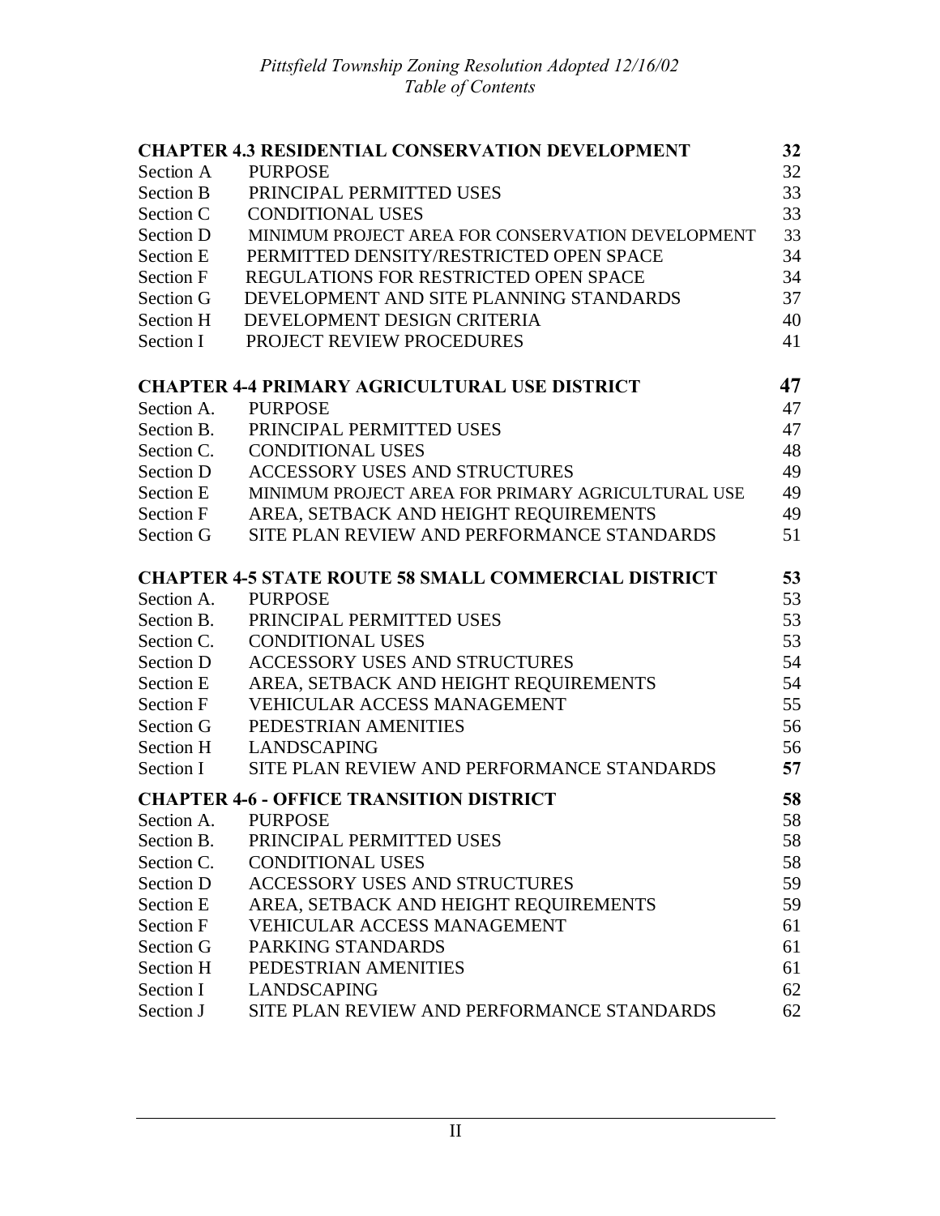| | | |
|---|---|---|
| **CHAPTER 4.3 RESIDENTIAL CONSERVATION DEVELOPMENT** | | **32** |
| Section A | PURPOSE | 32 |
| Section B | PRINCIPAL PERMITTED USES | 33 |
| Section C | CONDITIONAL USES | 33 |
| Section D | MINIMUM PROJECT AREA FOR CONSERVATION DEVELOPMENT | 33 |
| Section E | PERMITTED DENSITY/RESTRICTED OPEN SPACE | 34 |
| Section F | REGULATIONS FOR RESTRICTED OPEN SPACE | 34 |
| Section G | DEVELOPMENT AND SITE PLANNING STANDARDS | 37 |
| Section H | DEVELOPMENT DESIGN CRITERIA | 40 |
| Section I | PROJECT REVIEW PROCEDURES | 41 |
| **CHAPTER 4-4 PRIMARY AGRICULTURAL USE DISTRICT** | | **47** |
| Section A. | PURPOSE | 47 |
| Section B. | PRINCIPAL PERMITTED USES | 47 |
| Section C. | CONDITIONAL USES | 48 |
| Section D | ACCESSORY USES AND STRUCTURES | 49 |
| Section E | MINIMUM PROJECT AREA FOR PRIMARY AGRICULTURAL USE | 49 |
| Section F | AREA, SETBACK AND HEIGHT REQUIREMENTS | 49 |
| Section G | SITE PLAN REVIEW AND PERFORMANCE STANDARDS | 51 |
| **CHAPTER 4-5 STATE ROUTE 58 SMALL COMMERCIAL DISTRICT** | | **53** |
| Section A. | PURPOSE | 53 |
| Section B. | PRINCIPAL PERMITTED USES | 53 |
| Section C. | CONDITIONAL USES | 53 |
| Section D | ACCESSORY USES AND STRUCTURES | 54 |
| Section E | AREA, SETBACK AND HEIGHT REQUIREMENTS | 54 |
| Section F | VEHICULAR ACCESS MANAGEMENT | 55 |
| Section G | PEDESTRIAN AMENITIES | 56 |
| Section H | LANDSCAPING | 56 |
| Section I | SITE PLAN REVIEW AND PERFORMANCE STANDARDS | **57** |
| **CHAPTER 4-6 - OFFICE TRANSITION DISTRICT** | | **58** |
| Section A. | PURPOSE | 58 |
| Section B. | PRINCIPAL PERMITTED USES | 58 |
| Section C. | CONDITIONAL USES | 58 |
| Section D | ACCESSORY USES AND STRUCTURES | 59 |
| Section E | AREA, SETBACK AND HEIGHT REQUIREMENTS | 59 |
| Section F | VEHICULAR ACCESS MANAGEMENT | 61 |
| Section G | PARKING STANDARDS | 61 |
| Section H | PEDESTRIAN AMENITIES | 61 |
| Section I | LANDSCAPING | 62 |
| Section J | SITE PLAN REVIEW AND PERFORMANCE STANDARDS | 62 |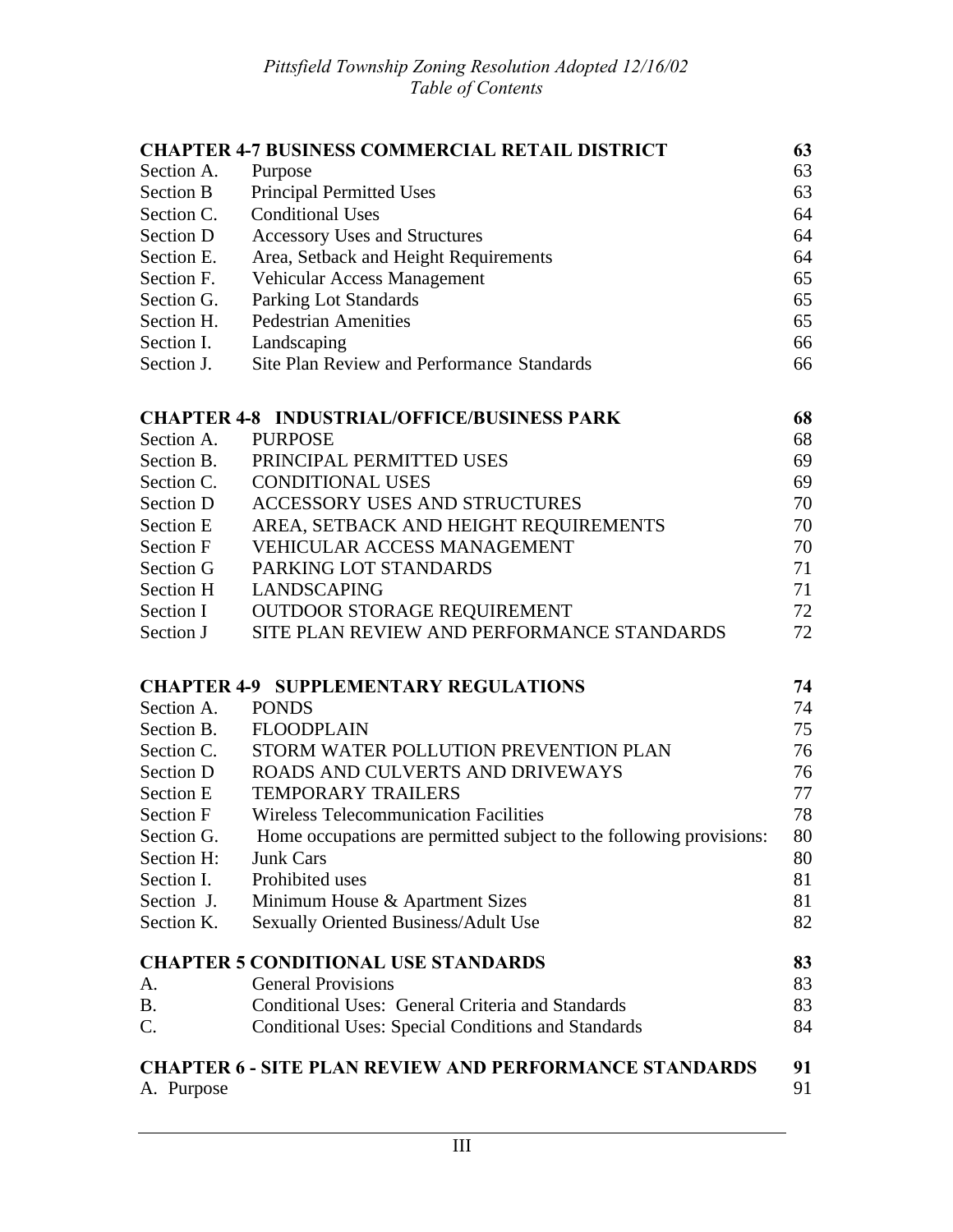| | | |
|---|---|---|
| **CHAPTER 4-7 BUSINESS COMMERCIAL RETAIL DISTRICT** | | **63** |
| Section A. | Purpose | 63 |
| Section B | Principal Permitted Uses | 63 |
| Section C. | Conditional Uses | 64 |
| Section D | Accessory Uses and Structures | 64 |
| Section E. | Area, Setback and Height Requirements | 64 |
| Section F. | Vehicular Access Management | 65 |
| Section G. | Parking Lot Standards | 65 |
| Section H. | Pedestrian Amenities | 65 |
| Section I. | Landscaping | 66 |
| Section J. | Site Plan Review and Performance Standards | 66 |
| **CHAPTER 4-8 INDUSTRIAL/OFFICE/BUSINESS PARK** | | **68** |
| Section A. | PURPOSE | 68 |
| Section B. | PRINCIPAL PERMITTED USES | 69 |
| Section C. | CONDITIONAL USES | 69 |
| Section D | ACCESSORY USES AND STRUCTURES | 70 |
| Section E | AREA, SETBACK AND HEIGHT REQUIREMENTS | 70 |
| Section F | VEHICULAR ACCESS MANAGEMENT | 70 |
| Section G | PARKING LOT STANDARDS | 71 |
| Section H | LANDSCAPING | 71 |
| Section I | OUTDOOR STORAGE REQUIREMENT | 72 |
| Section J | SITE PLAN REVIEW AND PERFORMANCE STANDARDS | 72 |
| **CHAPTER 4-9 SUPPLEMENTARY REGULATIONS** | | **74** |
| Section A. | PONDS | 74 |
| Section B. | FLOODPLAIN | 75 |
| Section C. | STORM WATER POLLUTION PREVENTION PLAN | 76 |
| Section D | ROADS AND CULVERTS AND DRIVEWAYS | 76 |
| Section E | TEMPORARY TRAILERS | 77 |
| Section F | Wireless Telecommunication Facilities | 78 |
| Section G. | Home occupations are permitted subject to the following provisions: | 80 |
| Section H: | Junk Cars | 80 |
| Section I. | Prohibited uses | 81 |
| Section J. | Minimum House & Apartment Sizes | 81 |
| Section K. | Sexually Oriented Business/Adult Use | 82 |
| **CHAPTER 5 CONDITIONAL USE STANDARDS** | | **83** |
| A. | General Provisions | 83 |
| B. | Conditional Uses: General Criteria and Standards | 83 |
| C. | Conditional Uses: Special Conditions and Standards | 84 |
| **CHAPTER 6 - SITE PLAN REVIEW AND PERFORMANCE STANDARDS** | | **91** |
| A. Purpose | | 91 |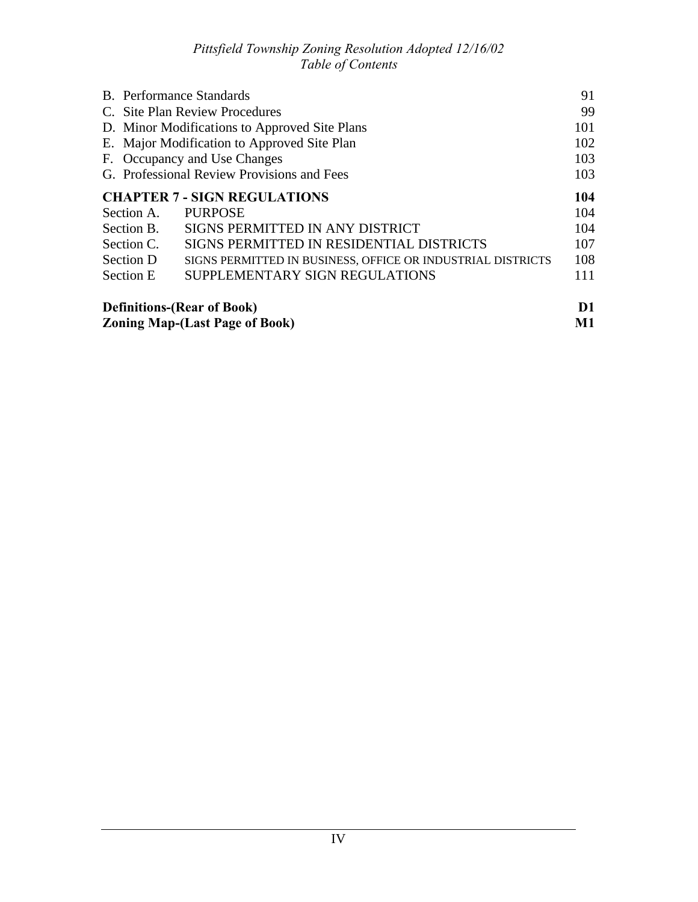| | | |
|---|---|---|
| B. Performance Standards | | 91 |
| C. Site Plan Review Procedures | | 99 |
| D. Minor Modifications to Approved Site Plans | | 101 |
| E. Major Modification to Approved Site Plan | | 102 |
| F. Occupancy and Use Changes | | 103 |
| G. Professional Review Provisions and Fees | | 103 |
| **CHAPTER 7 - SIGN REGULATIONS** | | **104** |
| Section A. | PURPOSE | 104 |
| Section B. | SIGNS PERMITTED IN ANY DISTRICT | 104 |
| Section C. | SIGNS PERMITTED IN RESIDENTIAL DISTRICTS | 107 |
| Section D | SIGNS PERMITTED IN BUSINESS, OFFICE OR INDUSTRIAL DISTRICTS | 108 |
| Section E | SUPPLEMENTARY SIGN REGULATIONS | 111 |
| **Definitions-(Rear of Book)** | | **D1** |
| **Zoning Map-(Last Page of Book)** | | **M1** |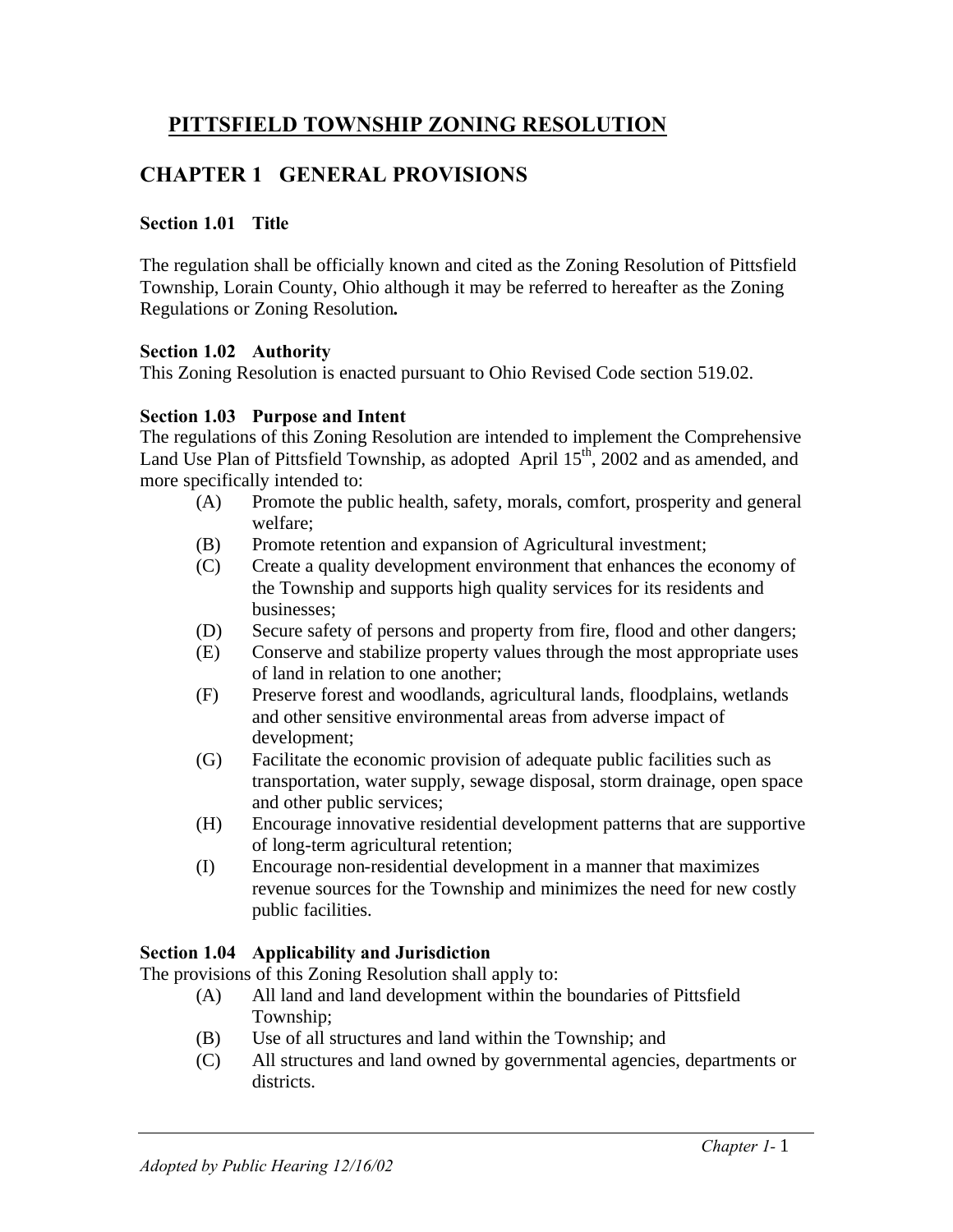# PITTSFIELD TOWNSHIP ZONING RESOLUTION

## CHAPTER 1 GENERAL PROVISIONS

### Section 1.01 Title

The regulation shall be officially known and cited as the Zoning Resolution of Pittsfield Township, Lorain County, Ohio although it may be referred to hereafter as the Zoning Regulations or Zoning Resolution**.**

### Section 1.02 Authority

This Zoning Resolution is enacted pursuant to Ohio Revised Code section 519.02.

### Section 1.03 Purpose and Intent

The regulations of this Zoning Resolution are intended to implement the Comprehensive Land Use Plan of Pittsfield Township, as adopted April 15th, 2002 and as amended, and more specifically intended to:

- (A) Promote the public health, safety, morals, comfort, prosperity and general welfare;
- (B) Promote retention and expansion of Agricultural investment;
- (C) Create a quality development environment that enhances the economy of the Township and supports high quality services for its residents and businesses;
- (D) Secure safety of persons and property from fire, flood and other dangers;
- (E) Conserve and stabilize property values through the most appropriate uses of land in relation to one another;
- (F) Preserve forest and woodlands, agricultural lands, floodplains, wetlands and other sensitive environmental areas from adverse impact of development;
- (G) Facilitate the economic provision of adequate public facilities such as transportation, water supply, sewage disposal, storm drainage, open space and other public services;
- (H) Encourage innovative residential development patterns that are supportive of long-term agricultural retention;
- (I) Encourage non-residential development in a manner that maximizes revenue sources for the Township and minimizes the need for new costly public facilities.

### Section 1.04 Applicability and Jurisdiction

The provisions of this Zoning Resolution shall apply to:

- (A) All land and land development within the boundaries of Pittsfield Township;
- (B) Use of all structures and land within the Township; and
- (C) All structures and land owned by governmental agencies, departments or districts.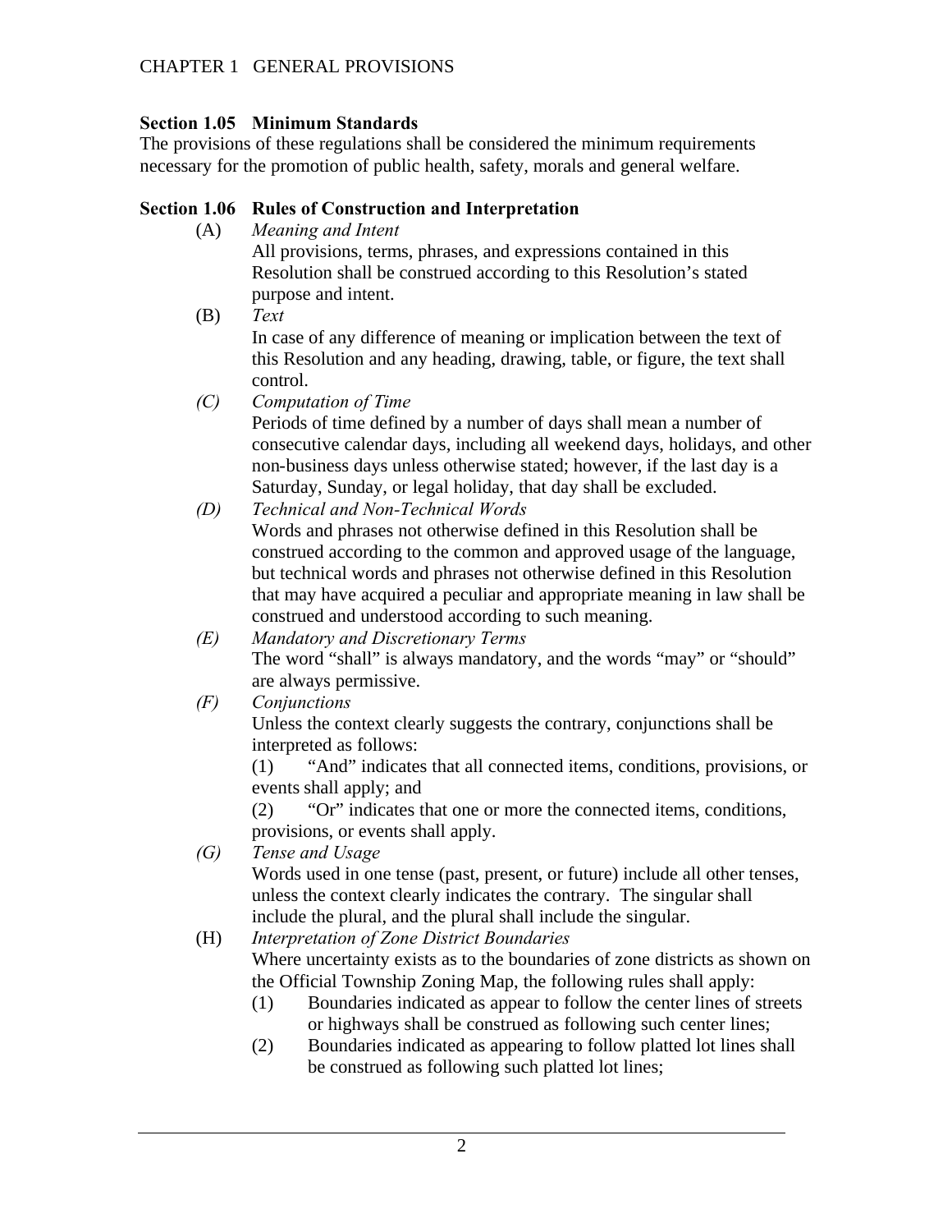### Section 1.05 Minimum Standards

The provisions of these regulations shall be considered the minimum requirements necessary for the promotion of public health, safety, morals and general welfare.

### Section 1.06 Rules of Construction and Interpretation

(A) *Meaning and Intent*

All provisions, terms, phrases, and expressions contained in this Resolution shall be construed according to this Resolution's stated purpose and intent.

(B) *Text*

In case of any difference of meaning or implication between the text of this Resolution and any heading, drawing, table, or figure, the text shall control.

*(C)* *Computation of Time*

Periods of time defined by a number of days shall mean a number of consecutive calendar days, including all weekend days, holidays, and other non-business days unless otherwise stated; however, if the last day is a Saturday, Sunday, or legal holiday, that day shall be excluded.

*(D)* *Technical and Non-Technical Words*

Words and phrases not otherwise defined in this Resolution shall be construed according to the common and approved usage of the language, but technical words and phrases not otherwise defined in this Resolution that may have acquired a peculiar and appropriate meaning in law shall be construed and understood according to such meaning.

*(E)* *Mandatory and Discretionary Terms*

The word "shall" is always mandatory, and the words "may" or "should" are always permissive.

*(F)* *Conjunctions*

Unless the context clearly suggests the contrary, conjunctions shall be interpreted as follows:

(1) "And" indicates that all connected items, conditions, provisions, or events shall apply; and

(2) "Or" indicates that one or more the connected items, conditions, provisions, or events shall apply.

*(G)* *Tense and Usage*

Words used in one tense (past, present, or future) include all other tenses, unless the context clearly indicates the contrary. The singular shall include the plural, and the plural shall include the singular.

(H) *Interpretation of Zone District Boundaries*

Where uncertainty exists as to the boundaries of zone districts as shown on the Official Township Zoning Map, the following rules shall apply:

(1) Boundaries indicated as appear to follow the center lines of streets or highways shall be construed as following such center lines;

(2) Boundaries indicated as appearing to follow platted lot lines shall be construed as following such platted lot lines;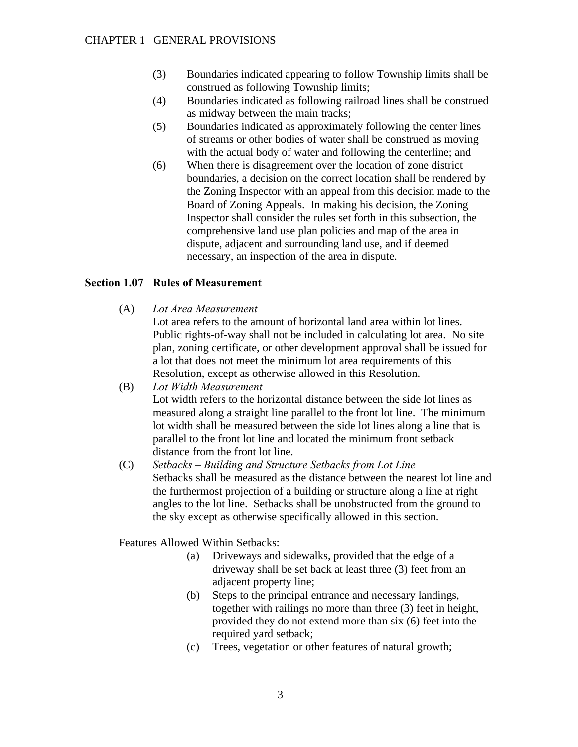(3) Boundaries indicated appearing to follow Township limits shall be construed as following Township limits;

(4) Boundaries indicated as following railroad lines shall be construed as midway between the main tracks;

(5) Boundaries indicated as approximately following the center lines of streams or other bodies of water shall be construed as moving with the actual body of water and following the centerline; and

(6) When there is disagreement over the location of zone district boundaries, a decision on the correct location shall be rendered by the Zoning Inspector with an appeal from this decision made to the Board of Zoning Appeals. In making his decision, the Zoning Inspector shall consider the rules set forth in this subsection, the comprehensive land use plan policies and map of the area in dispute, adjacent and surrounding land use, and if deemed necessary, an inspection of the area in dispute.

## Section 1.07 Rules of Measurement

(A) *Lot Area Measurement*

Lot area refers to the amount of horizontal land area within lot lines. Public rights-of-way shall not be included in calculating lot area. No site plan, zoning certificate, or other development approval shall be issued for a lot that does not meet the minimum lot area requirements of this Resolution, except as otherwise allowed in this Resolution.

(B) *Lot Width Measurement*

Lot width refers to the horizontal distance between the side lot lines as measured along a straight line parallel to the front lot line. The minimum lot width shall be measured between the side lot lines along a line that is parallel to the front lot line and located the minimum front setback distance from the front lot line.

(C) *Setbacks – Building and Structure Setbacks from Lot Line*

Setbacks shall be measured as the distance between the nearest lot line and the furthermost projection of a building or structure along a line at right angles to the lot line. Setbacks shall be unobstructed from the ground to the sky except as otherwise specifically allowed in this section.

<u>Features Allowed Within Setbacks</u>:

(a) Driveways and sidewalks, provided that the edge of a driveway shall be set back at least three (3) feet from an adjacent property line;

(b) Steps to the principal entrance and necessary landings, together with railings no more than three (3) feet in height, provided they do not extend more than six (6) feet into the required yard setback;

(c) Trees, vegetation or other features of natural growth;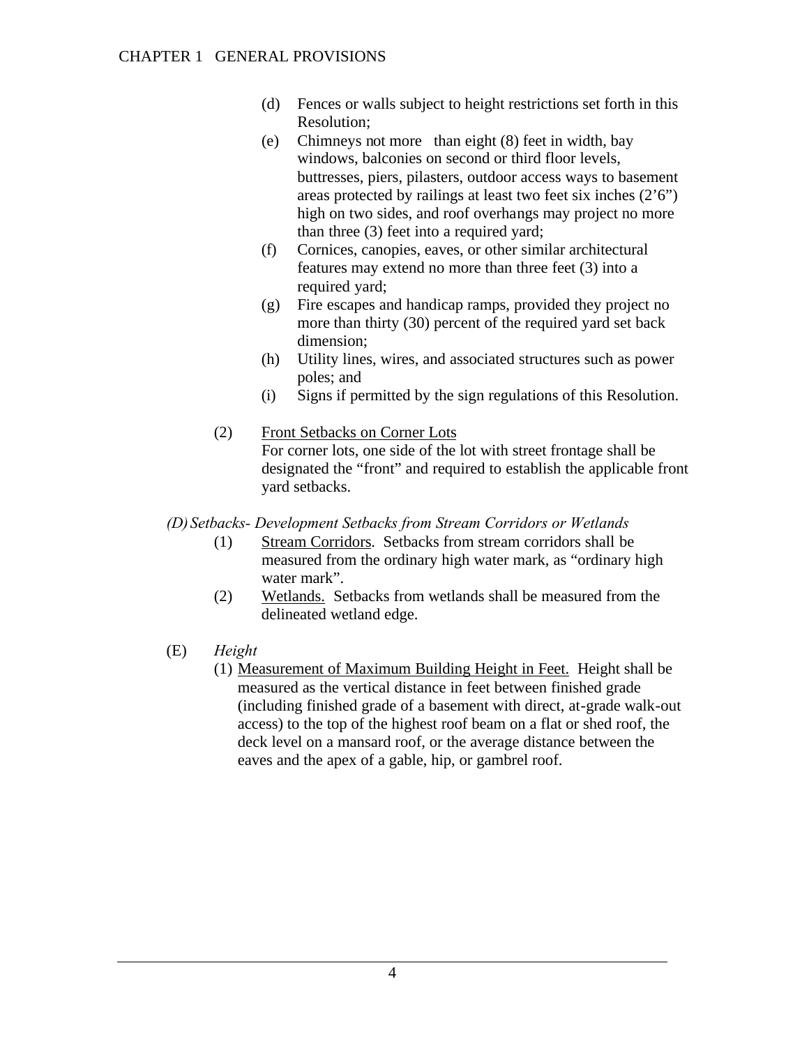(d) Fences or walls subject to height restrictions set forth in this Resolution;

(e) Chimneys not more than eight (8) feet in width, bay windows, balconies on second or third floor levels, buttresses, piers, pilasters, outdoor access ways to basement areas protected by railings at least two feet six inches (2'6") high on two sides, and roof overhangs may project no more than three (3) feet into a required yard;

(f) Cornices, canopies, eaves, or other similar architectural features may extend no more than three feet (3) into a required yard;

(g) Fire escapes and handicap ramps, provided they project no more than thirty (30) percent of the required yard set back dimension;

(h) Utility lines, wires, and associated structures such as power poles; and

(i) Signs if permitted by the sign regulations of this Resolution.

(2) <u>Front Setbacks on Corner Lots</u>
For corner lots, one side of the lot with street frontage shall be designated the "front" and required to establish the applicable front yard setbacks.

*(D) Setbacks- Development Setbacks from Stream Corridors or Wetlands*

(1) <u>Stream Corridors</u>. Setbacks from stream corridors shall be measured from the ordinary high water mark, as "ordinary high water mark".

(2) <u>Wetlands.</u> Setbacks from wetlands shall be measured from the delineated wetland edge.

(E) *Height*

(1) <u>Measurement of Maximum Building Height in Feet.</u> Height shall be measured as the vertical distance in feet between finished grade (including finished grade of a basement with direct, at-grade walk-out access) to the top of the highest roof beam on a flat or shed roof, the deck level on a mansard roof, or the average distance between the eaves and the apex of a gable, hip, or gambrel roof.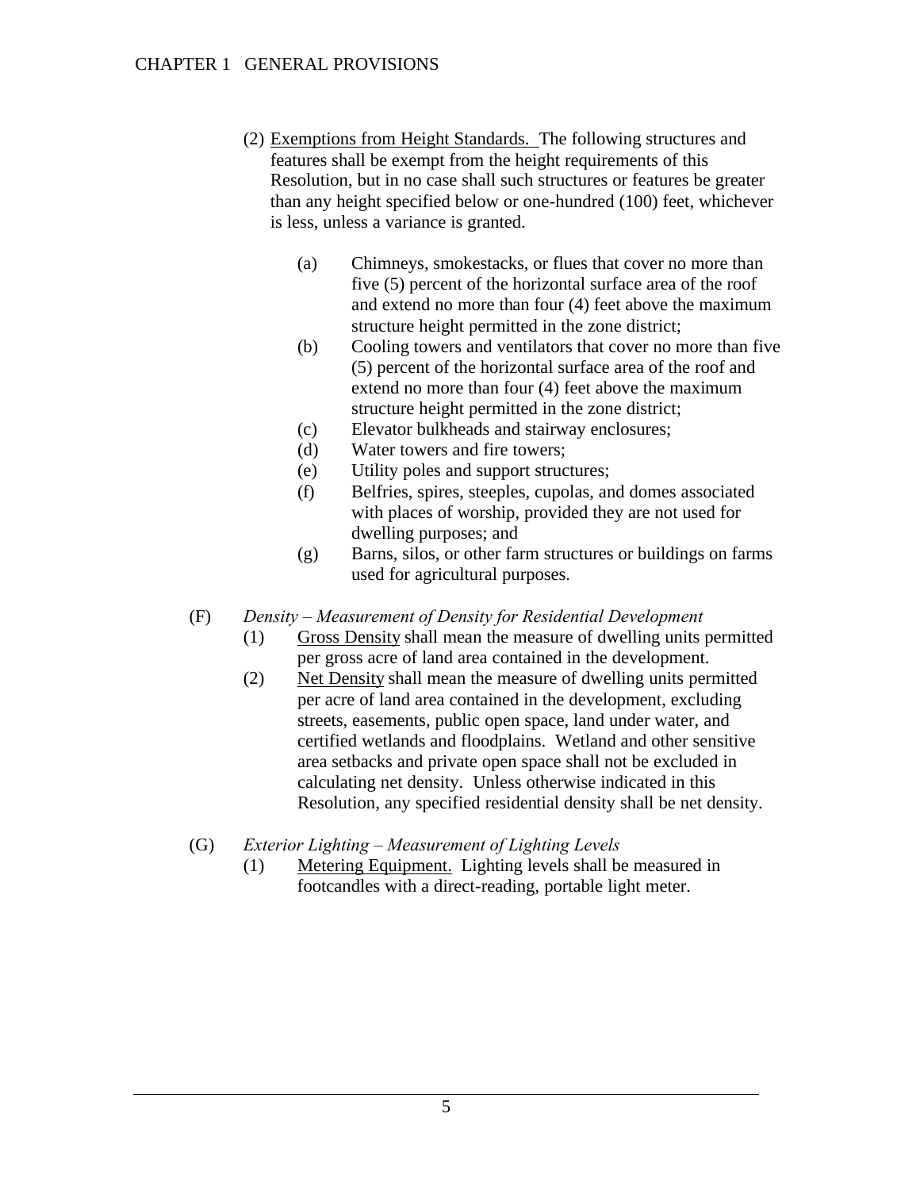(2) Exemptions from Height Standards. The following structures and features shall be exempt from the height requirements of this Resolution, but in no case shall such structures or features be greater than any height specified below or one-hundred (100) feet, whichever is less, unless a variance is granted.

- (a) Chimneys, smokestacks, or flues that cover no more than five (5) percent of the horizontal surface area of the roof and extend no more than four (4) feet above the maximum structure height permitted in the zone district;
- (b) Cooling towers and ventilators that cover no more than five (5) percent of the horizontal surface area of the roof and extend no more than four (4) feet above the maximum structure height permitted in the zone district;
- (c) Elevator bulkheads and stairway enclosures;
- (d) Water towers and fire towers;
- (e) Utility poles and support structures;
- (f) Belfries, spires, steeples, cupolas, and domes associated with places of worship, provided they are not used for dwelling purposes; and
- (g) Barns, silos, or other farm structures or buildings on farms used for agricultural purposes.

(F) *Density – Measurement of Density for Residential Development*

(1) Gross Density shall mean the measure of dwelling units permitted per gross acre of land area contained in the development.

(2) Net Density shall mean the measure of dwelling units permitted per acre of land area contained in the development, excluding streets, easements, public open space, land under water, and certified wetlands and floodplains. Wetland and other sensitive area setbacks and private open space shall not be excluded in calculating net density. Unless otherwise indicated in this Resolution, any specified residential density shall be net density.

(G) *Exterior Lighting – Measurement of Lighting Levels*

(1) Metering Equipment. Lighting levels shall be measured in footcandles with a direct-reading, portable light meter.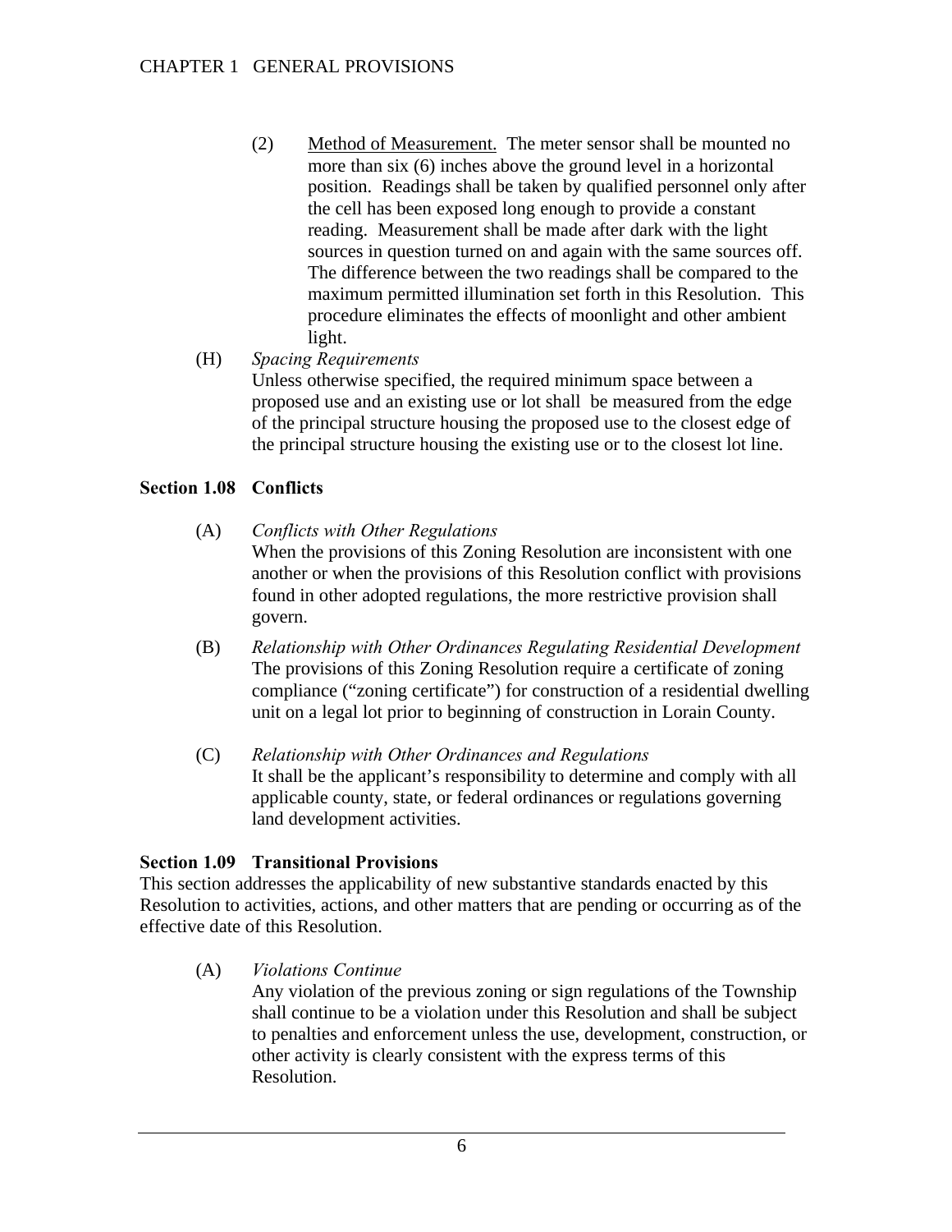(2) Method of Measurement. The meter sensor shall be mounted no more than six (6) inches above the ground level in a horizontal position. Readings shall be taken by qualified personnel only after the cell has been exposed long enough to provide a constant reading. Measurement shall be made after dark with the light sources in question turned on and again with the same sources off. The difference between the two readings shall be compared to the maximum permitted illumination set forth in this Resolution. This procedure eliminates the effects of moonlight and other ambient light.

(H) *Spacing Requirements*
Unless otherwise specified, the required minimum space between a proposed use and an existing use or lot shall be measured from the edge of the principal structure housing the proposed use to the closest edge of the principal structure housing the existing use or to the closest lot line.

### Section 1.08 Conflicts

(A) *Conflicts with Other Regulations*
When the provisions of this Zoning Resolution are inconsistent with one another or when the provisions of this Resolution conflict with provisions found in other adopted regulations, the more restrictive provision shall govern.

(B) *Relationship with Other Ordinances Regulating Residential Development*
The provisions of this Zoning Resolution require a certificate of zoning compliance ("zoning certificate") for construction of a residential dwelling unit on a legal lot prior to beginning of construction in Lorain County.

(C) *Relationship with Other Ordinances and Regulations*
It shall be the applicant's responsibility to determine and comply with all applicable county, state, or federal ordinances or regulations governing land development activities.

### Section 1.09 Transitional Provisions

This section addresses the applicability of new substantive standards enacted by this Resolution to activities, actions, and other matters that are pending or occurring as of the effective date of this Resolution.

(A) *Violations Continue*
Any violation of the previous zoning or sign regulations of the Township shall continue to be a violation under this Resolution and shall be subject to penalties and enforcement unless the use, development, construction, or other activity is clearly consistent with the express terms of this Resolution.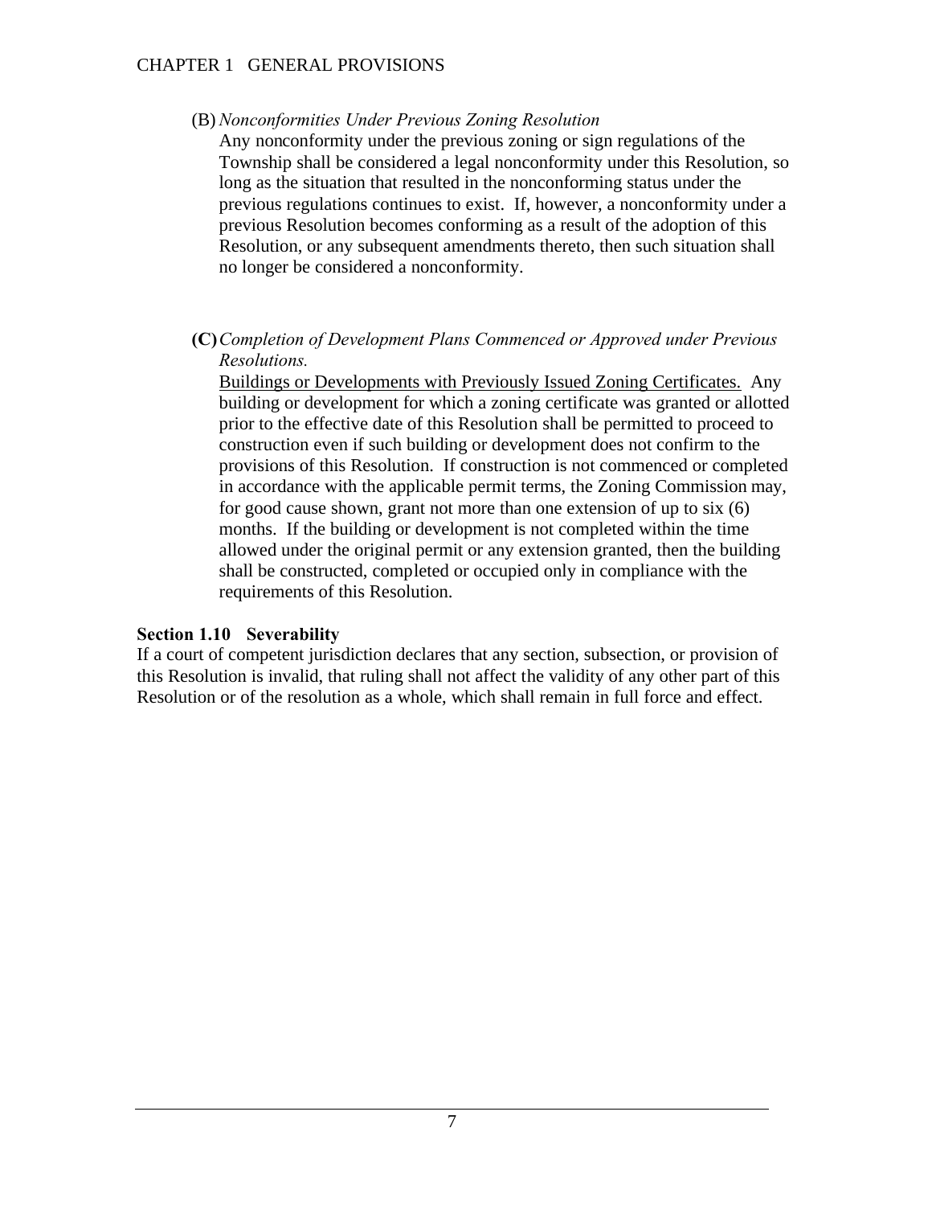(B) *Nonconformities Under Previous Zoning Resolution*

Any nonconformity under the previous zoning or sign regulations of the Township shall be considered a legal nonconformity under this Resolution, so long as the situation that resulted in the nonconforming status under the previous regulations continues to exist. If, however, a nonconformity under a previous Resolution becomes conforming as a result of the adoption of this Resolution, or any subsequent amendments thereto, then such situation shall no longer be considered a nonconformity.

**(C)** *Completion of Development Plans Commenced or Approved under Previous Resolutions.*

<u>Buildings or Developments with Previously Issued Zoning Certificates.</u> Any building or development for which a zoning certificate was granted or allotted prior to the effective date of this Resolution shall be permitted to proceed to construction even if such building or development does not confirm to the provisions of this Resolution. If construction is not commenced or completed in accordance with the applicable permit terms, the Zoning Commission may, for good cause shown, grant not more than one extension of up to six (6) months. If the building or development is not completed within the time allowed under the original permit or any extension granted, then the building shall be constructed, completed or occupied only in compliance with the requirements of this Resolution.

### Section 1.10 Severability

If a court of competent jurisdiction declares that any section, subsection, or provision of this Resolution is invalid, that ruling shall not affect the validity of any other part of this Resolution or of the resolution as a whole, which shall remain in full force and effect.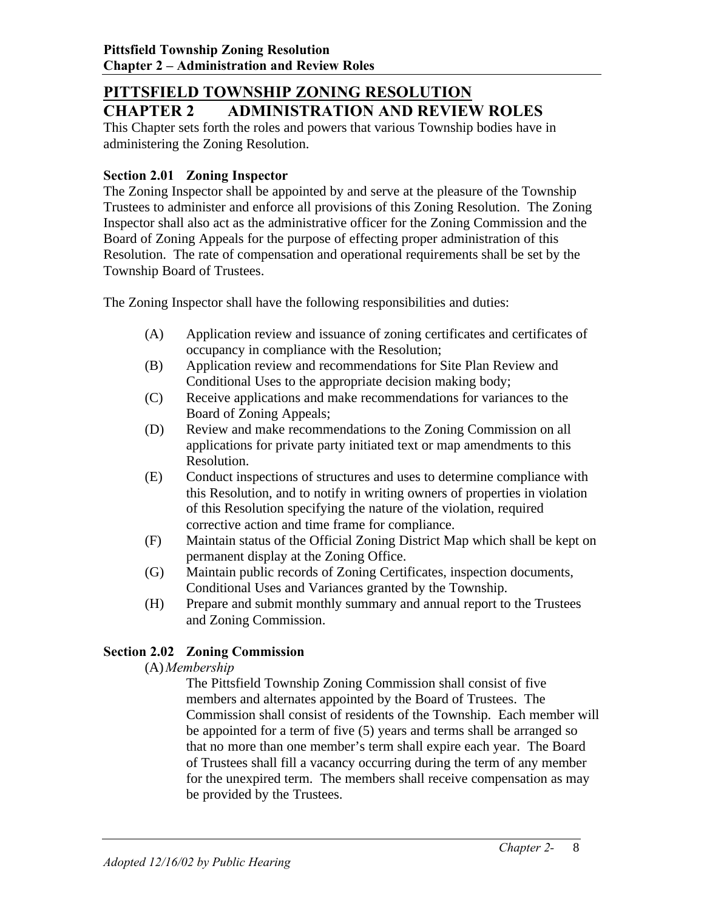# PITTSFIELD TOWNSHIP ZONING RESOLUTION

# CHAPTER 2 ADMINISTRATION AND REVIEW ROLES

This Chapter sets forth the roles and powers that various Township bodies have in administering the Zoning Resolution.

### Section 2.01 Zoning Inspector

The Zoning Inspector shall be appointed by and serve at the pleasure of the Township Trustees to administer and enforce all provisions of this Zoning Resolution. The Zoning Inspector shall also act as the administrative officer for the Zoning Commission and the Board of Zoning Appeals for the purpose of effecting proper administration of this Resolution. The rate of compensation and operational requirements shall be set by the Township Board of Trustees.

The Zoning Inspector shall have the following responsibilities and duties:

(A) Application review and issuance of zoning certificates and certificates of occupancy in compliance with the Resolution;

(B) Application review and recommendations for Site Plan Review and Conditional Uses to the appropriate decision making body;

(C) Receive applications and make recommendations for variances to the Board of Zoning Appeals;

(D) Review and make recommendations to the Zoning Commission on all applications for private party initiated text or map amendments to this Resolution.

(E) Conduct inspections of structures and uses to determine compliance with this Resolution, and to notify in writing owners of properties in violation of this Resolution specifying the nature of the violation, required corrective action and time frame for compliance.

(F) Maintain status of the Official Zoning District Map which shall be kept on permanent display at the Zoning Office.

(G) Maintain public records of Zoning Certificates, inspection documents, Conditional Uses and Variances granted by the Township.

(H) Prepare and submit monthly summary and annual report to the Trustees and Zoning Commission.

### Section 2.02 Zoning Commission

(A) *Membership*

The Pittsfield Township Zoning Commission shall consist of five members and alternates appointed by the Board of Trustees. The Commission shall consist of residents of the Township. Each member will be appointed for a term of five (5) years and terms shall be arranged so that no more than one member's term shall expire each year. The Board of Trustees shall fill a vacancy occurring during the term of any member for the unexpired term. The members shall receive compensation as may be provided by the Trustees.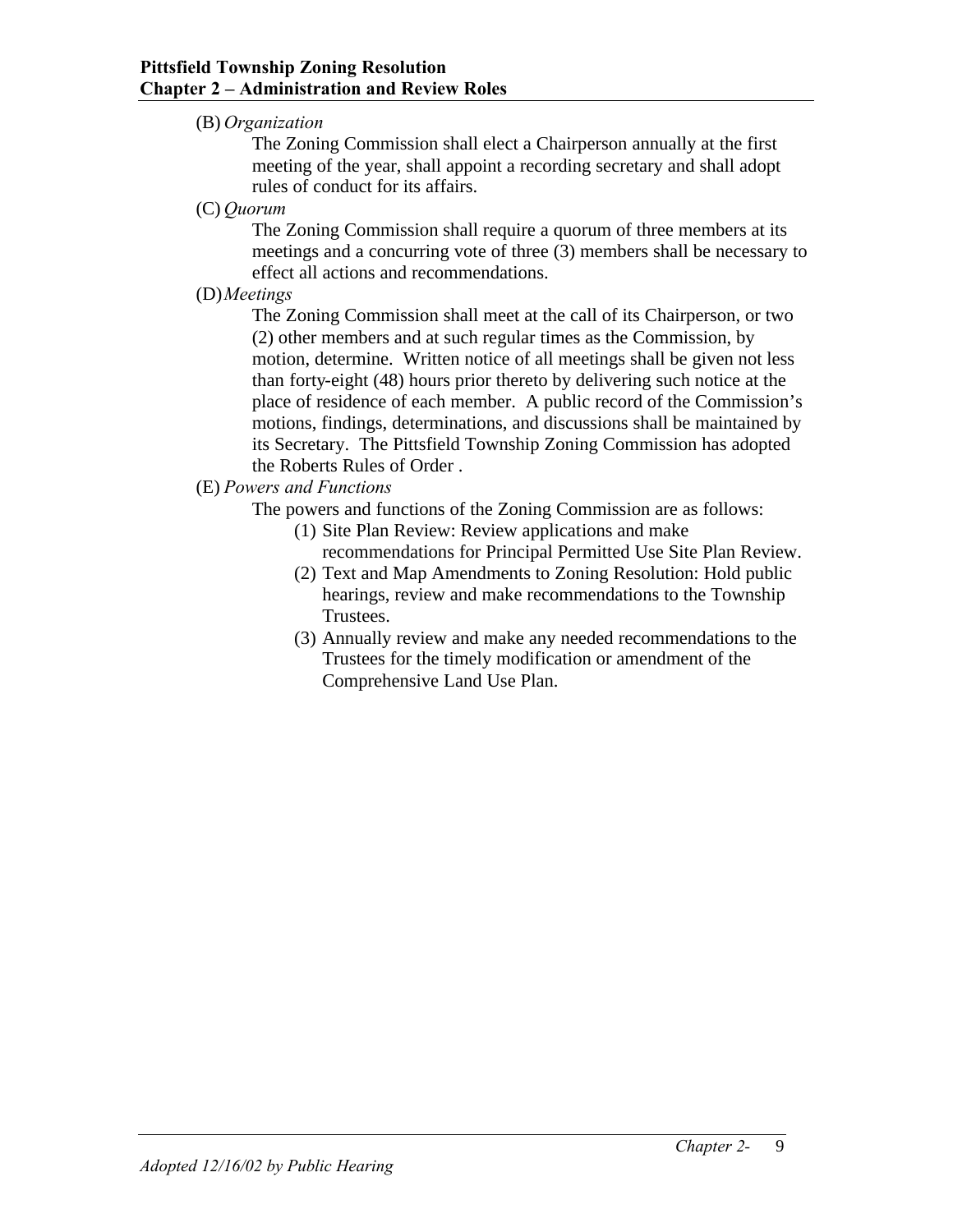(B) *Organization*

The Zoning Commission shall elect a Chairperson annually at the first meeting of the year, shall appoint a recording secretary and shall adopt rules of conduct for its affairs.

(C) *Quorum*

The Zoning Commission shall require a quorum of three members at its meetings and a concurring vote of three (3) members shall be necessary to effect all actions and recommendations.

(D) *Meetings*

The Zoning Commission shall meet at the call of its Chairperson, or two (2) other members and at such regular times as the Commission, by motion, determine. Written notice of all meetings shall be given not less than forty-eight (48) hours prior thereto by delivering such notice at the place of residence of each member. A public record of the Commission's motions, findings, determinations, and discussions shall be maintained by its Secretary. The Pittsfield Township Zoning Commission has adopted the Roberts Rules of Order .

(E) *Powers and Functions*

The powers and functions of the Zoning Commission are as follows:

(1) Site Plan Review: Review applications and make recommendations for Principal Permitted Use Site Plan Review.

(2) Text and Map Amendments to Zoning Resolution: Hold public hearings, review and make recommendations to the Township Trustees.

(3) Annually review and make any needed recommendations to the Trustees for the timely modification or amendment of the Comprehensive Land Use Plan.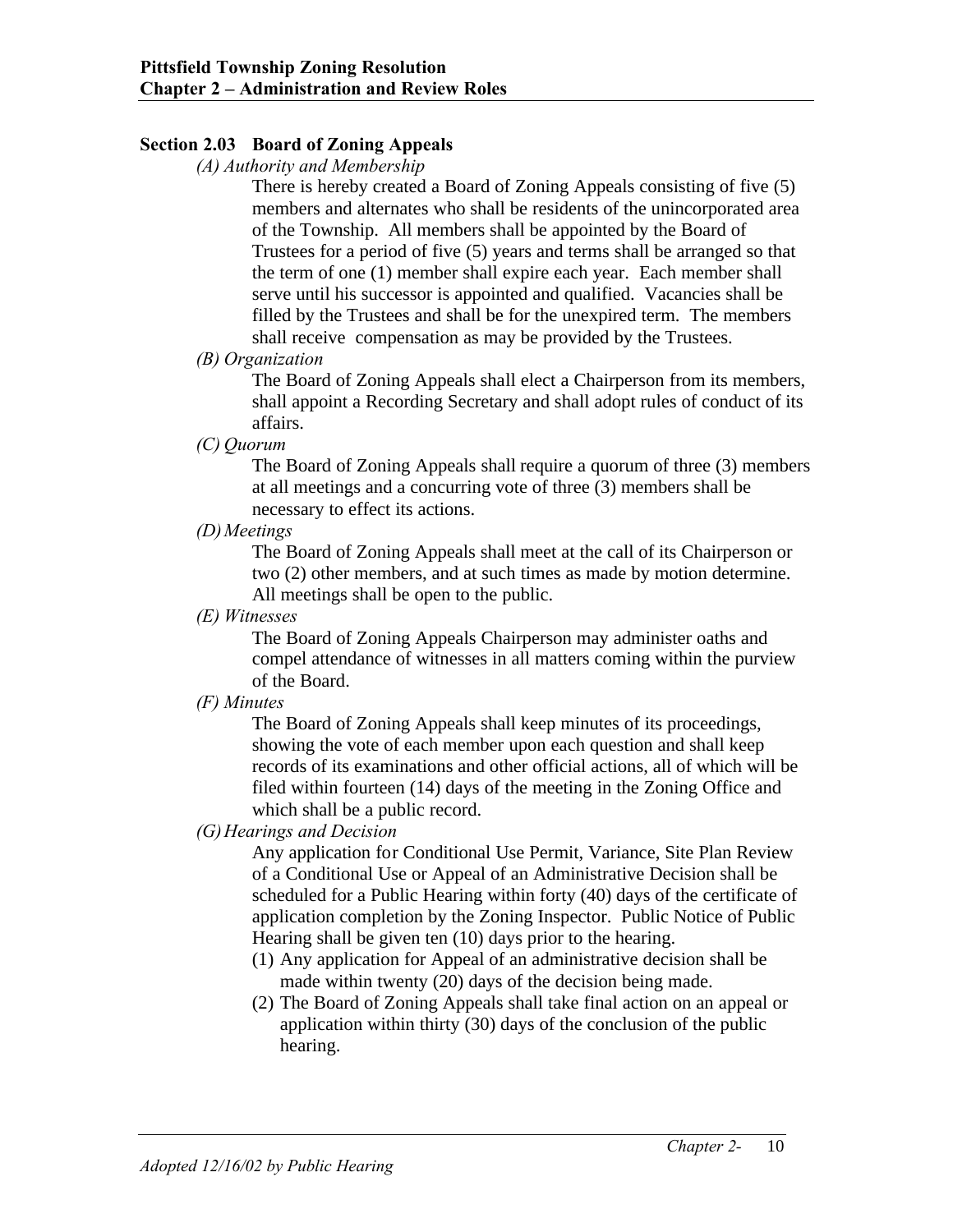## Section 2.03 Board of Zoning Appeals

*(A) Authority and Membership*

There is hereby created a Board of Zoning Appeals consisting of five (5) members and alternates who shall be residents of the unincorporated area of the Township. All members shall be appointed by the Board of Trustees for a period of five (5) years and terms shall be arranged so that the term of one (1) member shall expire each year. Each member shall serve until his successor is appointed and qualified. Vacancies shall be filled by the Trustees and shall be for the unexpired term. The members shall receive compensation as may be provided by the Trustees.

*(B) Organization*

The Board of Zoning Appeals shall elect a Chairperson from its members, shall appoint a Recording Secretary and shall adopt rules of conduct of its affairs.

*(C) Quorum*

The Board of Zoning Appeals shall require a quorum of three (3) members at all meetings and a concurring vote of three (3) members shall be necessary to effect its actions.

*(D) Meetings*

The Board of Zoning Appeals shall meet at the call of its Chairperson or two (2) other members, and at such times as made by motion determine. All meetings shall be open to the public.

*(E) Witnesses*

The Board of Zoning Appeals Chairperson may administer oaths and compel attendance of witnesses in all matters coming within the purview of the Board.

*(F) Minutes*

The Board of Zoning Appeals shall keep minutes of its proceedings, showing the vote of each member upon each question and shall keep records of its examinations and other official actions, all of which will be filed within fourteen (14) days of the meeting in the Zoning Office and which shall be a public record.

*(G) Hearings and Decision*

Any application for Conditional Use Permit, Variance, Site Plan Review of a Conditional Use or Appeal of an Administrative Decision shall be scheduled for a Public Hearing within forty (40) days of the certificate of application completion by the Zoning Inspector. Public Notice of Public Hearing shall be given ten (10) days prior to the hearing.

(1) Any application for Appeal of an administrative decision shall be made within twenty (20) days of the decision being made.
(2) The Board of Zoning Appeals shall take final action on an appeal or application within thirty (30) days of the conclusion of the public hearing.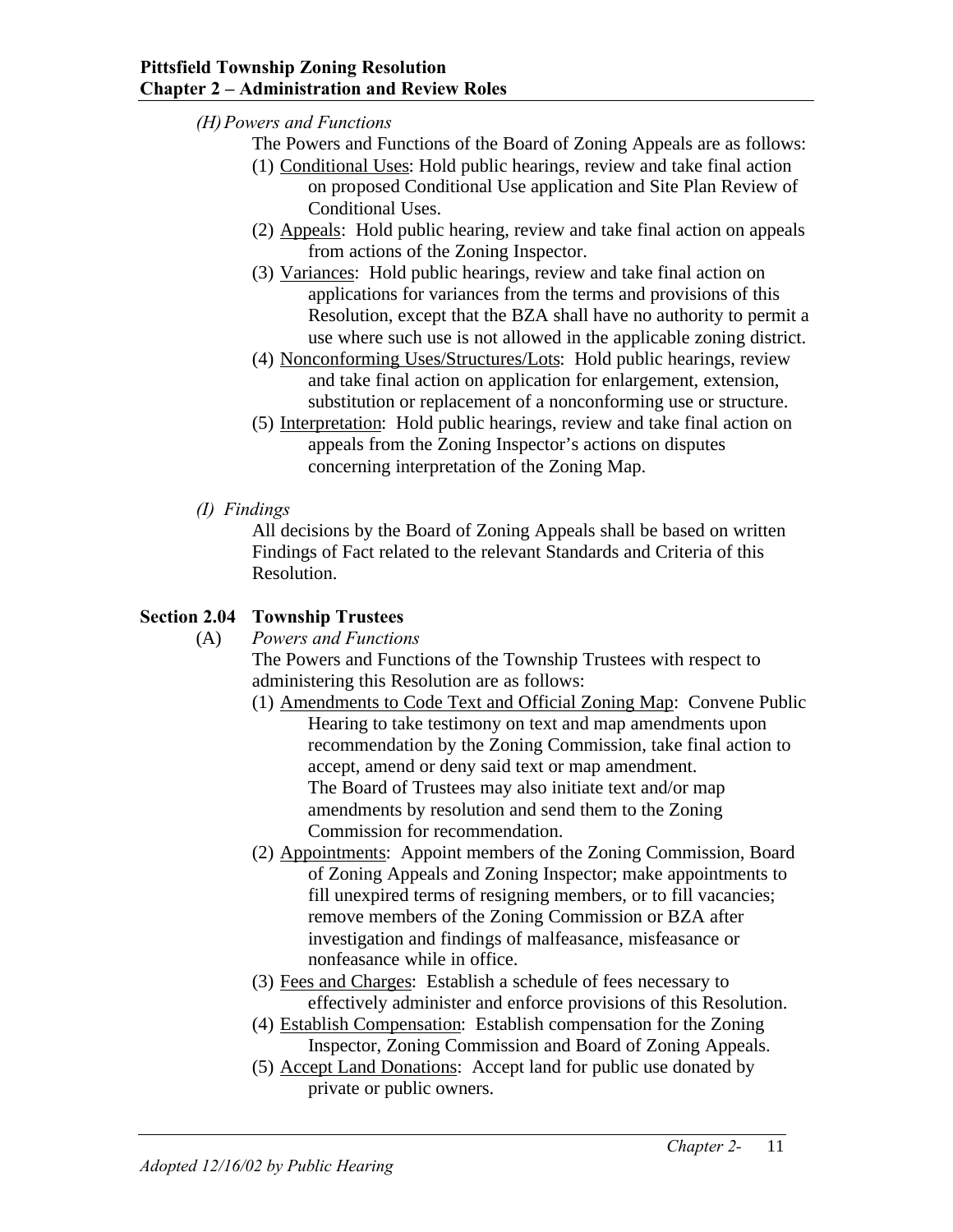*(H) Powers and Functions*

The Powers and Functions of the Board of Zoning Appeals are as follows:

(1) Conditional Uses: Hold public hearings, review and take final action on proposed Conditional Use application and Site Plan Review of Conditional Uses.

(2) Appeals: Hold public hearing, review and take final action on appeals from actions of the Zoning Inspector.

(3) Variances: Hold public hearings, review and take final action on applications for variances from the terms and provisions of this Resolution, except that the BZA shall have no authority to permit a use where such use is not allowed in the applicable zoning district.

(4) Nonconforming Uses/Structures/Lots: Hold public hearings, review and take final action on application for enlargement, extension, substitution or replacement of a nonconforming use or structure.

(5) Interpretation: Hold public hearings, review and take final action on appeals from the Zoning Inspector's actions on disputes concerning interpretation of the Zoning Map.

*(I) Findings*

All decisions by the Board of Zoning Appeals shall be based on written Findings of Fact related to the relevant Standards and Criteria of this Resolution.

## Section 2.04 Township Trustees

(A) *Powers and Functions*

The Powers and Functions of the Township Trustees with respect to administering this Resolution are as follows:

(1) Amendments to Code Text and Official Zoning Map: Convene Public Hearing to take testimony on text and map amendments upon recommendation by the Zoning Commission, take final action to accept, amend or deny said text or map amendment. The Board of Trustees may also initiate text and/or map amendments by resolution and send them to the Zoning Commission for recommendation.

(2) Appointments: Appoint members of the Zoning Commission, Board of Zoning Appeals and Zoning Inspector; make appointments to fill unexpired terms of resigning members, or to fill vacancies; remove members of the Zoning Commission or BZA after investigation and findings of malfeasance, misfeasance or nonfeasance while in office.

(3) Fees and Charges: Establish a schedule of fees necessary to effectively administer and enforce provisions of this Resolution.

(4) Establish Compensation: Establish compensation for the Zoning Inspector, Zoning Commission and Board of Zoning Appeals.

(5) Accept Land Donations: Accept land for public use donated by private or public owners.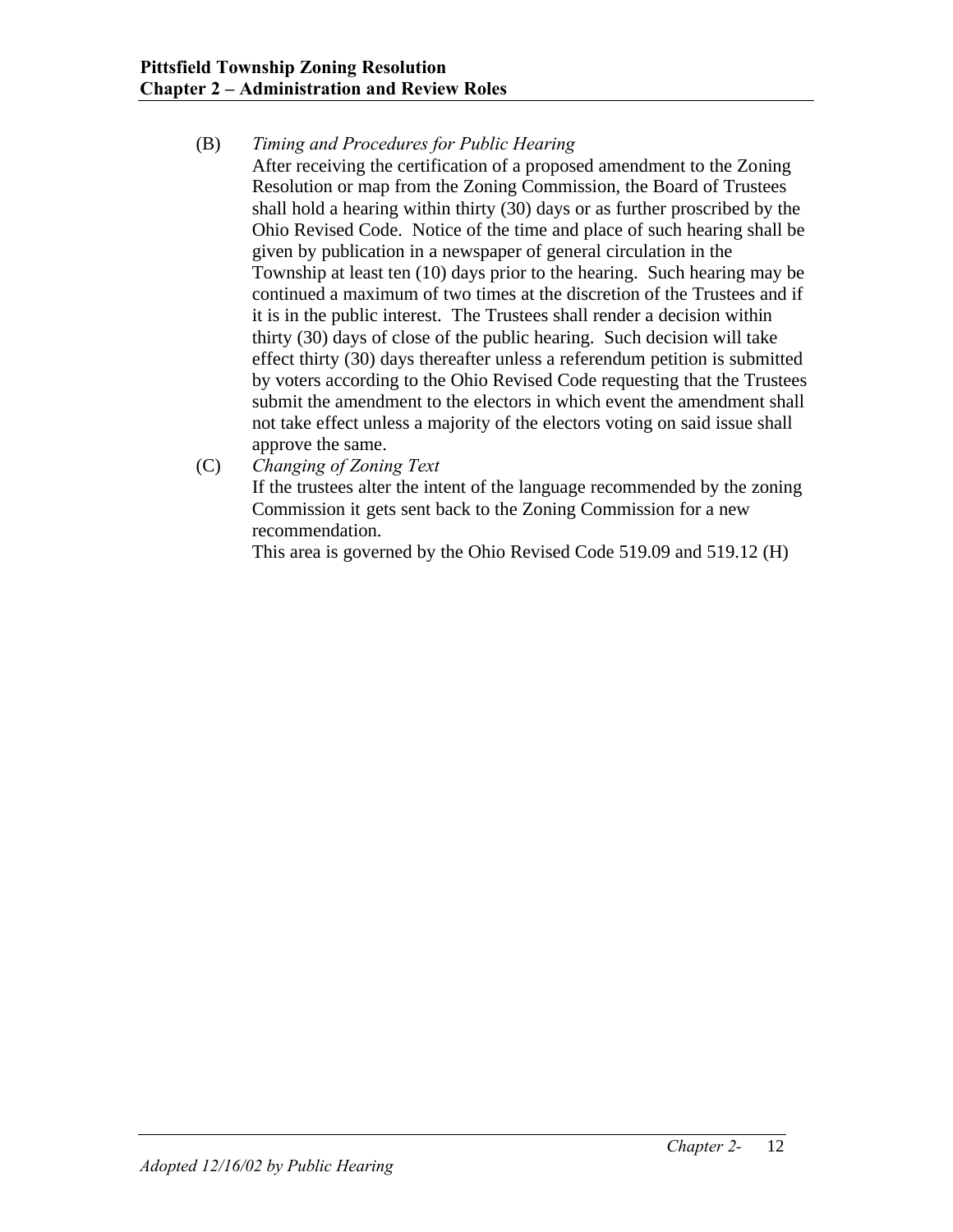(B) *Timing and Procedures for Public Hearing*

After receiving the certification of a proposed amendment to the Zoning Resolution or map from the Zoning Commission, the Board of Trustees shall hold a hearing within thirty (30) days or as further proscribed by the Ohio Revised Code. Notice of the time and place of such hearing shall be given by publication in a newspaper of general circulation in the Township at least ten (10) days prior to the hearing. Such hearing may be continued a maximum of two times at the discretion of the Trustees and if it is in the public interest. The Trustees shall render a decision within thirty (30) days of close of the public hearing. Such decision will take effect thirty (30) days thereafter unless a referendum petition is submitted by voters according to the Ohio Revised Code requesting that the Trustees submit the amendment to the electors in which event the amendment shall not take effect unless a majority of the electors voting on said issue shall approve the same.

(C) *Changing of Zoning Text*

If the trustees alter the intent of the language recommended by the zoning Commission it gets sent back to the Zoning Commission for a new recommendation.

This area is governed by the Ohio Revised Code 519.09 and 519.12 (H)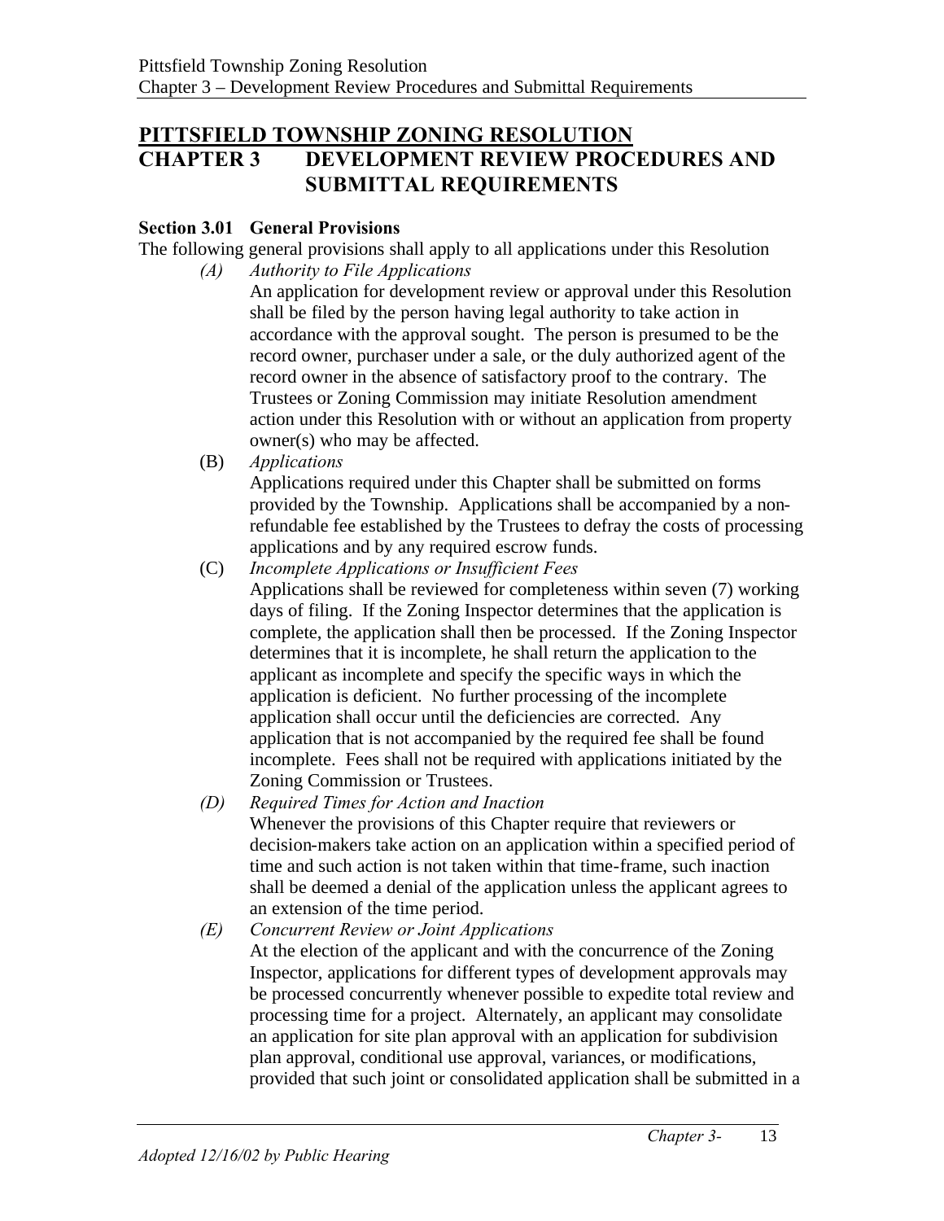# PITTSFIELD TOWNSHIP ZONING RESOLUTION

# CHAPTER 3 DEVELOPMENT REVIEW PROCEDURES AND SUBMITTAL REQUIREMENTS

### Section 3.01 General Provisions

The following general provisions shall apply to all applications under this Resolution

*(A) Authority to File Applications*

An application for development review or approval under this Resolution shall be filed by the person having legal authority to take action in accordance with the approval sought. The person is presumed to be the record owner, purchaser under a sale, or the duly authorized agent of the record owner in the absence of satisfactory proof to the contrary. The Trustees or Zoning Commission may initiate Resolution amendment action under this Resolution with or without an application from property owner(s) who may be affected.

(B) *Applications*

Applications required under this Chapter shall be submitted on forms provided by the Township. Applications shall be accompanied by a non-refundable fee established by the Trustees to defray the costs of processing applications and by any required escrow funds.

(C) *Incomplete Applications or Insufficient Fees*

Applications shall be reviewed for completeness within seven (7) working days of filing. If the Zoning Inspector determines that the application is complete, the application shall then be processed. If the Zoning Inspector determines that it is incomplete, he shall return the application to the applicant as incomplete and specify the specific ways in which the application is deficient. No further processing of the incomplete application shall occur until the deficiencies are corrected. Any application that is not accompanied by the required fee shall be found incomplete. Fees shall not be required with applications initiated by the Zoning Commission or Trustees.

*(D) Required Times for Action and Inaction*

Whenever the provisions of this Chapter require that reviewers or decision-makers take action on an application within a specified period of time and such action is not taken within that time-frame, such inaction shall be deemed a denial of the application unless the applicant agrees to an extension of the time period.

*(E) Concurrent Review or Joint Applications*

At the election of the applicant and with the concurrence of the Zoning Inspector, applications for different types of development approvals may be processed concurrently whenever possible to expedite total review and processing time for a project. Alternately, an applicant may consolidate an application for site plan approval with an application for subdivision plan approval, conditional use approval, variances, or modifications, provided that such joint or consolidated application shall be submitted in a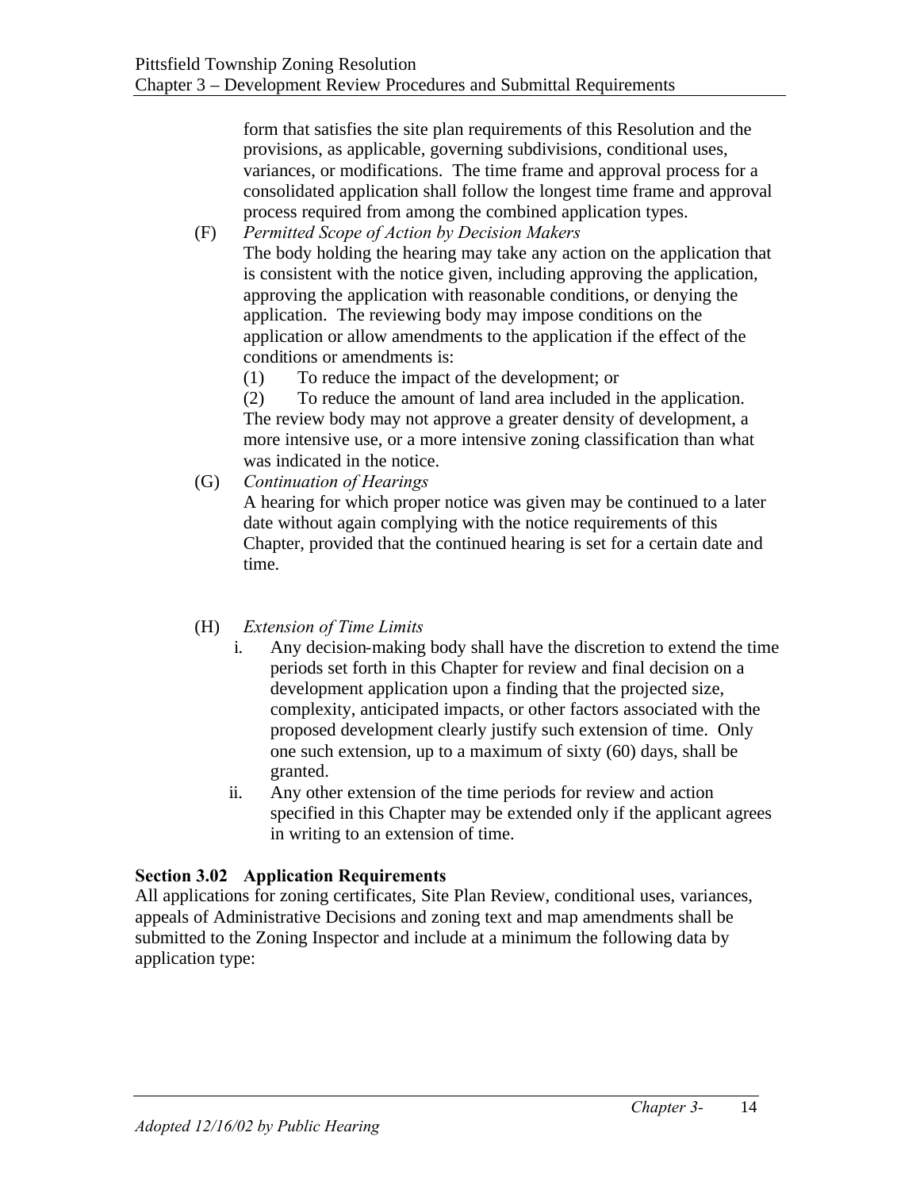form that satisfies the site plan requirements of this Resolution and the provisions, as applicable, governing subdivisions, conditional uses, variances, or modifications. The time frame and approval process for a consolidated application shall follow the longest time frame and approval process required from among the combined application types.

(F) *Permitted Scope of Action by Decision Makers*

The body holding the hearing may take any action on the application that is consistent with the notice given, including approving the application, approving the application with reasonable conditions, or denying the application. The reviewing body may impose conditions on the application or allow amendments to the application if the effect of the conditions or amendments is:

(1) To reduce the impact of the development; or

(2) To reduce the amount of land area included in the application.

The review body may not approve a greater density of development, a more intensive use, or a more intensive zoning classification than what was indicated in the notice.

(G) *Continuation of Hearings*

A hearing for which proper notice was given may be continued to a later date without again complying with the notice requirements of this Chapter, provided that the continued hearing is set for a certain date and time.

(H) *Extension of Time Limits*

i. Any decision-making body shall have the discretion to extend the time periods set forth in this Chapter for review and final decision on a development application upon a finding that the projected size, complexity, anticipated impacts, or other factors associated with the proposed development clearly justify such extension of time. Only one such extension, up to a maximum of sixty (60) days, shall be granted.

ii. Any other extension of the time periods for review and action specified in this Chapter may be extended only if the applicant agrees in writing to an extension of time.

**Section 3.02 Application Requirements**

All applications for zoning certificates, Site Plan Review, conditional uses, variances, appeals of Administrative Decisions and zoning text and map amendments shall be submitted to the Zoning Inspector and include at a minimum the following data by application type: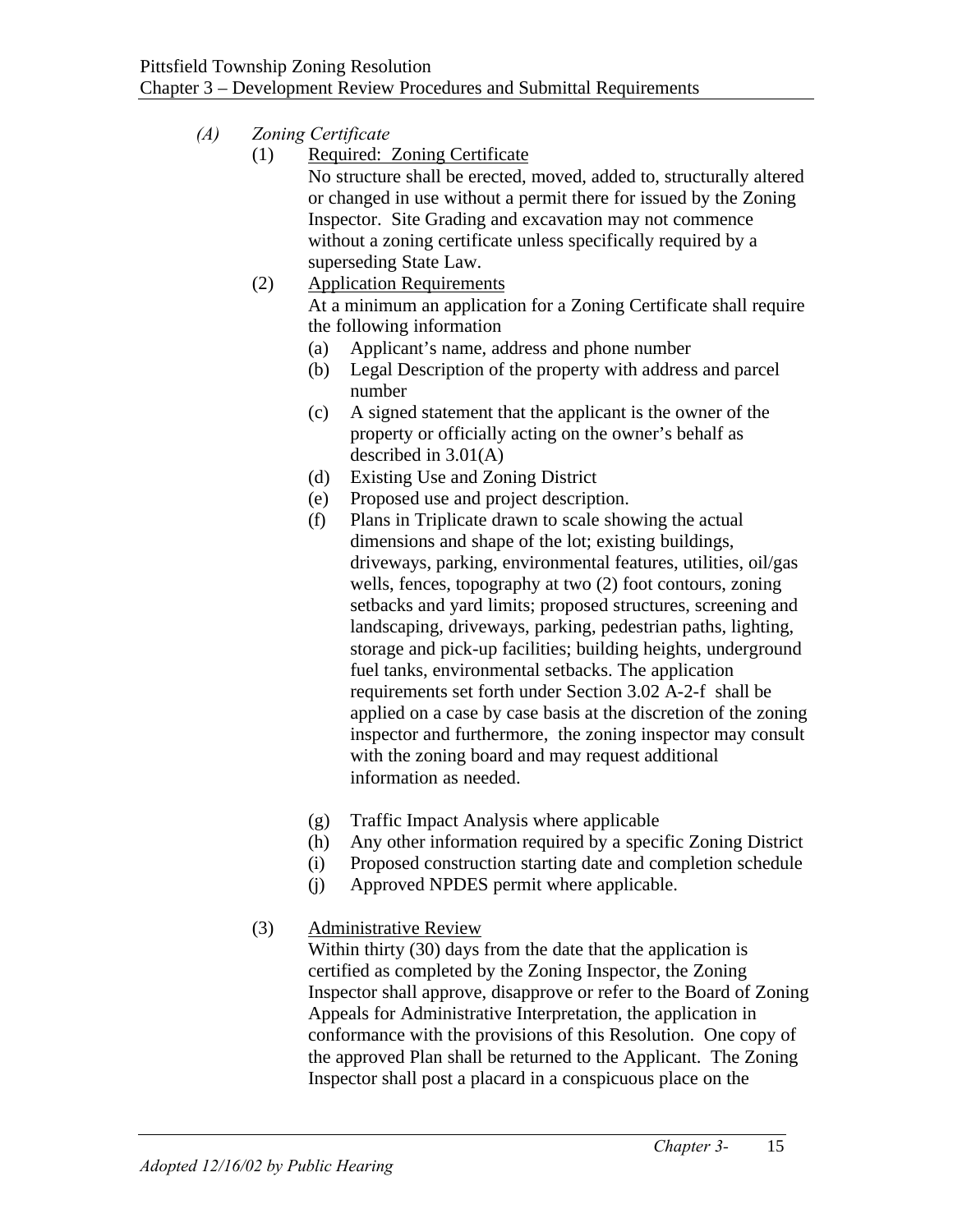*(A) Zoning Certificate*

(1) <u>Required: Zoning Certificate</u>

No structure shall be erected, moved, added to, structurally altered or changed in use without a permit there for issued by the Zoning Inspector. Site Grading and excavation may not commence without a zoning certificate unless specifically required by a superseding State Law.

(2) <u>Application Requirements</u>

At a minimum an application for a Zoning Certificate shall require the following information

- (a) Applicant's name, address and phone number
- (b) Legal Description of the property with address and parcel number
- (c) A signed statement that the applicant is the owner of the property or officially acting on the owner's behalf as described in 3.01(A)
- (d) Existing Use and Zoning District
- (e) Proposed use and project description.
- (f) Plans in Triplicate drawn to scale showing the actual dimensions and shape of the lot; existing buildings, driveways, parking, environmental features, utilities, oil/gas wells, fences, topography at two (2) foot contours, zoning setbacks and yard limits; proposed structures, screening and landscaping, driveways, parking, pedestrian paths, lighting, storage and pick-up facilities; building heights, underground fuel tanks, environmental setbacks. The application requirements set forth under Section 3.02 A-2-f shall be applied on a case by case basis at the discretion of the zoning inspector and furthermore, the zoning inspector may consult with the zoning board and may request additional information as needed.
- (g) Traffic Impact Analysis where applicable
- (h) Any other information required by a specific Zoning District
- (i) Proposed construction starting date and completion schedule
- (j) Approved NPDES permit where applicable.

(3) <u>Administrative Review</u>

Within thirty (30) days from the date that the application is certified as completed by the Zoning Inspector, the Zoning Inspector shall approve, disapprove or refer to the Board of Zoning Appeals for Administrative Interpretation, the application in conformance with the provisions of this Resolution. One copy of the approved Plan shall be returned to the Applicant. The Zoning Inspector shall post a placard in a conspicuous place on the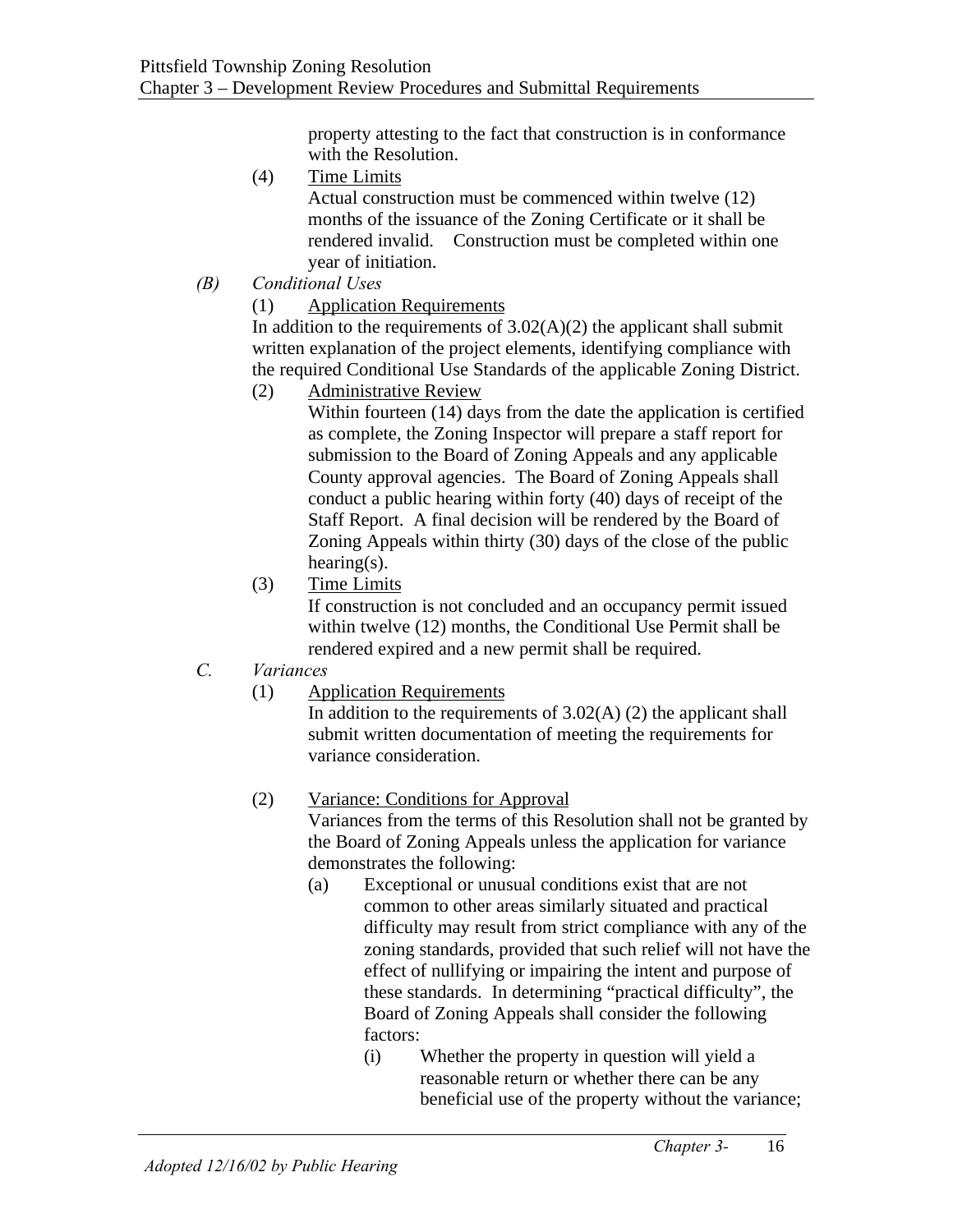property attesting to the fact that construction is in conformance with the Resolution.

(4) Time Limits

Actual construction must be commenced within twelve (12) months of the issuance of the Zoning Certificate or it shall be rendered invalid. Construction must be completed within one year of initiation.

*(B) Conditional Uses*

(1) Application Requirements

In addition to the requirements of 3.02(A)(2) the applicant shall submit written explanation of the project elements, identifying compliance with the required Conditional Use Standards of the applicable Zoning District.

(2) Administrative Review

Within fourteen (14) days from the date the application is certified as complete, the Zoning Inspector will prepare a staff report for submission to the Board of Zoning Appeals and any applicable County approval agencies. The Board of Zoning Appeals shall conduct a public hearing within forty (40) days of receipt of the Staff Report. A final decision will be rendered by the Board of Zoning Appeals within thirty (30) days of the close of the public hearing(s).

(3) Time Limits

If construction is not concluded and an occupancy permit issued within twelve (12) months, the Conditional Use Permit shall be rendered expired and a new permit shall be required.

*C. Variances*

(1) Application Requirements

In addition to the requirements of 3.02(A) (2) the applicant shall submit written documentation of meeting the requirements for variance consideration.

(2) Variance: Conditions for Approval

Variances from the terms of this Resolution shall not be granted by the Board of Zoning Appeals unless the application for variance demonstrates the following:

(a) Exceptional or unusual conditions exist that are not common to other areas similarly situated and practical difficulty may result from strict compliance with any of the zoning standards, provided that such relief will not have the effect of nullifying or impairing the intent and purpose of these standards. In determining "practical difficulty", the Board of Zoning Appeals shall consider the following factors:

(i) Whether the property in question will yield a reasonable return or whether there can be any beneficial use of the property without the variance;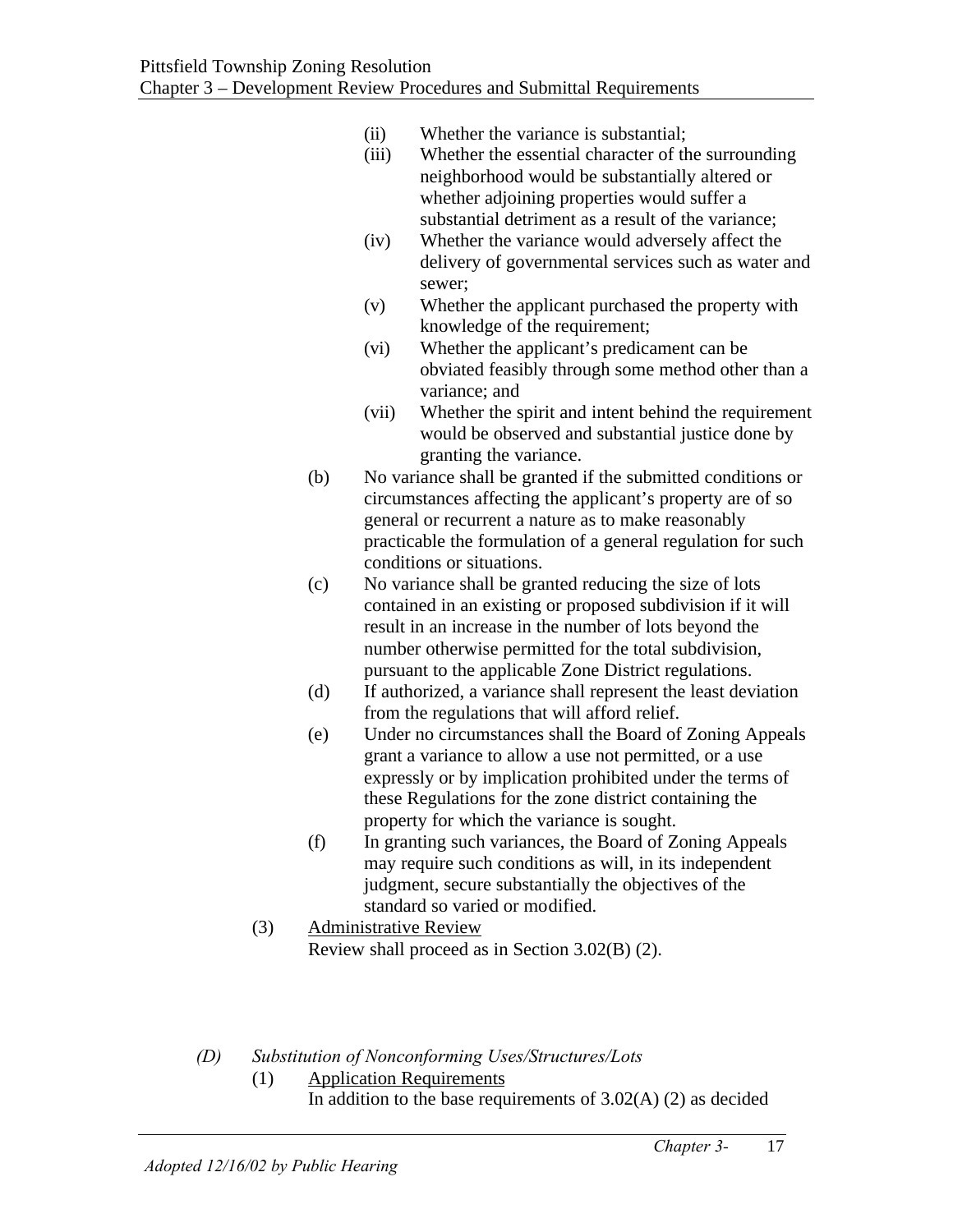(ii) Whether the variance is substantial;

(iii) Whether the essential character of the surrounding neighborhood would be substantially altered or whether adjoining properties would suffer a substantial detriment as a result of the variance;

(iv) Whether the variance would adversely affect the delivery of governmental services such as water and sewer;

(v) Whether the applicant purchased the property with knowledge of the requirement;

(vi) Whether the applicant's predicament can be obviated feasibly through some method other than a variance; and

(vii) Whether the spirit and intent behind the requirement would be observed and substantial justice done by granting the variance.

(b) No variance shall be granted if the submitted conditions or circumstances affecting the applicant's property are of so general or recurrent a nature as to make reasonably practicable the formulation of a general regulation for such conditions or situations.

(c) No variance shall be granted reducing the size of lots contained in an existing or proposed subdivision if it will result in an increase in the number of lots beyond the number otherwise permitted for the total subdivision, pursuant to the applicable Zone District regulations.

(d) If authorized, a variance shall represent the least deviation from the regulations that will afford relief.

(e) Under no circumstances shall the Board of Zoning Appeals grant a variance to allow a use not permitted, or a use expressly or by implication prohibited under the terms of these Regulations for the zone district containing the property for which the variance is sought.

(f) In granting such variances, the Board of Zoning Appeals may require such conditions as will, in its independent judgment, secure substantially the objectives of the standard so varied or modified.

(3) <u>Administrative Review</u>
Review shall proceed as in Section 3.02(B) (2).

*(D) Substitution of Nonconforming Uses/Structures/Lots*

(1) <u>Application Requirements</u>
In addition to the base requirements of 3.02(A) (2) as decided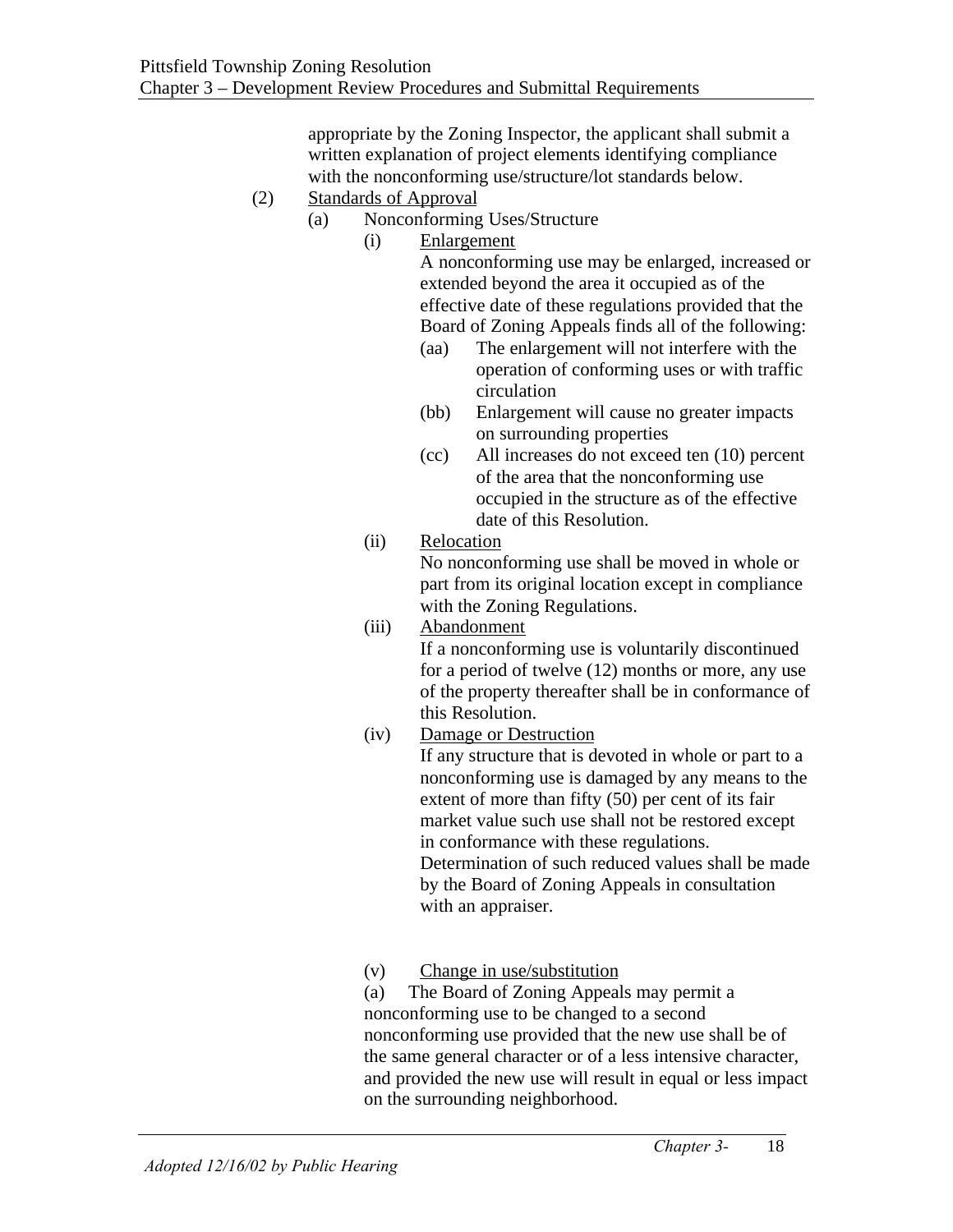appropriate by the Zoning Inspector, the applicant shall submit a written explanation of project elements identifying compliance with the nonconforming use/structure/lot standards below.

(2) Standards of Approval

(a) Nonconforming Uses/Structure

(i) Enlargement

A nonconforming use may be enlarged, increased or extended beyond the area it occupied as of the effective date of these regulations provided that the Board of Zoning Appeals finds all of the following:

(aa) The enlargement will not interfere with the operation of conforming uses or with traffic circulation

(bb) Enlargement will cause no greater impacts on surrounding properties

(cc) All increases do not exceed ten (10) percent of the area that the nonconforming use occupied in the structure as of the effective date of this Resolution.

(ii) Relocation

No nonconforming use shall be moved in whole or part from its original location except in compliance with the Zoning Regulations.

(iii) Abandonment

If a nonconforming use is voluntarily discontinued for a period of twelve (12) months or more, any use of the property thereafter shall be in conformance of this Resolution.

(iv) Damage or Destruction

If any structure that is devoted in whole or part to a nonconforming use is damaged by any means to the extent of more than fifty (50) per cent of its fair market value such use shall not be restored except in conformance with these regulations. Determination of such reduced values shall be made by the Board of Zoning Appeals in consultation with an appraiser.

(v) Change in use/substitution

(a) The Board of Zoning Appeals may permit a nonconforming use to be changed to a second nonconforming use provided that the new use shall be of the same general character or of a less intensive character, and provided the new use will result in equal or less impact on the surrounding neighborhood.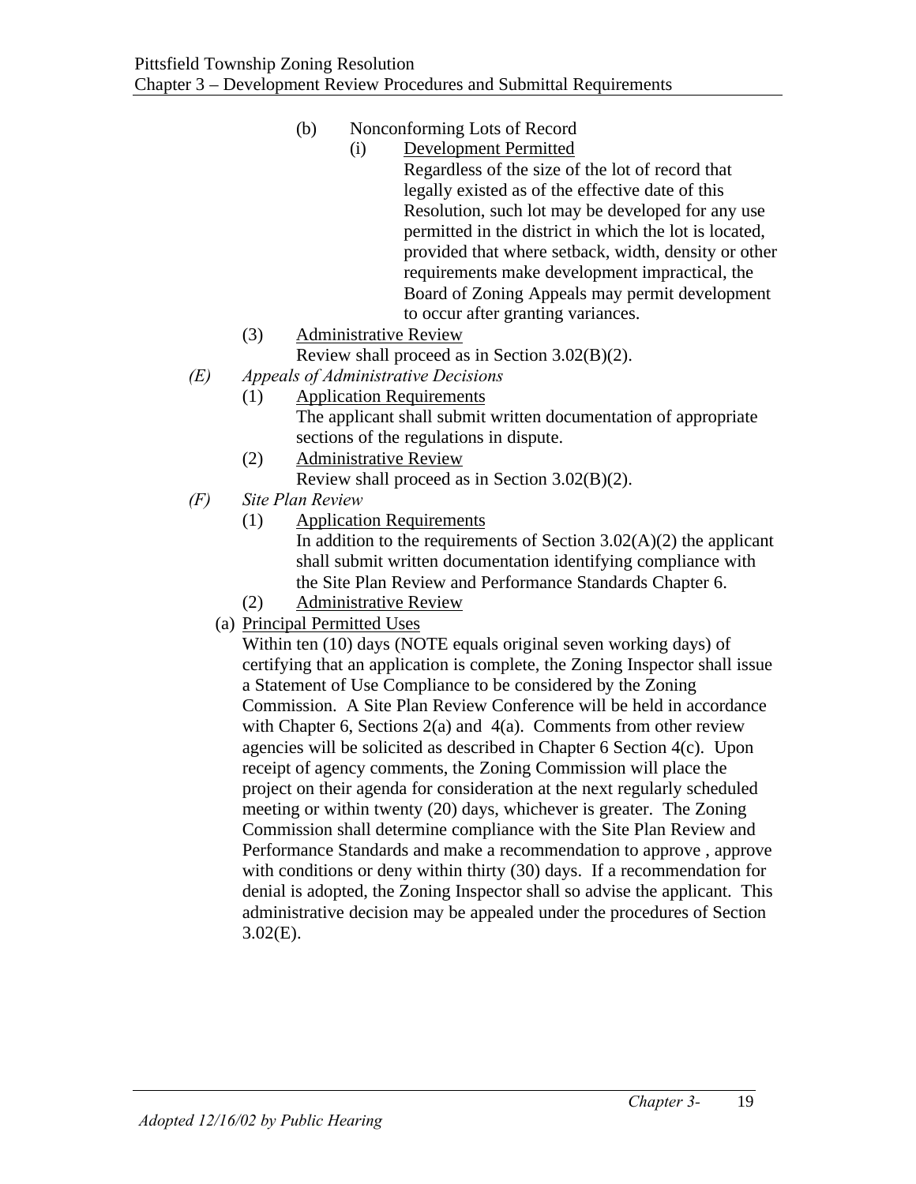(b) Nonconforming Lots of Record

(i) Development Permitted

Regardless of the size of the lot of record that legally existed as of the effective date of this Resolution, such lot may be developed for any use permitted in the district in which the lot is located, provided that where setback, width, density or other requirements make development impractical, the Board of Zoning Appeals may permit development to occur after granting variances.

(3) Administrative Review

Review shall proceed as in Section 3.02(B)(2).

*(E) Appeals of Administrative Decisions*

(1) Application Requirements

The applicant shall submit written documentation of appropriate sections of the regulations in dispute.

(2) Administrative Review

Review shall proceed as in Section 3.02(B)(2).

*(F) Site Plan Review*

(1) Application Requirements

In addition to the requirements of Section 3.02(A)(2) the applicant shall submit written documentation identifying compliance with the Site Plan Review and Performance Standards Chapter 6.

(2) Administrative Review

(a) Principal Permitted Uses

Within ten (10) days (NOTE equals original seven working days) of certifying that an application is complete, the Zoning Inspector shall issue a Statement of Use Compliance to be considered by the Zoning Commission. A Site Plan Review Conference will be held in accordance with Chapter 6, Sections 2(a) and 4(a). Comments from other review agencies will be solicited as described in Chapter 6 Section 4(c). Upon receipt of agency comments, the Zoning Commission will place the project on their agenda for consideration at the next regularly scheduled meeting or within twenty (20) days, whichever is greater. The Zoning Commission shall determine compliance with the Site Plan Review and Performance Standards and make a recommendation to approve , approve with conditions or deny within thirty (30) days. If a recommendation for denial is adopted, the Zoning Inspector shall so advise the applicant. This administrative decision may be appealed under the procedures of Section 3.02(E).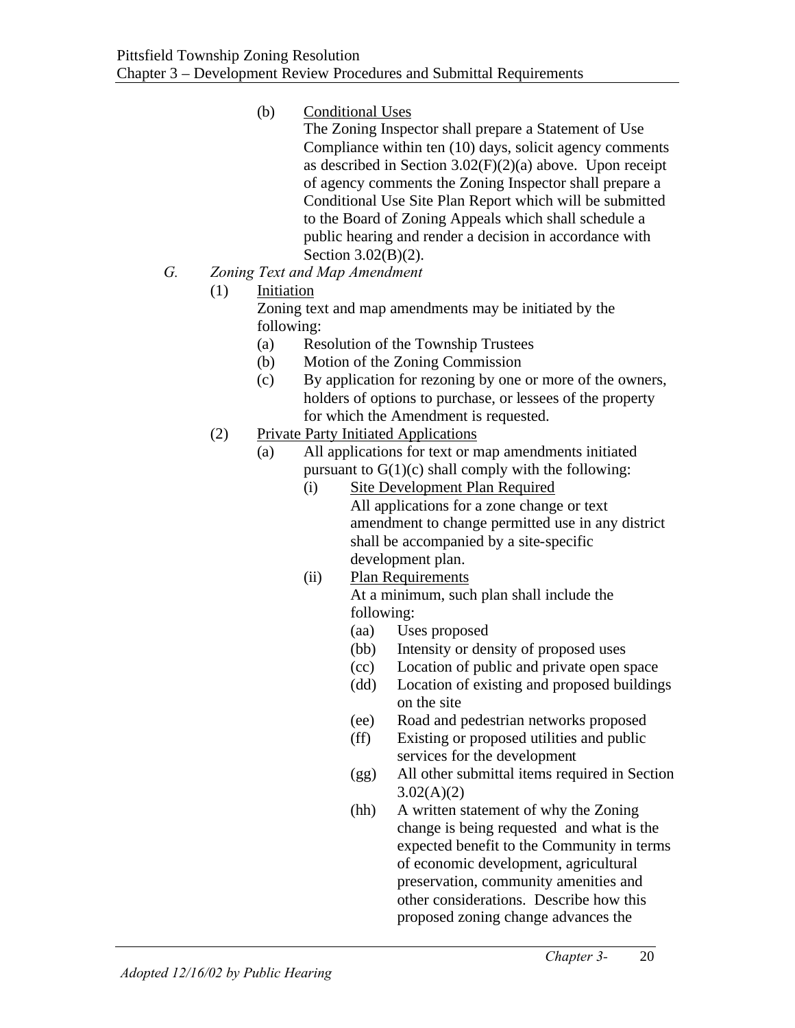(b) Conditional Uses

The Zoning Inspector shall prepare a Statement of Use Compliance within ten (10) days, solicit agency comments as described in Section 3.02(F)(2)(a) above. Upon receipt of agency comments the Zoning Inspector shall prepare a Conditional Use Site Plan Report which will be submitted to the Board of Zoning Appeals which shall schedule a public hearing and render a decision in accordance with Section 3.02(B)(2).

*G. Zoning Text and Map Amendment*

(1) Initiation

Zoning text and map amendments may be initiated by the following:

- (a) Resolution of the Township Trustees
- (b) Motion of the Zoning Commission
- (c) By application for rezoning by one or more of the owners, holders of options to purchase, or lessees of the property for which the Amendment is requested.

(2) Private Party Initiated Applications

(a) All applications for text or map amendments initiated pursuant to G(1)(c) shall comply with the following:

(i) Site Development Plan Required

All applications for a zone change or text amendment to change permitted use in any district shall be accompanied by a site-specific development plan.

(ii) Plan Requirements

At a minimum, such plan shall include the following:

- (aa) Uses proposed
- (bb) Intensity or density of proposed uses
- (cc) Location of public and private open space
- (dd) Location of existing and proposed buildings on the site
- (ee) Road and pedestrian networks proposed
- (ff) Existing or proposed utilities and public services for the development
- (gg) All other submittal items required in Section 3.02(A)(2)
- (hh) A written statement of why the Zoning change is being requested and what is the expected benefit to the Community in terms of economic development, agricultural preservation, community amenities and other considerations. Describe how this proposed zoning change advances the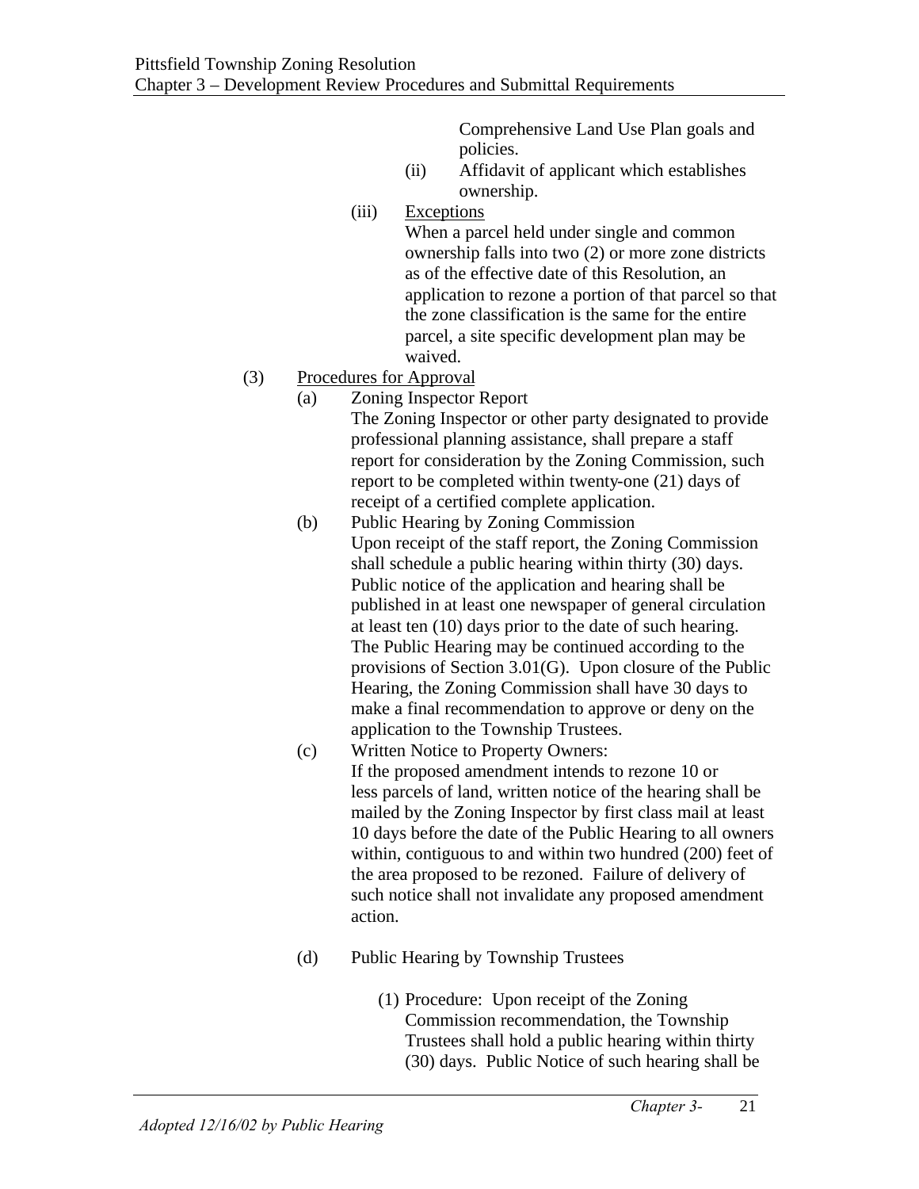Comprehensive Land Use Plan goals and policies.

(ii) Affidavit of applicant which establishes ownership.

(iii) Exceptions

When a parcel held under single and common ownership falls into two (2) or more zone districts as of the effective date of this Resolution, an application to rezone a portion of that parcel so that the zone classification is the same for the entire parcel, a site specific development plan may be waived.

(3) Procedures for Approval

(a) Zoning Inspector Report

The Zoning Inspector or other party designated to provide professional planning assistance, shall prepare a staff report for consideration by the Zoning Commission, such report to be completed within twenty-one (21) days of receipt of a certified complete application.

(b) Public Hearing by Zoning Commission

Upon receipt of the staff report, the Zoning Commission shall schedule a public hearing within thirty (30) days. Public notice of the application and hearing shall be published in at least one newspaper of general circulation at least ten (10) days prior to the date of such hearing. The Public Hearing may be continued according to the provisions of Section 3.01(G). Upon closure of the Public Hearing, the Zoning Commission shall have 30 days to make a final recommendation to approve or deny on the application to the Township Trustees.

(c) Written Notice to Property Owners:

If the proposed amendment intends to rezone 10 or less parcels of land, written notice of the hearing shall be mailed by the Zoning Inspector by first class mail at least 10 days before the date of the Public Hearing to all owners within, contiguous to and within two hundred (200) feet of the area proposed to be rezoned. Failure of delivery of such notice shall not invalidate any proposed amendment action.

(d) Public Hearing by Township Trustees

(1) Procedure: Upon receipt of the Zoning Commission recommendation, the Township Trustees shall hold a public hearing within thirty (30) days. Public Notice of such hearing shall be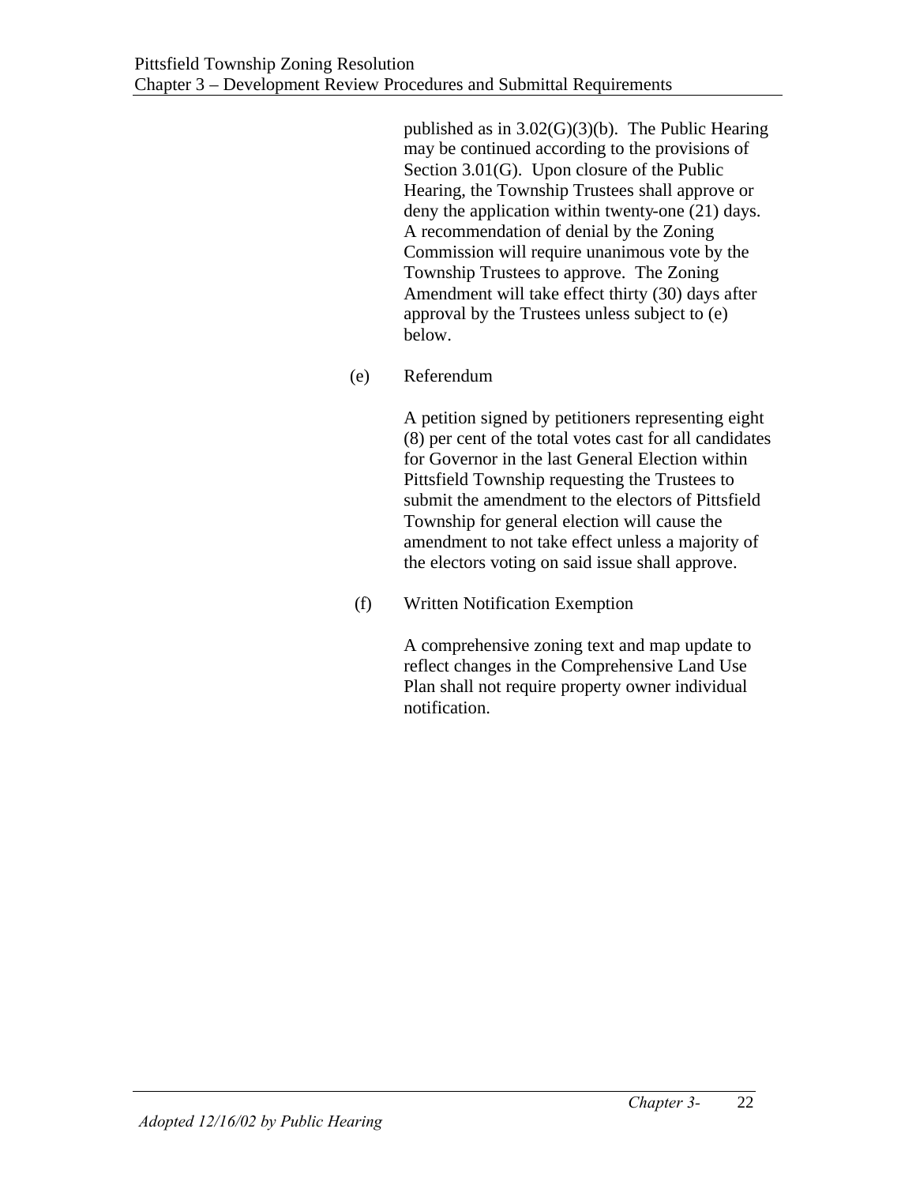published as in 3.02(G)(3)(b). The Public Hearing may be continued according to the provisions of Section 3.01(G). Upon closure of the Public Hearing, the Township Trustees shall approve or deny the application within twenty-one (21) days. A recommendation of denial by the Zoning Commission will require unanimous vote by the Township Trustees to approve. The Zoning Amendment will take effect thirty (30) days after approval by the Trustees unless subject to (e) below.

(e) Referendum

A petition signed by petitioners representing eight (8) per cent of the total votes cast for all candidates for Governor in the last General Election within Pittsfield Township requesting the Trustees to submit the amendment to the electors of Pittsfield Township for general election will cause the amendment to not take effect unless a majority of the electors voting on said issue shall approve.

(f) Written Notification Exemption

A comprehensive zoning text and map update to reflect changes in the Comprehensive Land Use Plan shall not require property owner individual notification.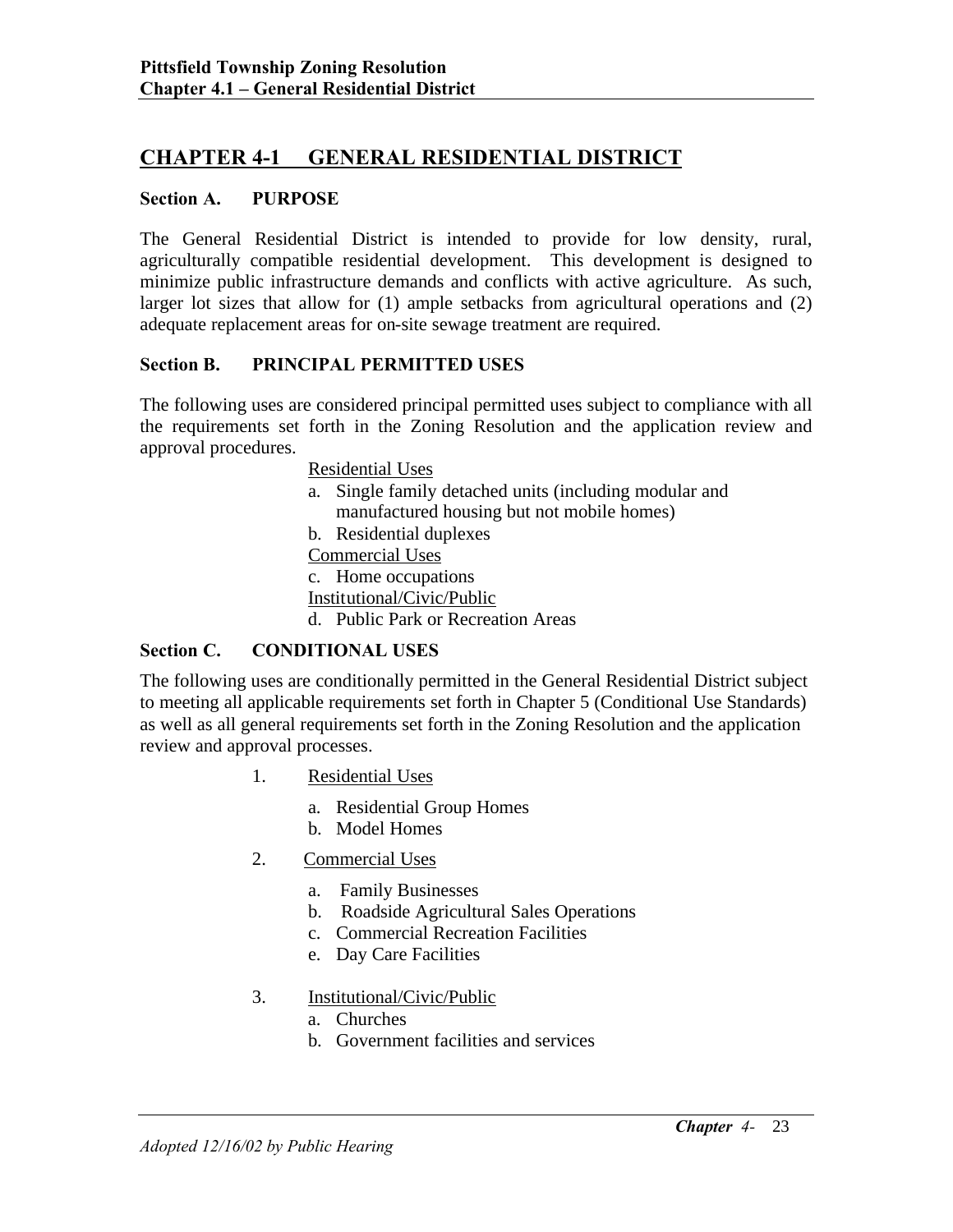# CHAPTER 4-1 GENERAL RESIDENTIAL DISTRICT

### Section A. PURPOSE

The General Residential District is intended to provide for low density, rural, agriculturally compatible residential development. This development is designed to minimize public infrastructure demands and conflicts with active agriculture. As such, larger lot sizes that allow for (1) ample setbacks from agricultural operations and (2) adequate replacement areas for on-site sewage treatment are required.

### Section B. PRINCIPAL PERMITTED USES

The following uses are considered principal permitted uses subject to compliance with all the requirements set forth in the Zoning Resolution and the application review and approval procedures.

Residential Uses

a. Single family detached units (including modular and manufactured housing but not mobile homes)
b. Residential duplexes

Commercial Uses

c. Home occupations

Institutional/Civic/Public

d. Public Park or Recreation Areas

### Section C. CONDITIONAL USES

The following uses are conditionally permitted in the General Residential District subject to meeting all applicable requirements set forth in Chapter 5 (Conditional Use Standards) as well as all general requirements set forth in the Zoning Resolution and the application review and approval processes.

1. Residential Uses
   a. Residential Group Homes
   b. Model Homes

2. Commercial Uses
   a. Family Businesses
   b. Roadside Agricultural Sales Operations
   c. Commercial Recreation Facilities
   e. Day Care Facilities

3. Institutional/Civic/Public
   a. Churches
   b. Government facilities and services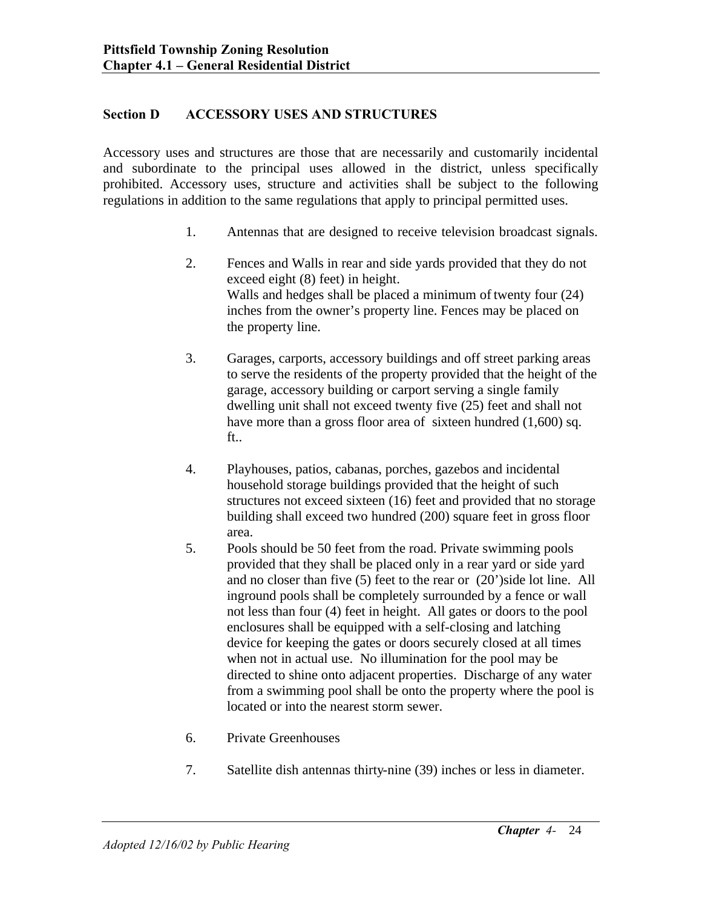## Section D ACCESSORY USES AND STRUCTURES

Accessory uses and structures are those that are necessarily and customarily incidental and subordinate to the principal uses allowed in the district, unless specifically prohibited. Accessory uses, structure and activities shall be subject to the following regulations in addition to the same regulations that apply to principal permitted uses.

1. Antennas that are designed to receive television broadcast signals.

2. Fences and Walls in rear and side yards provided that they do not exceed eight (8) feet) in height.
   Walls and hedges shall be placed a minimum of twenty four (24) inches from the owner's property line. Fences may be placed on the property line.

3. Garages, carports, accessory buildings and off street parking areas to serve the residents of the property provided that the height of the garage, accessory building or carport serving a single family dwelling unit shall not exceed twenty five (25) feet and shall not have more than a gross floor area of sixteen hundred (1,600) sq. ft..

4. Playhouses, patios, cabanas, porches, gazebos and incidental household storage buildings provided that the height of such structures not exceed sixteen (16) feet and provided that no storage building shall exceed two hundred (200) square feet in gross floor area.

5. Pools should be 50 feet from the road. Private swimming pools provided that they shall be placed only in a rear yard or side yard and no closer than five (5) feet to the rear or (20')side lot line. All inground pools shall be completely surrounded by a fence or wall not less than four (4) feet in height. All gates or doors to the pool enclosures shall be equipped with a self-closing and latching device for keeping the gates or doors securely closed at all times when not in actual use. No illumination for the pool may be directed to shine onto adjacent properties. Discharge of any water from a swimming pool shall be onto the property where the pool is located or into the nearest storm sewer.

6. Private Greenhouses

7. Satellite dish antennas thirty-nine (39) inches or less in diameter.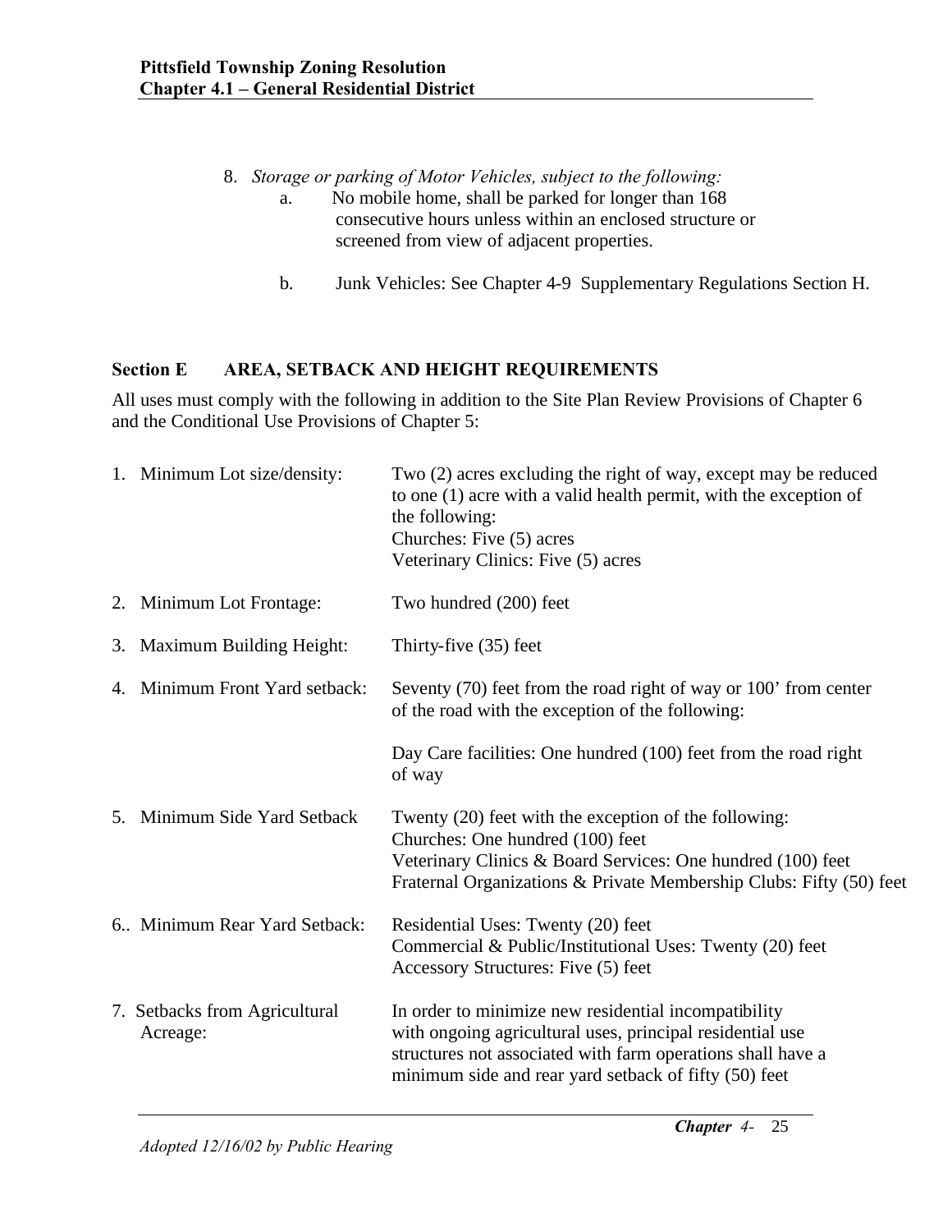8. *Storage or parking of Motor Vehicles, subject to the following:*
   a. No mobile home, shall be parked for longer than 168 consecutive hours unless within an enclosed structure or screened from view of adjacent properties.

   b. Junk Vehicles: See Chapter 4-9 Supplementary Regulations Section H.

## Section E AREA, SETBACK AND HEIGHT REQUIREMENTS

All uses must comply with the following in addition to the Site Plan Review Provisions of Chapter 6 and the Conditional Use Provisions of Chapter 5:

| | |
|---|---|
| 1. Minimum Lot size/density: | Two (2) acres excluding the right of way, except may be reduced to one (1) acre with a valid health permit, with the exception of the following:<br>Churches: Five (5) acres<br>Veterinary Clinics: Five (5) acres |
| 2. Minimum Lot Frontage: | Two hundred (200) feet |
| 3. Maximum Building Height: | Thirty-five (35) feet |
| 4. Minimum Front Yard setback: | Seventy (70) feet from the road right of way or 100’ from center of the road with the exception of the following:<br><br>Day Care facilities: One hundred (100) feet from the road right of way |
| 5. Minimum Side Yard Setback | Twenty (20) feet with the exception of the following:<br>Churches: One hundred (100) feet<br>Veterinary Clinics & Board Services: One hundred (100) feet<br>Fraternal Organizations & Private Membership Clubs: Fifty (50) feet |
| 6.. Minimum Rear Yard Setback: | Residential Uses: Twenty (20) feet<br>Commercial & Public/Institutional Uses: Twenty (20) feet<br>Accessory Structures: Five (5) feet |
| 7. Setbacks from Agricultural Acreage: | In order to minimize new residential incompatibility with ongoing agricultural uses, principal residential use structures not associated with farm operations shall have a minimum side and rear yard setback of fifty (50) feet |

*Adopted 12/16/02 by Public Hearing*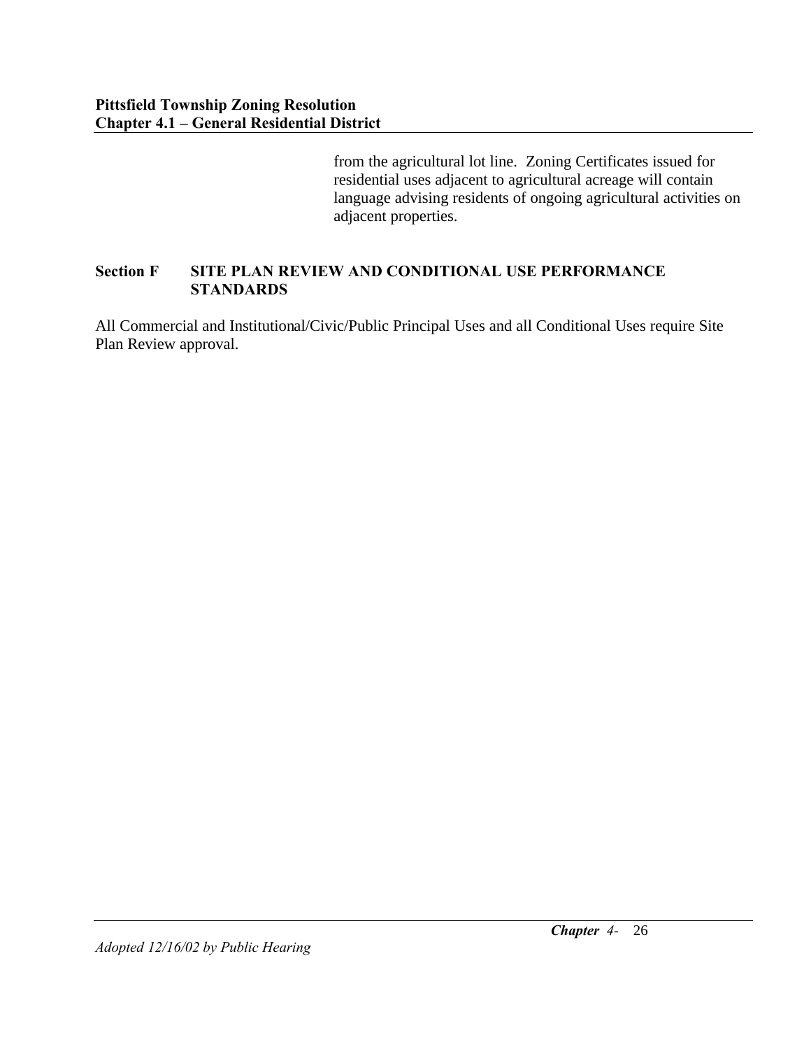from the agricultural lot line. Zoning Certificates issued for residential uses adjacent to agricultural acreage will contain language advising residents of ongoing agricultural activities on adjacent properties.

**Section F SITE PLAN REVIEW AND CONDITIONAL USE PERFORMANCE STANDARDS**

All Commercial and Institutional/Civic/Public Principal Uses and all Conditional Uses require Site Plan Review approval.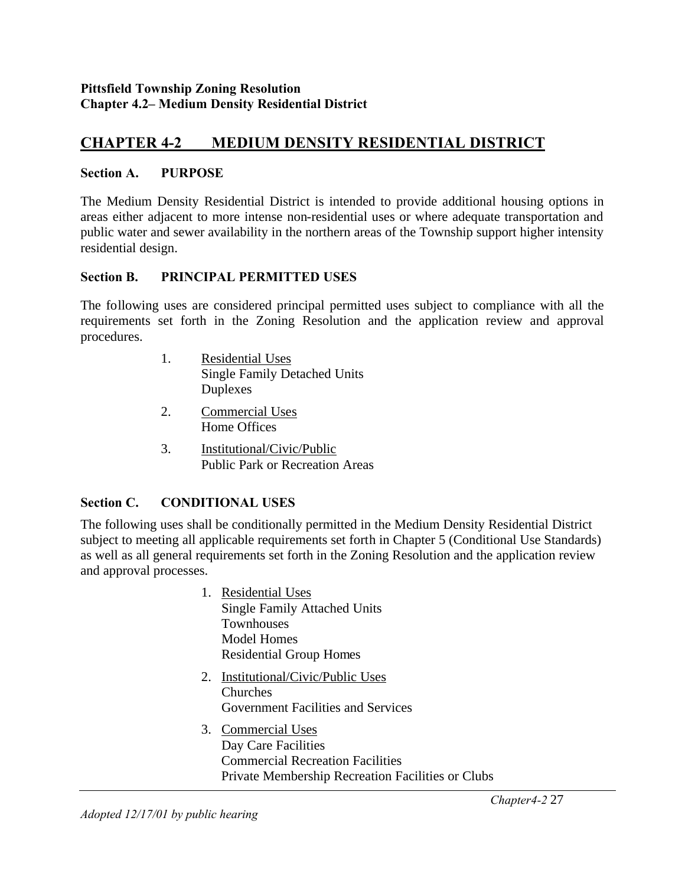# CHAPTER 4-2 MEDIUM DENSITY RESIDENTIAL DISTRICT

## Section A. PURPOSE

The Medium Density Residential District is intended to provide additional housing options in areas either adjacent to more intense non-residential uses or where adequate transportation and public water and sewer availability in the northern areas of the Township support higher intensity residential design.

## Section B. PRINCIPAL PERMITTED USES

The following uses are considered principal permitted uses subject to compliance with all the requirements set forth in the Zoning Resolution and the application review and approval procedures.

1. Residential Uses
   Single Family Detached Units
   Duplexes
2. Commercial Uses
   Home Offices
3. Institutional/Civic/Public
   Public Park or Recreation Areas

## Section C. CONDITIONAL USES

The following uses shall be conditionally permitted in the Medium Density Residential District subject to meeting all applicable requirements set forth in Chapter 5 (Conditional Use Standards) as well as all general requirements set forth in the Zoning Resolution and the application review and approval processes.

1. Residential Uses
   Single Family Attached Units
   Townhouses
   Model Homes
   Residential Group Homes
2. Institutional/Civic/Public Uses
   Churches
   Government Facilities and Services
3. Commercial Uses
   Day Care Facilities
   Commercial Recreation Facilities
   Private Membership Recreation Facilities or Clubs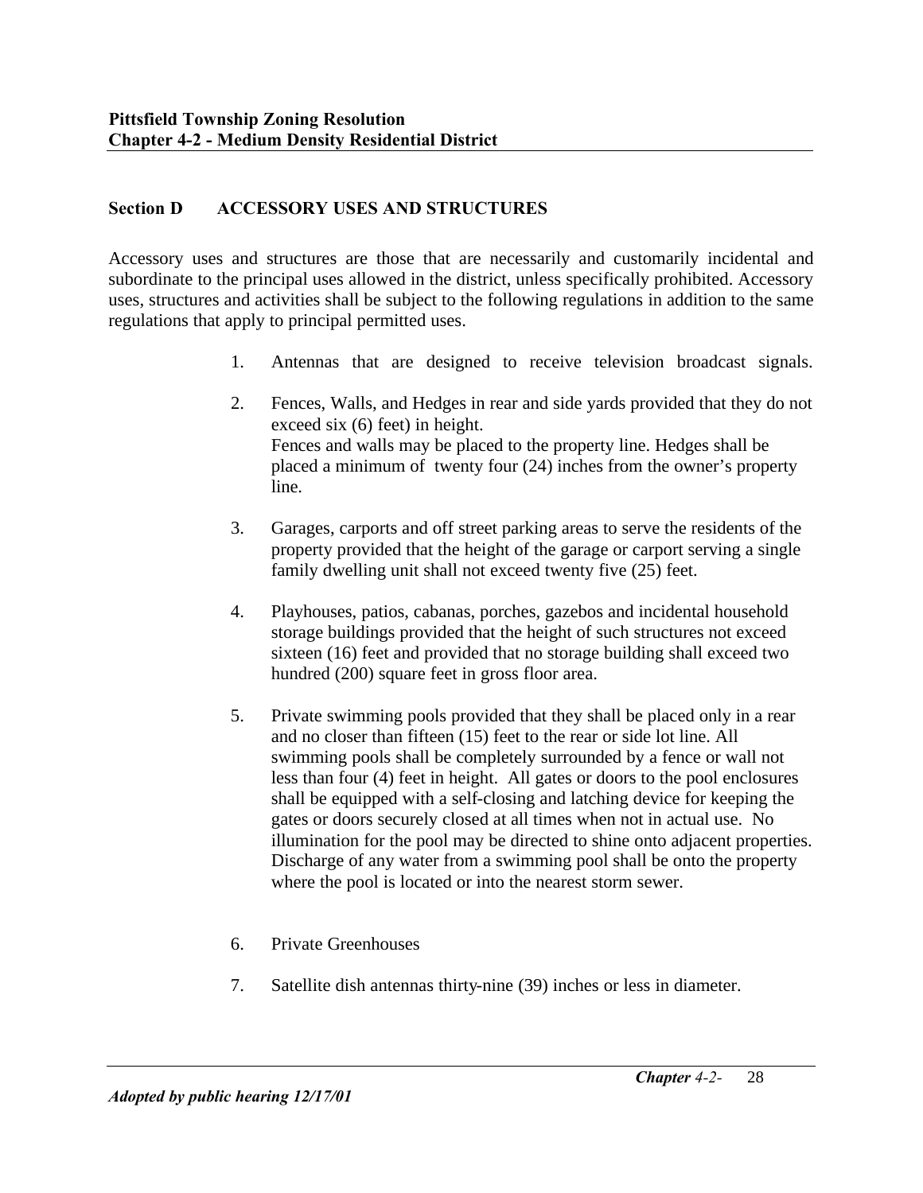## Section D ACCESSORY USES AND STRUCTURES

Accessory uses and structures are those that are necessarily and customarily incidental and subordinate to the principal uses allowed in the district, unless specifically prohibited. Accessory uses, structures and activities shall be subject to the following regulations in addition to the same regulations that apply to principal permitted uses.

1. Antennas that are designed to receive television broadcast signals.

2. Fences, Walls, and Hedges in rear and side yards provided that they do not exceed six (6) feet) in height.
   Fences and walls may be placed to the property line. Hedges shall be placed a minimum of twenty four (24) inches from the owner's property line.

3. Garages, carports and off street parking areas to serve the residents of the property provided that the height of the garage or carport serving a single family dwelling unit shall not exceed twenty five (25) feet.

4. Playhouses, patios, cabanas, porches, gazebos and incidental household storage buildings provided that the height of such structures not exceed sixteen (16) feet and provided that no storage building shall exceed two hundred (200) square feet in gross floor area.

5. Private swimming pools provided that they shall be placed only in a rear and no closer than fifteen (15) feet to the rear or side lot line. All swimming pools shall be completely surrounded by a fence or wall not less than four (4) feet in height. All gates or doors to the pool enclosures shall be equipped with a self-closing and latching device for keeping the gates or doors securely closed at all times when not in actual use. No illumination for the pool may be directed to shine onto adjacent properties. Discharge of any water from a swimming pool shall be onto the property where the pool is located or into the nearest storm sewer.

6. Private Greenhouses

7. Satellite dish antennas thirty-nine (39) inches or less in diameter.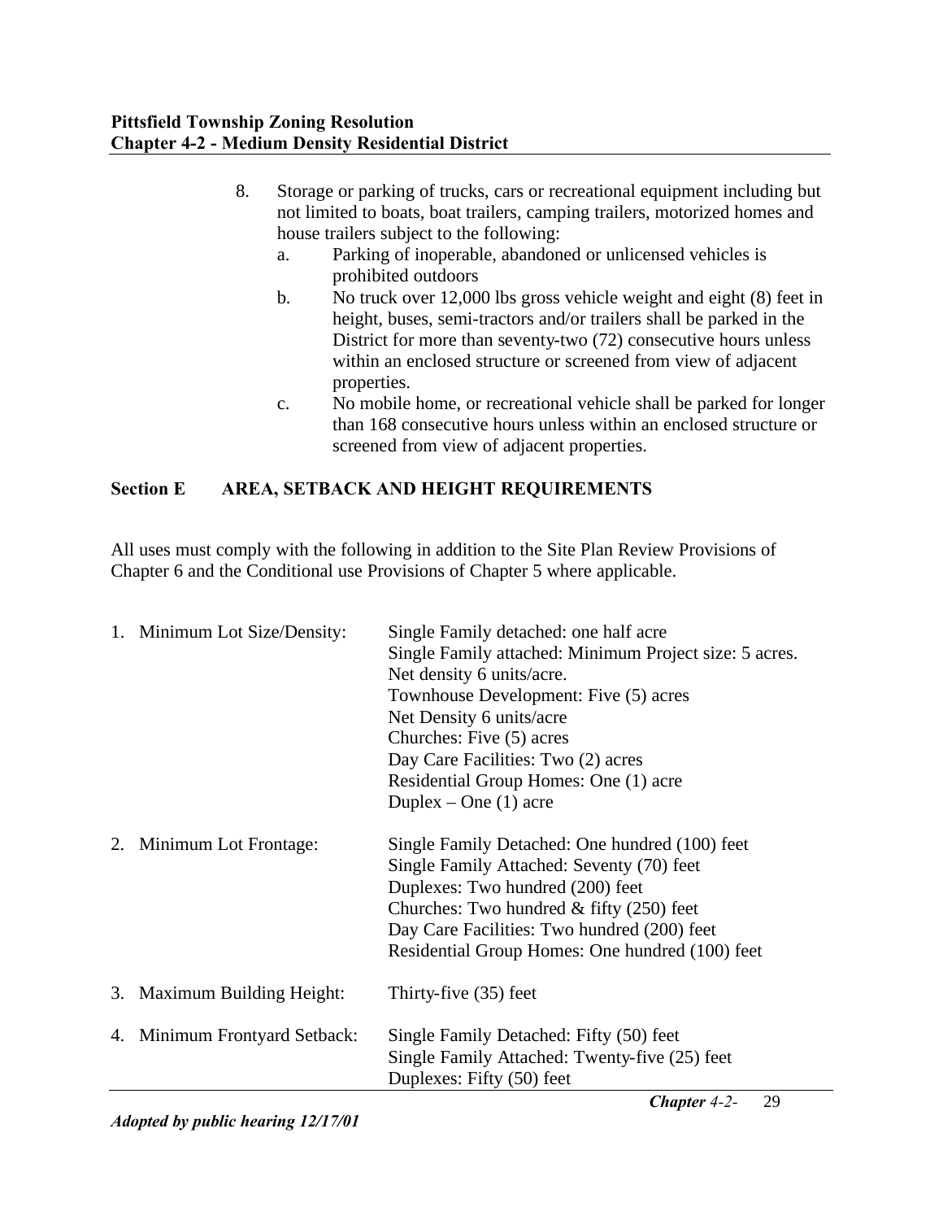8. Storage or parking of trucks, cars or recreational equipment including but not limited to boats, boat trailers, camping trailers, motorized homes and house trailers subject to the following:
   a. Parking of inoperable, abandoned or unlicensed vehicles is prohibited outdoors
   b. No truck over 12,000 lbs gross vehicle weight and eight (8) feet in height, buses, semi-tractors and/or trailers shall be parked in the District for more than seventy-two (72) consecutive hours unless within an enclosed structure or screened from view of adjacent properties.
   c. No mobile home, or recreational vehicle shall be parked for longer than 168 consecutive hours unless within an enclosed structure or screened from view of adjacent properties.

### Section E AREA, SETBACK AND HEIGHT REQUIREMENTS

All uses must comply with the following in addition to the Site Plan Review Provisions of Chapter 6 and the Conditional use Provisions of Chapter 5 where applicable.

1. Minimum Lot Size/Density:
   Single Family detached: one half acre
   Single Family attached: Minimum Project size: 5 acres.
   Net density 6 units/acre.
   Townhouse Development: Five (5) acres
   Net Density 6 units/acre
   Churches: Five (5) acres
   Day Care Facilities: Two (2) acres
   Residential Group Homes: One (1) acre
   Duplex – One (1) acre

2. Minimum Lot Frontage:
   Single Family Detached: One hundred (100) feet
   Single Family Attached: Seventy (70) feet
   Duplexes: Two hundred (200) feet
   Churches: Two hundred & fifty (250) feet
   Day Care Facilities: Two hundred (200) feet
   Residential Group Homes: One hundred (100) feet

3. Maximum Building Height: Thirty-five (35) feet

4. Minimum Frontyard Setback:
   Single Family Detached: Fifty (50) feet
   Single Family Attached: Twenty-five (25) feet
   Duplexes: Fifty (50) feet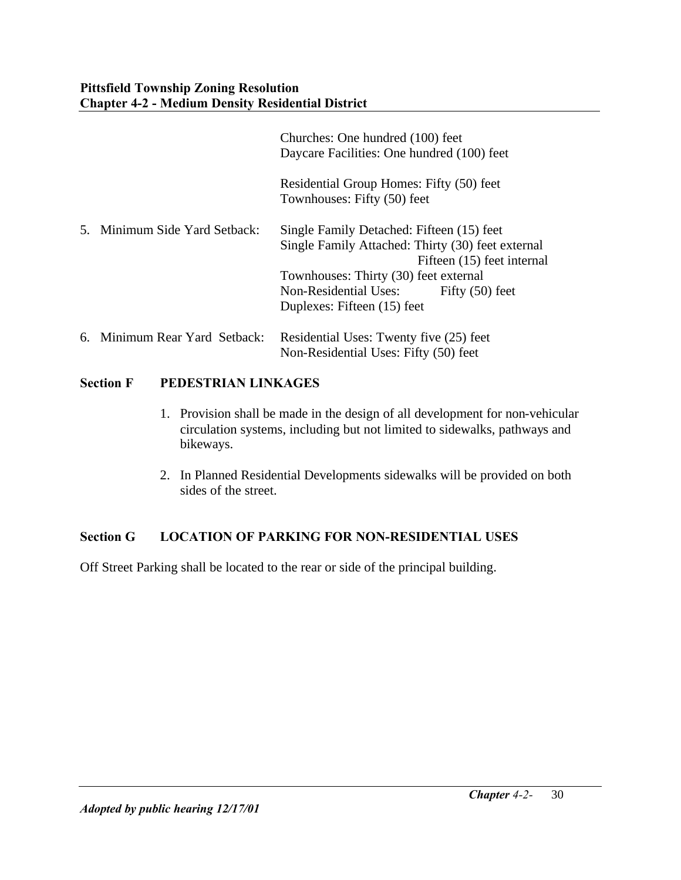Churches: One hundred (100) feet
Daycare Facilities: One hundred (100) feet

Residential Group Homes: Fifty (50) feet
Townhouses: Fifty (50) feet

5. Minimum Side Yard Setback: Single Family Detached: Fifteen (15) feet
   Single Family Attached: Thirty (30) feet external
   Fifteen (15) feet internal
   Townhouses: Thirty (30) feet external
   Non-Residential Uses: Fifty (50) feet
   Duplexes: Fifteen (15) feet

6. Minimum Rear Yard Setback: Residential Uses: Twenty five (25) feet
   Non-Residential Uses: Fifty (50) feet

## Section F PEDESTRIAN LINKAGES

1. Provision shall be made in the design of all development for non-vehicular circulation systems, including but not limited to sidewalks, pathways and bikeways.

2. In Planned Residential Developments sidewalks will be provided on both sides of the street.

## Section G LOCATION OF PARKING FOR NON-RESIDENTIAL USES

Off Street Parking shall be located to the rear or side of the principal building.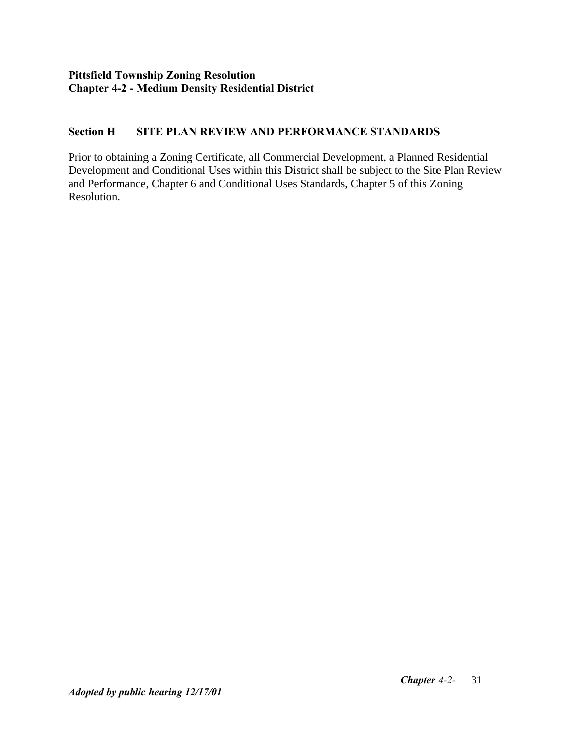## Section H SITE PLAN REVIEW AND PERFORMANCE STANDARDS

Prior to obtaining a Zoning Certificate, all Commercial Development, a Planned Residential Development and Conditional Uses within this District shall be subject to the Site Plan Review and Performance, Chapter 6 and Conditional Uses Standards, Chapter 5 of this Zoning Resolution.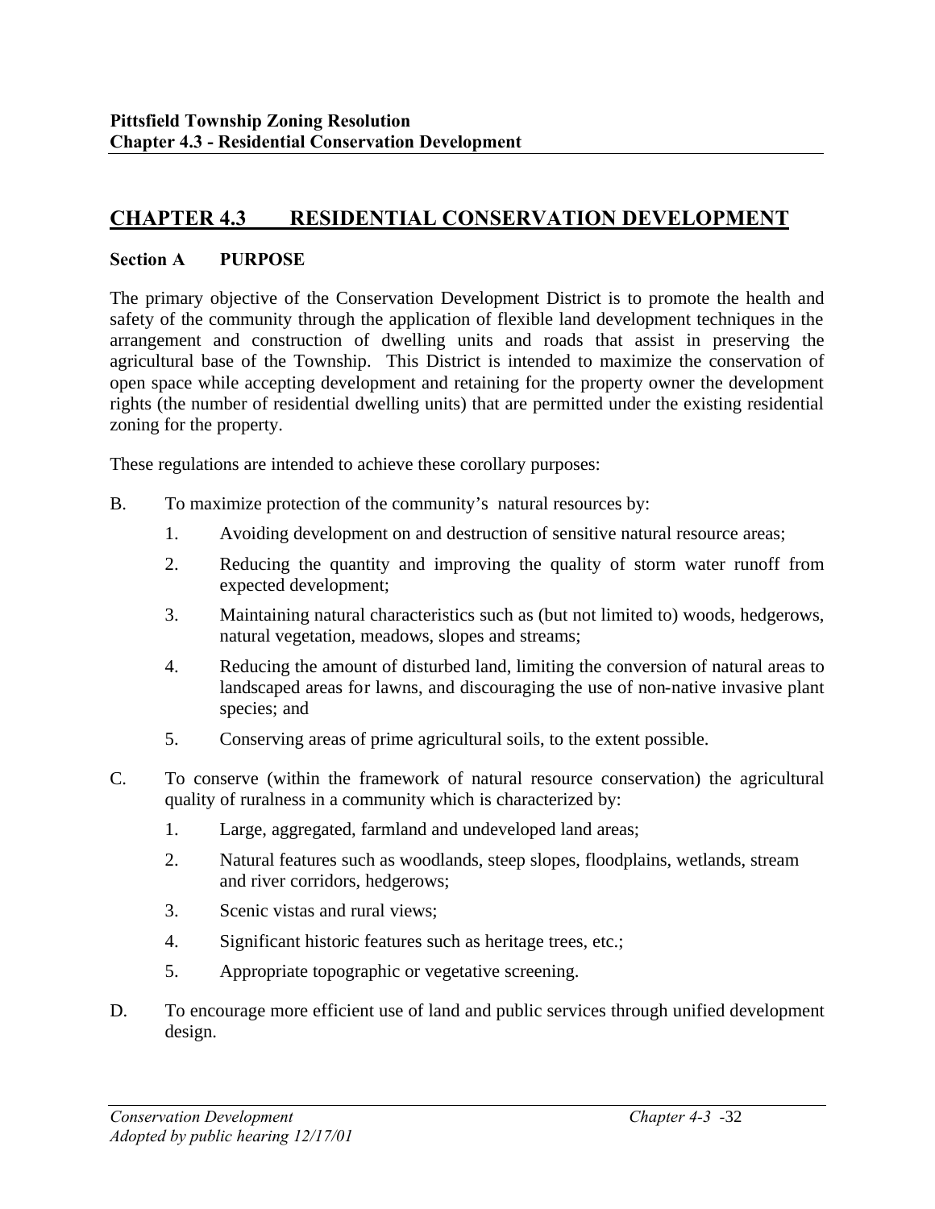## CHAPTER 4.3 RESIDENTIAL CONSERVATION DEVELOPMENT

### Section A PURPOSE

The primary objective of the Conservation Development District is to promote the health and safety of the community through the application of flexible land development techniques in the arrangement and construction of dwelling units and roads that assist in preserving the agricultural base of the Township. This District is intended to maximize the conservation of open space while accepting development and retaining for the property owner the development rights (the number of residential dwelling units) that are permitted under the existing residential zoning for the property.

These regulations are intended to achieve these corollary purposes:

B. To maximize protection of the community's natural resources by:

1. Avoiding development on and destruction of sensitive natural resource areas;
2. Reducing the quantity and improving the quality of storm water runoff from expected development;
3. Maintaining natural characteristics such as (but not limited to) woods, hedgerows, natural vegetation, meadows, slopes and streams;
4. Reducing the amount of disturbed land, limiting the conversion of natural areas to landscaped areas for lawns, and discouraging the use of non-native invasive plant species; and
5. Conserving areas of prime agricultural soils, to the extent possible.

C. To conserve (within the framework of natural resource conservation) the agricultural quality of ruralness in a community which is characterized by:

1. Large, aggregated, farmland and undeveloped land areas;
2. Natural features such as woodlands, steep slopes, floodplains, wetlands, stream and river corridors, hedgerows;
3. Scenic vistas and rural views;
4. Significant historic features such as heritage trees, etc.;
5. Appropriate topographic or vegetative screening.

D. To encourage more efficient use of land and public services through unified development design.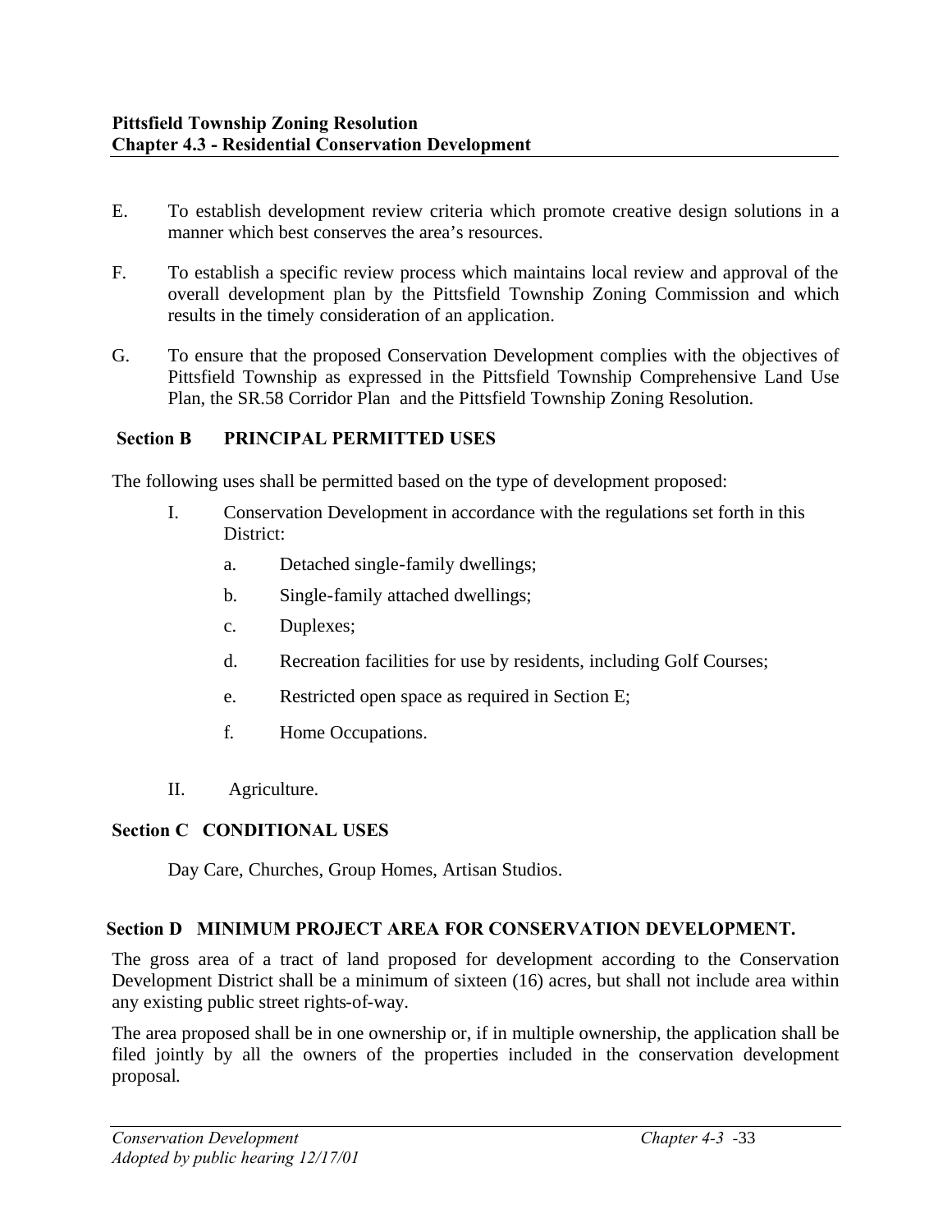E. To establish development review criteria which promote creative design solutions in a manner which best conserves the area's resources.

F. To establish a specific review process which maintains local review and approval of the overall development plan by the Pittsfield Township Zoning Commission and which results in the timely consideration of an application.

G. To ensure that the proposed Conservation Development complies with the objectives of Pittsfield Township as expressed in the Pittsfield Township Comprehensive Land Use Plan, the SR.58 Corridor Plan and the Pittsfield Township Zoning Resolution.

### Section B PRINCIPAL PERMITTED USES

The following uses shall be permitted based on the type of development proposed:

I. Conservation Development in accordance with the regulations set forth in this District:

   a. Detached single-family dwellings;

   b. Single-family attached dwellings;

   c. Duplexes;

   d. Recreation facilities for use by residents, including Golf Courses;

   e. Restricted open space as required in Section E;

   f. Home Occupations.

II. Agriculture.

### Section C CONDITIONAL USES

Day Care, Churches, Group Homes, Artisan Studios.

### Section D MINIMUM PROJECT AREA FOR CONSERVATION DEVELOPMENT.

The gross area of a tract of land proposed for development according to the Conservation Development District shall be a minimum of sixteen (16) acres, but shall not include area within any existing public street rights-of-way.

The area proposed shall be in one ownership or, if in multiple ownership, the application shall be filed jointly by all the owners of the properties included in the conservation development proposal.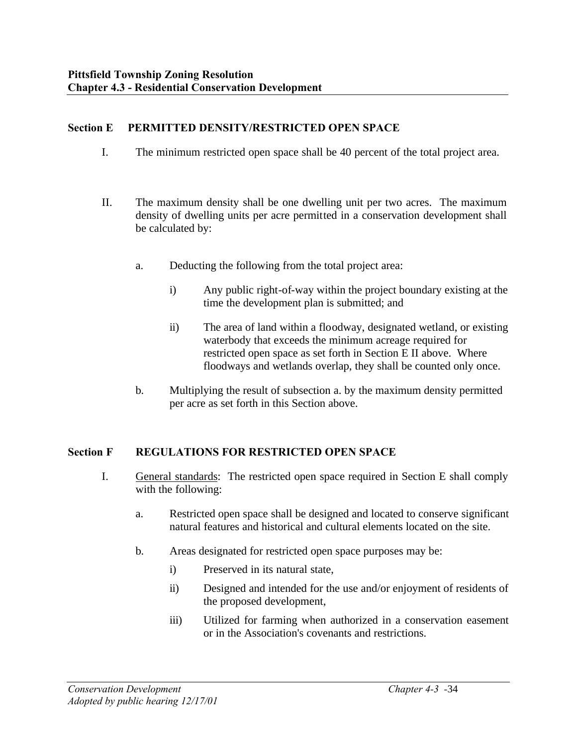## Section E PERMITTED DENSITY/RESTRICTED OPEN SPACE

I. The minimum restricted open space shall be 40 percent of the total project area.

II. The maximum density shall be one dwelling unit per two acres. The maximum density of dwelling units per acre permitted in a conservation development shall be calculated by:

a. Deducting the following from the total project area:

i) Any public right-of-way within the project boundary existing at the time the development plan is submitted; and

ii) The area of land within a floodway, designated wetland, or existing waterbody that exceeds the minimum acreage required for restricted open space as set forth in Section E II above. Where floodways and wetlands overlap, they shall be counted only once.

b. Multiplying the result of subsection a. by the maximum density permitted per acre as set forth in this Section above.

## Section F REGULATIONS FOR RESTRICTED OPEN SPACE

I. General standards: The restricted open space required in Section E shall comply with the following:

a. Restricted open space shall be designed and located to conserve significant natural features and historical and cultural elements located on the site.

b. Areas designated for restricted open space purposes may be:

i) Preserved in its natural state,

ii) Designed and intended for the use and/or enjoyment of residents of the proposed development,

iii) Utilized for farming when authorized in a conservation easement or in the Association's covenants and restrictions.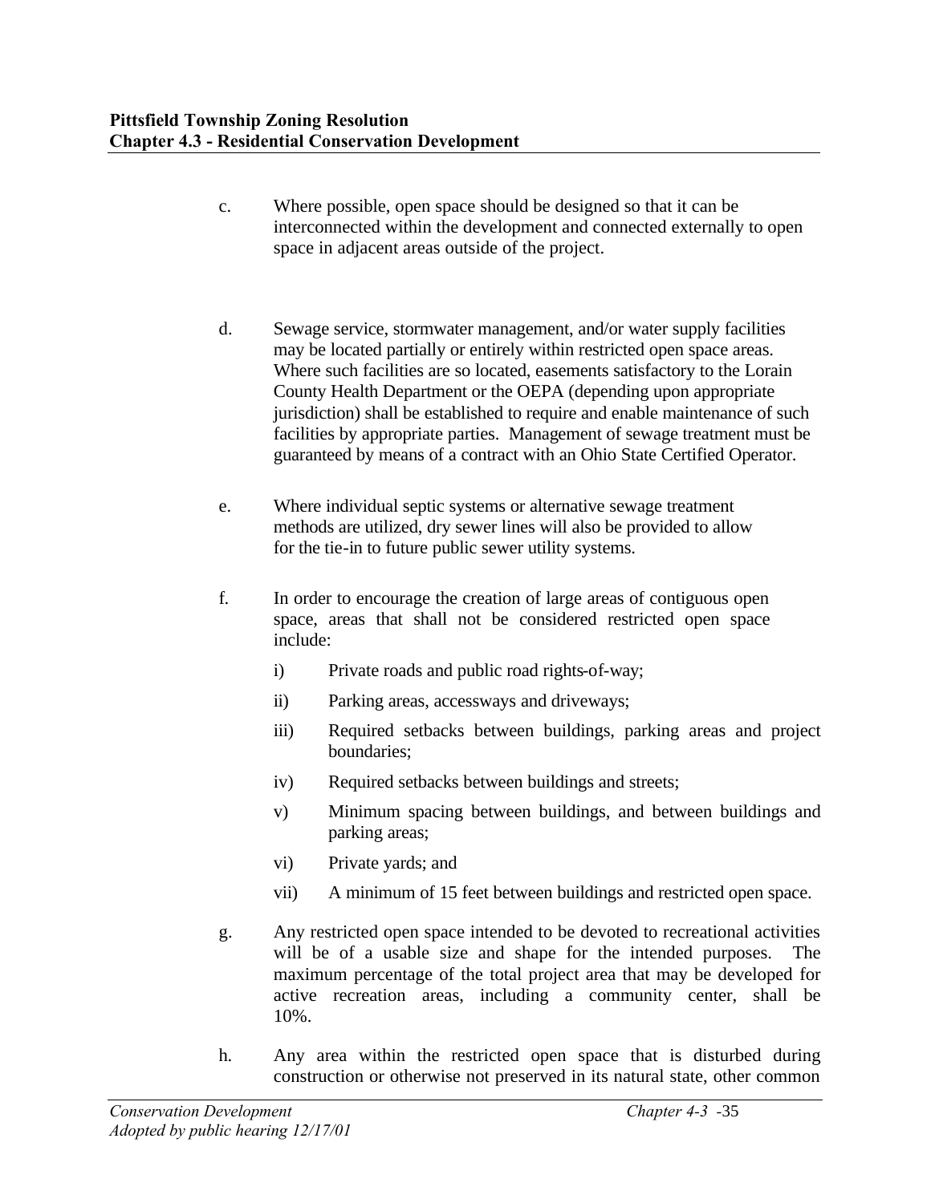c. Where possible, open space should be designed so that it can be interconnected within the development and connected externally to open space in adjacent areas outside of the project.

d. Sewage service, stormwater management, and/or water supply facilities may be located partially or entirely within restricted open space areas. Where such facilities are so located, easements satisfactory to the Lorain County Health Department or the OEPA (depending upon appropriate jurisdiction) shall be established to require and enable maintenance of such facilities by appropriate parties. Management of sewage treatment must be guaranteed by means of a contract with an Ohio State Certified Operator.

e. Where individual septic systems or alternative sewage treatment methods are utilized, dry sewer lines will also be provided to allow for the tie-in to future public sewer utility systems.

f. In order to encourage the creation of large areas of contiguous open space, areas that shall not be considered restricted open space include:

   i) Private roads and public road rights-of-way;

   ii) Parking areas, accessways and driveways;

   iii) Required setbacks between buildings, parking areas and project boundaries;

   iv) Required setbacks between buildings and streets;

   v) Minimum spacing between buildings, and between buildings and parking areas;

   vi) Private yards; and

   vii) A minimum of 15 feet between buildings and restricted open space.

g. Any restricted open space intended to be devoted to recreational activities will be of a usable size and shape for the intended purposes. The maximum percentage of the total project area that may be developed for active recreation areas, including a community center, shall be 10%.

h. Any area within the restricted open space that is disturbed during construction or otherwise not preserved in its natural state, other common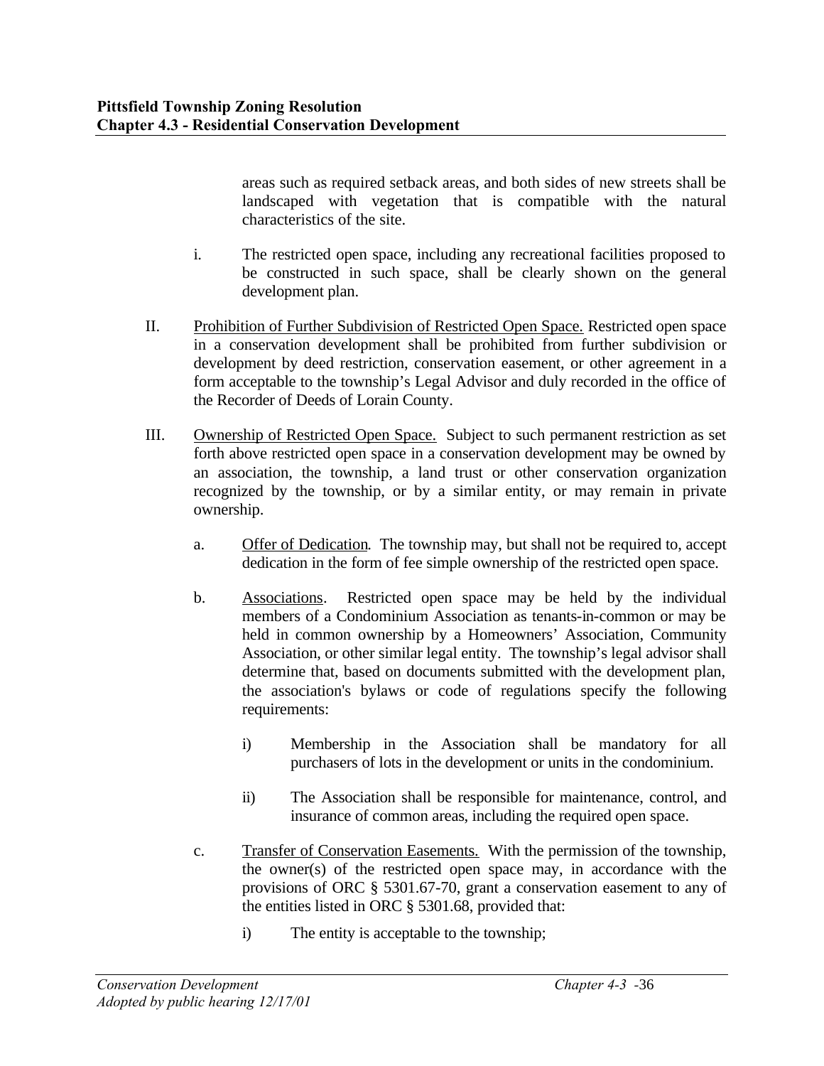areas such as required setback areas, and both sides of new streets shall be landscaped with vegetation that is compatible with the natural characteristics of the site.

i. The restricted open space, including any recreational facilities proposed to be constructed in such space, shall be clearly shown on the general development plan.

II. Prohibition of Further Subdivision of Restricted Open Space. Restricted open space in a conservation development shall be prohibited from further subdivision or development by deed restriction, conservation easement, or other agreement in a form acceptable to the township's Legal Advisor and duly recorded in the office of the Recorder of Deeds of Lorain County.

III. Ownership of Restricted Open Space. Subject to such permanent restriction as set forth above restricted open space in a conservation development may be owned by an association, the township, a land trust or other conservation organization recognized by the township, or by a similar entity, or may remain in private ownership.

a. Offer of Dedication. The township may, but shall not be required to, accept dedication in the form of fee simple ownership of the restricted open space.

b. Associations. Restricted open space may be held by the individual members of a Condominium Association as tenants-in-common or may be held in common ownership by a Homeowners' Association, Community Association, or other similar legal entity. The township's legal advisor shall determine that, based on documents submitted with the development plan, the association's bylaws or code of regulations specify the following requirements:

i) Membership in the Association shall be mandatory for all purchasers of lots in the development or units in the condominium.

ii) The Association shall be responsible for maintenance, control, and insurance of common areas, including the required open space.

c. Transfer of Conservation Easements. With the permission of the township, the owner(s) of the restricted open space may, in accordance with the provisions of ORC § 5301.67-70, grant a conservation easement to any of the entities listed in ORC § 5301.68, provided that:

i) The entity is acceptable to the township;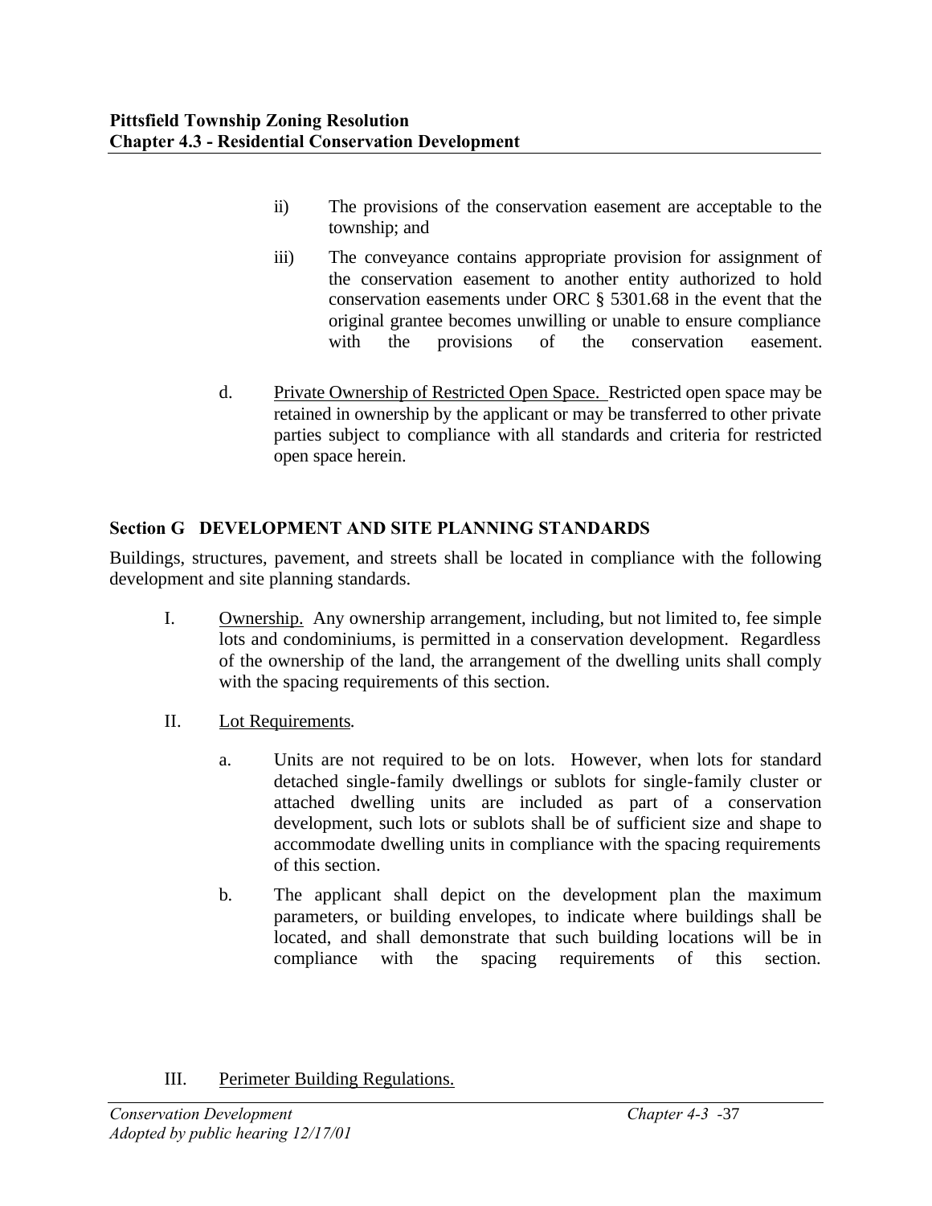ii) The provisions of the conservation easement are acceptable to the township; and

iii) The conveyance contains appropriate provision for assignment of the conservation easement to another entity authorized to hold conservation easements under ORC § 5301.68 in the event that the original grantee becomes unwilling or unable to ensure compliance with the provisions of the conservation easement.

d. Private Ownership of Restricted Open Space. Restricted open space may be retained in ownership by the applicant or may be transferred to other private parties subject to compliance with all standards and criteria for restricted open space herein.

## Section G DEVELOPMENT AND SITE PLANNING STANDARDS

Buildings, structures, pavement, and streets shall be located in compliance with the following development and site planning standards.

I. Ownership. Any ownership arrangement, including, but not limited to, fee simple lots and condominiums, is permitted in a conservation development. Regardless of the ownership of the land, the arrangement of the dwelling units shall comply with the spacing requirements of this section.

II. Lot Requirements.

a. Units are not required to be on lots. However, when lots for standard detached single-family dwellings or sublots for single-family cluster or attached dwelling units are included as part of a conservation development, such lots or sublots shall be of sufficient size and shape to accommodate dwelling units in compliance with the spacing requirements of this section.

b. The applicant shall depict on the development plan the maximum parameters, or building envelopes, to indicate where buildings shall be located, and shall demonstrate that such building locations will be in compliance with the spacing requirements of this section.

III. Perimeter Building Regulations.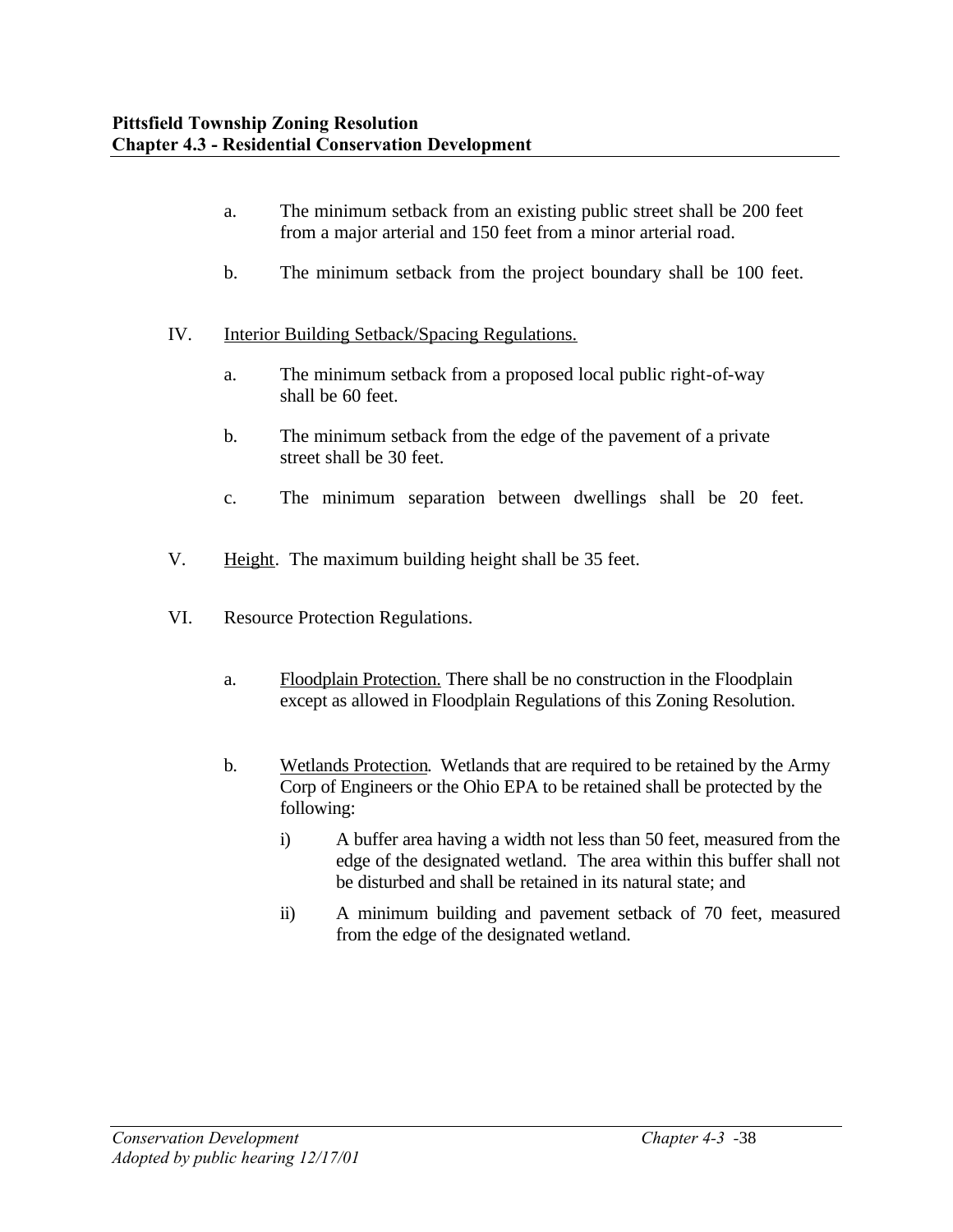a. The minimum setback from an existing public street shall be 200 feet from a major arterial and 150 feet from a minor arterial road.

b. The minimum setback from the project boundary shall be 100 feet.

IV. Interior Building Setback/Spacing Regulations.

a. The minimum setback from a proposed local public right-of-way shall be 60 feet.

b. The minimum setback from the edge of the pavement of a private street shall be 30 feet.

c. The minimum separation between dwellings shall be 20 feet.

V. Height. The maximum building height shall be 35 feet.

VI. Resource Protection Regulations.

a. Floodplain Protection. There shall be no construction in the Floodplain except as allowed in Floodplain Regulations of this Zoning Resolution.

b. Wetlands Protection. Wetlands that are required to be retained by the Army Corp of Engineers or the Ohio EPA to be retained shall be protected by the following:

i) A buffer area having a width not less than 50 feet, measured from the edge of the designated wetland. The area within this buffer shall not be disturbed and shall be retained in its natural state; and

ii) A minimum building and pavement setback of 70 feet, measured from the edge of the designated wetland.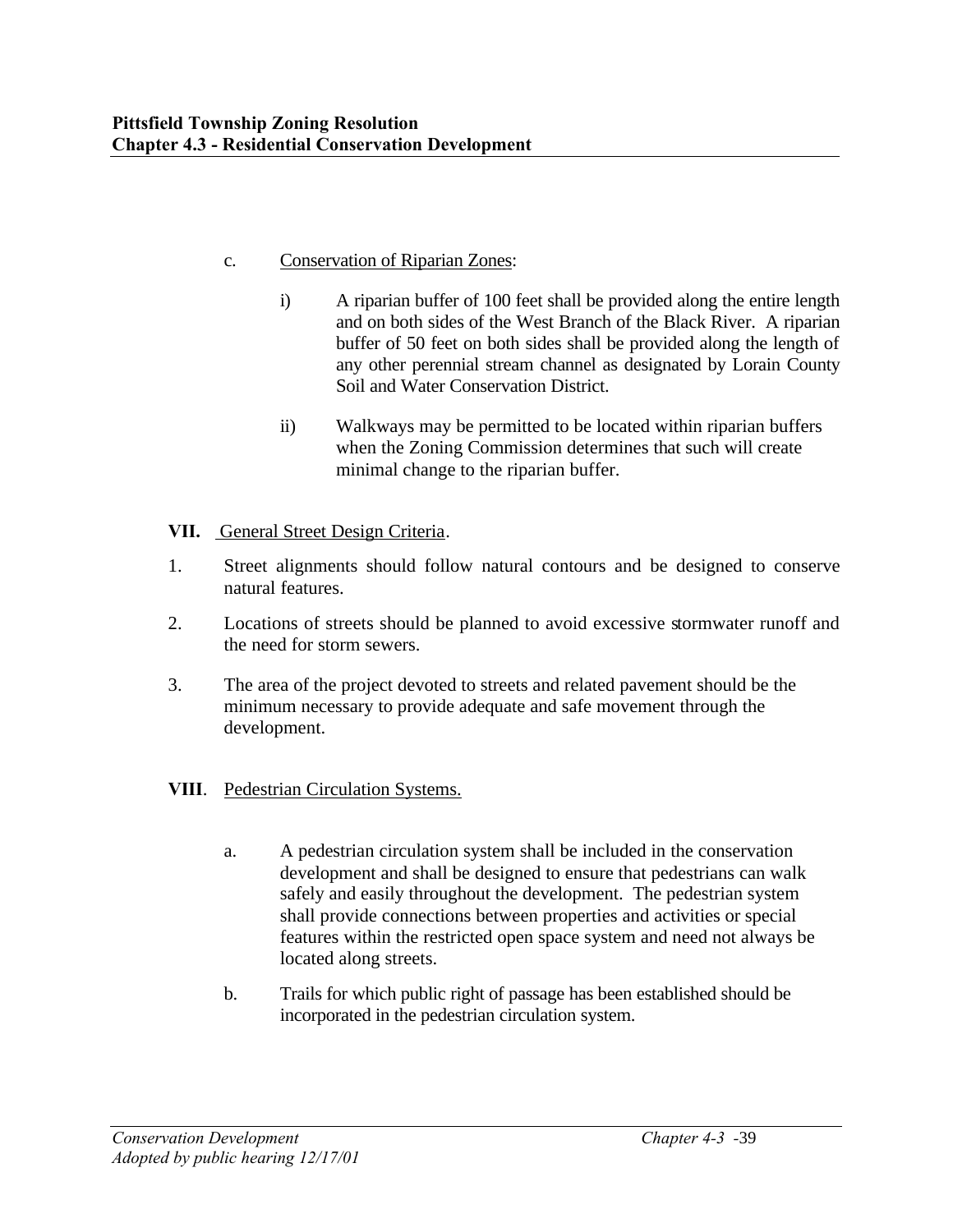c. Conservation of Riparian Zones:

   i) A riparian buffer of 100 feet shall be provided along the entire length and on both sides of the West Branch of the Black River. A riparian buffer of 50 feet on both sides shall be provided along the length of any other perennial stream channel as designated by Lorain County Soil and Water Conservation District.

   ii) Walkways may be permitted to be located within riparian buffers when the Zoning Commission determines that such will create minimal change to the riparian buffer.

**VII.** General Street Design Criteria.

1. Street alignments should follow natural contours and be designed to conserve natural features.
2. Locations of streets should be planned to avoid excessive stormwater runoff and the need for storm sewers.
3. The area of the project devoted to streets and related pavement should be the minimum necessary to provide adequate and safe movement through the development.

**VIII**. Pedestrian Circulation Systems.

a. A pedestrian circulation system shall be included in the conservation development and shall be designed to ensure that pedestrians can walk safely and easily throughout the development. The pedestrian system shall provide connections between properties and activities or special features within the restricted open space system and need not always be located along streets.

b. Trails for which public right of passage has been established should be incorporated in the pedestrian circulation system.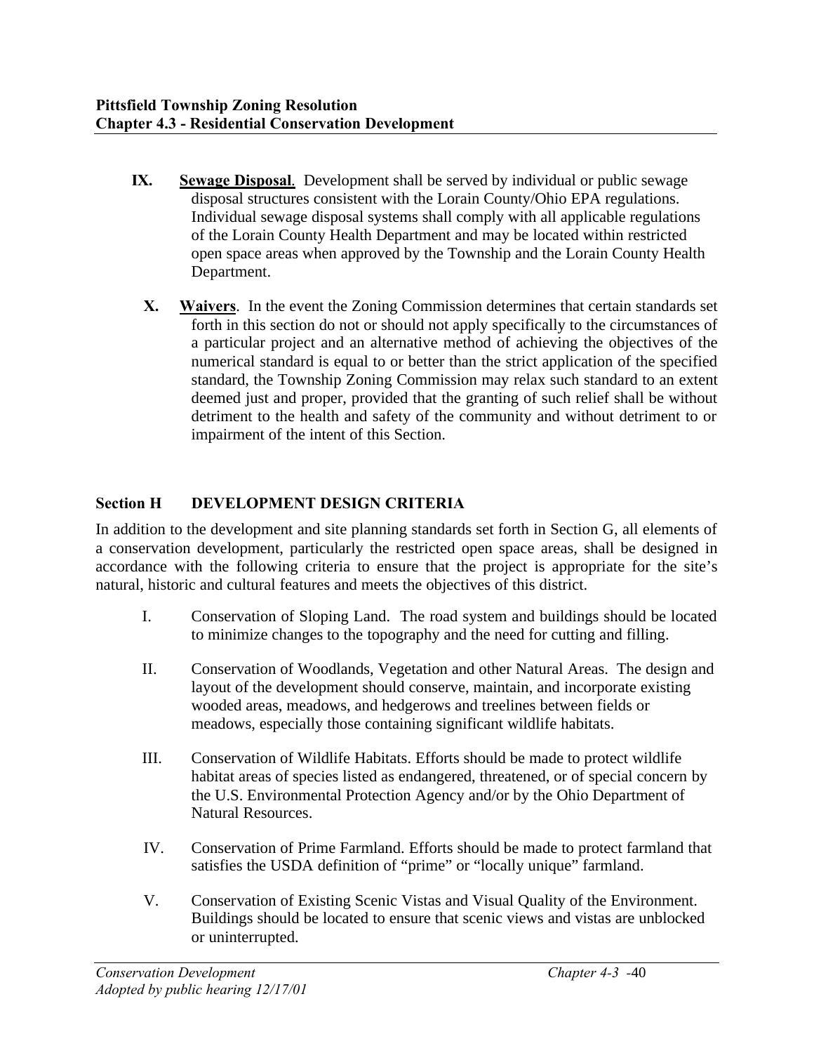IX. **Sewage Disposal**. Development shall be served by individual or public sewage disposal structures consistent with the Lorain County/Ohio EPA regulations. Individual sewage disposal systems shall comply with all applicable regulations of the Lorain County Health Department and may be located within restricted open space areas when approved by the Township and the Lorain County Health Department.

X. **Waivers**. In the event the Zoning Commission determines that certain standards set forth in this section do not or should not apply specifically to the circumstances of a particular project and an alternative method of achieving the objectives of the numerical standard is equal to or better than the strict application of the specified standard, the Township Zoning Commission may relax such standard to an extent deemed just and proper, provided that the granting of such relief shall be without detriment to the health and safety of the community and without detriment to or impairment of the intent of this Section.

## Section H DEVELOPMENT DESIGN CRITERIA

In addition to the development and site planning standards set forth in Section G, all elements of a conservation development, particularly the restricted open space areas, shall be designed in accordance with the following criteria to ensure that the project is appropriate for the site's natural, historic and cultural features and meets the objectives of this district.

I. Conservation of Sloping Land. The road system and buildings should be located to minimize changes to the topography and the need for cutting and filling.

II. Conservation of Woodlands, Vegetation and other Natural Areas. The design and layout of the development should conserve, maintain, and incorporate existing wooded areas, meadows, and hedgerows and treelines between fields or meadows, especially those containing significant wildlife habitats.

III. Conservation of Wildlife Habitats. Efforts should be made to protect wildlife habitat areas of species listed as endangered, threatened, or of special concern by the U.S. Environmental Protection Agency and/or by the Ohio Department of Natural Resources.

IV. Conservation of Prime Farmland. Efforts should be made to protect farmland that satisfies the USDA definition of "prime" or "locally unique" farmland.

V. Conservation of Existing Scenic Vistas and Visual Quality of the Environment. Buildings should be located to ensure that scenic views and vistas are unblocked or uninterrupted.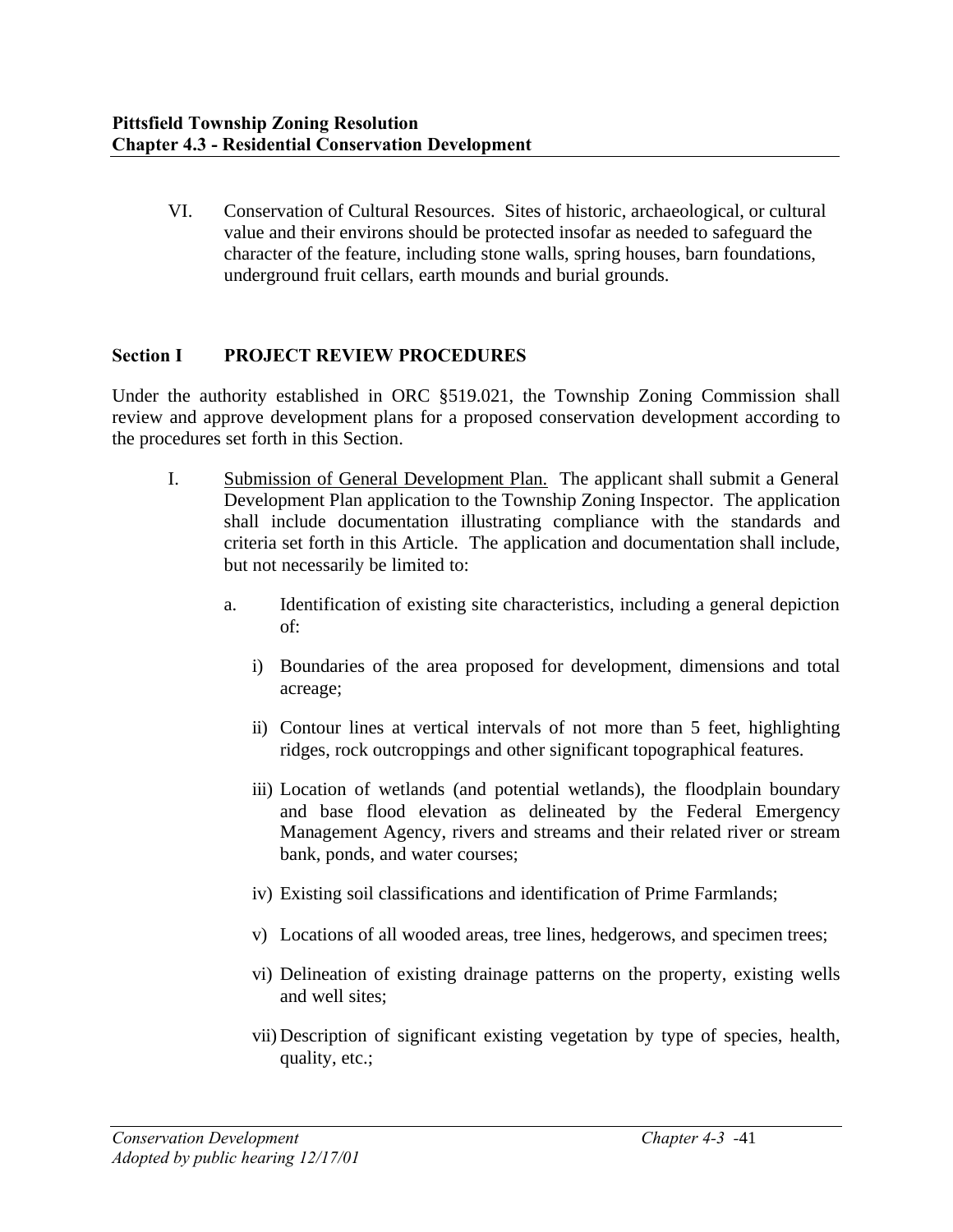VI. Conservation of Cultural Resources. Sites of historic, archaeological, or cultural value and their environs should be protected insofar as needed to safeguard the character of the feature, including stone walls, spring houses, barn foundations, underground fruit cellars, earth mounds and burial grounds.

## Section I PROJECT REVIEW PROCEDURES

Under the authority established in ORC §519.021, the Township Zoning Commission shall review and approve development plans for a proposed conservation development according to the procedures set forth in this Section.

I. Submission of General Development Plan. The applicant shall submit a General Development Plan application to the Township Zoning Inspector. The application shall include documentation illustrating compliance with the standards and criteria set forth in this Article. The application and documentation shall include, but not necessarily be limited to:

   a. Identification of existing site characteristics, including a general depiction of:

      i) Boundaries of the area proposed for development, dimensions and total acreage;

      ii) Contour lines at vertical intervals of not more than 5 feet, highlighting ridges, rock outcroppings and other significant topographical features.

      iii) Location of wetlands (and potential wetlands), the floodplain boundary and base flood elevation as delineated by the Federal Emergency Management Agency, rivers and streams and their related river or stream bank, ponds, and water courses;

      iv) Existing soil classifications and identification of Prime Farmlands;

      v) Locations of all wooded areas, tree lines, hedgerows, and specimen trees;

      vi) Delineation of existing drainage patterns on the property, existing wells and well sites;

      vii) Description of significant existing vegetation by type of species, health, quality, etc.;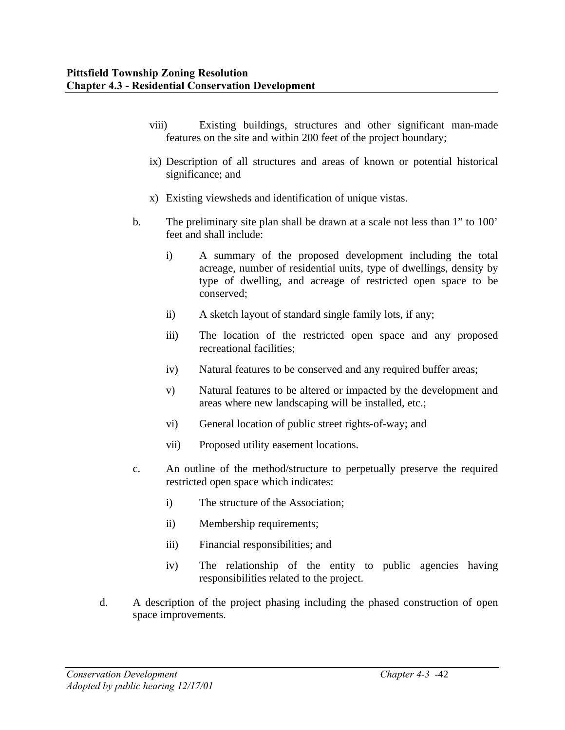viii) Existing buildings, structures and other significant man-made features on the site and within 200 feet of the project boundary;

ix) Description of all structures and areas of known or potential historical significance; and

x) Existing viewsheds and identification of unique vistas.

b. The preliminary site plan shall be drawn at a scale not less than 1" to 100' feet and shall include:

   i) A summary of the proposed development including the total acreage, number of residential units, type of dwellings, density by type of dwelling, and acreage of restricted open space to be conserved;

   ii) A sketch layout of standard single family lots, if any;

   iii) The location of the restricted open space and any proposed recreational facilities;

   iv) Natural features to be conserved and any required buffer areas;

   v) Natural features to be altered or impacted by the development and areas where new landscaping will be installed, etc.;

   vi) General location of public street rights-of-way; and

   vii) Proposed utility easement locations.

c. An outline of the method/structure to perpetually preserve the required restricted open space which indicates:

   i) The structure of the Association;

   ii) Membership requirements;

   iii) Financial responsibilities; and

   iv) The relationship of the entity to public agencies having responsibilities related to the project.

d. A description of the project phasing including the phased construction of open space improvements.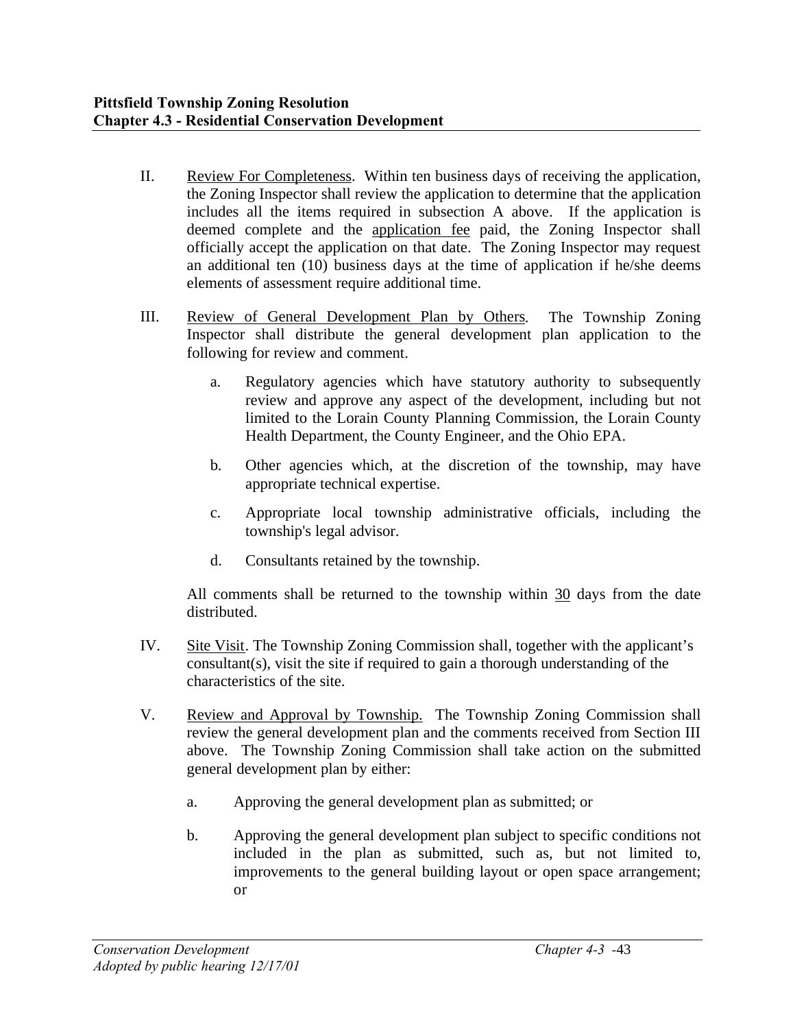II. Review For Completeness. Within ten business days of receiving the application, the Zoning Inspector shall review the application to determine that the application includes all the items required in subsection A above. If the application is deemed complete and the application fee paid, the Zoning Inspector shall officially accept the application on that date. The Zoning Inspector may request an additional ten (10) business days at the time of application if he/she deems elements of assessment require additional time.

III. Review of General Development Plan by Others. The Township Zoning Inspector shall distribute the general development plan application to the following for review and comment.

   a. Regulatory agencies which have statutory authority to subsequently review and approve any aspect of the development, including but not limited to the Lorain County Planning Commission, the Lorain County Health Department, the County Engineer, and the Ohio EPA.

   b. Other agencies which, at the discretion of the township, may have appropriate technical expertise.

   c. Appropriate local township administrative officials, including the township's legal advisor.

   d. Consultants retained by the township.

   All comments shall be returned to the township within 30 days from the date distributed.

IV. Site Visit. The Township Zoning Commission shall, together with the applicant's consultant(s), visit the site if required to gain a thorough understanding of the characteristics of the site.

V. Review and Approval by Township. The Township Zoning Commission shall review the general development plan and the comments received from Section III above. The Township Zoning Commission shall take action on the submitted general development plan by either:

   a. Approving the general development plan as submitted; or

   b. Approving the general development plan subject to specific conditions not included in the plan as submitted, such as, but not limited to, improvements to the general building layout or open space arrangement; or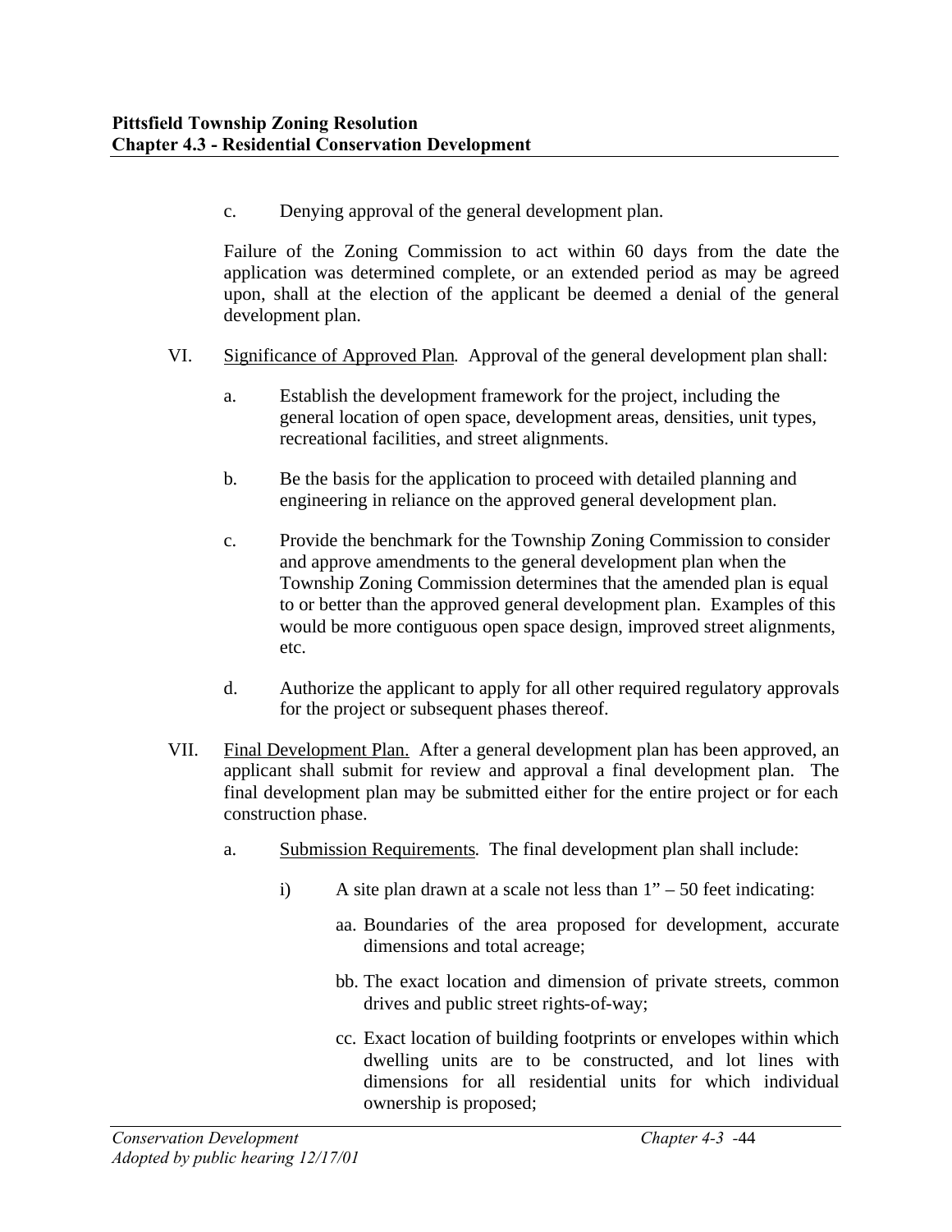c. Denying approval of the general development plan.

Failure of the Zoning Commission to act within 60 days from the date the application was determined complete, or an extended period as may be agreed upon, shall at the election of the applicant be deemed a denial of the general development plan.

VI. Significance of Approved Plan. Approval of the general development plan shall:

a. Establish the development framework for the project, including the general location of open space, development areas, densities, unit types, recreational facilities, and street alignments.

b. Be the basis for the application to proceed with detailed planning and engineering in reliance on the approved general development plan.

c. Provide the benchmark for the Township Zoning Commission to consider and approve amendments to the general development plan when the Township Zoning Commission determines that the amended plan is equal to or better than the approved general development plan. Examples of this would be more contiguous open space design, improved street alignments, etc.

d. Authorize the applicant to apply for all other required regulatory approvals for the project or subsequent phases thereof.

VII. Final Development Plan. After a general development plan has been approved, an applicant shall submit for review and approval a final development plan. The final development plan may be submitted either for the entire project or for each construction phase.

a. Submission Requirements. The final development plan shall include:

i) A site plan drawn at a scale not less than 1" – 50 feet indicating:

aa. Boundaries of the area proposed for development, accurate dimensions and total acreage;

bb. The exact location and dimension of private streets, common drives and public street rights-of-way;

cc. Exact location of building footprints or envelopes within which dwelling units are to be constructed, and lot lines with dimensions for all residential units for which individual ownership is proposed;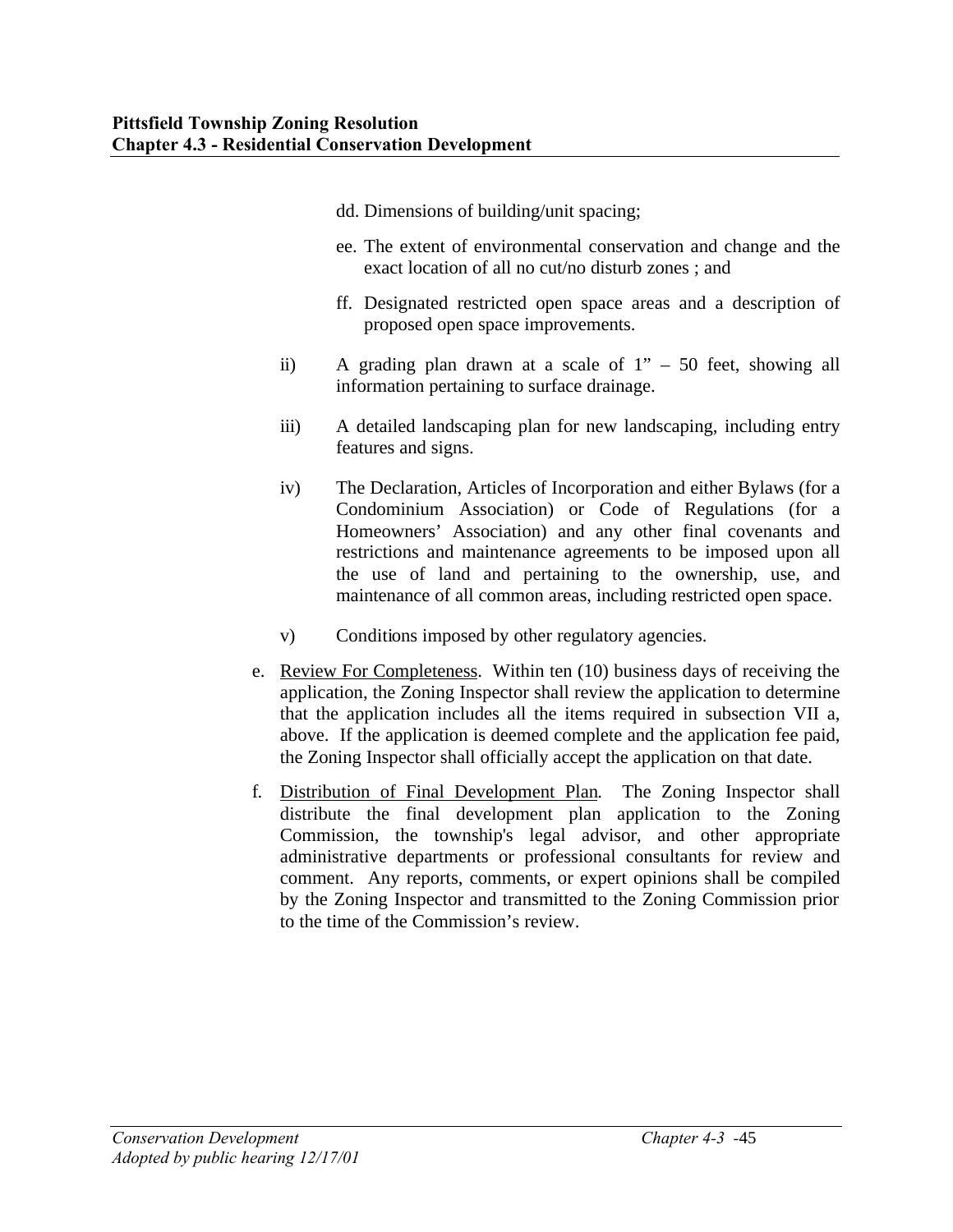dd. Dimensions of building/unit spacing;

ee. The extent of environmental conservation and change and the exact location of all no cut/no disturb zones ; and

ff. Designated restricted open space areas and a description of proposed open space improvements.

ii) A grading plan drawn at a scale of 1" – 50 feet, showing all information pertaining to surface drainage.

iii) A detailed landscaping plan for new landscaping, including entry features and signs.

iv) The Declaration, Articles of Incorporation and either Bylaws (for a Condominium Association) or Code of Regulations (for a Homeowners' Association) and any other final covenants and restrictions and maintenance agreements to be imposed upon all the use of land and pertaining to the ownership, use, and maintenance of all common areas, including restricted open space.

v) Conditions imposed by other regulatory agencies.

e. Review For Completeness. Within ten (10) business days of receiving the application, the Zoning Inspector shall review the application to determine that the application includes all the items required in subsection VII a, above. If the application is deemed complete and the application fee paid, the Zoning Inspector shall officially accept the application on that date.

f. Distribution of Final Development Plan. The Zoning Inspector shall distribute the final development plan application to the Zoning Commission, the township's legal advisor, and other appropriate administrative departments or professional consultants for review and comment. Any reports, comments, or expert opinions shall be compiled by the Zoning Inspector and transmitted to the Zoning Commission prior to the time of the Commission's review.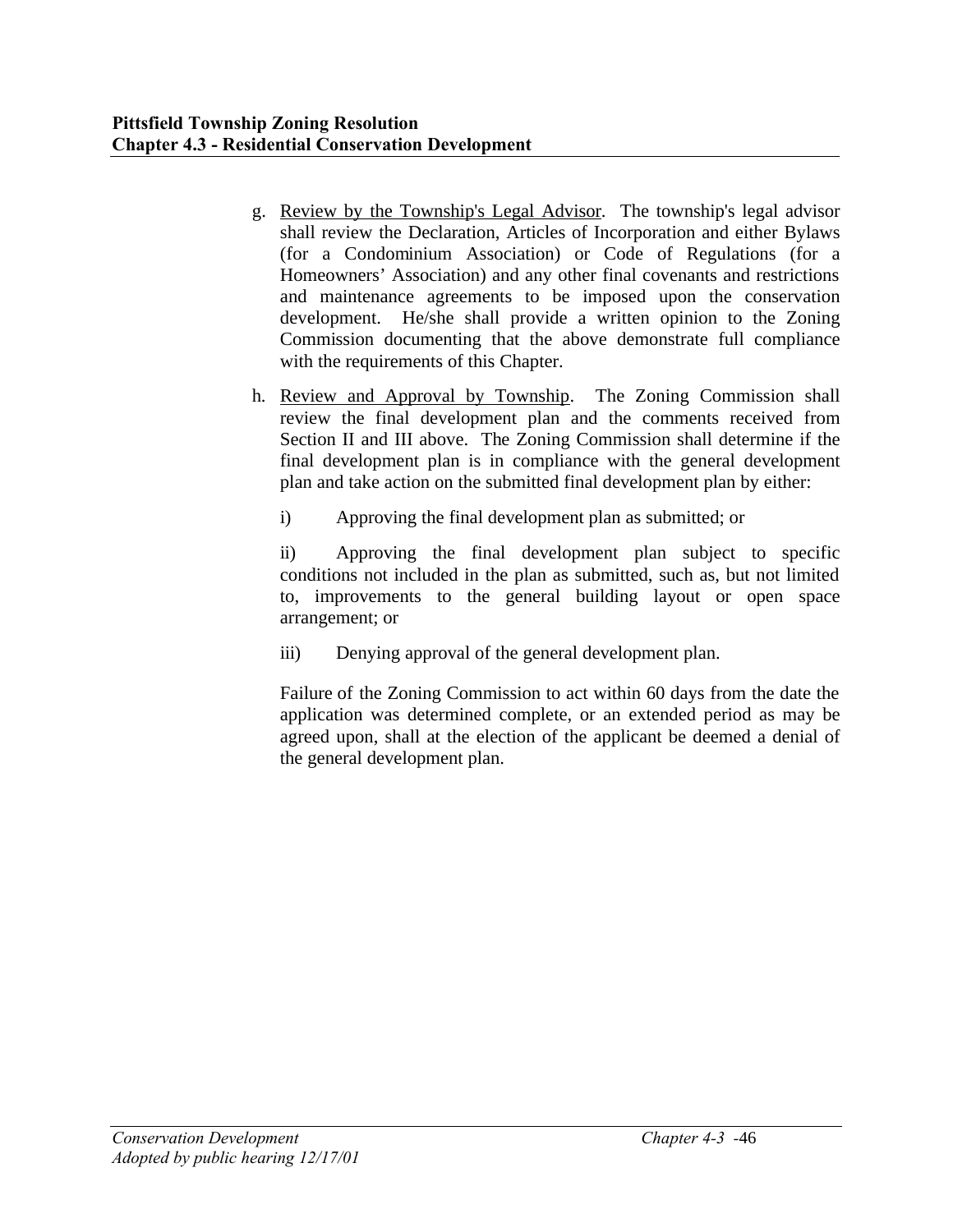g. Review by the Township's Legal Advisor. The township's legal advisor shall review the Declaration, Articles of Incorporation and either Bylaws (for a Condominium Association) or Code of Regulations (for a Homeowners' Association) and any other final covenants and restrictions and maintenance agreements to be imposed upon the conservation development. He/she shall provide a written opinion to the Zoning Commission documenting that the above demonstrate full compliance with the requirements of this Chapter.

h. Review and Approval by Township. The Zoning Commission shall review the final development plan and the comments received from Section II and III above. The Zoning Commission shall determine if the final development plan is in compliance with the general development plan and take action on the submitted final development plan by either:

   i) Approving the final development plan as submitted; or

   ii) Approving the final development plan subject to specific conditions not included in the plan as submitted, such as, but not limited to, improvements to the general building layout or open space arrangement; or

   iii) Denying approval of the general development plan.

   Failure of the Zoning Commission to act within 60 days from the date the application was determined complete, or an extended period as may be agreed upon, shall at the election of the applicant be deemed a denial of the general development plan.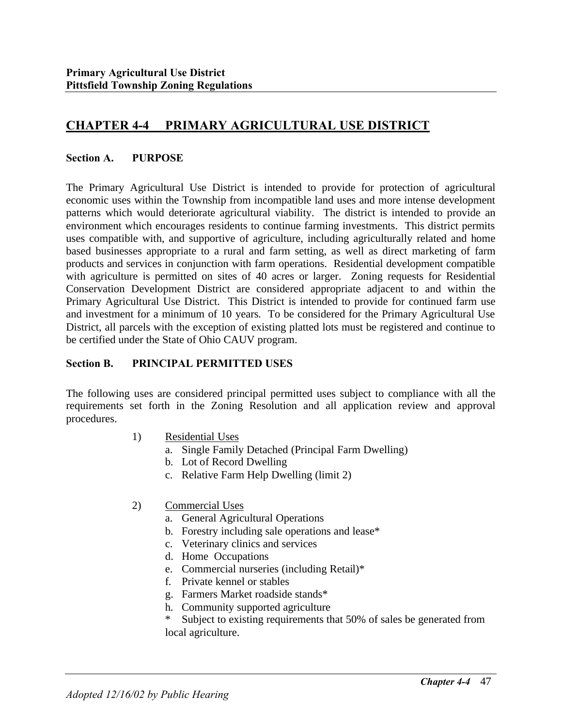# CHAPTER 4-4 PRIMARY AGRICULTURAL USE DISTRICT

## Section A. PURPOSE

The Primary Agricultural Use District is intended to provide for protection of agricultural economic uses within the Township from incompatible land uses and more intense development patterns which would deteriorate agricultural viability. The district is intended to provide an environment which encourages residents to continue farming investments. This district permits uses compatible with, and supportive of agriculture, including agriculturally related and home based businesses appropriate to a rural and farm setting, as well as direct marketing of farm products and services in conjunction with farm operations. Residential development compatible with agriculture is permitted on sites of 40 acres or larger. Zoning requests for Residential Conservation Development District are considered appropriate adjacent to and within the Primary Agricultural Use District. This District is intended to provide for continued farm use and investment for a minimum of 10 years. To be considered for the Primary Agricultural Use District, all parcels with the exception of existing platted lots must be registered and continue to be certified under the State of Ohio CAUV program.

## Section B. PRINCIPAL PERMITTED USES

The following uses are considered principal permitted uses subject to compliance with all the requirements set forth in the Zoning Resolution and all application review and approval procedures.

1) Residential Uses
   a. Single Family Detached (Principal Farm Dwelling)
   b. Lot of Record Dwelling
   c. Relative Farm Help Dwelling (limit 2)

2) Commercial Uses
   a. General Agricultural Operations
   b. Forestry including sale operations and lease*
   c. Veterinary clinics and services
   d. Home Occupations
   e. Commercial nurseries (including Retail)*
   f. Private kennel or stables
   g. Farmers Market roadside stands*
   h. Community supported agriculture

   \* Subject to existing requirements that 50% of sales be generated from local agriculture.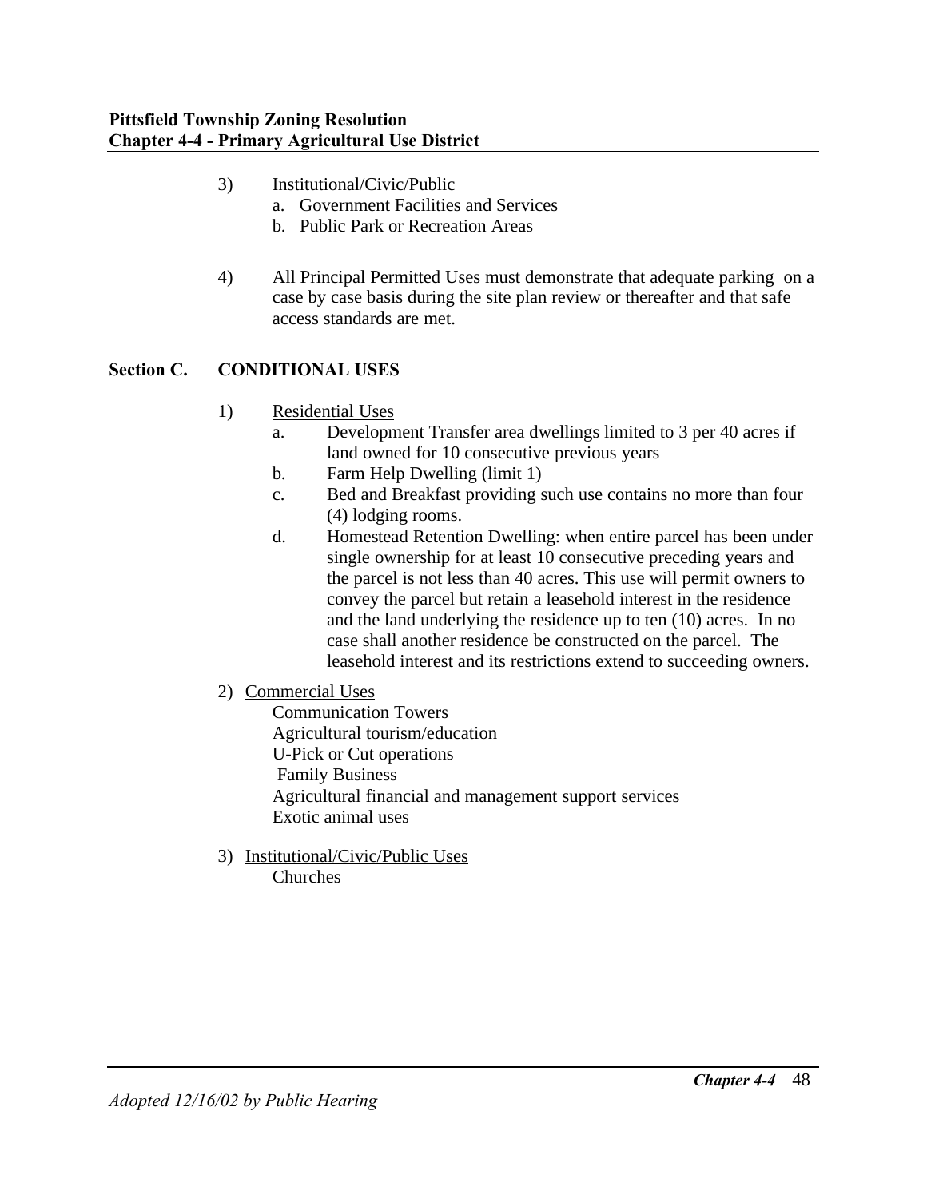3) Institutional/Civic/Public
   a. Government Facilities and Services
   b. Public Park or Recreation Areas

4) All Principal Permitted Uses must demonstrate that adequate parking on a case by case basis during the site plan review or thereafter and that safe access standards are met.

## Section C. CONDITIONAL USES

1) Residential Uses
   a. Development Transfer area dwellings limited to 3 per 40 acres if land owned for 10 consecutive previous years
   b. Farm Help Dwelling (limit 1)
   c. Bed and Breakfast providing such use contains no more than four (4) lodging rooms.
   d. Homestead Retention Dwelling: when entire parcel has been under single ownership for at least 10 consecutive preceding years and the parcel is not less than 40 acres. This use will permit owners to convey the parcel but retain a leasehold interest in the residence and the land underlying the residence up to ten (10) acres. In no case shall another residence be constructed on the parcel. The leasehold interest and its restrictions extend to succeeding owners.

2) Commercial Uses
   - Communication Towers
   - Agricultural tourism/education
   - U-Pick or Cut operations
   - Family Business
   - Agricultural financial and management support services
   - Exotic animal uses

3) Institutional/Civic/Public Uses
   - Churches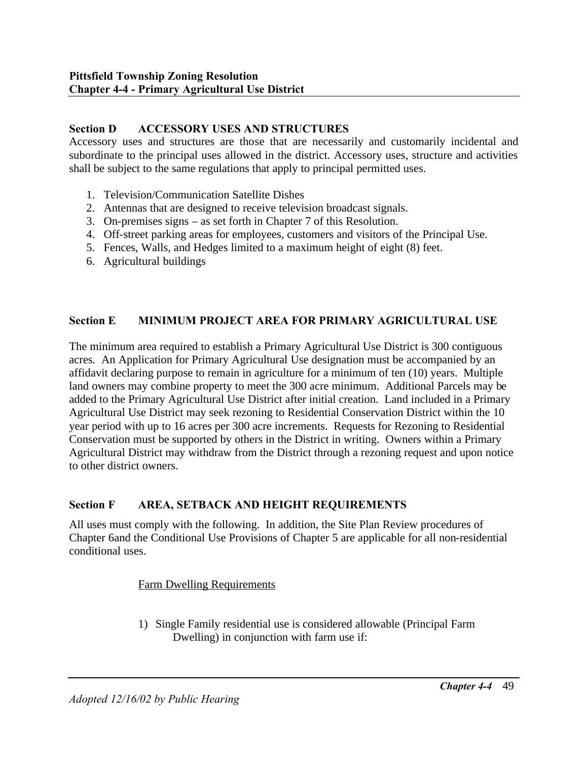## Section D ACCESSORY USES AND STRUCTURES

Accessory uses and structures are those that are necessarily and customarily incidental and subordinate to the principal uses allowed in the district. Accessory uses, structure and activities shall be subject to the same regulations that apply to principal permitted uses.

1. Television/Communication Satellite Dishes
2. Antennas that are designed to receive television broadcast signals.
3. On-premises signs – as set forth in Chapter 7 of this Resolution.
4. Off-street parking areas for employees, customers and visitors of the Principal Use.
5. Fences, Walls, and Hedges limited to a maximum height of eight (8) feet.
6. Agricultural buildings

## Section E MINIMUM PROJECT AREA FOR PRIMARY AGRICULTURAL USE

The minimum area required to establish a Primary Agricultural Use District is 300 contiguous acres. An Application for Primary Agricultural Use designation must be accompanied by an affidavit declaring purpose to remain in agriculture for a minimum of ten (10) years. Multiple land owners may combine property to meet the 300 acre minimum. Additional Parcels may be added to the Primary Agricultural Use District after initial creation. Land included in a Primary Agricultural Use District may seek rezoning to Residential Conservation District within the 10 year period with up to 16 acres per 300 acre increments. Requests for Rezoning to Residential Conservation must be supported by others in the District in writing. Owners within a Primary Agricultural District may withdraw from the District through a rezoning request and upon notice to other district owners.

## Section F AREA, SETBACK AND HEIGHT REQUIREMENTS

All uses must comply with the following. In addition, the Site Plan Review procedures of Chapter 6and the Conditional Use Provisions of Chapter 5 are applicable for all non-residential conditional uses.

Farm Dwelling Requirements

1) Single Family residential use is considered allowable (Principal Farm Dwelling) in conjunction with farm use if: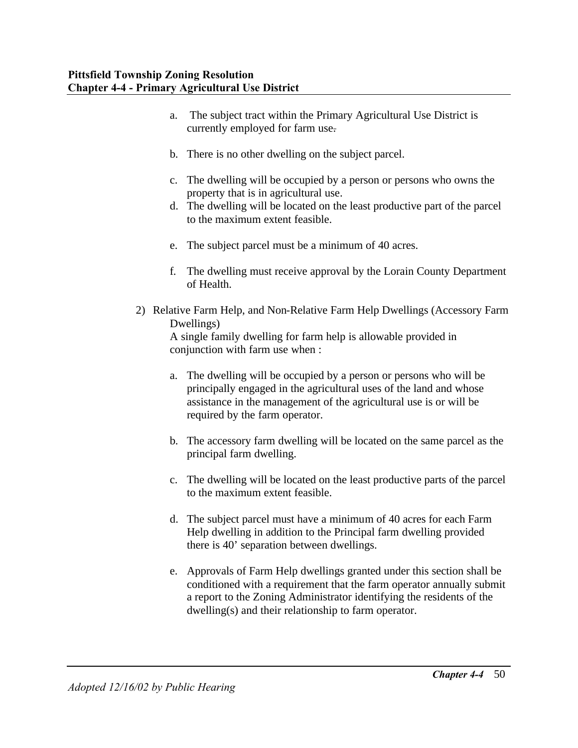a. The subject tract within the Primary Agricultural Use District is currently employed for farm use.

b. There is no other dwelling on the subject parcel.

c. The dwelling will be occupied by a person or persons who owns the property that is in agricultural use.

d. The dwelling will be located on the least productive part of the parcel to the maximum extent feasible.

e. The subject parcel must be a minimum of 40 acres.

f. The dwelling must receive approval by the Lorain County Department of Health.

2) Relative Farm Help, and Non-Relative Farm Help Dwellings (Accessory Farm Dwellings)
A single family dwelling for farm help is allowable provided in conjunction with farm use when :

a. The dwelling will be occupied by a person or persons who will be principally engaged in the agricultural uses of the land and whose assistance in the management of the agricultural use is or will be required by the farm operator.

b. The accessory farm dwelling will be located on the same parcel as the principal farm dwelling.

c. The dwelling will be located on the least productive parts of the parcel to the maximum extent feasible.

d. The subject parcel must have a minimum of 40 acres for each Farm Help dwelling in addition to the Principal farm dwelling provided there is 40' separation between dwellings.

e. Approvals of Farm Help dwellings granted under this section shall be conditioned with a requirement that the farm operator annually submit a report to the Zoning Administrator identifying the residents of the dwelling(s) and their relationship to farm operator.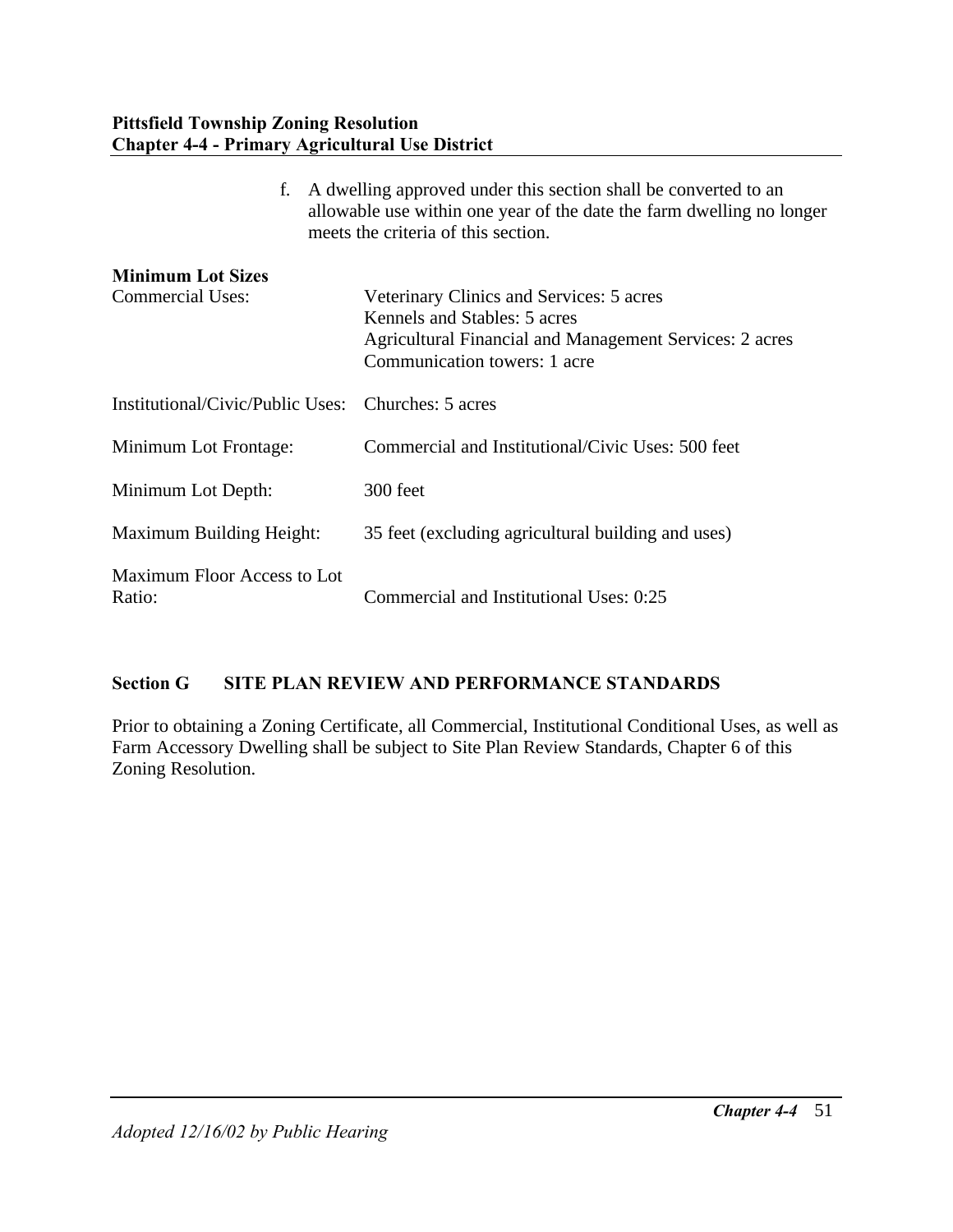f. A dwelling approved under this section shall be converted to an allowable use within one year of the date the farm dwelling no longer meets the criteria of this section.

**Minimum Lot Sizes**

| | |
|---|---|
| Commercial Uses: | Veterinary Clinics and Services: 5 acres<br>Kennels and Stables: 5 acres<br>Agricultural Financial and Management Services: 2 acres<br>Communication towers: 1 acre |
| Institutional/Civic/Public Uses: | Churches: 5 acres |
| Minimum Lot Frontage: | Commercial and Institutional/Civic Uses: 500 feet |
| Minimum Lot Depth: | 300 feet |
| Maximum Building Height: | 35 feet (excluding agricultural building and uses) |
| Maximum Floor Access to Lot Ratio: | Commercial and Institutional Uses: 0:25 |

**Section G SITE PLAN REVIEW AND PERFORMANCE STANDARDS**

Prior to obtaining a Zoning Certificate, all Commercial, Institutional Conditional Uses, as well as Farm Accessory Dwelling shall be subject to Site Plan Review Standards, Chapter 6 of this Zoning Resolution.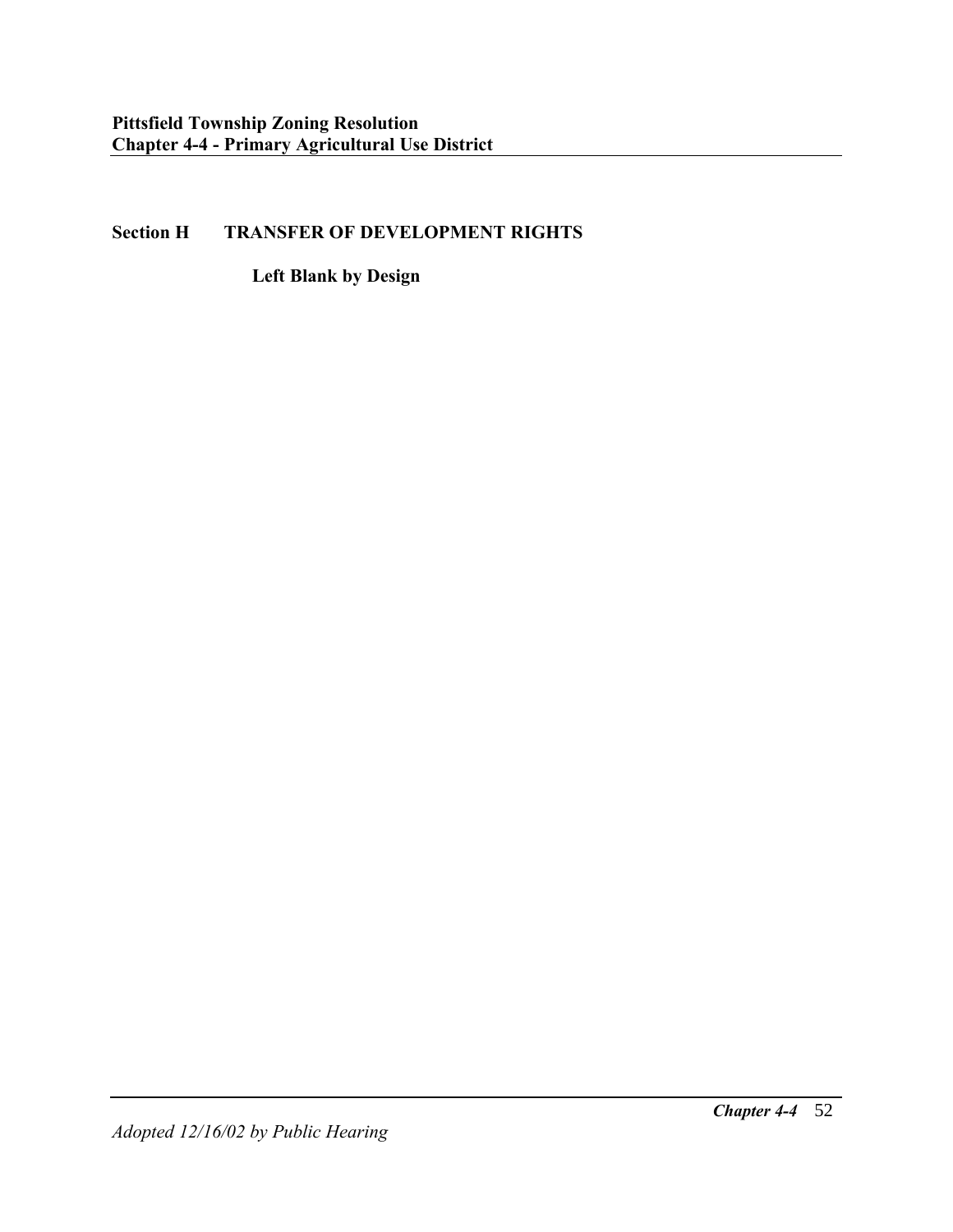## Section H TRANSFER OF DEVELOPMENT RIGHTS

**Left Blank by Design**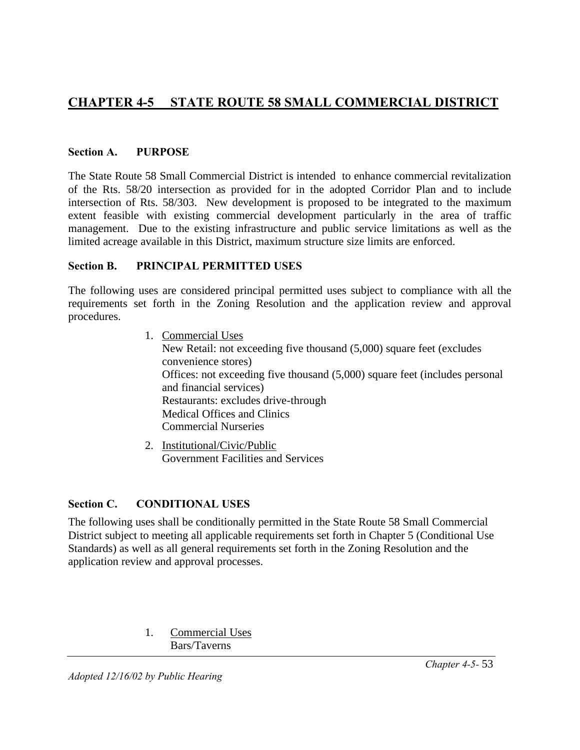# CHAPTER 4-5 STATE ROUTE 58 SMALL COMMERCIAL DISTRICT

### Section A. PURPOSE

The State Route 58 Small Commercial District is intended to enhance commercial revitalization of the Rts. 58/20 intersection as provided for in the adopted Corridor Plan and to include intersection of Rts. 58/303. New development is proposed to be integrated to the maximum extent feasible with existing commercial development particularly in the area of traffic management. Due to the existing infrastructure and public service limitations as well as the limited acreage available in this District, maximum structure size limits are enforced.

### Section B. PRINCIPAL PERMITTED USES

The following uses are considered principal permitted uses subject to compliance with all the requirements set forth in the Zoning Resolution and the application review and approval procedures.

1. Commercial Uses
   New Retail: not exceeding five thousand (5,000) square feet (excludes convenience stores)
   Offices: not exceeding five thousand (5,000) square feet (includes personal and financial services)
   Restaurants: excludes drive-through
   Medical Offices and Clinics
   Commercial Nurseries
2. Institutional/Civic/Public
   Government Facilities and Services

### Section C. CONDITIONAL USES

The following uses shall be conditionally permitted in the State Route 58 Small Commercial District subject to meeting all applicable requirements set forth in Chapter 5 (Conditional Use Standards) as well as all general requirements set forth in the Zoning Resolution and the application review and approval processes.

1. Commercial Uses
   Bars/Taverns

*Adopted 12/16/02 by Public Hearing*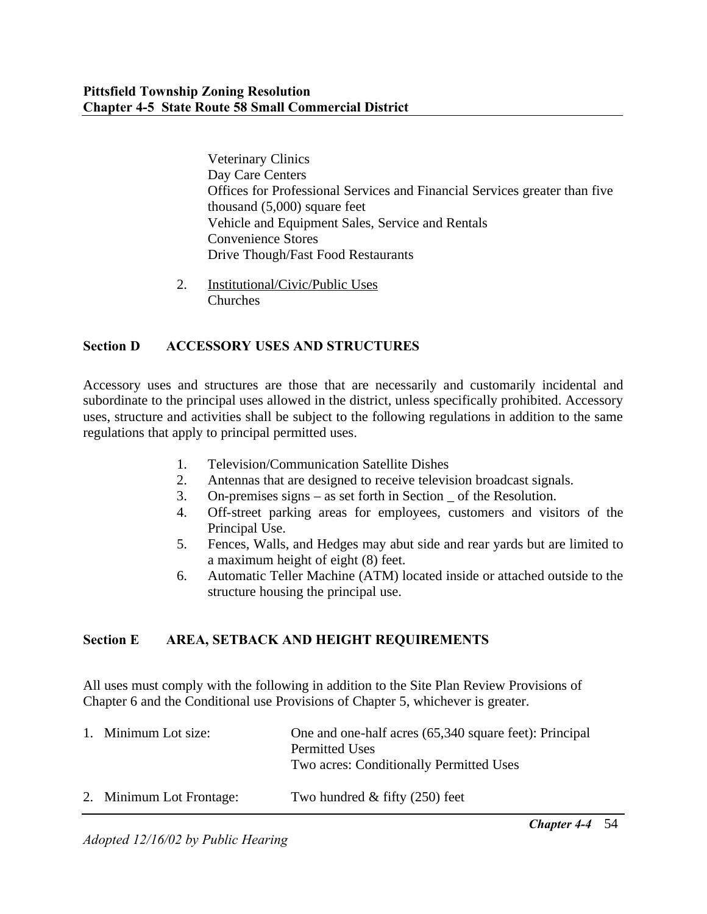Veterinary Clinics
Day Care Centers
Offices for Professional Services and Financial Services greater than five thousand (5,000) square feet
Vehicle and Equipment Sales, Service and Rentals
Convenience Stores
Drive Though/Fast Food Restaurants

2. Institutional/Civic/Public Uses
   Churches

## Section D ACCESSORY USES AND STRUCTURES

Accessory uses and structures are those that are necessarily and customarily incidental and subordinate to the principal uses allowed in the district, unless specifically prohibited. Accessory uses, structure and activities shall be subject to the following regulations in addition to the same regulations that apply to principal permitted uses.

1. Television/Communication Satellite Dishes
2. Antennas that are designed to receive television broadcast signals.
3. On-premises signs – as set forth in Section _ of the Resolution.
4. Off-street parking areas for employees, customers and visitors of the Principal Use.
5. Fences, Walls, and Hedges may abut side and rear yards but are limited to a maximum height of eight (8) feet.
6. Automatic Teller Machine (ATM) located inside or attached outside to the structure housing the principal use.

## Section E AREA, SETBACK AND HEIGHT REQUIREMENTS

All uses must comply with the following in addition to the Site Plan Review Provisions of Chapter 6 and the Conditional use Provisions of Chapter 5, whichever is greater.

1. Minimum Lot size: One and one-half acres (65,340 square feet): Principal Permitted Uses
   Two acres: Conditionally Permitted Uses

2. Minimum Lot Frontage: Two hundred & fifty (250) feet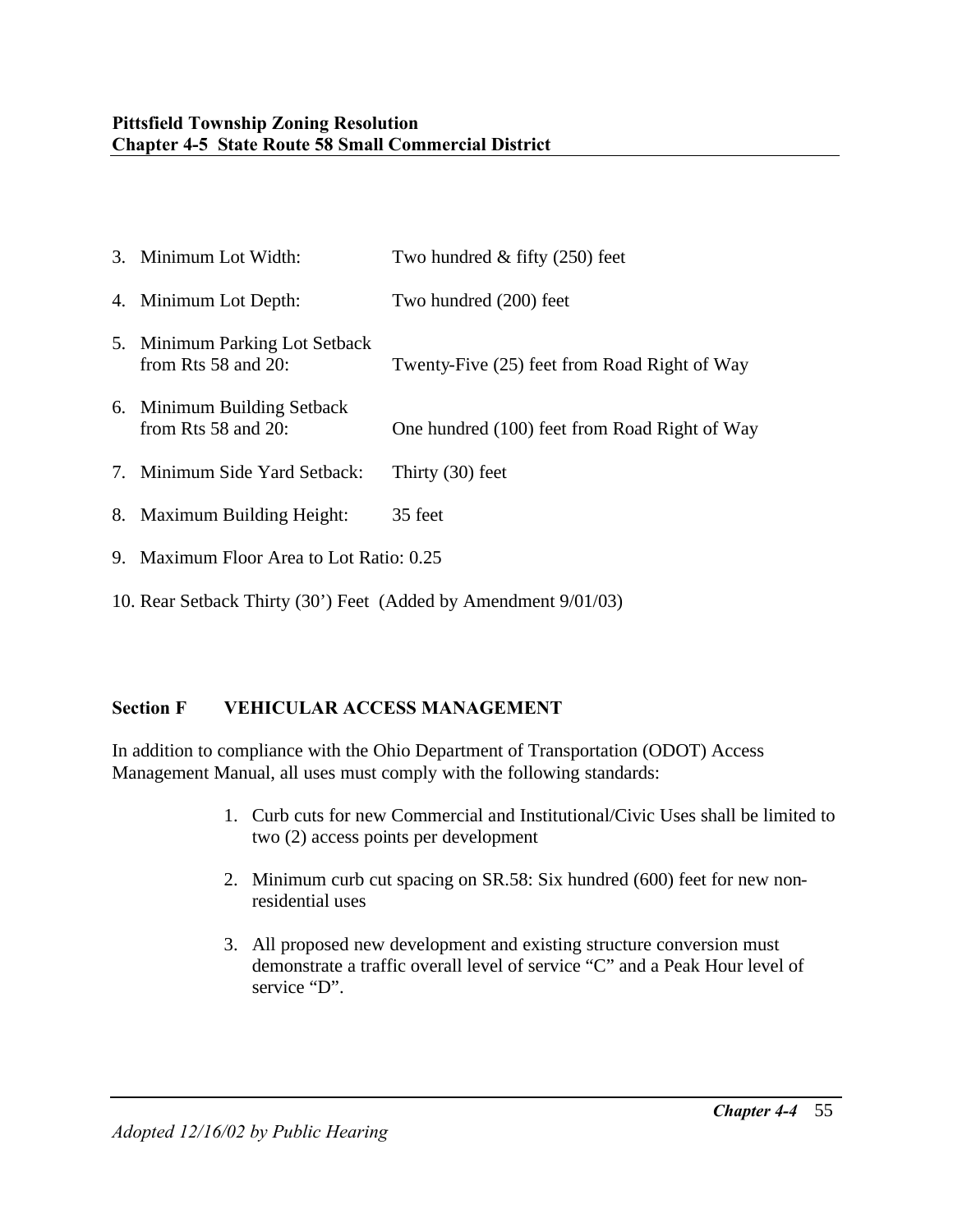3. Minimum Lot Width: Two hundred & fifty (250) feet

4. Minimum Lot Depth: Two hundred (200) feet

5. Minimum Parking Lot Setback from Rts 58 and 20: Twenty-Five (25) feet from Road Right of Way

6. Minimum Building Setback from Rts 58 and 20: One hundred (100) feet from Road Right of Way

7. Minimum Side Yard Setback: Thirty (30) feet

8. Maximum Building Height: 35 feet

9. Maximum Floor Area to Lot Ratio: 0.25

10. Rear Setback Thirty (30') Feet (Added by Amendment 9/01/03)

### Section F VEHICULAR ACCESS MANAGEMENT

In addition to compliance with the Ohio Department of Transportation (ODOT) Access Management Manual, all uses must comply with the following standards:

1. Curb cuts for new Commercial and Institutional/Civic Uses shall be limited to two (2) access points per development

2. Minimum curb cut spacing on SR.58: Six hundred (600) feet for new non-residential uses

3. All proposed new development and existing structure conversion must demonstrate a traffic overall level of service "C" and a Peak Hour level of service "D".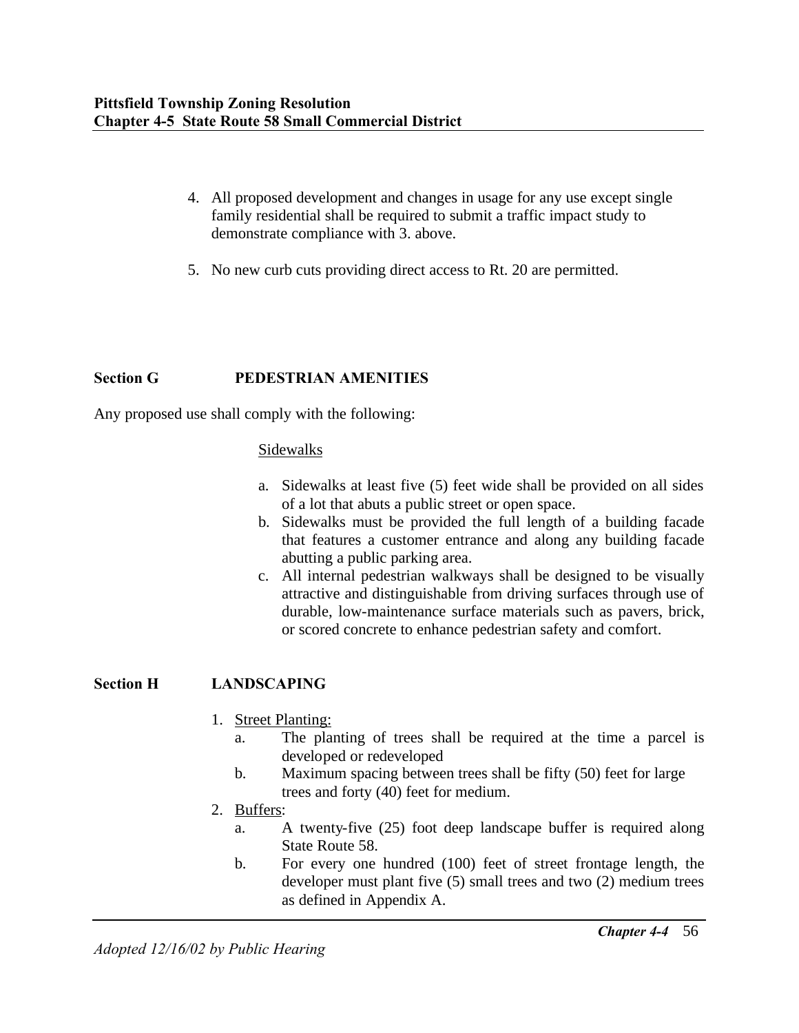4. All proposed development and changes in usage for any use except single family residential shall be required to submit a traffic impact study to demonstrate compliance with 3. above.

5. No new curb cuts providing direct access to Rt. 20 are permitted.

## Section G PEDESTRIAN AMENITIES

Any proposed use shall comply with the following:

Sidewalks

a. Sidewalks at least five (5) feet wide shall be provided on all sides of a lot that abuts a public street or open space.
b. Sidewalks must be provided the full length of a building facade that features a customer entrance and along any building facade abutting a public parking area.
c. All internal pedestrian walkways shall be designed to be visually attractive and distinguishable from driving surfaces through use of durable, low-maintenance surface materials such as pavers, brick, or scored concrete to enhance pedestrian safety and comfort.

## Section H LANDSCAPING

1. Street Planting:
   a. The planting of trees shall be required at the time a parcel is developed or redeveloped
   b. Maximum spacing between trees shall be fifty (50) feet for large trees and forty (40) feet for medium.
2. Buffers:
   a. A twenty-five (25) foot deep landscape buffer is required along State Route 58.
   b. For every one hundred (100) feet of street frontage length, the developer must plant five (5) small trees and two (2) medium trees as defined in Appendix A.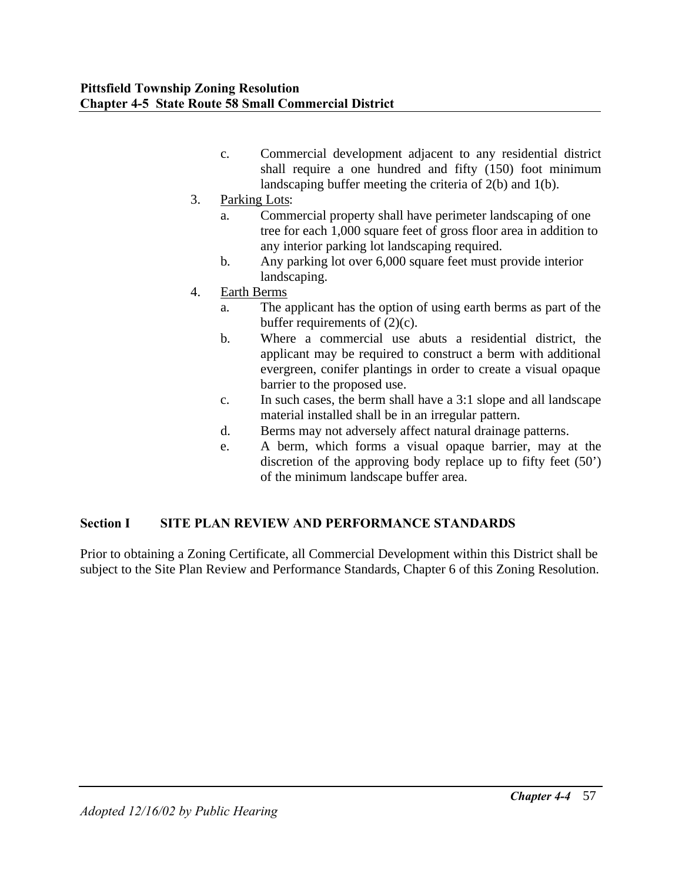c. Commercial development adjacent to any residential district shall require a one hundred and fifty (150) foot minimum landscaping buffer meeting the criteria of 2(b) and 1(b).

3. Parking Lots:
   a. Commercial property shall have perimeter landscaping of one tree for each 1,000 square feet of gross floor area in addition to any interior parking lot landscaping required.
   b. Any parking lot over 6,000 square feet must provide interior landscaping.
4. Earth Berms
   a. The applicant has the option of using earth berms as part of the buffer requirements of (2)(c).
   b. Where a commercial use abuts a residential district, the applicant may be required to construct a berm with additional evergreen, conifer plantings in order to create a visual opaque barrier to the proposed use.
   c. In such cases, the berm shall have a 3:1 slope and all landscape material installed shall be in an irregular pattern.
   d. Berms may not adversely affect natural drainage patterns.
   e. A berm, which forms a visual opaque barrier, may at the discretion of the approving body replace up to fifty feet (50') of the minimum landscape buffer area.

## Section I SITE PLAN REVIEW AND PERFORMANCE STANDARDS

Prior to obtaining a Zoning Certificate, all Commercial Development within this District shall be subject to the Site Plan Review and Performance Standards, Chapter 6 of this Zoning Resolution.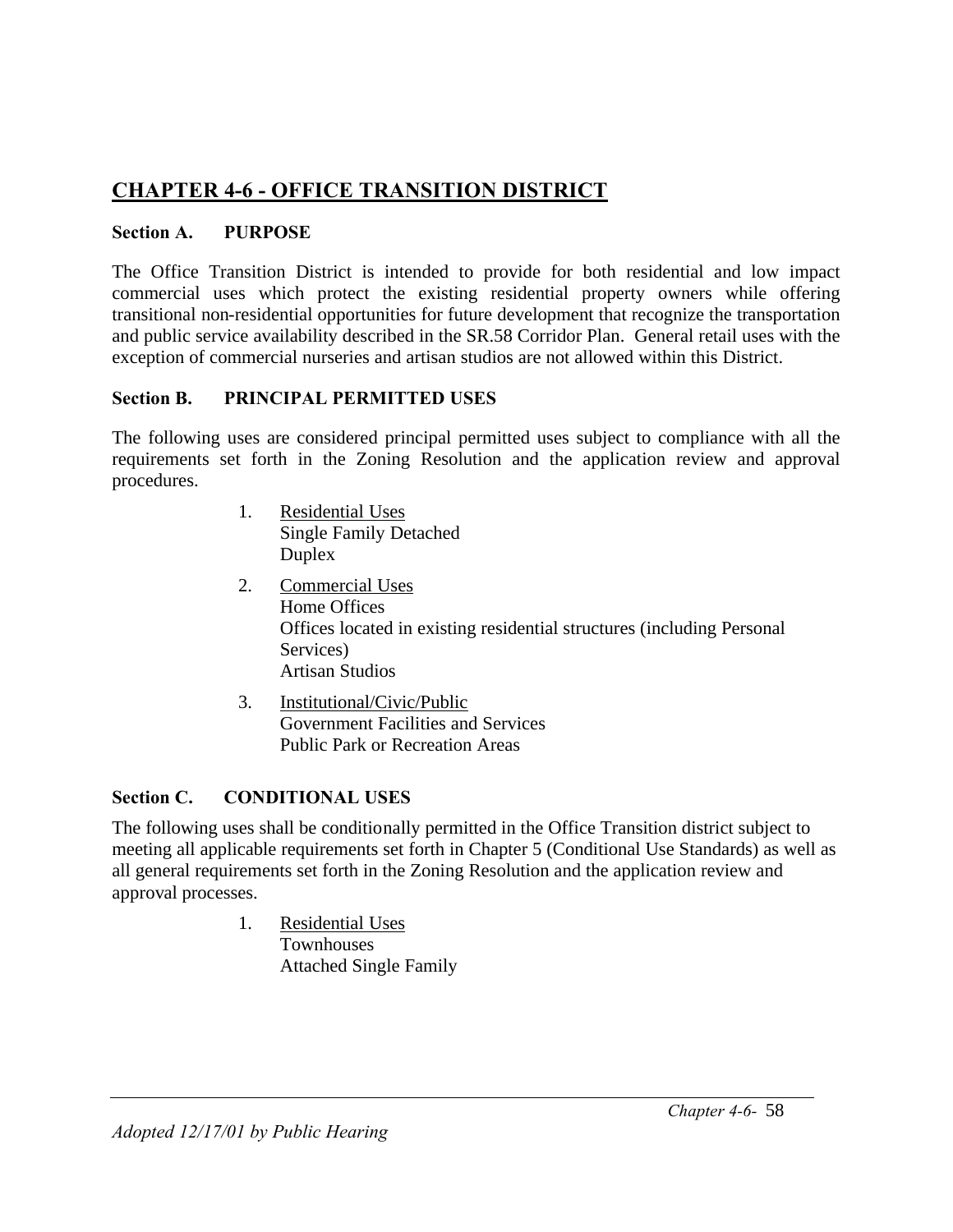# CHAPTER 4-6 - OFFICE TRANSITION DISTRICT

## Section A. PURPOSE

The Office Transition District is intended to provide for both residential and low impact commercial uses which protect the existing residential property owners while offering transitional non-residential opportunities for future development that recognize the transportation and public service availability described in the SR.58 Corridor Plan. General retail uses with the exception of commercial nurseries and artisan studios are not allowed within this District.

## Section B. PRINCIPAL PERMITTED USES

The following uses are considered principal permitted uses subject to compliance with all the requirements set forth in the Zoning Resolution and the application review and approval procedures.

1. Residential Uses
   Single Family Detached
   Duplex
2. Commercial Uses
   Home Offices
   Offices located in existing residential structures (including Personal Services)
   Artisan Studios
3. Institutional/Civic/Public
   Government Facilities and Services
   Public Park or Recreation Areas

## Section C. CONDITIONAL USES

The following uses shall be conditionally permitted in the Office Transition district subject to meeting all applicable requirements set forth in Chapter 5 (Conditional Use Standards) as well as all general requirements set forth in the Zoning Resolution and the application review and approval processes.

1. Residential Uses
   Townhouses
   Attached Single Family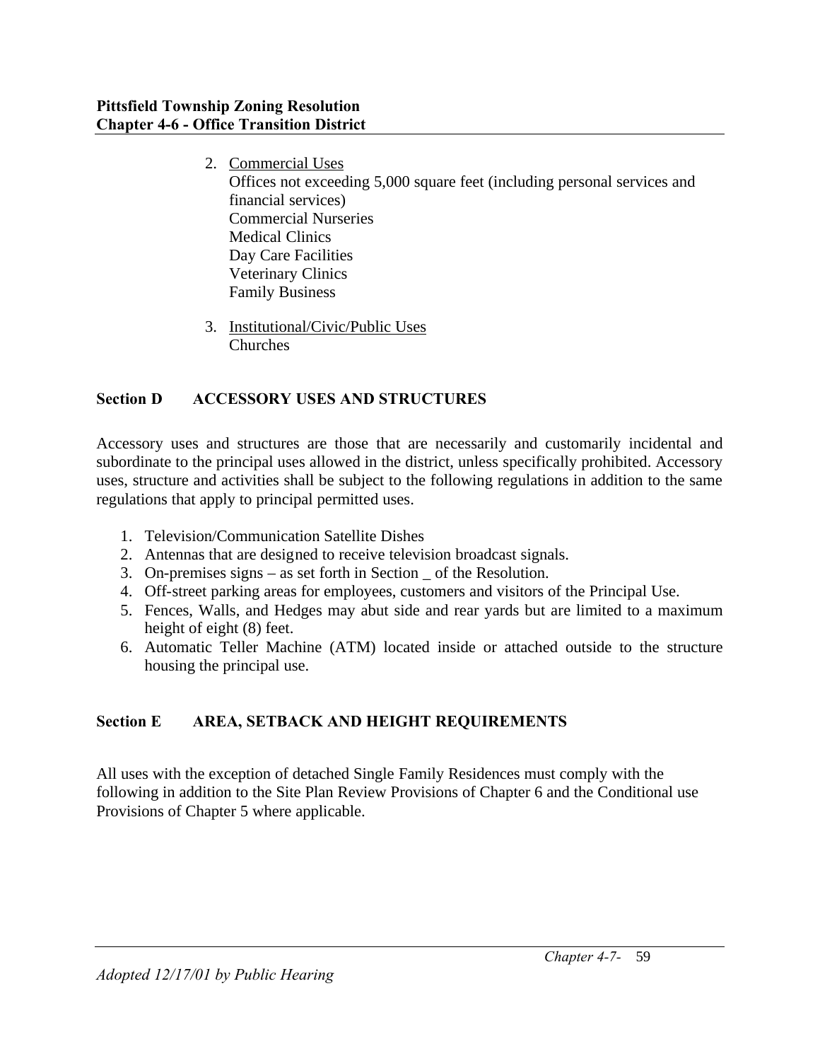2. Commercial Uses
   Offices not exceeding 5,000 square feet (including personal services and financial services)
   Commercial Nurseries
   Medical Clinics
   Day Care Facilities
   Veterinary Clinics
   Family Business

3. Institutional/Civic/Public Uses
   Churches

## Section D ACCESSORY USES AND STRUCTURES

Accessory uses and structures are those that are necessarily and customarily incidental and subordinate to the principal uses allowed in the district, unless specifically prohibited. Accessory uses, structure and activities shall be subject to the following regulations in addition to the same regulations that apply to principal permitted uses.

1. Television/Communication Satellite Dishes
2. Antennas that are designed to receive television broadcast signals.
3. On-premises signs – as set forth in Section _ of the Resolution.
4. Off-street parking areas for employees, customers and visitors of the Principal Use.
5. Fences, Walls, and Hedges may abut side and rear yards but are limited to a maximum height of eight (8) feet.
6. Automatic Teller Machine (ATM) located inside or attached outside to the structure housing the principal use.

## Section E AREA, SETBACK AND HEIGHT REQUIREMENTS

All uses with the exception of detached Single Family Residences must comply with the following in addition to the Site Plan Review Provisions of Chapter 6 and the Conditional use Provisions of Chapter 5 where applicable.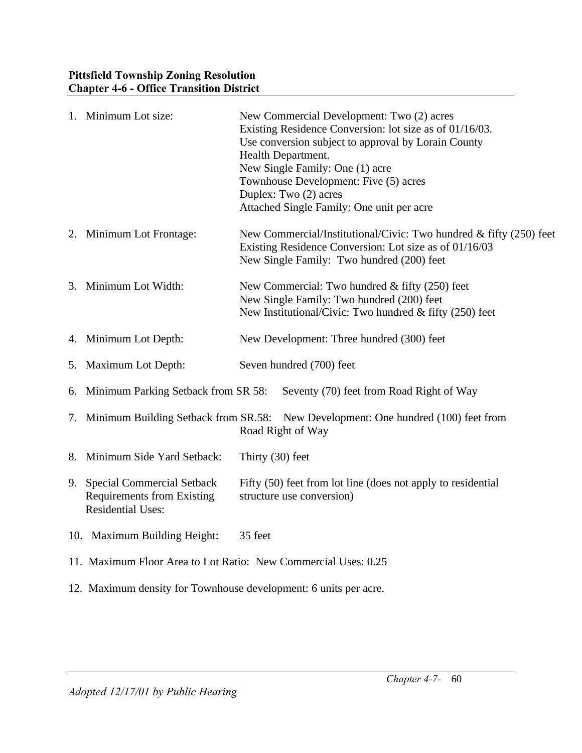1. Minimum Lot size: New Commercial Development: Two (2) acres
   Existing Residence Conversion: lot size as of 01/16/03.
   Use conversion subject to approval by Lorain County Health Department.
   New Single Family: One (1) acre
   Townhouse Development: Five (5) acres
   Duplex: Two (2) acres
   Attached Single Family: One unit per acre

2. Minimum Lot Frontage: New Commercial/Institutional/Civic: Two hundred & fifty (250) feet
   Existing Residence Conversion: Lot size as of 01/16/03
   New Single Family: Two hundred (200) feet

3. Minimum Lot Width: New Commercial: Two hundred & fifty (250) feet
   New Single Family: Two hundred (200) feet
   New Institutional/Civic: Two hundred & fifty (250) feet

4. Minimum Lot Depth: New Development: Three hundred (300) feet

5. Maximum Lot Depth: Seven hundred (700) feet

6. Minimum Parking Setback from SR 58: Seventy (70) feet from Road Right of Way

7. Minimum Building Setback from SR.58: New Development: One hundred (100) feet from Road Right of Way

8. Minimum Side Yard Setback: Thirty (30) feet

9. Special Commercial Setback Requirements from Existing Residential Uses: Fifty (50) feet from lot line (does not apply to residential structure use conversion)

10. Maximum Building Height: 35 feet

11. Maximum Floor Area to Lot Ratio: New Commercial Uses: 0.25

12. Maximum density for Townhouse development: 6 units per acre.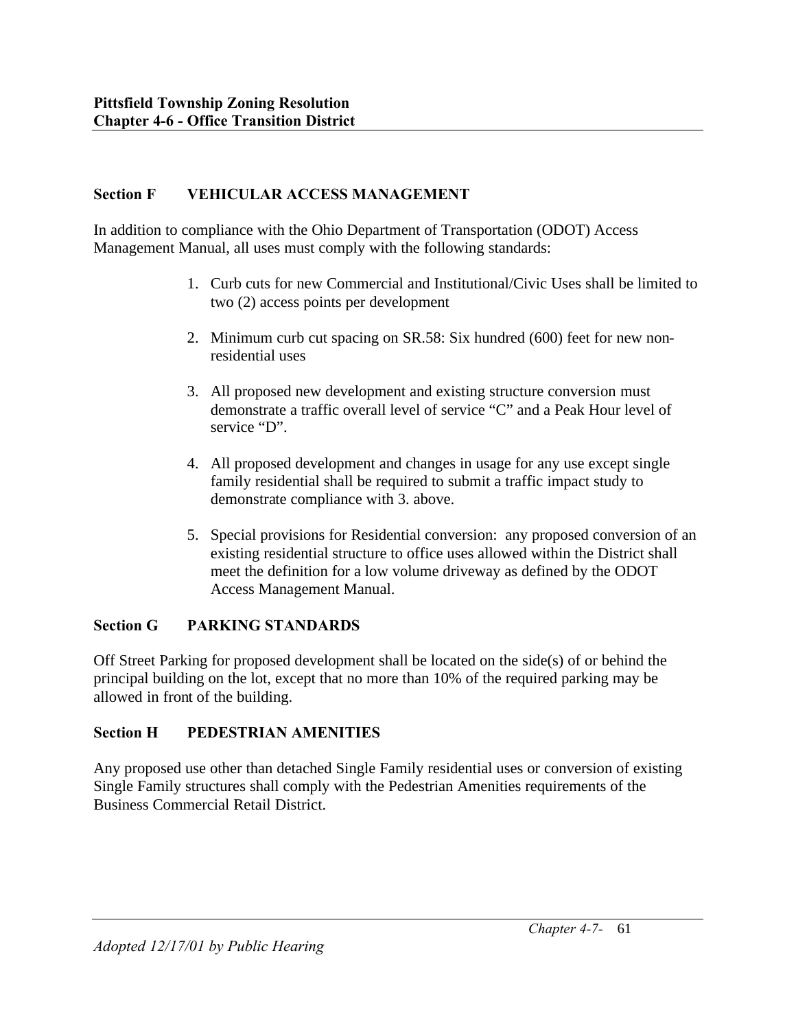## Section F VEHICULAR ACCESS MANAGEMENT

In addition to compliance with the Ohio Department of Transportation (ODOT) Access Management Manual, all uses must comply with the following standards:

1. Curb cuts for new Commercial and Institutional/Civic Uses shall be limited to two (2) access points per development

2. Minimum curb cut spacing on SR.58: Six hundred (600) feet for new non-residential uses

3. All proposed new development and existing structure conversion must demonstrate a traffic overall level of service "C" and a Peak Hour level of service "D".

4. All proposed development and changes in usage for any use except single family residential shall be required to submit a traffic impact study to demonstrate compliance with 3. above.

5. Special provisions for Residential conversion: any proposed conversion of an existing residential structure to office uses allowed within the District shall meet the definition for a low volume driveway as defined by the ODOT Access Management Manual.

## Section G PARKING STANDARDS

Off Street Parking for proposed development shall be located on the side(s) of or behind the principal building on the lot, except that no more than 10% of the required parking may be allowed in front of the building.

## Section H PEDESTRIAN AMENITIES

Any proposed use other than detached Single Family residential uses or conversion of existing Single Family structures shall comply with the Pedestrian Amenities requirements of the Business Commercial Retail District.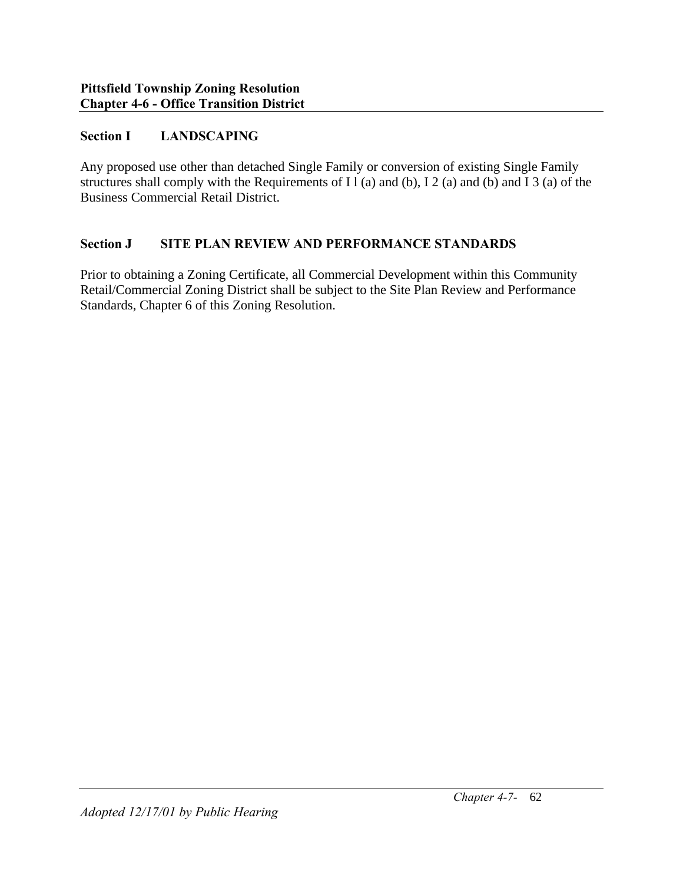## Section I LANDSCAPING

Any proposed use other than detached Single Family or conversion of existing Single Family structures shall comply with the Requirements of I l (a) and (b), I 2 (a) and (b) and I 3 (a) of the Business Commercial Retail District.

## Section J SITE PLAN REVIEW AND PERFORMANCE STANDARDS

Prior to obtaining a Zoning Certificate, all Commercial Development within this Community Retail/Commercial Zoning District shall be subject to the Site Plan Review and Performance Standards, Chapter 6 of this Zoning Resolution.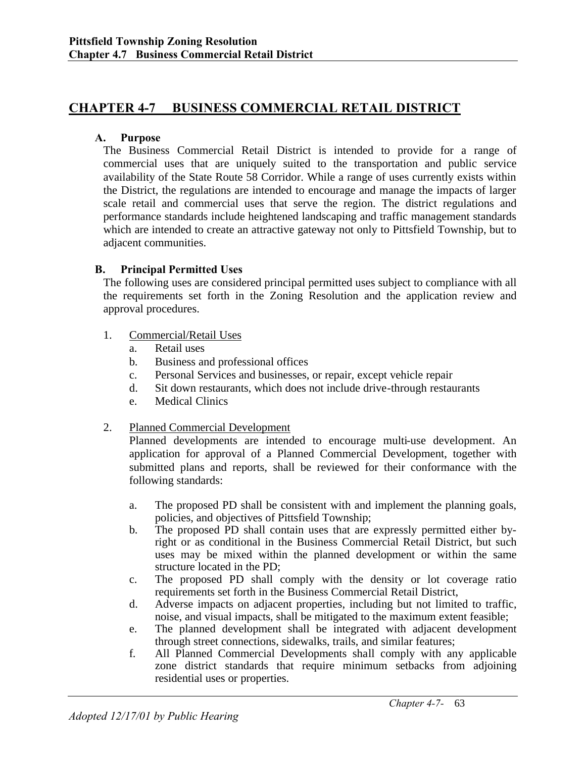# CHAPTER 4-7 BUSINESS COMMERCIAL RETAIL DISTRICT

## A. Purpose

The Business Commercial Retail District is intended to provide for a range of commercial uses that are uniquely suited to the transportation and public service availability of the State Route 58 Corridor. While a range of uses currently exists within the District, the regulations are intended to encourage and manage the impacts of larger scale retail and commercial uses that serve the region. The district regulations and performance standards include heightened landscaping and traffic management standards which are intended to create an attractive gateway not only to Pittsfield Township, but to adjacent communities.

## B. Principal Permitted Uses

The following uses are considered principal permitted uses subject to compliance with all the requirements set forth in the Zoning Resolution and the application review and approval procedures.

1. Commercial/Retail Uses
   a. Retail uses
   b. Business and professional offices
   c. Personal Services and businesses, or repair, except vehicle repair
   d. Sit down restaurants, which does not include drive-through restaurants
   e. Medical Clinics

2. Planned Commercial Development

   Planned developments are intended to encourage multi-use development. An application for approval of a Planned Commercial Development, together with submitted plans and reports, shall be reviewed for their conformance with the following standards:

   a. The proposed PD shall be consistent with and implement the planning goals, policies, and objectives of Pittsfield Township;
   b. The proposed PD shall contain uses that are expressly permitted either by-right or as conditional in the Business Commercial Retail District, but such uses may be mixed within the planned development or within the same structure located in the PD;
   c. The proposed PD shall comply with the density or lot coverage ratio requirements set forth in the Business Commercial Retail District,
   d. Adverse impacts on adjacent properties, including but not limited to traffic, noise, and visual impacts, shall be mitigated to the maximum extent feasible;
   e. The planned development shall be integrated with adjacent development through street connections, sidewalks, trails, and similar features;
   f. All Planned Commercial Developments shall comply with any applicable zone district standards that require minimum setbacks from adjoining residential uses or properties.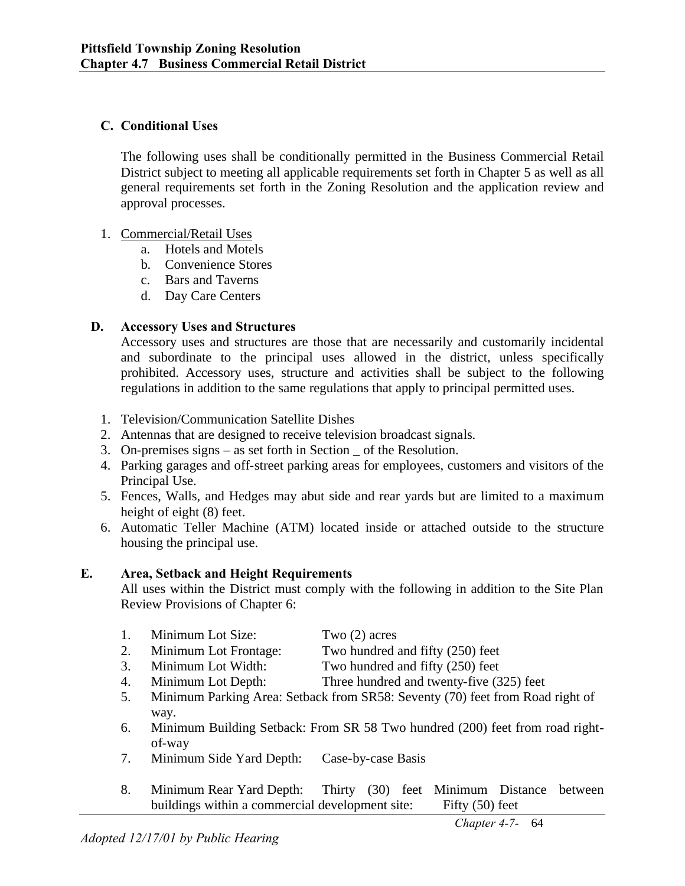### C. Conditional Uses

The following uses shall be conditionally permitted in the Business Commercial Retail District subject to meeting all applicable requirements set forth in Chapter 5 as well as all general requirements set forth in the Zoning Resolution and the application review and approval processes.

1. Commercial/Retail Uses
   a. Hotels and Motels
   b. Convenience Stores
   c. Bars and Taverns
   d. Day Care Centers

### D. Accessory Uses and Structures

Accessory uses and structures are those that are necessarily and customarily incidental and subordinate to the principal uses allowed in the district, unless specifically prohibited. Accessory uses, structure and activities shall be subject to the following regulations in addition to the same regulations that apply to principal permitted uses.

1. Television/Communication Satellite Dishes
2. Antennas that are designed to receive television broadcast signals.
3. On-premises signs – as set forth in Section _ of the Resolution.
4. Parking garages and off-street parking areas for employees, customers and visitors of the Principal Use.
5. Fences, Walls, and Hedges may abut side and rear yards but are limited to a maximum height of eight (8) feet.
6. Automatic Teller Machine (ATM) located inside or attached outside to the structure housing the principal use.

### E. Area, Setback and Height Requirements

All uses within the District must comply with the following in addition to the Site Plan Review Provisions of Chapter 6:

1. Minimum Lot Size: Two (2) acres
2. Minimum Lot Frontage: Two hundred and fifty (250) feet
3. Minimum Lot Width: Two hundred and fifty (250) feet
4. Minimum Lot Depth: Three hundred and twenty-five (325) feet
5. Minimum Parking Area: Setback from SR58: Seventy (70) feet from Road right of way.
6. Minimum Building Setback: From SR 58 Two hundred (200) feet from road right-of-way
7. Minimum Side Yard Depth: Case-by-case Basis
8. Minimum Rear Yard Depth: Thirty (30) feet Minimum Distance between buildings within a commercial development site: Fifty (50) feet

*Adopted 12/17/01 by Public Hearing*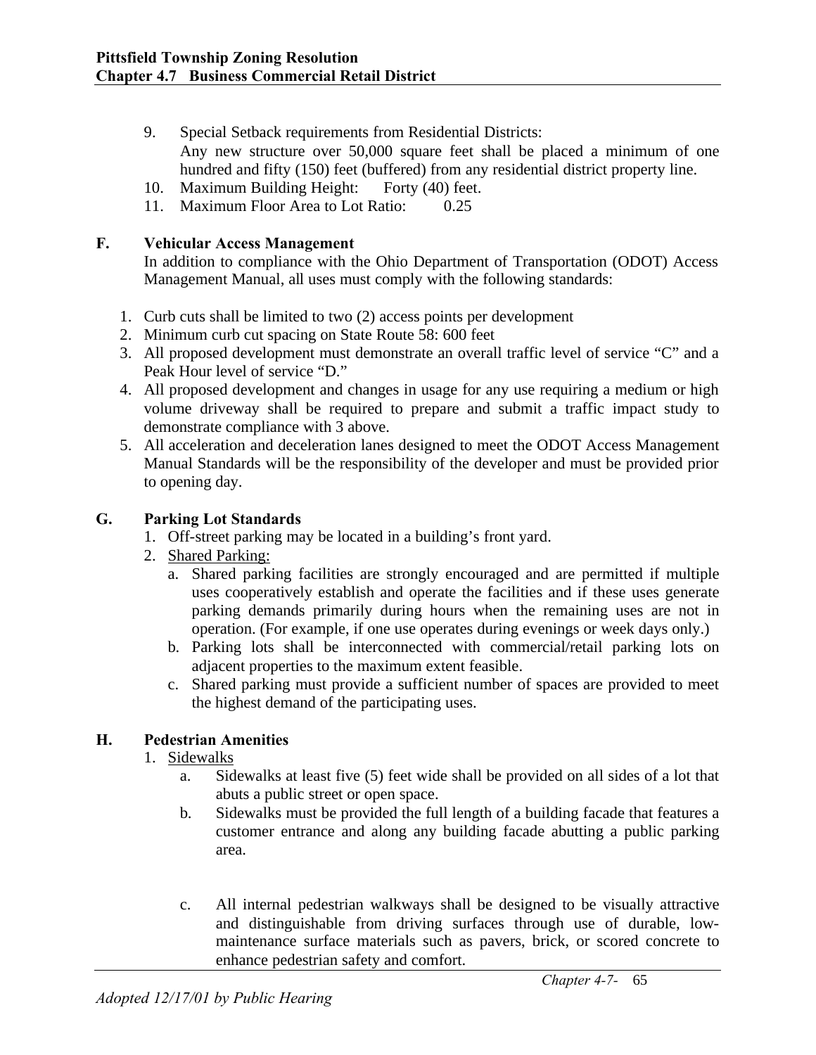9. Special Setback requirements from Residential Districts:
   Any new structure over 50,000 square feet shall be placed a minimum of one hundred and fifty (150) feet (buffered) from any residential district property line.
10. Maximum Building Height: Forty (40) feet.
11. Maximum Floor Area to Lot Ratio: 0.25

**F. Vehicular Access Management**

In addition to compliance with the Ohio Department of Transportation (ODOT) Access Management Manual, all uses must comply with the following standards:

1. Curb cuts shall be limited to two (2) access points per development
2. Minimum curb cut spacing on State Route 58: 600 feet
3. All proposed development must demonstrate an overall traffic level of service "C" and a Peak Hour level of service "D."
4. All proposed development and changes in usage for any use requiring a medium or high volume driveway shall be required to prepare and submit a traffic impact study to demonstrate compliance with 3 above.
5. All acceleration and deceleration lanes designed to meet the ODOT Access Management Manual Standards will be the responsibility of the developer and must be provided prior to opening day.

**G. Parking Lot Standards**

1. Off-street parking may be located in a building's front yard.
2. Shared Parking:
   a. Shared parking facilities are strongly encouraged and are permitted if multiple uses cooperatively establish and operate the facilities and if these uses generate parking demands primarily during hours when the remaining uses are not in operation. (For example, if one use operates during evenings or week days only.)
   b. Parking lots shall be interconnected with commercial/retail parking lots on adjacent properties to the maximum extent feasible.
   c. Shared parking must provide a sufficient number of spaces are provided to meet the highest demand of the participating uses.

**H. Pedestrian Amenities**

1. Sidewalks
   a. Sidewalks at least five (5) feet wide shall be provided on all sides of a lot that abuts a public street or open space.
   b. Sidewalks must be provided the full length of a building facade that features a customer entrance and along any building facade abutting a public parking area.
   c. All internal pedestrian walkways shall be designed to be visually attractive and distinguishable from driving surfaces through use of durable, low-maintenance surface materials such as pavers, brick, or scored concrete to enhance pedestrian safety and comfort.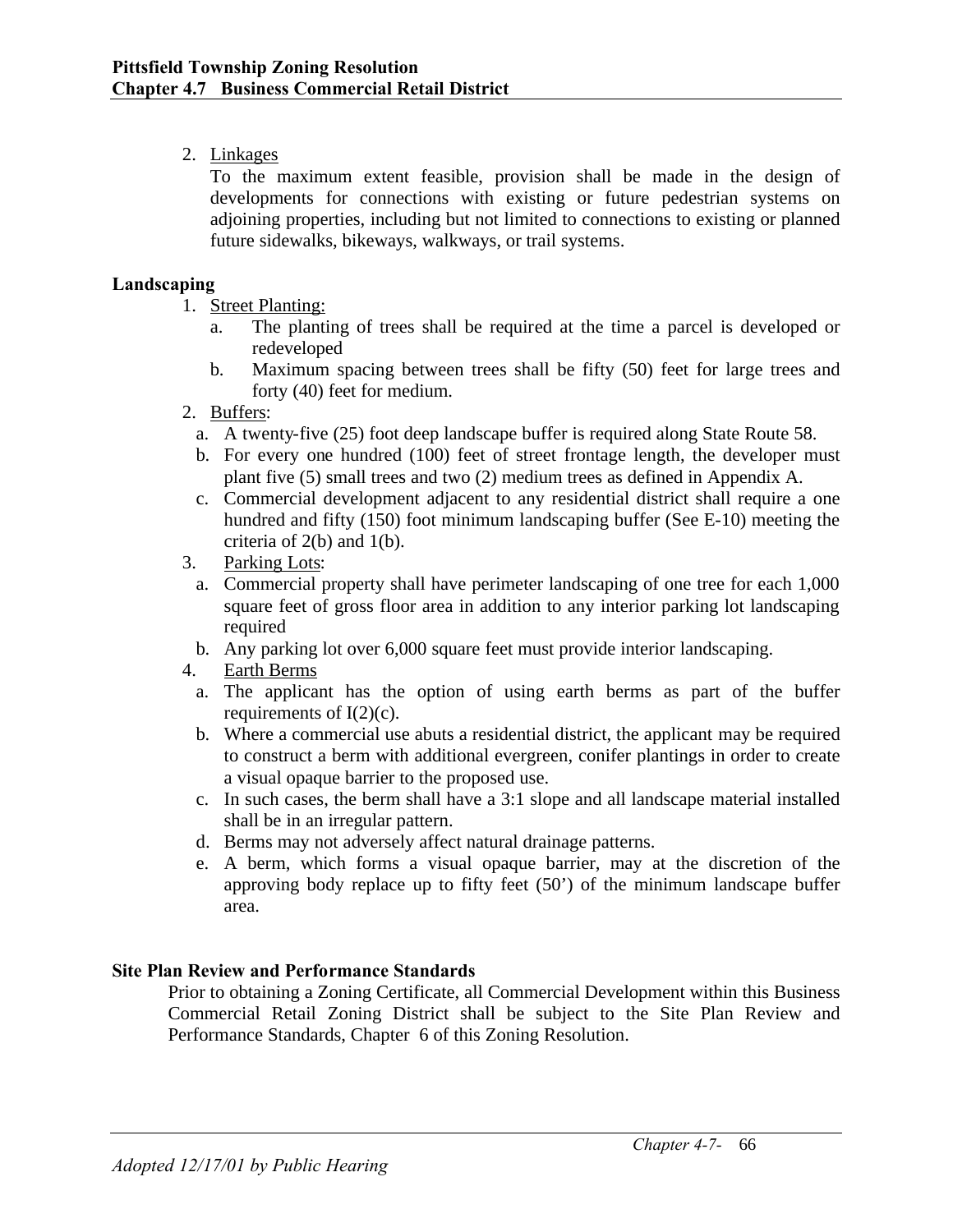2. Linkages

   To the maximum extent feasible, provision shall be made in the design of developments for connections with existing or future pedestrian systems on adjoining properties, including but not limited to connections to existing or planned future sidewalks, bikeways, walkways, or trail systems.

**Landscaping**

1. Street Planting:
   a. The planting of trees shall be required at the time a parcel is developed or redeveloped
   b. Maximum spacing between trees shall be fifty (50) feet for large trees and forty (40) feet for medium.
2. Buffers:
   a. A twenty-five (25) foot deep landscape buffer is required along State Route 58.
   b. For every one hundred (100) feet of street frontage length, the developer must plant five (5) small trees and two (2) medium trees as defined in Appendix A.
   c. Commercial development adjacent to any residential district shall require a one hundred and fifty (150) foot minimum landscaping buffer (See E-10) meeting the criteria of 2(b) and 1(b).
3. Parking Lots:
   a. Commercial property shall have perimeter landscaping of one tree for each 1,000 square feet of gross floor area in addition to any interior parking lot landscaping required
   b. Any parking lot over 6,000 square feet must provide interior landscaping.
4. Earth Berms
   a. The applicant has the option of using earth berms as part of the buffer requirements of I(2)(c).
   b. Where a commercial use abuts a residential district, the applicant may be required to construct a berm with additional evergreen, conifer plantings in order to create a visual opaque barrier to the proposed use.
   c. In such cases, the berm shall have a 3:1 slope and all landscape material installed shall be in an irregular pattern.
   d. Berms may not adversely affect natural drainage patterns.
   e. A berm, which forms a visual opaque barrier, may at the discretion of the approving body replace up to fifty feet (50') of the minimum landscape buffer area.

**Site Plan Review and Performance Standards**

Prior to obtaining a Zoning Certificate, all Commercial Development within this Business Commercial Retail Zoning District shall be subject to the Site Plan Review and Performance Standards, Chapter 6 of this Zoning Resolution.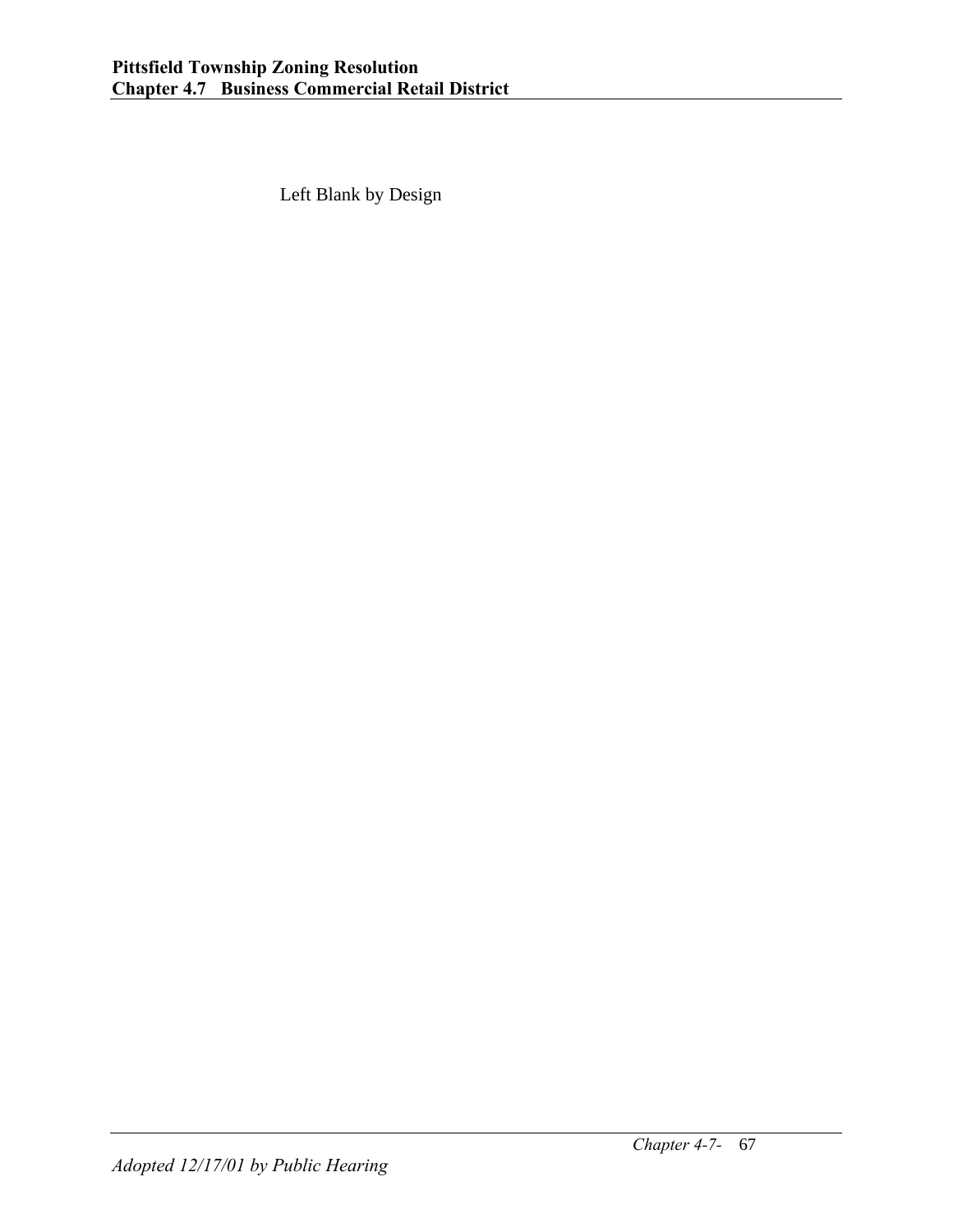Left Blank by Design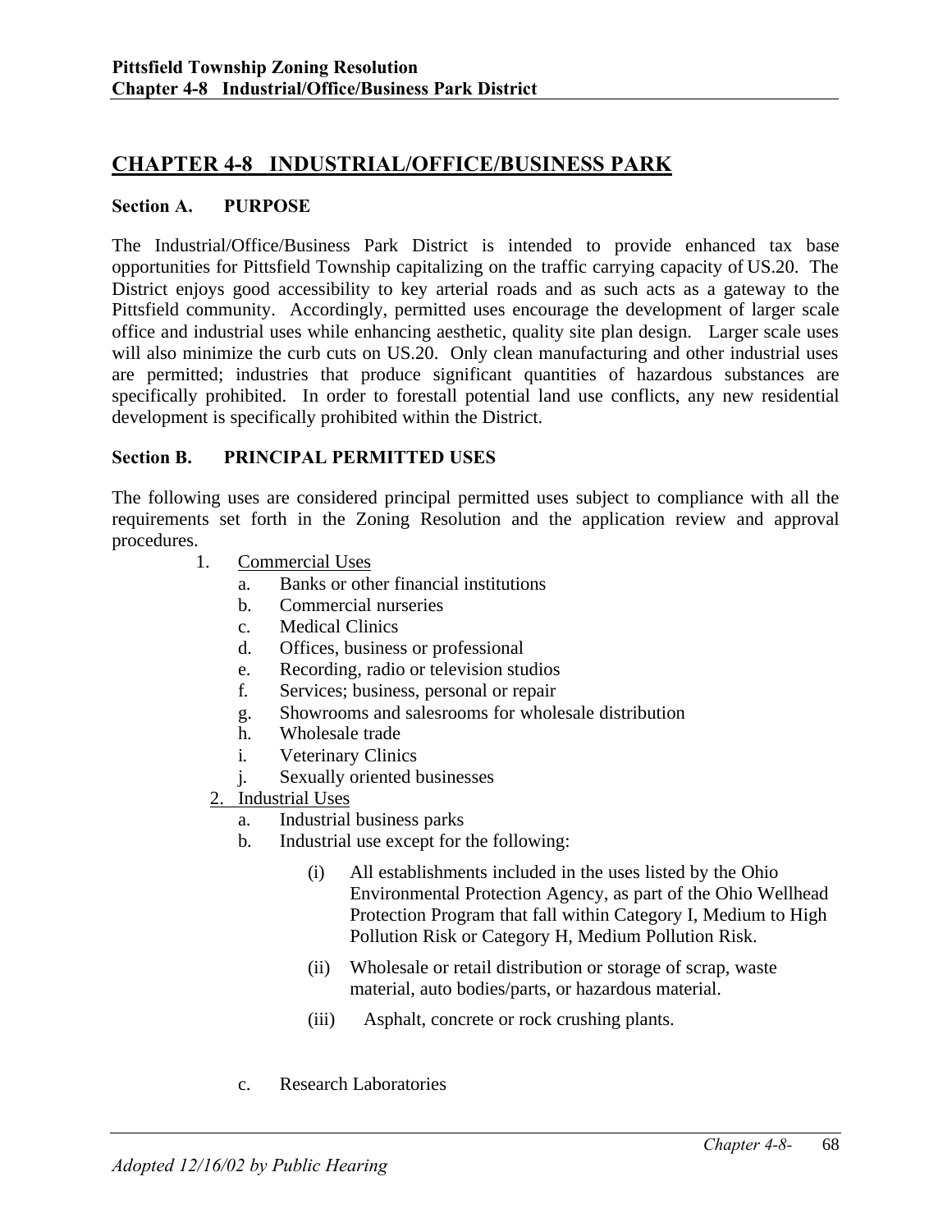# CHAPTER 4-8 INDUSTRIAL/OFFICE/BUSINESS PARK

## Section A. PURPOSE

The Industrial/Office/Business Park District is intended to provide enhanced tax base opportunities for Pittsfield Township capitalizing on the traffic carrying capacity of US.20. The District enjoys good accessibility to key arterial roads and as such acts as a gateway to the Pittsfield community. Accordingly, permitted uses encourage the development of larger scale office and industrial uses while enhancing aesthetic, quality site plan design. Larger scale uses will also minimize the curb cuts on US.20. Only clean manufacturing and other industrial uses are permitted; industries that produce significant quantities of hazardous substances are specifically prohibited. In order to forestall potential land use conflicts, any new residential development is specifically prohibited within the District.

## Section B. PRINCIPAL PERMITTED USES

The following uses are considered principal permitted uses subject to compliance with all the requirements set forth in the Zoning Resolution and the application review and approval procedures.

1. Commercial Uses
   - a. Banks or other financial institutions
   - b. Commercial nurseries
   - c. Medical Clinics
   - d. Offices, business or professional
   - e. Recording, radio or television studios
   - f. Services; business, personal or repair
   - g. Showrooms and salesrooms for wholesale distribution
   - h. Wholesale trade
   - i. Veterinary Clinics
   - j. Sexually oriented businesses
2. Industrial Uses
   - a. Industrial business parks
   - b. Industrial use except for the following:
     - (i) All establishments included in the uses listed by the Ohio Environmental Protection Agency, as part of the Ohio Wellhead Protection Program that fall within Category I, Medium to High Pollution Risk or Category H, Medium Pollution Risk.
     - (ii) Wholesale or retail distribution or storage of scrap, waste material, auto bodies/parts, or hazardous material.
     - (iii) Asphalt, concrete or rock crushing plants.
   - c. Research Laboratories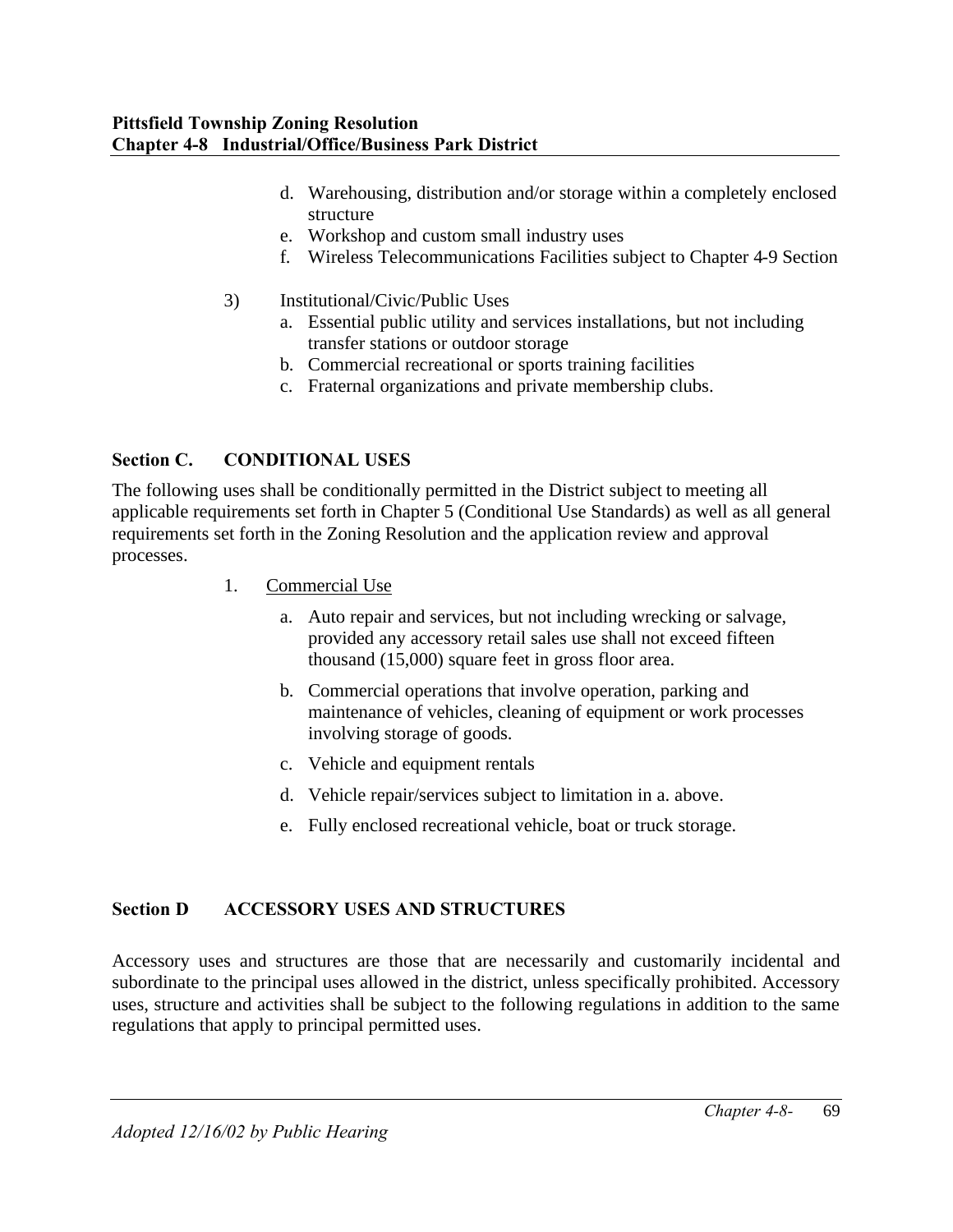d. Warehousing, distribution and/or storage within a completely enclosed structure
e. Workshop and custom small industry uses
f. Wireless Telecommunications Facilities subject to Chapter 4-9 Section

3) Institutional/Civic/Public Uses
   a. Essential public utility and services installations, but not including transfer stations or outdoor storage
   b. Commercial recreational or sports training facilities
   c. Fraternal organizations and private membership clubs.

## Section C. CONDITIONAL USES

The following uses shall be conditionally permitted in the District subject to meeting all applicable requirements set forth in Chapter 5 (Conditional Use Standards) as well as all general requirements set forth in the Zoning Resolution and the application review and approval processes.

1. Commercial Use

   a. Auto repair and services, but not including wrecking or salvage, provided any accessory retail sales use shall not exceed fifteen thousand (15,000) square feet in gross floor area.

   b. Commercial operations that involve operation, parking and maintenance of vehicles, cleaning of equipment or work processes involving storage of goods.

   c. Vehicle and equipment rentals

   d. Vehicle repair/services subject to limitation in a. above.

   e. Fully enclosed recreational vehicle, boat or truck storage.

## Section D ACCESSORY USES AND STRUCTURES

Accessory uses and structures are those that are necessarily and customarily incidental and subordinate to the principal uses allowed in the district, unless specifically prohibited. Accessory uses, structure and activities shall be subject to the following regulations in addition to the same regulations that apply to principal permitted uses.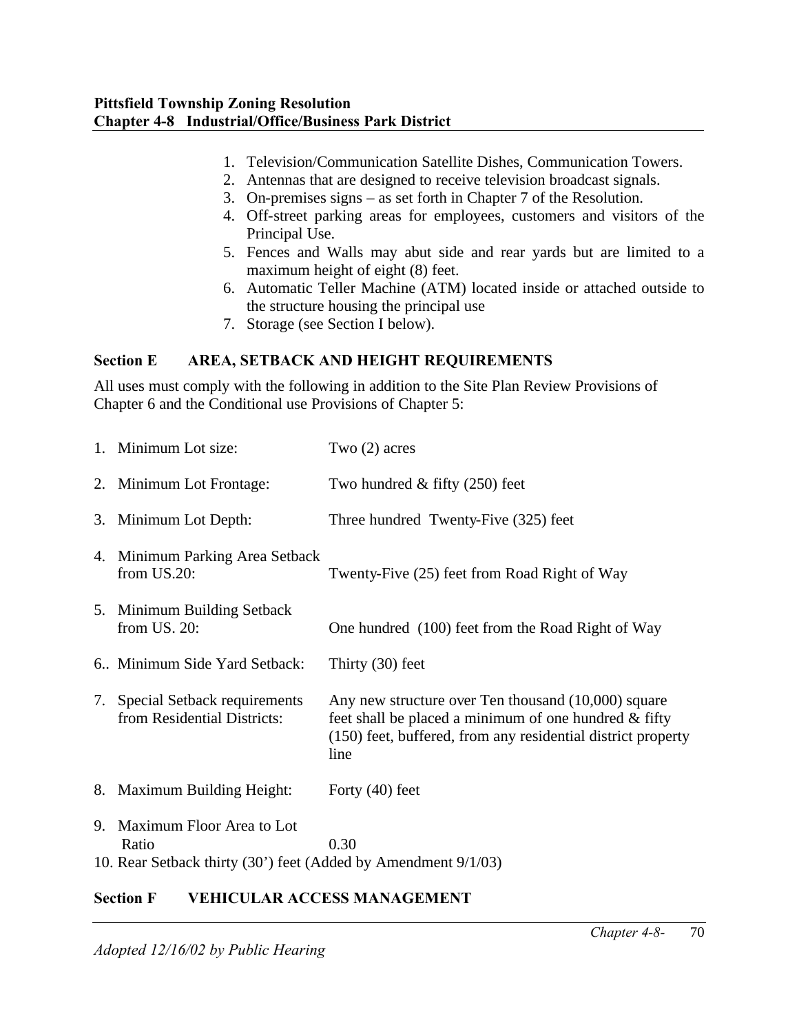1. Television/Communication Satellite Dishes, Communication Towers.
2. Antennas that are designed to receive television broadcast signals.
3. On-premises signs – as set forth in Chapter 7 of the Resolution.
4. Off-street parking areas for employees, customers and visitors of the Principal Use.
5. Fences and Walls may abut side and rear yards but are limited to a maximum height of eight (8) feet.
6. Automatic Teller Machine (ATM) located inside or attached outside to the structure housing the principal use
7. Storage (see Section I below).

### Section E AREA, SETBACK AND HEIGHT REQUIREMENTS

All uses must comply with the following in addition to the Site Plan Review Provisions of Chapter 6 and the Conditional use Provisions of Chapter 5:

| | |
|---|---|
| 1. Minimum Lot size: | Two (2) acres |
| 2. Minimum Lot Frontage: | Two hundred & fifty (250) feet |
| 3. Minimum Lot Depth: | Three hundred Twenty-Five (325) feet |
| 4. Minimum Parking Area Setback from US.20: | Twenty-Five (25) feet from Road Right of Way |
| 5. Minimum Building Setback from US. 20: | One hundred (100) feet from the Road Right of Way |
| 6.. Minimum Side Yard Setback: | Thirty (30) feet |
| 7. Special Setback requirements from Residential Districts: | Any new structure over Ten thousand (10,000) square feet shall be placed a minimum of one hundred & fifty (150) feet, buffered, from any residential district property line |
| 8. Maximum Building Height: | Forty (40) feet |
| 9. Maximum Floor Area to Lot Ratio | 0.30 |

10. Rear Setback thirty (30') feet (Added by Amendment 9/1/03)

### Section F VEHICULAR ACCESS MANAGEMENT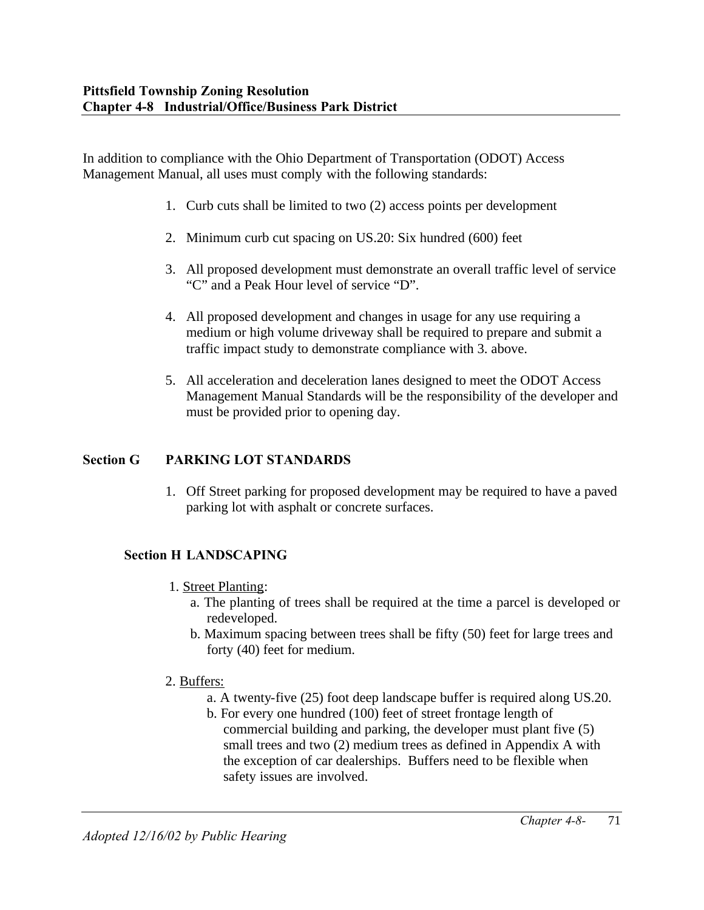In addition to compliance with the Ohio Department of Transportation (ODOT) Access Management Manual, all uses must comply with the following standards:

1. Curb cuts shall be limited to two (2) access points per development
2. Minimum curb cut spacing on US.20: Six hundred (600) feet
3. All proposed development must demonstrate an overall traffic level of service "C" and a Peak Hour level of service "D".
4. All proposed development and changes in usage for any use requiring a medium or high volume driveway shall be required to prepare and submit a traffic impact study to demonstrate compliance with 3. above.
5. All acceleration and deceleration lanes designed to meet the ODOT Access Management Manual Standards will be the responsibility of the developer and must be provided prior to opening day.

## Section G PARKING LOT STANDARDS

1. Off Street parking for proposed development may be required to have a paved parking lot with asphalt or concrete surfaces.

## Section H LANDSCAPING

1. Street Planting:
   a. The planting of trees shall be required at the time a parcel is developed or redeveloped.
   b. Maximum spacing between trees shall be fifty (50) feet for large trees and forty (40) feet for medium.

2. Buffers:
   a. A twenty-five (25) foot deep landscape buffer is required along US.20.
   b. For every one hundred (100) feet of street frontage length of commercial building and parking, the developer must plant five (5) small trees and two (2) medium trees as defined in Appendix A with the exception of car dealerships. Buffers need to be flexible when safety issues are involved.

*Adopted 12/16/02 by Public Hearing*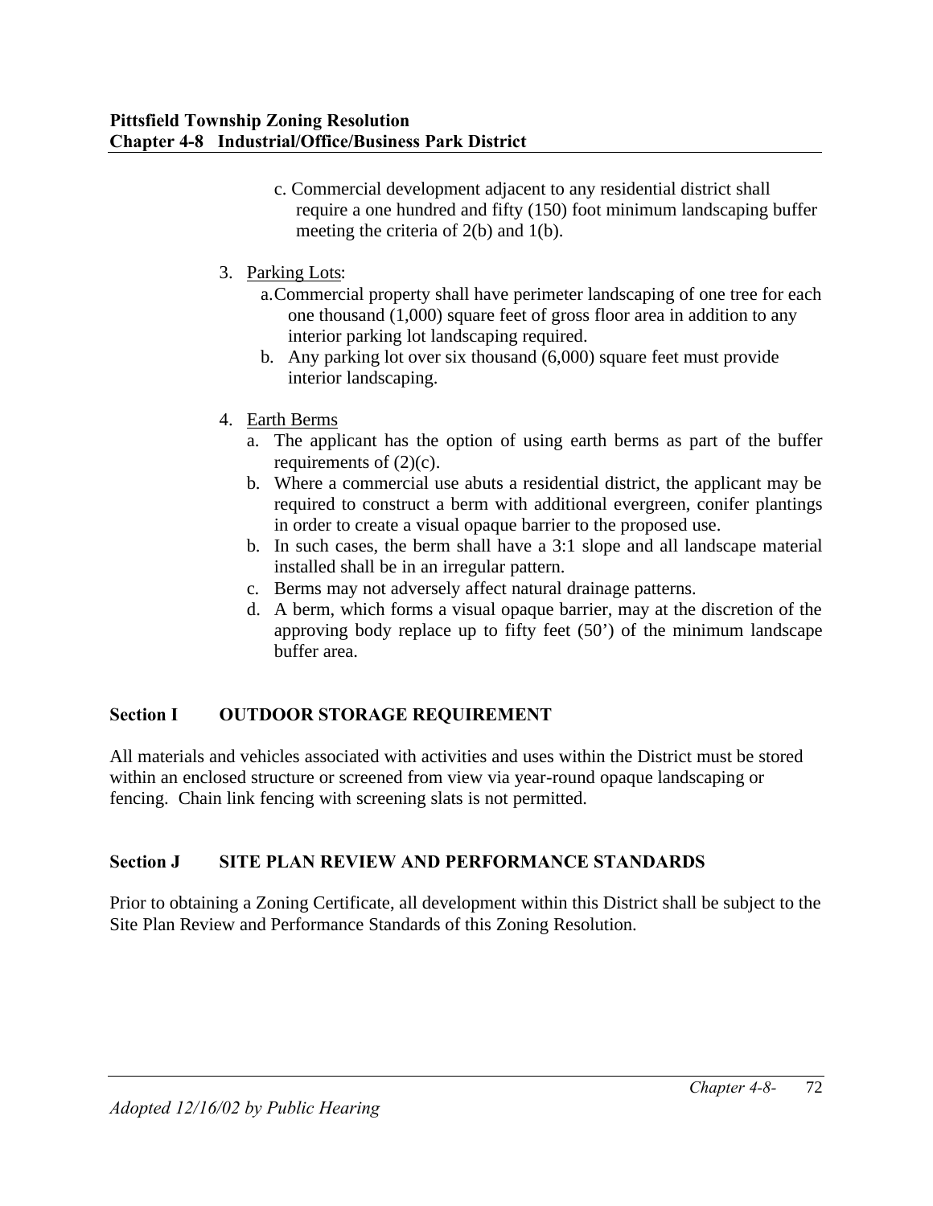c. Commercial development adjacent to any residential district shall require a one hundred and fifty (150) foot minimum landscaping buffer meeting the criteria of 2(b) and 1(b).

3. Parking Lots:
   a. Commercial property shall have perimeter landscaping of one tree for each one thousand (1,000) square feet of gross floor area in addition to any interior parking lot landscaping required.
   b. Any parking lot over six thousand (6,000) square feet must provide interior landscaping.

4. Earth Berms
   a. The applicant has the option of using earth berms as part of the buffer requirements of (2)(c).
   b. Where a commercial use abuts a residential district, the applicant may be required to construct a berm with additional evergreen, conifer plantings in order to create a visual opaque barrier to the proposed use.
   b. In such cases, the berm shall have a 3:1 slope and all landscape material installed shall be in an irregular pattern.
   c. Berms may not adversely affect natural drainage patterns.
   d. A berm, which forms a visual opaque barrier, may at the discretion of the approving body replace up to fifty feet (50') of the minimum landscape buffer area.

## Section I OUTDOOR STORAGE REQUIREMENT

All materials and vehicles associated with activities and uses within the District must be stored within an enclosed structure or screened from view via year-round opaque landscaping or fencing. Chain link fencing with screening slats is not permitted.

## Section J SITE PLAN REVIEW AND PERFORMANCE STANDARDS

Prior to obtaining a Zoning Certificate, all development within this District shall be subject to the Site Plan Review and Performance Standards of this Zoning Resolution.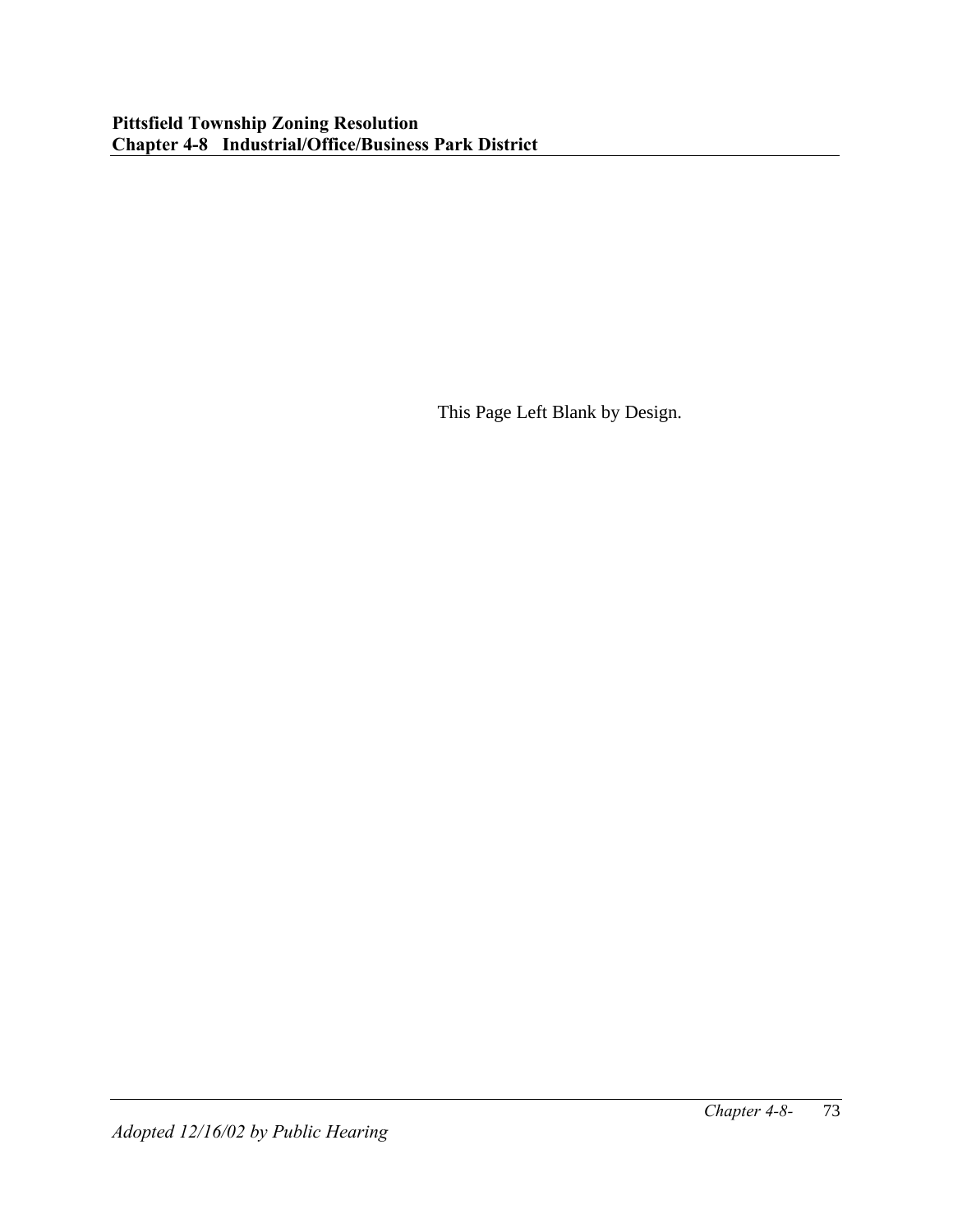This Page Left Blank by Design.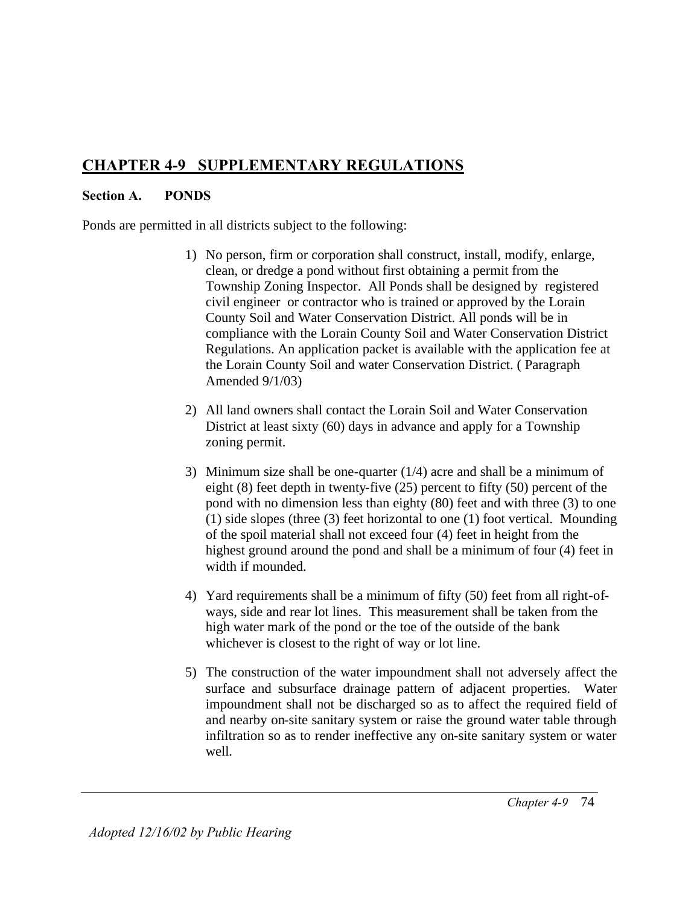## CHAPTER 4-9 SUPPLEMENTARY REGULATIONS

### Section A. PONDS

Ponds are permitted in all districts subject to the following:

1) No person, firm or corporation shall construct, install, modify, enlarge, clean, or dredge a pond without first obtaining a permit from the Township Zoning Inspector. All Ponds shall be designed by registered civil engineer or contractor who is trained or approved by the Lorain County Soil and Water Conservation District. All ponds will be in compliance with the Lorain County Soil and Water Conservation District Regulations. An application packet is available with the application fee at the Lorain County Soil and water Conservation District. ( Paragraph Amended 9/1/03)

2) All land owners shall contact the Lorain Soil and Water Conservation District at least sixty (60) days in advance and apply for a Township zoning permit.

3) Minimum size shall be one-quarter (1/4) acre and shall be a minimum of eight (8) feet depth in twenty-five (25) percent to fifty (50) percent of the pond with no dimension less than eighty (80) feet and with three (3) to one (1) side slopes (three (3) feet horizontal to one (1) foot vertical. Mounding of the spoil material shall not exceed four (4) feet in height from the highest ground around the pond and shall be a minimum of four (4) feet in width if mounded.

4) Yard requirements shall be a minimum of fifty (50) feet from all right-of-ways, side and rear lot lines. This measurement shall be taken from the high water mark of the pond or the toe of the outside of the bank whichever is closest to the right of way or lot line.

5) The construction of the water impoundment shall not adversely affect the surface and subsurface drainage pattern of adjacent properties. Water impoundment shall not be discharged so as to affect the required field of and nearby on-site sanitary system or raise the ground water table through infiltration so as to render ineffective any on-site sanitary system or water well.

*Adopted 12/16/02 by Public Hearing*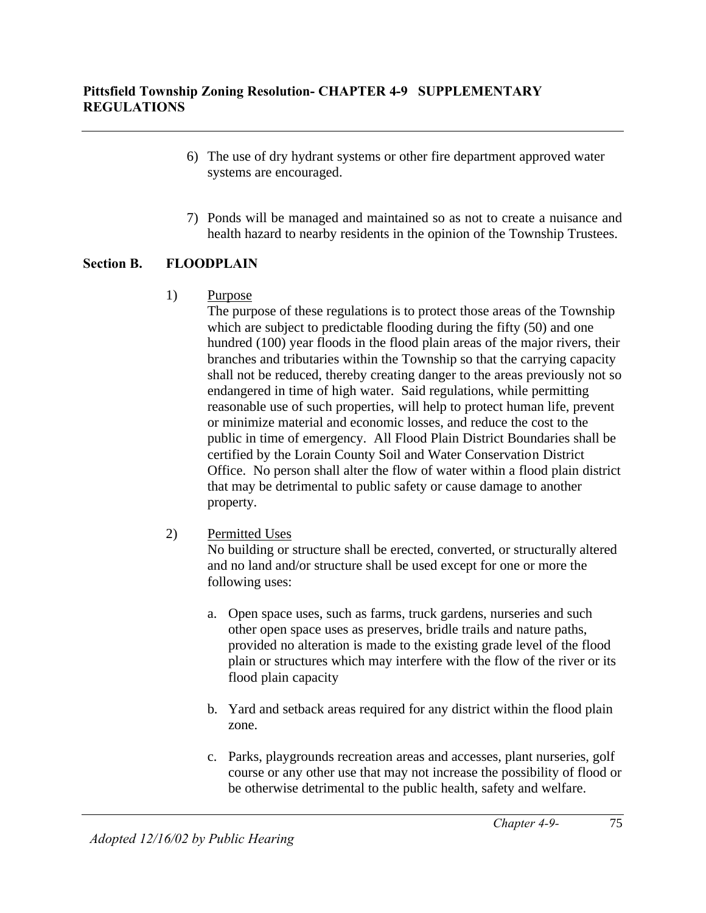6) The use of dry hydrant systems or other fire department approved water systems are encouraged.

7) Ponds will be managed and maintained so as not to create a nuisance and health hazard to nearby residents in the opinion of the Township Trustees.

## Section B. FLOODPLAIN

1) Purpose

The purpose of these regulations is to protect those areas of the Township which are subject to predictable flooding during the fifty (50) and one hundred (100) year floods in the flood plain areas of the major rivers, their branches and tributaries within the Township so that the carrying capacity shall not be reduced, thereby creating danger to the areas previously not so endangered in time of high water. Said regulations, while permitting reasonable use of such properties, will help to protect human life, prevent or minimize material and economic losses, and reduce the cost to the public in time of emergency. All Flood Plain District Boundaries shall be certified by the Lorain County Soil and Water Conservation District Office. No person shall alter the flow of water within a flood plain district that may be detrimental to public safety or cause damage to another property.

2) Permitted Uses

No building or structure shall be erected, converted, or structurally altered and no land and/or structure shall be used except for one or more the following uses:

a. Open space uses, such as farms, truck gardens, nurseries and such other open space uses as preserves, bridle trails and nature paths, provided no alteration is made to the existing grade level of the flood plain or structures which may interfere with the flow of the river or its flood plain capacity

b. Yard and setback areas required for any district within the flood plain zone.

c. Parks, playgrounds recreation areas and accesses, plant nurseries, golf course or any other use that may not increase the possibility of flood or be otherwise detrimental to the public health, safety and welfare.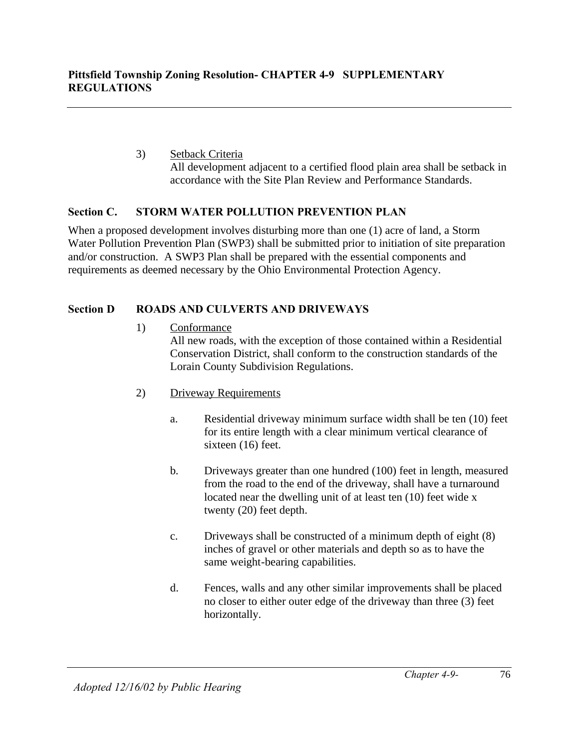3) Setback Criteria
All development adjacent to a certified flood plain area shall be setback in accordance with the Site Plan Review and Performance Standards.

## Section C. STORM WATER POLLUTION PREVENTION PLAN

When a proposed development involves disturbing more than one (1) acre of land, a Storm Water Pollution Prevention Plan (SWP3) shall be submitted prior to initiation of site preparation and/or construction. A SWP3 Plan shall be prepared with the essential components and requirements as deemed necessary by the Ohio Environmental Protection Agency.

## Section D ROADS AND CULVERTS AND DRIVEWAYS

1) Conformance
All new roads, with the exception of those contained within a Residential Conservation District, shall conform to the construction standards of the Lorain County Subdivision Regulations.

2) Driveway Requirements

a. Residential driveway minimum surface width shall be ten (10) feet for its entire length with a clear minimum vertical clearance of sixteen (16) feet.

b. Driveways greater than one hundred (100) feet in length, measured from the road to the end of the driveway, shall have a turnaround located near the dwelling unit of at least ten (10) feet wide x twenty (20) feet depth.

c. Driveways shall be constructed of a minimum depth of eight (8) inches of gravel or other materials and depth so as to have the same weight-bearing capabilities.

d. Fences, walls and any other similar improvements shall be placed no closer to either outer edge of the driveway than three (3) feet horizontally.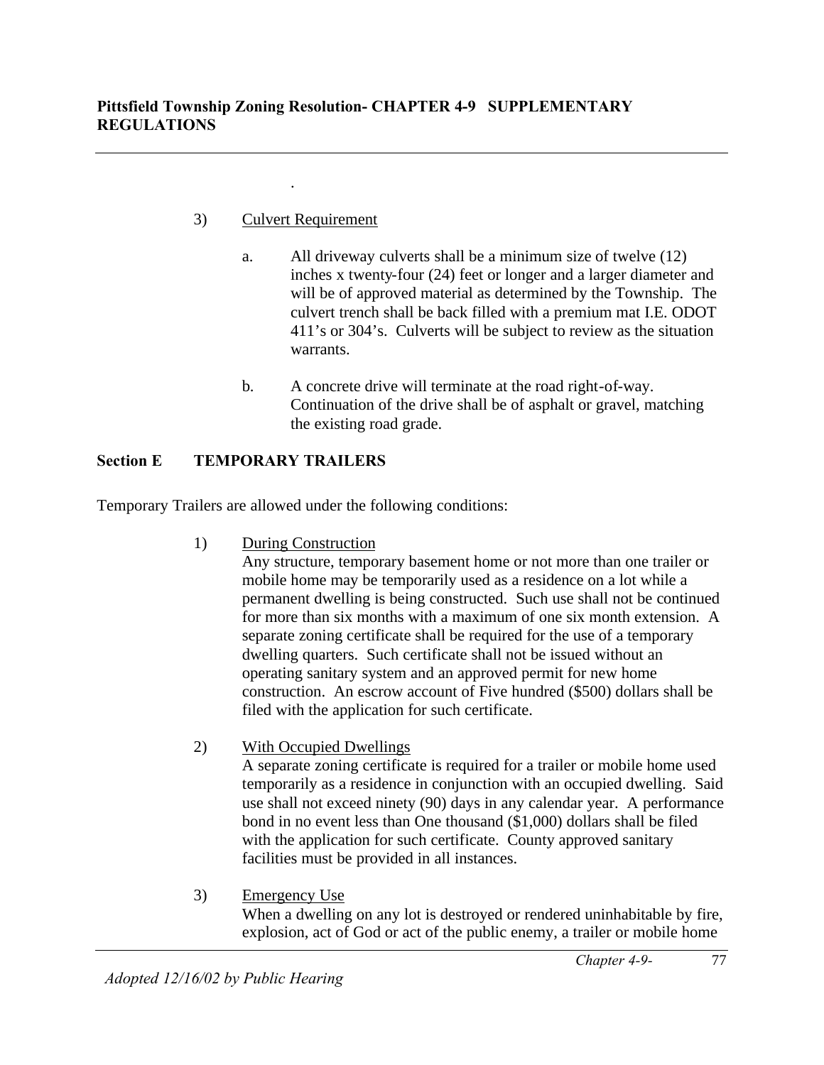.

3) Culvert Requirement

   a. All driveway culverts shall be a minimum size of twelve (12) inches x twenty-four (24) feet or longer and a larger diameter and will be of approved material as determined by the Township. The culvert trench shall be back filled with a premium mat I.E. ODOT 411's or 304's. Culverts will be subject to review as the situation warrants.

   b. A concrete drive will terminate at the road right-of-way. Continuation of the drive shall be of asphalt or gravel, matching the existing road grade.

## Section E TEMPORARY TRAILERS

Temporary Trailers are allowed under the following conditions:

1) During Construction
   Any structure, temporary basement home or not more than one trailer or mobile home may be temporarily used as a residence on a lot while a permanent dwelling is being constructed. Such use shall not be continued for more than six months with a maximum of one six month extension. A separate zoning certificate shall be required for the use of a temporary dwelling quarters. Such certificate shall not be issued without an operating sanitary system and an approved permit for new home construction. An escrow account of Five hundred ($500) dollars shall be filed with the application for such certificate.

2) With Occupied Dwellings
   A separate zoning certificate is required for a trailer or mobile home used temporarily as a residence in conjunction with an occupied dwelling. Said use shall not exceed ninety (90) days in any calendar year. A performance bond in no event less than One thousand ($1,000) dollars shall be filed with the application for such certificate. County approved sanitary facilities must be provided in all instances.

3) Emergency Use
   When a dwelling on any lot is destroyed or rendered uninhabitable by fire, explosion, act of God or act of the public enemy, a trailer or mobile home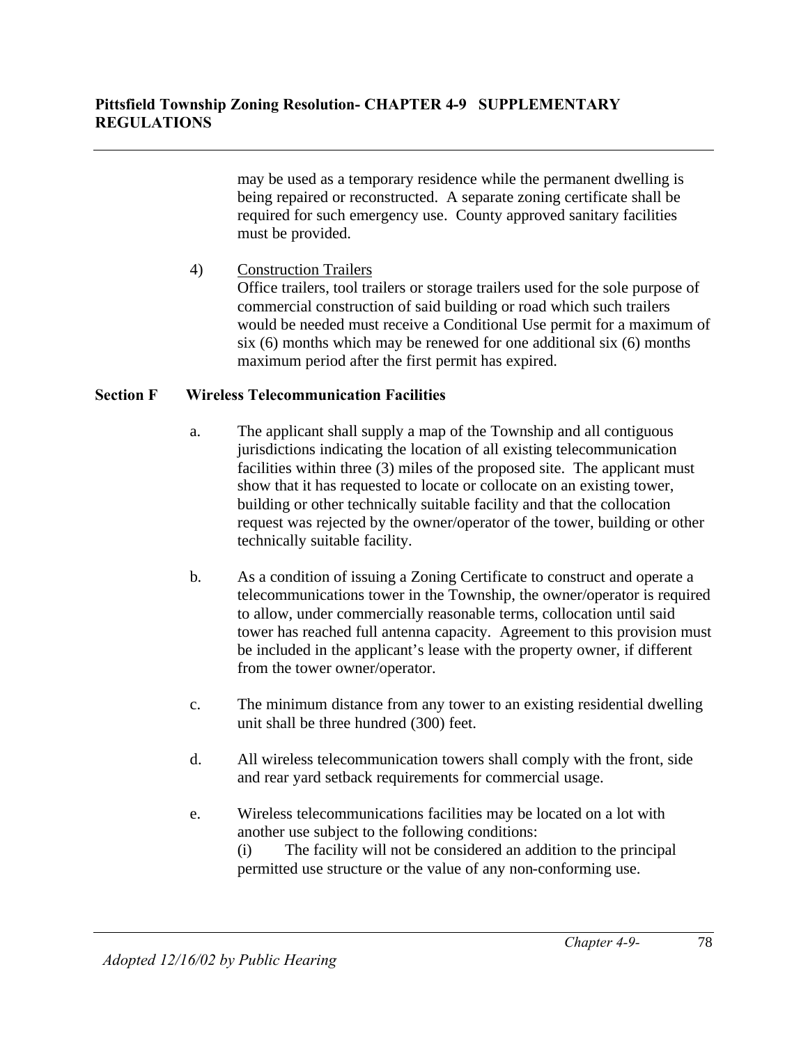may be used as a temporary residence while the permanent dwelling is being repaired or reconstructed. A separate zoning certificate shall be required for such emergency use. County approved sanitary facilities must be provided.

4) Construction Trailers
Office trailers, tool trailers or storage trailers used for the sole purpose of commercial construction of said building or road which such trailers would be needed must receive a Conditional Use permit for a maximum of six (6) months which may be renewed for one additional six (6) months maximum period after the first permit has expired.

### Section F Wireless Telecommunication Facilities

a. The applicant shall supply a map of the Township and all contiguous jurisdictions indicating the location of all existing telecommunication facilities within three (3) miles of the proposed site. The applicant must show that it has requested to locate or collocate on an existing tower, building or other technically suitable facility and that the collocation request was rejected by the owner/operator of the tower, building or other technically suitable facility.

b. As a condition of issuing a Zoning Certificate to construct and operate a telecommunications tower in the Township, the owner/operator is required to allow, under commercially reasonable terms, collocation until said tower has reached full antenna capacity. Agreement to this provision must be included in the applicant's lease with the property owner, if different from the tower owner/operator.

c. The minimum distance from any tower to an existing residential dwelling unit shall be three hundred (300) feet.

d. All wireless telecommunication towers shall comply with the front, side and rear yard setback requirements for commercial usage.

e. Wireless telecommunications facilities may be located on a lot with another use subject to the following conditions:
(i) The facility will not be considered an addition to the principal permitted use structure or the value of any non-conforming use.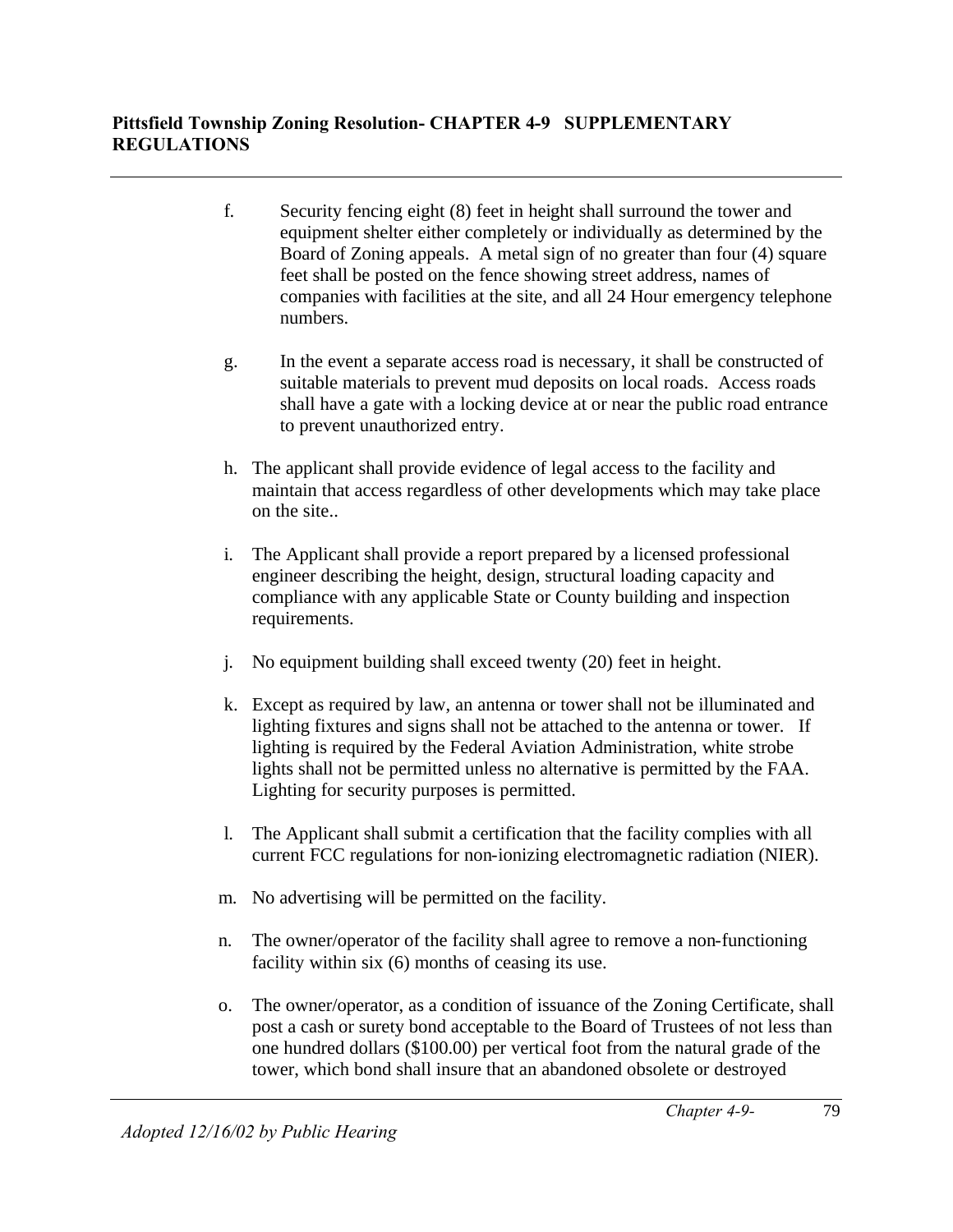f. Security fencing eight (8) feet in height shall surround the tower and equipment shelter either completely or individually as determined by the Board of Zoning appeals. A metal sign of no greater than four (4) square feet shall be posted on the fence showing street address, names of companies with facilities at the site, and all 24 Hour emergency telephone numbers.

g. In the event a separate access road is necessary, it shall be constructed of suitable materials to prevent mud deposits on local roads. Access roads shall have a gate with a locking device at or near the public road entrance to prevent unauthorized entry.

h. The applicant shall provide evidence of legal access to the facility and maintain that access regardless of other developments which may take place on the site..

i. The Applicant shall provide a report prepared by a licensed professional engineer describing the height, design, structural loading capacity and compliance with any applicable State or County building and inspection requirements.

j. No equipment building shall exceed twenty (20) feet in height.

k. Except as required by law, an antenna or tower shall not be illuminated and lighting fixtures and signs shall not be attached to the antenna or tower. If lighting is required by the Federal Aviation Administration, white strobe lights shall not be permitted unless no alternative is permitted by the FAA. Lighting for security purposes is permitted.

l. The Applicant shall submit a certification that the facility complies with all current FCC regulations for non-ionizing electromagnetic radiation (NIER).

m. No advertising will be permitted on the facility.

n. The owner/operator of the facility shall agree to remove a non-functioning facility within six (6) months of ceasing its use.

o. The owner/operator, as a condition of issuance of the Zoning Certificate, shall post a cash or surety bond acceptable to the Board of Trustees of not less than one hundred dollars ($100.00) per vertical foot from the natural grade of the tower, which bond shall insure that an abandoned obsolete or destroyed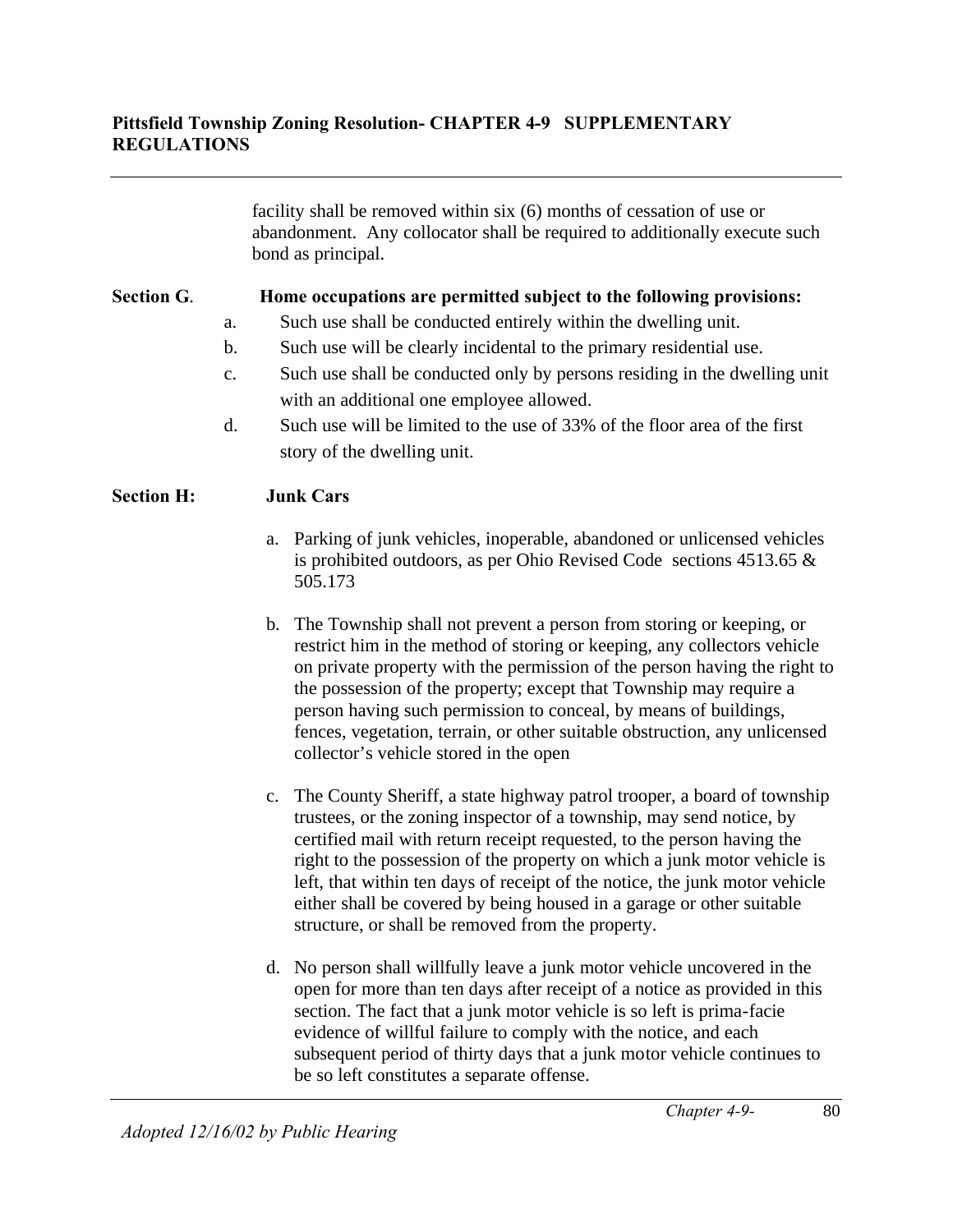facility shall be removed within six (6) months of cessation of use or abandonment. Any collocator shall be required to additionally execute such bond as principal.

**Section G**. **Home occupations are permitted subject to the following provisions:**

a. Such use shall be conducted entirely within the dwelling unit.

b. Such use will be clearly incidental to the primary residential use.

c. Such use shall be conducted only by persons residing in the dwelling unit with an additional one employee allowed.

d. Such use will be limited to the use of 33% of the floor area of the first story of the dwelling unit.

**Section H:** **Junk Cars**

a. Parking of junk vehicles, inoperable, abandoned or unlicensed vehicles is prohibited outdoors, as per Ohio Revised Code sections 4513.65 & 505.173

b. The Township shall not prevent a person from storing or keeping, or restrict him in the method of storing or keeping, any collectors vehicle on private property with the permission of the person having the right to the possession of the property; except that Township may require a person having such permission to conceal, by means of buildings, fences, vegetation, terrain, or other suitable obstruction, any unlicensed collector's vehicle stored in the open

c. The County Sheriff, a state highway patrol trooper, a board of township trustees, or the zoning inspector of a township, may send notice, by certified mail with return receipt requested, to the person having the right to the possession of the property on which a junk motor vehicle is left, that within ten days of receipt of the notice, the junk motor vehicle either shall be covered by being housed in a garage or other suitable structure, or shall be removed from the property.

d. No person shall willfully leave a junk motor vehicle uncovered in the open for more than ten days after receipt of a notice as provided in this section. The fact that a junk motor vehicle is so left is prima-facie evidence of willful failure to comply with the notice, and each subsequent period of thirty days that a junk motor vehicle continues to be so left constitutes a separate offense.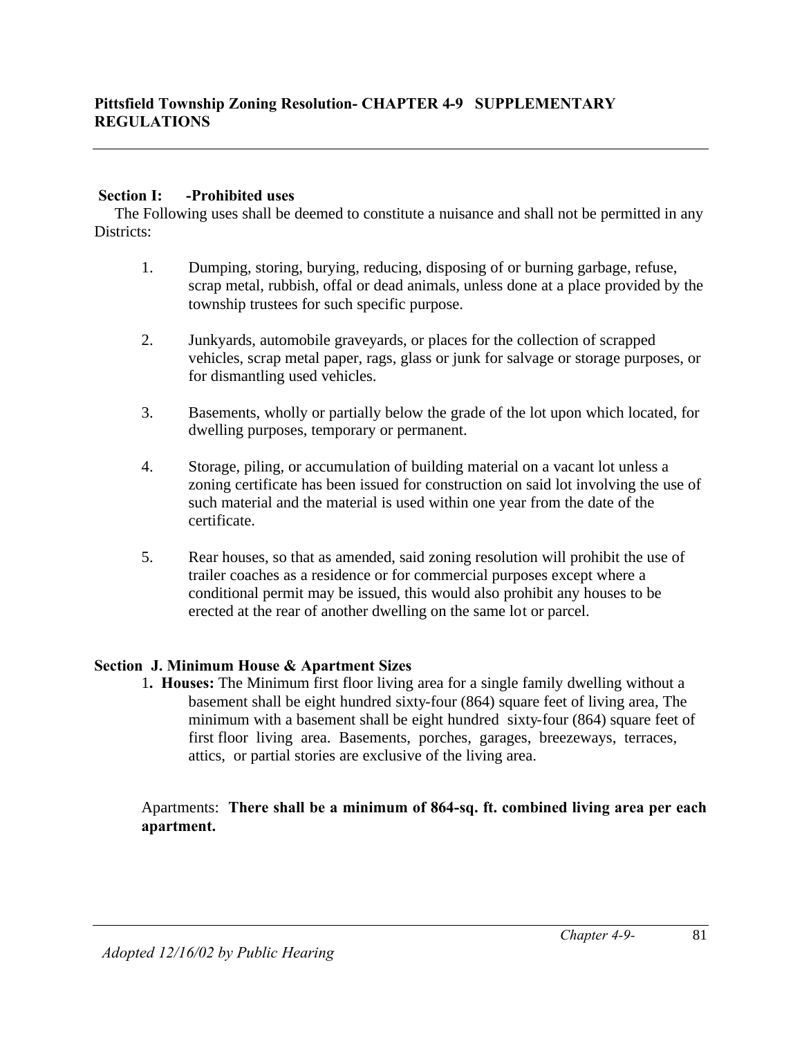**Section I: -Prohibited uses**

The Following uses shall be deemed to constitute a nuisance and shall not be permitted in any Districts:

1. Dumping, storing, burying, reducing, disposing of or burning garbage, refuse, scrap metal, rubbish, offal or dead animals, unless done at a place provided by the township trustees for such specific purpose.

2. Junkyards, automobile graveyards, or places for the collection of scrapped vehicles, scrap metal paper, rags, glass or junk for salvage or storage purposes, or for dismantling used vehicles.

3. Basements, wholly or partially below the grade of the lot upon which located, for dwelling purposes, temporary or permanent.

4. Storage, piling, or accumulation of building material on a vacant lot unless a zoning certificate has been issued for construction on said lot involving the use of such material and the material is used within one year from the date of the certificate.

5. Rear houses, so that as amended, said zoning resolution will prohibit the use of trailer coaches as a residence or for commercial purposes except where a conditional permit may be issued, this would also prohibit any houses to be erected at the rear of another dwelling on the same lot or parcel.

**Section J. Minimum House & Apartment Sizes**

1. **Houses:** The Minimum first floor living area for a single family dwelling without a basement shall be eight hundred sixty-four (864) square feet of living area, The minimum with a basement shall be eight hundred sixty-four (864) square feet of first floor living area. Basements, porches, garages, breezeways, terraces, attics, or partial stories are exclusive of the living area.

Apartments: **There shall be a minimum of 864-sq. ft. combined living area per each apartment.**

*Adopted 12/16/02 by Public Hearing*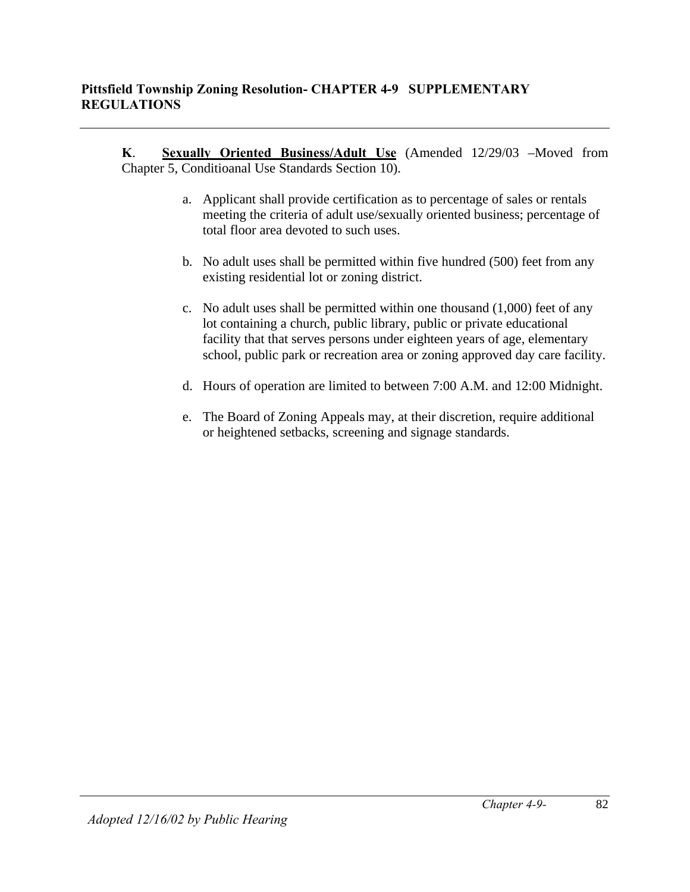**K**. **Sexually Oriented Business/Adult Use** (Amended 12/29/03 –Moved from Chapter 5, Conditioanal Use Standards Section 10).

a. Applicant shall provide certification as to percentage of sales or rentals meeting the criteria of adult use/sexually oriented business; percentage of total floor area devoted to such uses.

b. No adult uses shall be permitted within five hundred (500) feet from any existing residential lot or zoning district.

c. No adult uses shall be permitted within one thousand (1,000) feet of any lot containing a church, public library, public or private educational facility that that serves persons under eighteen years of age, elementary school, public park or recreation area or zoning approved day care facility.

d. Hours of operation are limited to between 7:00 A.M. and 12:00 Midnight.

e. The Board of Zoning Appeals may, at their discretion, require additional or heightened setbacks, screening and signage standards.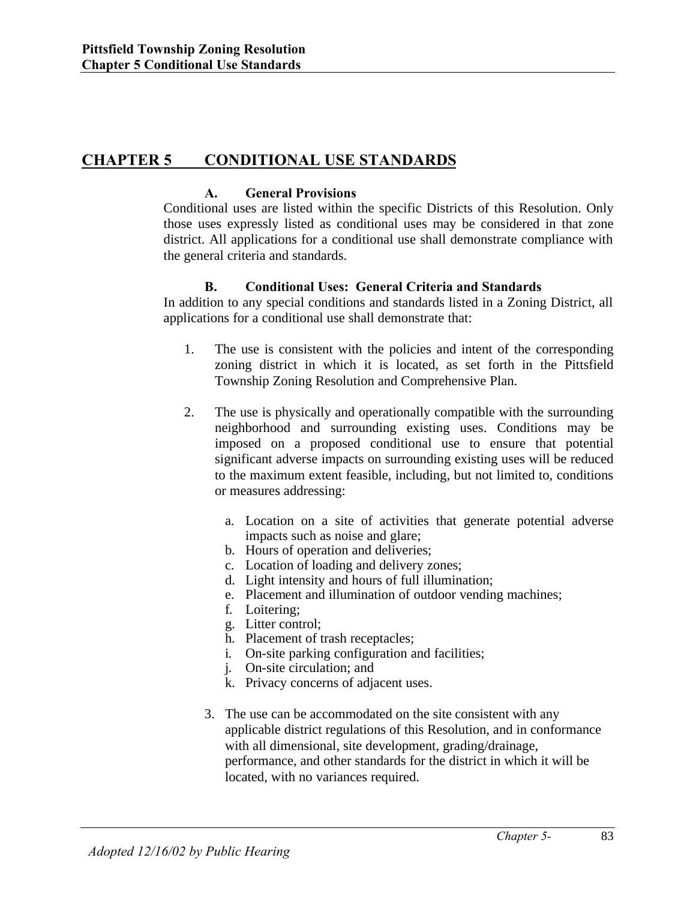# CHAPTER 5 CONDITIONAL USE STANDARDS

### A. General Provisions

Conditional uses are listed within the specific Districts of this Resolution. Only those uses expressly listed as conditional uses may be considered in that zone district. All applications for a conditional use shall demonstrate compliance with the general criteria and standards.

### B. Conditional Uses: General Criteria and Standards

In addition to any special conditions and standards listed in a Zoning District, all applications for a conditional use shall demonstrate that:

1. The use is consistent with the policies and intent of the corresponding zoning district in which it is located, as set forth in the Pittsfield Township Zoning Resolution and Comprehensive Plan.

2. The use is physically and operationally compatible with the surrounding neighborhood and surrounding existing uses. Conditions may be imposed on a proposed conditional use to ensure that potential significant adverse impacts on surrounding existing uses will be reduced to the maximum extent feasible, including, but not limited to, conditions or measures addressing:

   a. Location on a site of activities that generate potential adverse impacts such as noise and glare;
   b. Hours of operation and deliveries;
   c. Location of loading and delivery zones;
   d. Light intensity and hours of full illumination;
   e. Placement and illumination of outdoor vending machines;
   f. Loitering;
   g. Litter control;
   h. Placement of trash receptacles;
   i. On-site parking configuration and facilities;
   j. On-site circulation; and
   k. Privacy concerns of adjacent uses.

3. The use can be accommodated on the site consistent with any applicable district regulations of this Resolution, and in conformance with all dimensional, site development, grading/drainage, performance, and other standards for the district in which it will be located, with no variances required.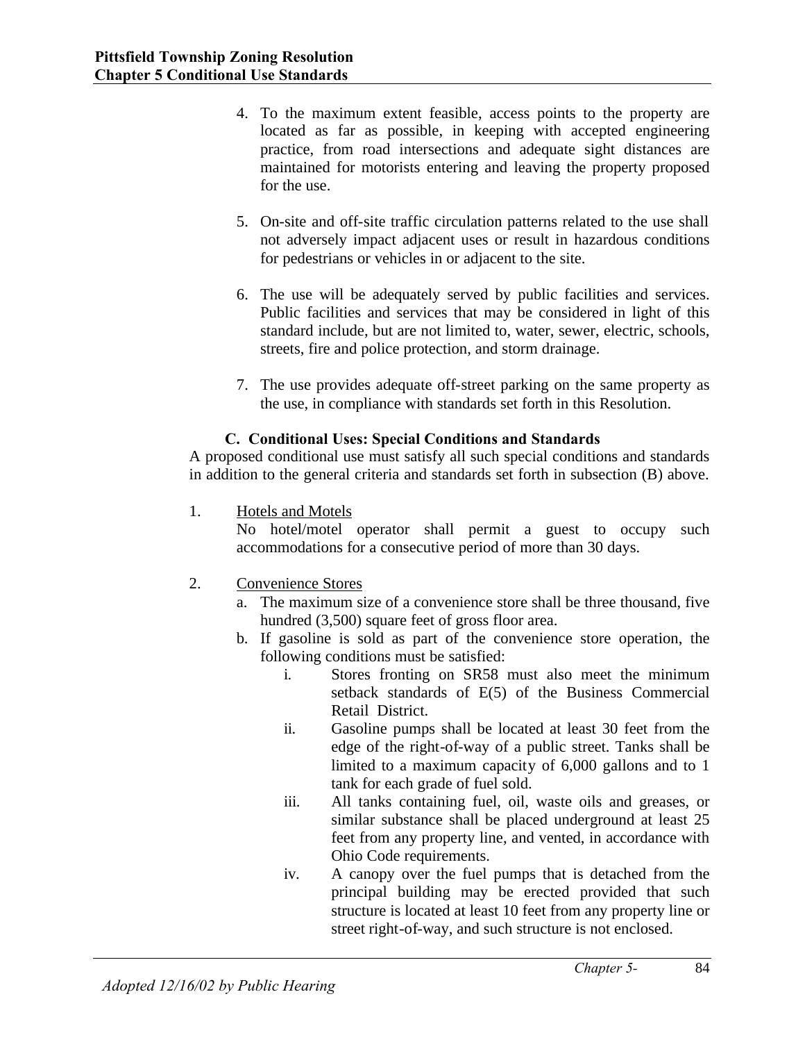4. To the maximum extent feasible, access points to the property are located as far as possible, in keeping with accepted engineering practice, from road intersections and adequate sight distances are maintained for motorists entering and leaving the property proposed for the use.

5. On-site and off-site traffic circulation patterns related to the use shall not adversely impact adjacent uses or result in hazardous conditions for pedestrians or vehicles in or adjacent to the site.

6. The use will be adequately served by public facilities and services. Public facilities and services that may be considered in light of this standard include, but are not limited to, water, sewer, electric, schools, streets, fire and police protection, and storm drainage.

7. The use provides adequate off-street parking on the same property as the use, in compliance with standards set forth in this Resolution.

### C. Conditional Uses: Special Conditions and Standards

A proposed conditional use must satisfy all such special conditions and standards in addition to the general criteria and standards set forth in subsection (B) above.

1. Hotels and Motels

   No hotel/motel operator shall permit a guest to occupy such accommodations for a consecutive period of more than 30 days.

2. Convenience Stores

   a. The maximum size of a convenience store shall be three thousand, five hundred (3,500) square feet of gross floor area.

   b. If gasoline is sold as part of the convenience store operation, the following conditions must be satisfied:

      i. Stores fronting on SR58 must also meet the minimum setback standards of E(5) of the Business Commercial Retail District.

      ii. Gasoline pumps shall be located at least 30 feet from the edge of the right-of-way of a public street. Tanks shall be limited to a maximum capacity of 6,000 gallons and to 1 tank for each grade of fuel sold.

      iii. All tanks containing fuel, oil, waste oils and greases, or similar substance shall be placed underground at least 25 feet from any property line, and vented, in accordance with Ohio Code requirements.

      iv. A canopy over the fuel pumps that is detached from the principal building may be erected provided that such structure is located at least 10 feet from any property line or street right-of-way, and such structure is not enclosed.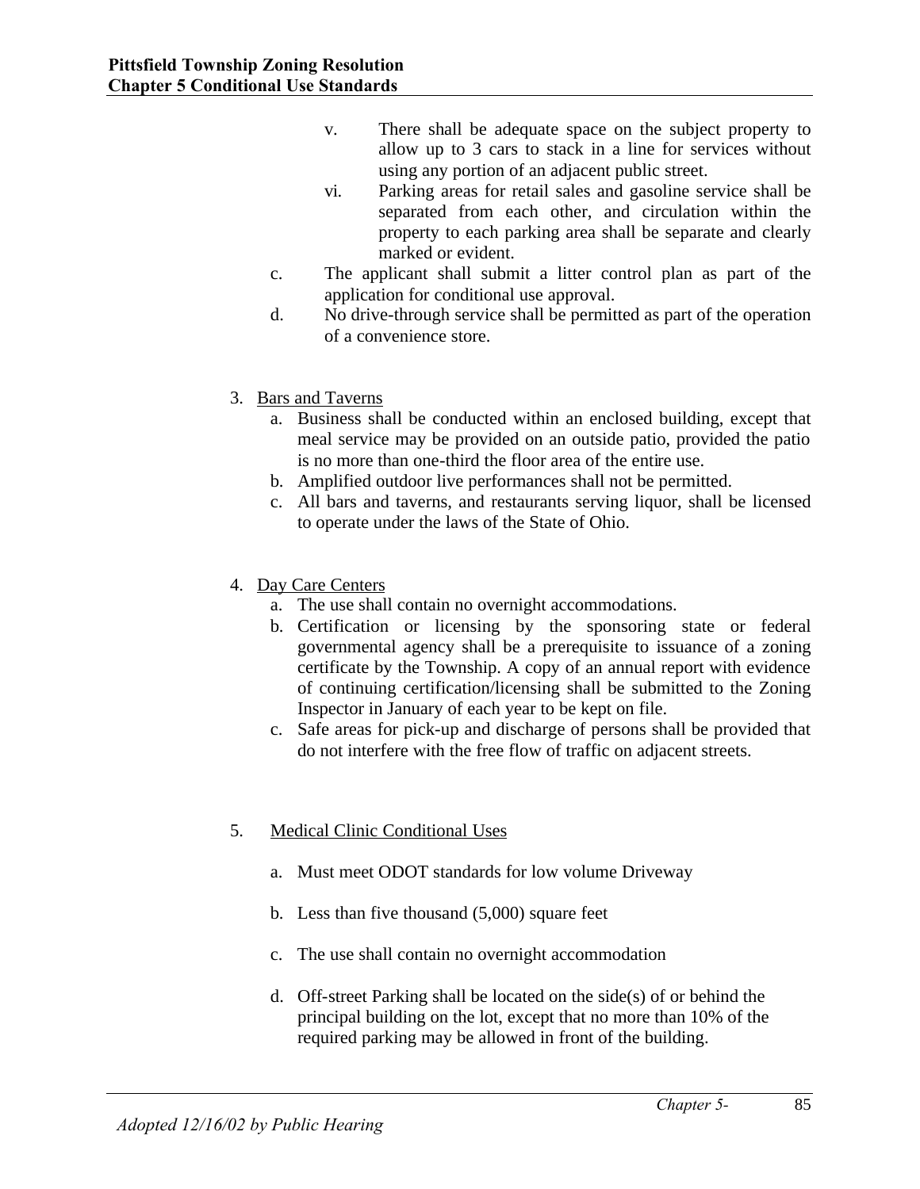v. There shall be adequate space on the subject property to allow up to 3 cars to stack in a line for services without using any portion of an adjacent public street.

vi. Parking areas for retail sales and gasoline service shall be separated from each other, and circulation within the property to each parking area shall be separate and clearly marked or evident.

c. The applicant shall submit a litter control plan as part of the application for conditional use approval.

d. No drive-through service shall be permitted as part of the operation of a convenience store.

3. Bars and Taverns
   a. Business shall be conducted within an enclosed building, except that meal service may be provided on an outside patio, provided the patio is no more than one-third the floor area of the entire use.
   b. Amplified outdoor live performances shall not be permitted.
   c. All bars and taverns, and restaurants serving liquor, shall be licensed to operate under the laws of the State of Ohio.

4. Day Care Centers
   a. The use shall contain no overnight accommodations.
   b. Certification or licensing by the sponsoring state or federal governmental agency shall be a prerequisite to issuance of a zoning certificate by the Township. A copy of an annual report with evidence of continuing certification/licensing shall be submitted to the Zoning Inspector in January of each year to be kept on file.
   c. Safe areas for pick-up and discharge of persons shall be provided that do not interfere with the free flow of traffic on adjacent streets.

5. Medical Clinic Conditional Uses

   a. Must meet ODOT standards for low volume Driveway

   b. Less than five thousand (5,000) square feet

   c. The use shall contain no overnight accommodation

   d. Off-street Parking shall be located on the side(s) of or behind the principal building on the lot, except that no more than 10% of the required parking may be allowed in front of the building.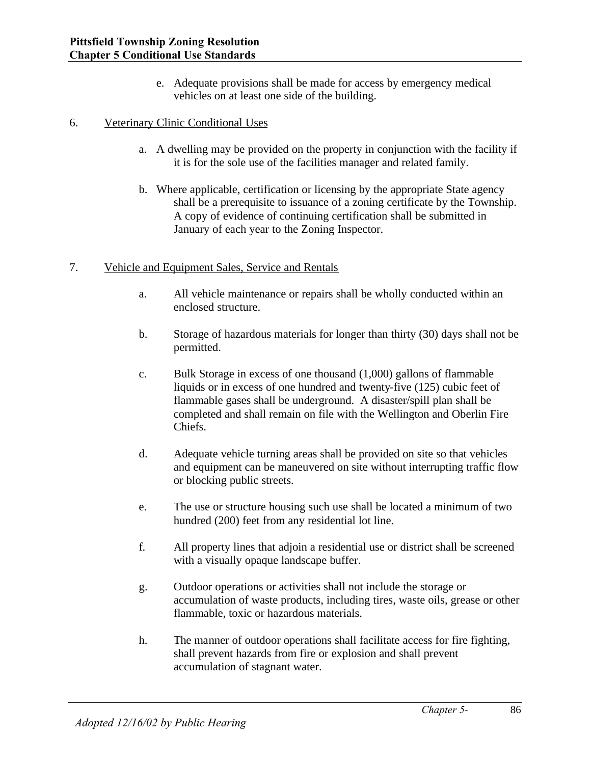e. Adequate provisions shall be made for access by emergency medical vehicles on at least one side of the building.

6. Veterinary Clinic Conditional Uses

   a. A dwelling may be provided on the property in conjunction with the facility if it is for the sole use of the facilities manager and related family.

   b. Where applicable, certification or licensing by the appropriate State agency shall be a prerequisite to issuance of a zoning certificate by the Township. A copy of evidence of continuing certification shall be submitted in January of each year to the Zoning Inspector.

7. Vehicle and Equipment Sales, Service and Rentals

   a. All vehicle maintenance or repairs shall be wholly conducted within an enclosed structure.

   b. Storage of hazardous materials for longer than thirty (30) days shall not be permitted.

   c. Bulk Storage in excess of one thousand (1,000) gallons of flammable liquids or in excess of one hundred and twenty-five (125) cubic feet of flammable gases shall be underground. A disaster/spill plan shall be completed and shall remain on file with the Wellington and Oberlin Fire Chiefs.

   d. Adequate vehicle turning areas shall be provided on site so that vehicles and equipment can be maneuvered on site without interrupting traffic flow or blocking public streets.

   e. The use or structure housing such use shall be located a minimum of two hundred (200) feet from any residential lot line.

   f. All property lines that adjoin a residential use or district shall be screened with a visually opaque landscape buffer.

   g. Outdoor operations or activities shall not include the storage or accumulation of waste products, including tires, waste oils, grease or other flammable, toxic or hazardous materials.

   h. The manner of outdoor operations shall facilitate access for fire fighting, shall prevent hazards from fire or explosion and shall prevent accumulation of stagnant water.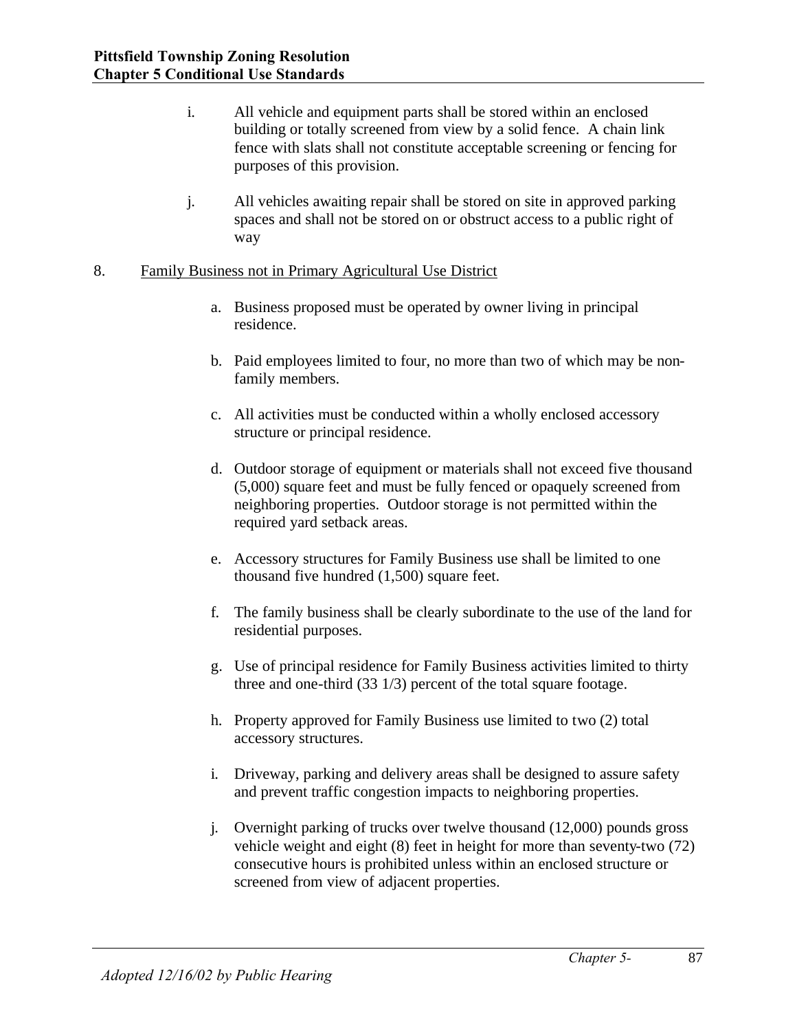i. All vehicle and equipment parts shall be stored within an enclosed building or totally screened from view by a solid fence. A chain link fence with slats shall not constitute acceptable screening or fencing for purposes of this provision.

j. All vehicles awaiting repair shall be stored on site in approved parking spaces and shall not be stored on or obstruct access to a public right of way

8. Family Business not in Primary Agricultural Use District

a. Business proposed must be operated by owner living in principal residence.

b. Paid employees limited to four, no more than two of which may be non-family members.

c. All activities must be conducted within a wholly enclosed accessory structure or principal residence.

d. Outdoor storage of equipment or materials shall not exceed five thousand (5,000) square feet and must be fully fenced or opaquely screened from neighboring properties. Outdoor storage is not permitted within the required yard setback areas.

e. Accessory structures for Family Business use shall be limited to one thousand five hundred (1,500) square feet.

f. The family business shall be clearly subordinate to the use of the land for residential purposes.

g. Use of principal residence for Family Business activities limited to thirty three and one-third (33 1/3) percent of the total square footage.

h. Property approved for Family Business use limited to two (2) total accessory structures.

i. Driveway, parking and delivery areas shall be designed to assure safety and prevent traffic congestion impacts to neighboring properties.

j. Overnight parking of trucks over twelve thousand (12,000) pounds gross vehicle weight and eight (8) feet in height for more than seventy-two (72) consecutive hours is prohibited unless within an enclosed structure or screened from view of adjacent properties.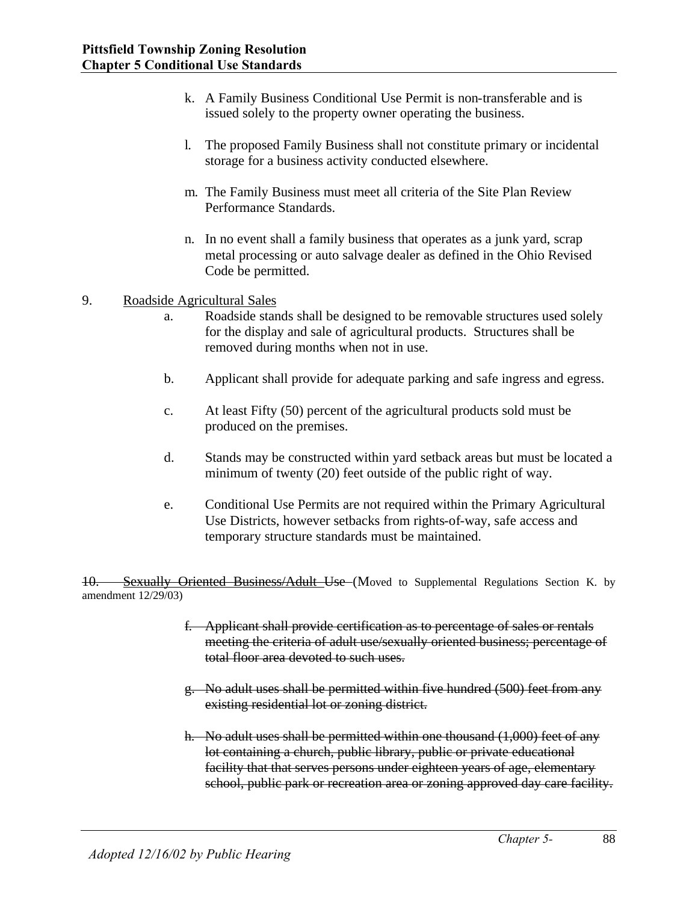k. A Family Business Conditional Use Permit is non-transferable and is issued solely to the property owner operating the business.

l. The proposed Family Business shall not constitute primary or incidental storage for a business activity conducted elsewhere.

m. The Family Business must meet all criteria of the Site Plan Review Performance Standards.

n. In no event shall a family business that operates as a junk yard, scrap metal processing or auto salvage dealer as defined in the Ohio Revised Code be permitted.

9. <u>Roadside Agricultural Sales</u>

a. Roadside stands shall be designed to be removable structures used solely for the display and sale of agricultural products. Structures shall be removed during months when not in use.

b. Applicant shall provide for adequate parking and safe ingress and egress.

c. At least Fifty (50) percent of the agricultural products sold must be produced on the premises.

d. Stands may be constructed within yard setback areas but must be located a minimum of twenty (20) feet outside of the public right of way.

e. Conditional Use Permits are not required within the Primary Agricultural Use Districts, however setbacks from rights-of-way, safe access and temporary structure standards must be maintained.

~~10. Sexually Oriented Business/Adult Use~~ (Moved to Supplemental Regulations Section K. by amendment 12/29/03)

~~f. Applicant shall provide certification as to percentage of sales or rentals meeting the criteria of adult use/sexually oriented business; percentage of total floor area devoted to such uses.~~

~~g. No adult uses shall be permitted within five hundred (500) feet from any existing residential lot or zoning district.~~

~~h. No adult uses shall be permitted within one thousand (1,000) feet of any lot containing a church, public library, public or private educational facility that that serves persons under eighteen years of age, elementary school, public park or recreation area or zoning approved day care facility.~~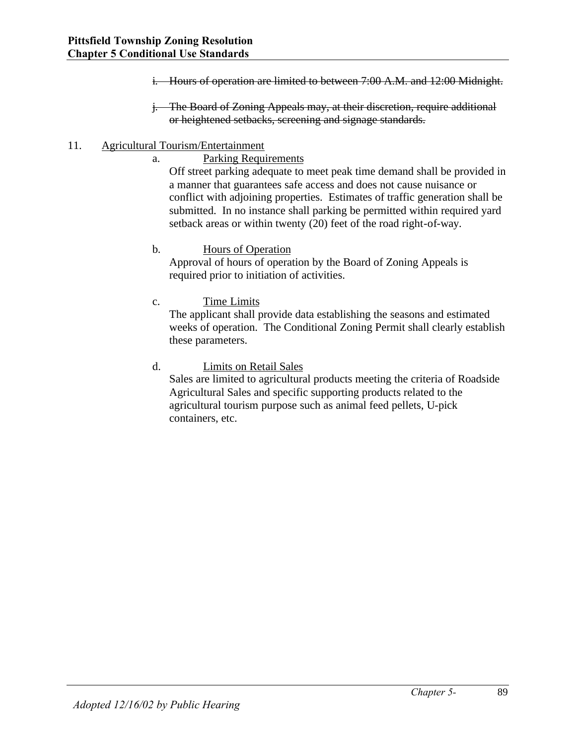i. ~~Hours of operation are limited to between 7:00 A.M. and 12:00 Midnight.~~

j. ~~The Board of Zoning Appeals may, at their discretion, require additional or heightened setbacks, screening and signage standards.~~

11. <u>Agricultural Tourism/Entertainment</u>

    a. <u>Parking Requirements</u>
    Off street parking adequate to meet peak time demand shall be provided in a manner that guarantees safe access and does not cause nuisance or conflict with adjoining properties. Estimates of traffic generation shall be submitted. In no instance shall parking be permitted within required yard setback areas or within twenty (20) feet of the road right-of-way.

    b. <u>Hours of Operation</u>
    Approval of hours of operation by the Board of Zoning Appeals is required prior to initiation of activities.

    c. <u>Time Limits</u>
    The applicant shall provide data establishing the seasons and estimated weeks of operation. The Conditional Zoning Permit shall clearly establish these parameters.

    d. <u>Limits on Retail Sales</u>
    Sales are limited to agricultural products meeting the criteria of Roadside Agricultural Sales and specific supporting products related to the agricultural tourism purpose such as animal feed pellets, U-pick containers, etc.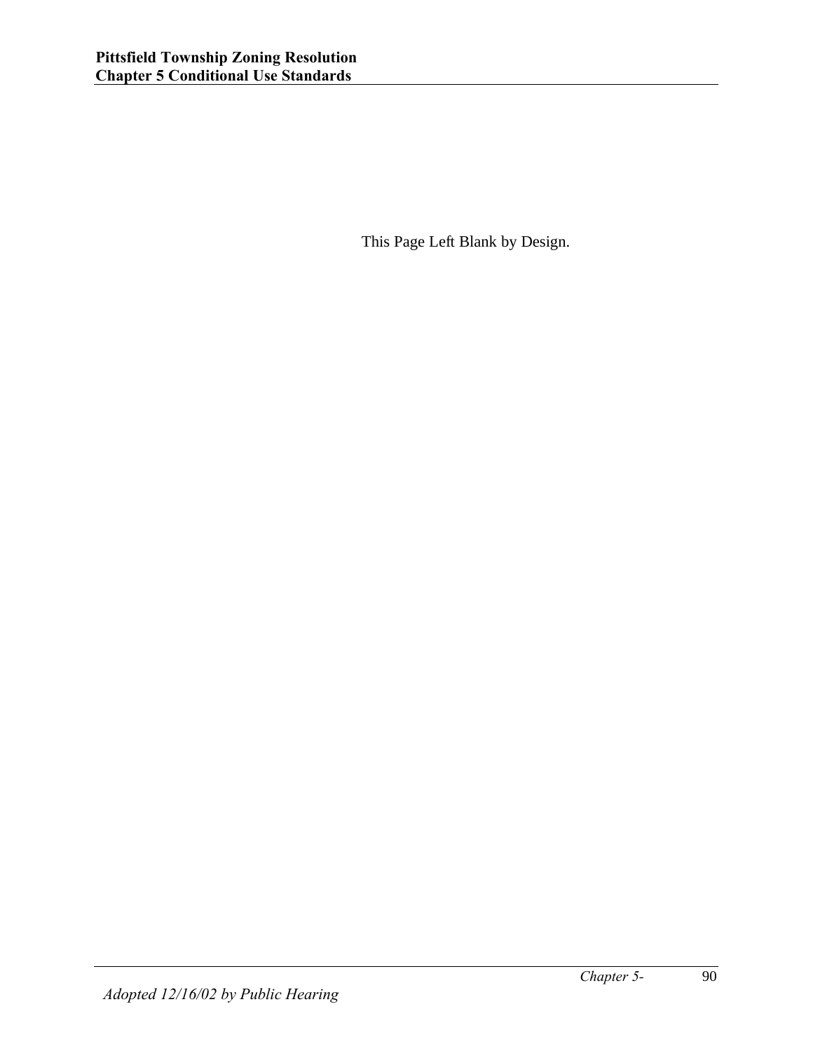This Page Left Blank by Design.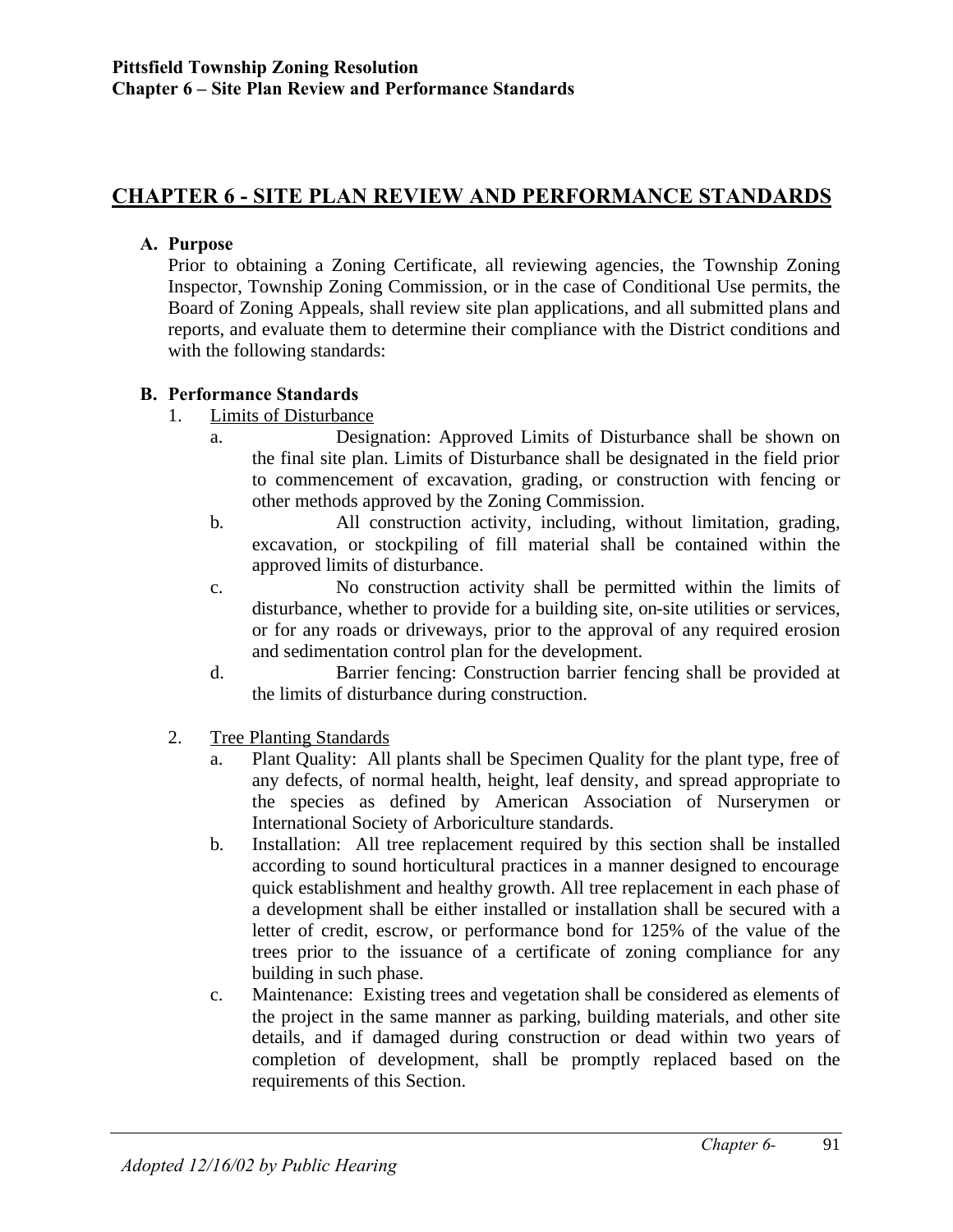# CHAPTER 6 - SITE PLAN REVIEW AND PERFORMANCE STANDARDS

**A. Purpose**

Prior to obtaining a Zoning Certificate, all reviewing agencies, the Township Zoning Inspector, Township Zoning Commission, or in the case of Conditional Use permits, the Board of Zoning Appeals, shall review site plan applications, and all submitted plans and reports, and evaluate them to determine their compliance with the District conditions and with the following standards:

**B. Performance Standards**

1. Limits of Disturbance
   a. Designation: Approved Limits of Disturbance shall be shown on the final site plan. Limits of Disturbance shall be designated in the field prior to commencement of excavation, grading, or construction with fencing or other methods approved by the Zoning Commission.
   b. All construction activity, including, without limitation, grading, excavation, or stockpiling of fill material shall be contained within the approved limits of disturbance.
   c. No construction activity shall be permitted within the limits of disturbance, whether to provide for a building site, on-site utilities or services, or for any roads or driveways, prior to the approval of any required erosion and sedimentation control plan for the development.
   d. Barrier fencing: Construction barrier fencing shall be provided at the limits of disturbance during construction.

2. Tree Planting Standards
   a. Plant Quality: All plants shall be Specimen Quality for the plant type, free of any defects, of normal health, height, leaf density, and spread appropriate to the species as defined by American Association of Nurserymen or International Society of Arboriculture standards.
   b. Installation: All tree replacement required by this section shall be installed according to sound horticultural practices in a manner designed to encourage quick establishment and healthy growth. All tree replacement in each phase of a development shall be either installed or installation shall be secured with a letter of credit, escrow, or performance bond for 125% of the value of the trees prior to the issuance of a certificate of zoning compliance for any building in such phase.
   c. Maintenance: Existing trees and vegetation shall be considered as elements of the project in the same manner as parking, building materials, and other site details, and if damaged during construction or dead within two years of completion of development, shall be promptly replaced based on the requirements of this Section.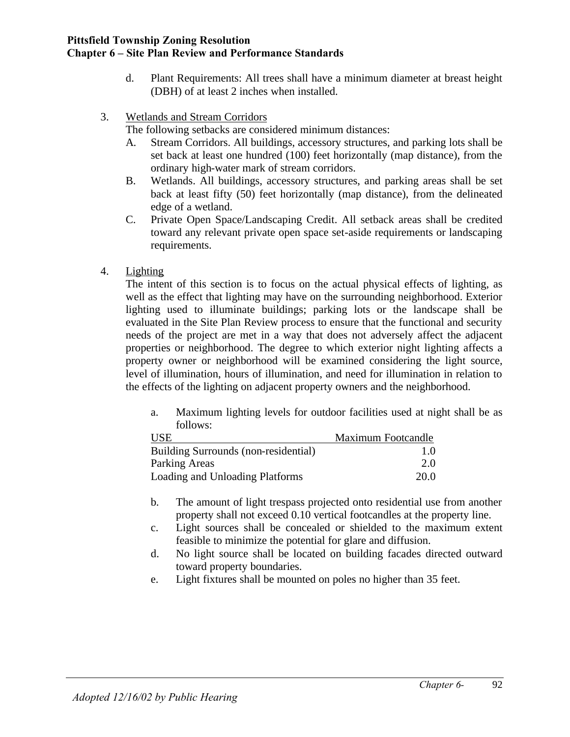d. Plant Requirements: All trees shall have a minimum diameter at breast height (DBH) of at least 2 inches when installed.

3. Wetlands and Stream Corridors

   The following setbacks are considered minimum distances:

   A. Stream Corridors. All buildings, accessory structures, and parking lots shall be set back at least one hundred (100) feet horizontally (map distance), from the ordinary high-water mark of stream corridors.

   B. Wetlands. All buildings, accessory structures, and parking areas shall be set back at least fifty (50) feet horizontally (map distance), from the delineated edge of a wetland.

   C. Private Open Space/Landscaping Credit. All setback areas shall be credited toward any relevant private open space set-aside requirements or landscaping requirements.

4. Lighting

   The intent of this section is to focus on the actual physical effects of lighting, as well as the effect that lighting may have on the surrounding neighborhood. Exterior lighting used to illuminate buildings; parking lots or the landscape shall be evaluated in the Site Plan Review process to ensure that the functional and security needs of the project are met in a way that does not adversely affect the adjacent properties or neighborhood. The degree to which exterior night lighting affects a property owner or neighborhood will be examined considering the light source, level of illumination, hours of illumination, and need for illumination in relation to the effects of the lighting on adjacent property owners and the neighborhood.

   a. Maximum lighting levels for outdoor facilities used at night shall be as follows:

   | USE | Maximum Footcandle |
   | --- | ---: |
   | Building Surrounds (non-residential) | 1.0 |
   | Parking Areas | 2.0 |
   | Loading and Unloading Platforms | 20.0 |

   b. The amount of light trespass projected onto residential use from another property shall not exceed 0.10 vertical footcandles at the property line.

   c. Light sources shall be concealed or shielded to the maximum extent feasible to minimize the potential for glare and diffusion.

   d. No light source shall be located on building facades directed outward toward property boundaries.

   e. Light fixtures shall be mounted on poles no higher than 35 feet.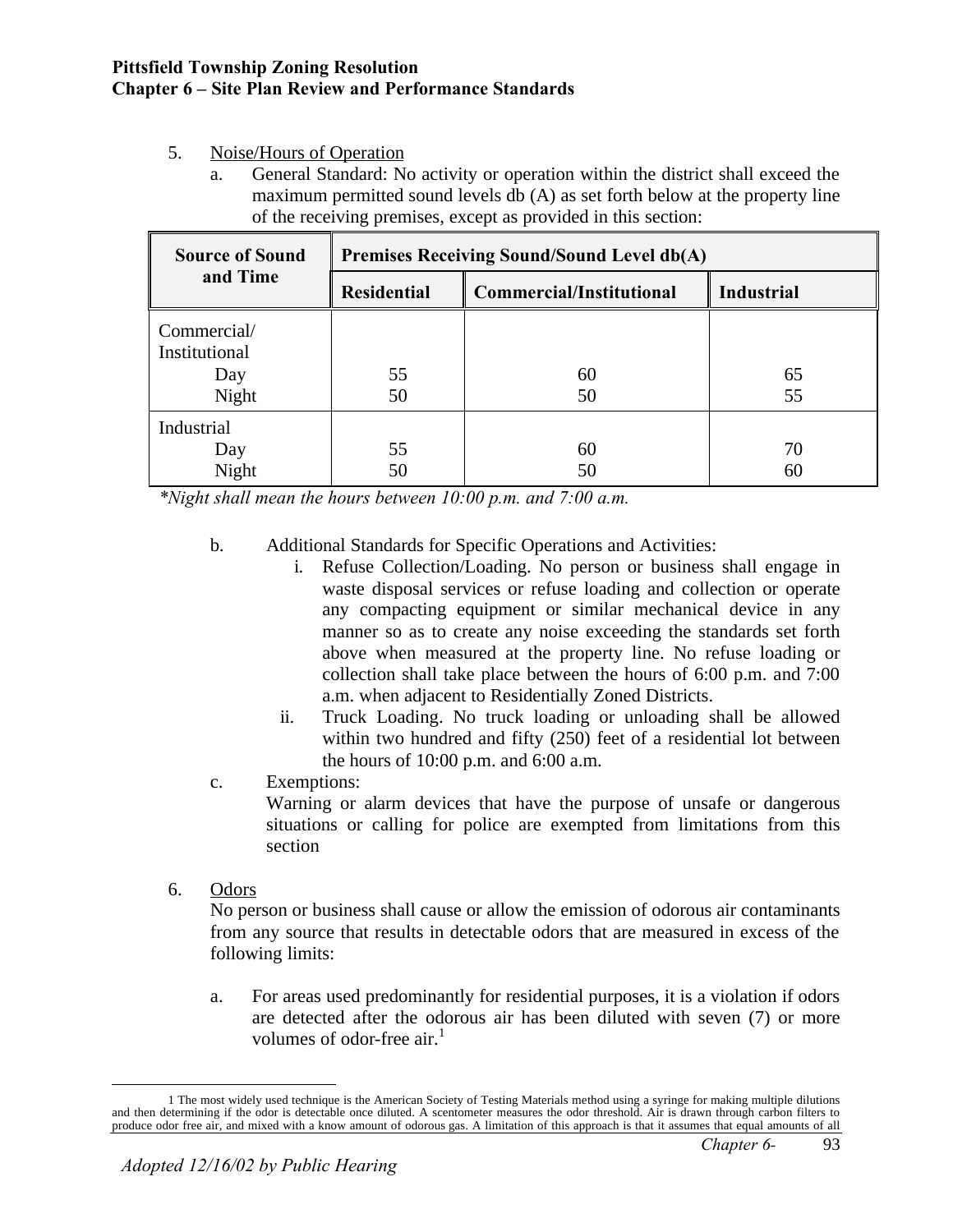5. Noise/Hours of Operation
   a. General Standard: No activity or operation within the district shall exceed the maximum permitted sound levels db (A) as set forth below at the property line of the receiving premises, except as provided in this section:

| Source of Sound and Time | Premises Receiving Sound/Sound Level db(A) | | |
|---|---|---|---|
| | Residential | Commercial/Institutional | Industrial |
| Commercial/ Institutional | | | |
| Day | 55 | 60 | 65 |
| Night | 50 | 50 | 55 |
| Industrial | | | |
| Day | 55 | 60 | 70 |
| Night | 50 | 50 | 60 |

*\*Night shall mean the hours between 10:00 p.m. and 7:00 a.m.*

   b. Additional Standards for Specific Operations and Activities:
      i. Refuse Collection/Loading. No person or business shall engage in waste disposal services or refuse loading and collection or operate any compacting equipment or similar mechanical device in any manner so as to create any noise exceeding the standards set forth above when measured at the property line. No refuse loading or collection shall take place between the hours of 6:00 p.m. and 7:00 a.m. when adjacent to Residentially Zoned Districts.
      ii. Truck Loading. No truck loading or unloading shall be allowed within two hundred and fifty (250) feet of a residential lot between the hours of 10:00 p.m. and 6:00 a.m.
   c. Exemptions:
      Warning or alarm devices that have the purpose of unsafe or dangerous situations or calling for police are exempted from limitations from this section

6. Odors
   No person or business shall cause or allow the emission of odorous air contaminants from any source that results in detectable odors that are measured in excess of the following limits:

   a. For areas used predominantly for residential purposes, it is a violation if odors are detected after the odorous air has been diluted with seven (7) or more volumes of odor-free air.[1]

---

[1] The most widely used technique is the American Society of Testing Materials method using a syringe for making multiple dilutions and then determining if the odor is detectable once diluted. A scentometer measures the odor threshold. Air is drawn through carbon filters to produce odor free air, and mixed with a know amount of odorous gas. A limitation of this approach is that it assumes that equal amounts of all

*Adopted 12/16/02 by Public Hearing*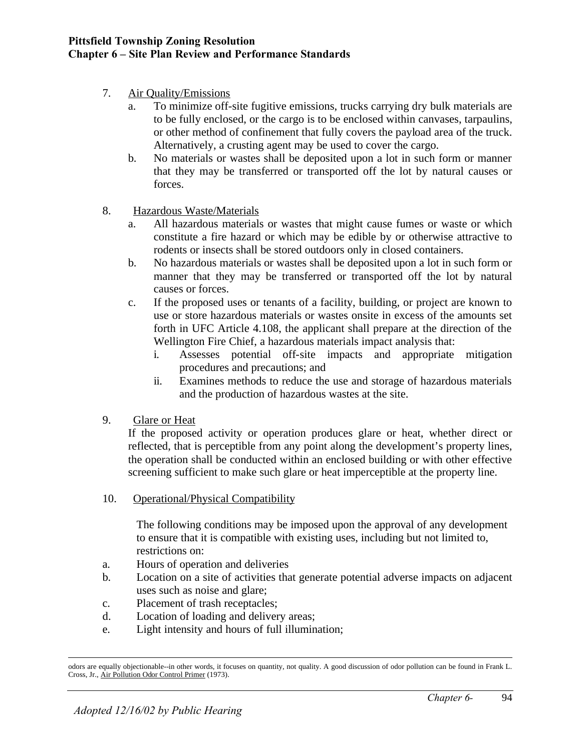7. Air Quality/Emissions
   a. To minimize off-site fugitive emissions, trucks carrying dry bulk materials are to be fully enclosed, or the cargo is to be enclosed within canvases, tarpaulins, or other method of confinement that fully covers the payload area of the truck. Alternatively, a crusting agent may be used to cover the cargo.
   b. No materials or wastes shall be deposited upon a lot in such form or manner that they may be transferred or transported off the lot by natural causes or forces.

8. Hazardous Waste/Materials
   a. All hazardous materials or wastes that might cause fumes or waste or which constitute a fire hazard or which may be edible by or otherwise attractive to rodents or insects shall be stored outdoors only in closed containers.
   b. No hazardous materials or wastes shall be deposited upon a lot in such form or manner that they may be transferred or transported off the lot by natural causes or forces.
   c. If the proposed uses or tenants of a facility, building, or project are known to use or store hazardous materials or wastes onsite in excess of the amounts set forth in UFC Article 4.108, the applicant shall prepare at the direction of the Wellington Fire Chief, a hazardous materials impact analysis that:
      i. Assesses potential off-site impacts and appropriate mitigation procedures and precautions; and
      ii. Examines methods to reduce the use and storage of hazardous materials and the production of hazardous wastes at the site.

9. Glare or Heat

   If the proposed activity or operation produces glare or heat, whether direct or reflected, that is perceptible from any point along the development's property lines, the operation shall be conducted within an enclosed building or with other effective screening sufficient to make such glare or heat imperceptible at the property line.

10. Operational/Physical Compatibility

    The following conditions may be imposed upon the approval of any development to ensure that it is compatible with existing uses, including but not limited to, restrictions on:

   a. Hours of operation and deliveries
   b. Location on a site of activities that generate potential adverse impacts on adjacent uses such as noise and glare;
   c. Placement of trash receptacles;
   d. Location of loading and delivery areas;
   e. Light intensity and hours of full illumination;

---

odors are equally objectionable--in other words, it focuses on quantity, not quality. A good discussion of odor pollution can be found in Frank L. Cross, Jr., Air Pollution Odor Control Primer (1973).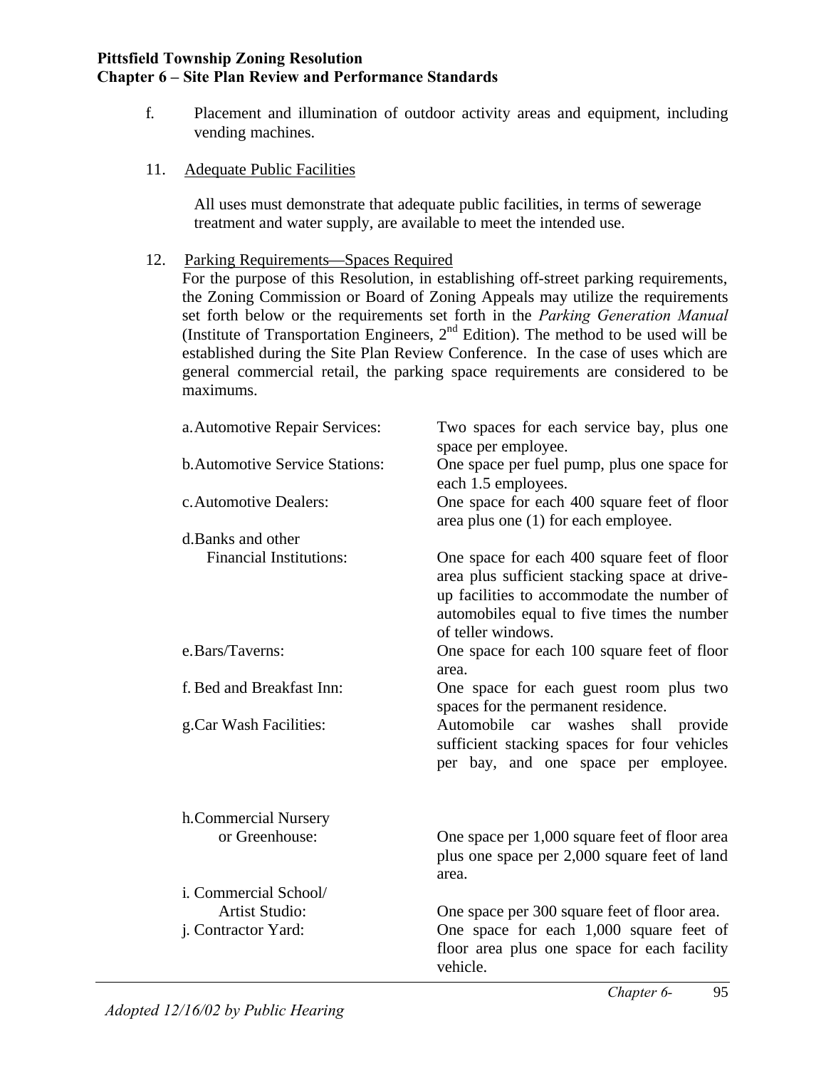f. Placement and illumination of outdoor activity areas and equipment, including vending machines.

11. <u>Adequate Public Facilities</u>

All uses must demonstrate that adequate public facilities, in terms of sewerage treatment and water supply, are available to meet the intended use.

12. <u>Parking Requirements—Spaces Required</u>

For the purpose of this Resolution, in establishing off-street parking requirements, the Zoning Commission or Board of Zoning Appeals may utilize the requirements set forth below or the requirements set forth in the *Parking Generation Manual* (Institute of Transportation Engineers, 2nd Edition). The method to be used will be established during the Site Plan Review Conference. In the case of uses which are general commercial retail, the parking space requirements are considered to be maximums.

| Use | Requirement |
|---|---|
| a. Automotive Repair Services: | Two spaces for each service bay, plus one space per employee. |
| b. Automotive Service Stations: | One space per fuel pump, plus one space for each 1.5 employees. |
| c. Automotive Dealers: | One space for each 400 square feet of floor area plus one (1) for each employee. |
| d. Banks and other Financial Institutions: | One space for each 400 square feet of floor area plus sufficient stacking space at drive-up facilities to accommodate the number of automobiles equal to five times the number of teller windows. |
| e. Bars/Taverns: | One space for each 100 square feet of floor area. |
| f. Bed and Breakfast Inn: | One space for each guest room plus two spaces for the permanent residence. |
| g. Car Wash Facilities: | Automobile car washes shall provide sufficient stacking spaces for four vehicles per bay, and one space per employee. |
| h. Commercial Nursery or Greenhouse: | One space per 1,000 square feet of floor area plus one space per 2,000 square feet of land area. |
| i. Commercial School/ Artist Studio: | One space per 300 square feet of floor area. |
| j. Contractor Yard: | One space for each 1,000 square feet of floor area plus one space for each facility vehicle. |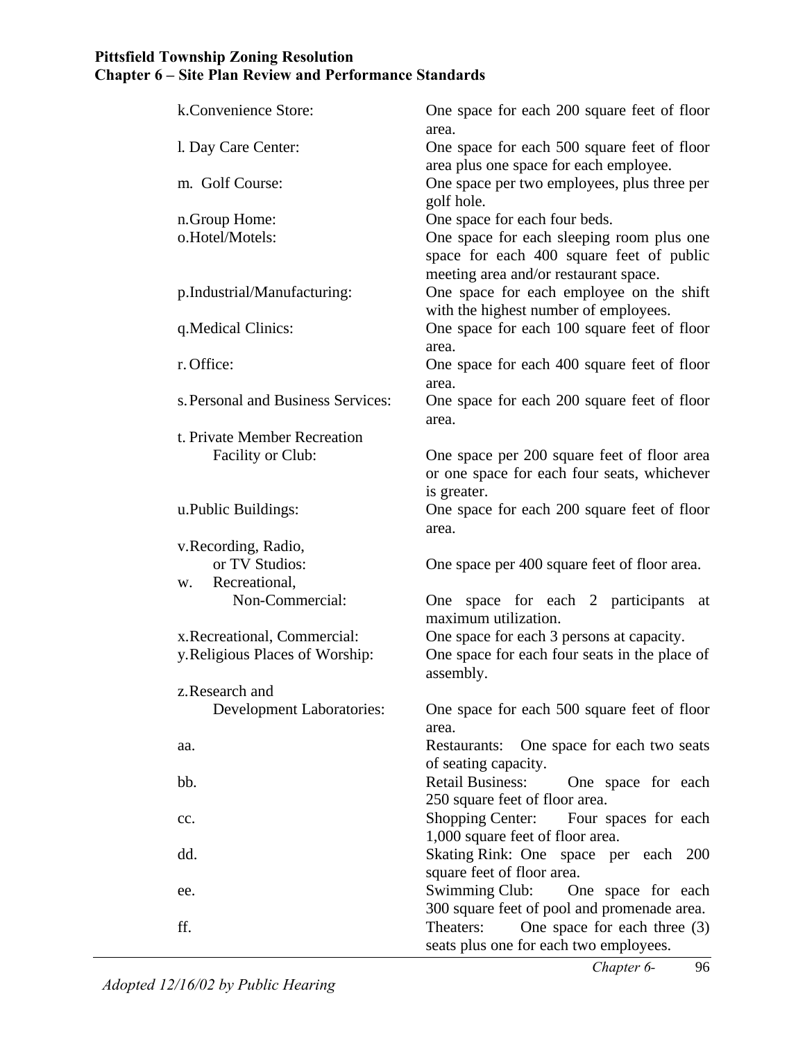| | |
|---|---|
| k. Convenience Store: | One space for each 200 square feet of floor area. |
| l. Day Care Center: | One space for each 500 square feet of floor area plus one space for each employee. |
| m. Golf Course: | One space per two employees, plus three per golf hole. |
| n. Group Home: | One space for each four beds. |
| o. Hotel/Motels: | One space for each sleeping room plus one space for each 400 square feet of public meeting area and/or restaurant space. |
| p. Industrial/Manufacturing: | One space for each employee on the shift with the highest number of employees. |
| q. Medical Clinics: | One space for each 100 square feet of floor area. |
| r. Office: | One space for each 400 square feet of floor area. |
| s. Personal and Business Services: | One space for each 200 square feet of floor area. |
| t. Private Member Recreation Facility or Club: | One space per 200 square feet of floor area or one space for each four seats, whichever is greater. |
| u. Public Buildings: | One space for each 200 square feet of floor area. |
| v. Recording, Radio, or TV Studios: | One space per 400 square feet of floor area. |
| w. Recreational, Non-Commercial: | One space for each 2 participants at maximum utilization. |
| x. Recreational, Commercial: | One space for each 3 persons at capacity. |
| y. Religious Places of Worship: | One space for each four seats in the place of assembly. |
| z. Research and Development Laboratories: | One space for each 500 square feet of floor area. |
| aa. | Restaurants: One space for each two seats of seating capacity. |
| bb. | Retail Business: One space for each 250 square feet of floor area. |
| cc. | Shopping Center: Four spaces for each 1,000 square feet of floor area. |
| dd. | Skating Rink: One space per each 200 square feet of floor area. |
| ee. | Swimming Club: One space for each 300 square feet of pool and promenade area. |
| ff. | Theaters: One space for each three (3) seats plus one for each two employees. |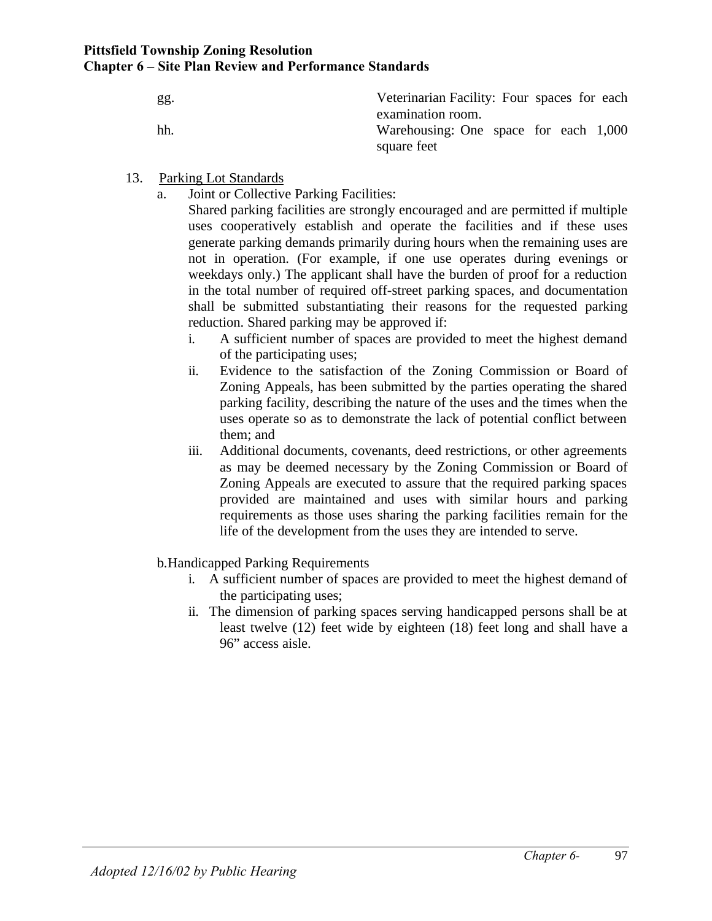gg. Veterinarian Facility: Four spaces for each examination room.

hh. Warehousing: One space for each 1,000 square feet

13. Parking Lot Standards

   a. Joint or Collective Parking Facilities:

      Shared parking facilities are strongly encouraged and are permitted if multiple uses cooperatively establish and operate the facilities and if these uses generate parking demands primarily during hours when the remaining uses are not in operation. (For example, if one use operates during evenings or weekdays only.) The applicant shall have the burden of proof for a reduction in the total number of required off-street parking spaces, and documentation shall be submitted substantiating their reasons for the requested parking reduction. Shared parking may be approved if:

      i. A sufficient number of spaces are provided to meet the highest demand of the participating uses;

      ii. Evidence to the satisfaction of the Zoning Commission or Board of Zoning Appeals, has been submitted by the parties operating the shared parking facility, describing the nature of the uses and the times when the uses operate so as to demonstrate the lack of potential conflict between them; and

      iii. Additional documents, covenants, deed restrictions, or other agreements as may be deemed necessary by the Zoning Commission or Board of Zoning Appeals are executed to assure that the required parking spaces provided are maintained and uses with similar hours and parking requirements as those uses sharing the parking facilities remain for the life of the development from the uses they are intended to serve.

   b. Handicapped Parking Requirements

      i. A sufficient number of spaces are provided to meet the highest demand of the participating uses;

      ii. The dimension of parking spaces serving handicapped persons shall be at least twelve (12) feet wide by eighteen (18) feet long and shall have a 96" access aisle.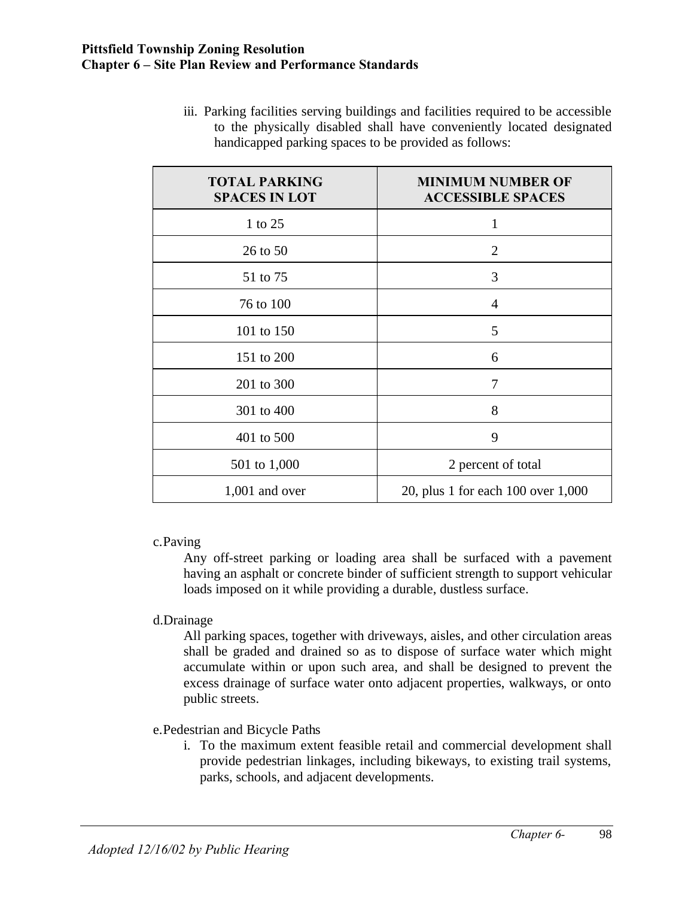iii. Parking facilities serving buildings and facilities required to be accessible to the physically disabled shall have conveniently located designated handicapped parking spaces to be provided as follows:

| TOTAL PARKING SPACES IN LOT | MINIMUM NUMBER OF ACCESSIBLE SPACES |
|---|---|
| 1 to 25 | 1 |
| 26 to 50 | 2 |
| 51 to 75 | 3 |
| 76 to 100 | 4 |
| 101 to 150 | 5 |
| 151 to 200 | 6 |
| 201 to 300 | 7 |
| 301 to 400 | 8 |
| 401 to 500 | 9 |
| 501 to 1,000 | 2 percent of total |
| 1,001 and over | 20, plus 1 for each 100 over 1,000 |

c. Paving

Any off-street parking or loading area shall be surfaced with a pavement having an asphalt or concrete binder of sufficient strength to support vehicular loads imposed on it while providing a durable, dustless surface.

d. Drainage

All parking spaces, together with driveways, aisles, and other circulation areas shall be graded and drained so as to dispose of surface water which might accumulate within or upon such area, and shall be designed to prevent the excess drainage of surface water onto adjacent properties, walkways, or onto public streets.

e. Pedestrian and Bicycle Paths

i. To the maximum extent feasible retail and commercial development shall provide pedestrian linkages, including bikeways, to existing trail systems, parks, schools, and adjacent developments.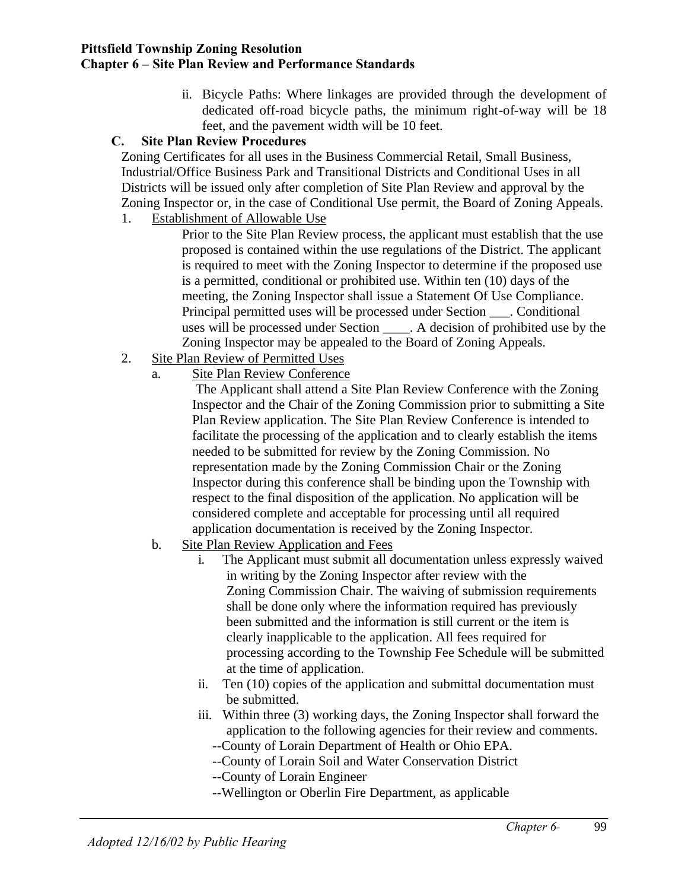ii. Bicycle Paths: Where linkages are provided through the development of dedicated off-road bicycle paths, the minimum right-of-way will be 18 feet, and the pavement width will be 10 feet.

### C. Site Plan Review Procedures

Zoning Certificates for all uses in the Business Commercial Retail, Small Business, Industrial/Office Business Park and Transitional Districts and Conditional Uses in all Districts will be issued only after completion of Site Plan Review and approval by the Zoning Inspector or, in the case of Conditional Use permit, the Board of Zoning Appeals.

1. Establishment of Allowable Use

   Prior to the Site Plan Review process, the applicant must establish that the use proposed is contained within the use regulations of the District. The applicant is required to meet with the Zoning Inspector to determine if the proposed use is a permitted, conditional or prohibited use. Within ten (10) days of the meeting, the Zoning Inspector shall issue a Statement Of Use Compliance. Principal permitted uses will be processed under Section ___. Conditional uses will be processed under Section ____. A decision of prohibited use by the Zoning Inspector may be appealed to the Board of Zoning Appeals.

2. Site Plan Review of Permitted Uses

   a. Site Plan Review Conference

      The Applicant shall attend a Site Plan Review Conference with the Zoning Inspector and the Chair of the Zoning Commission prior to submitting a Site Plan Review application. The Site Plan Review Conference is intended to facilitate the processing of the application and to clearly establish the items needed to be submitted for review by the Zoning Commission. No representation made by the Zoning Commission Chair or the Zoning Inspector during this conference shall be binding upon the Township with respect to the final disposition of the application. No application will be considered complete and acceptable for processing until all required application documentation is received by the Zoning Inspector.

   b. Site Plan Review Application and Fees

      i. The Applicant must submit all documentation unless expressly waived in writing by the Zoning Inspector after review with the Zoning Commission Chair. The waiving of submission requirements shall be done only where the information required has previously been submitted and the information is still current or the item is clearly inapplicable to the application. All fees required for processing according to the Township Fee Schedule will be submitted at the time of application.

      ii. Ten (10) copies of the application and submittal documentation must be submitted.

      iii. Within three (3) working days, the Zoning Inspector shall forward the application to the following agencies for their review and comments.

         --County of Lorain Department of Health or Ohio EPA.
         --County of Lorain Soil and Water Conservation District
         --County of Lorain Engineer
         --Wellington or Oberlin Fire Department, as applicable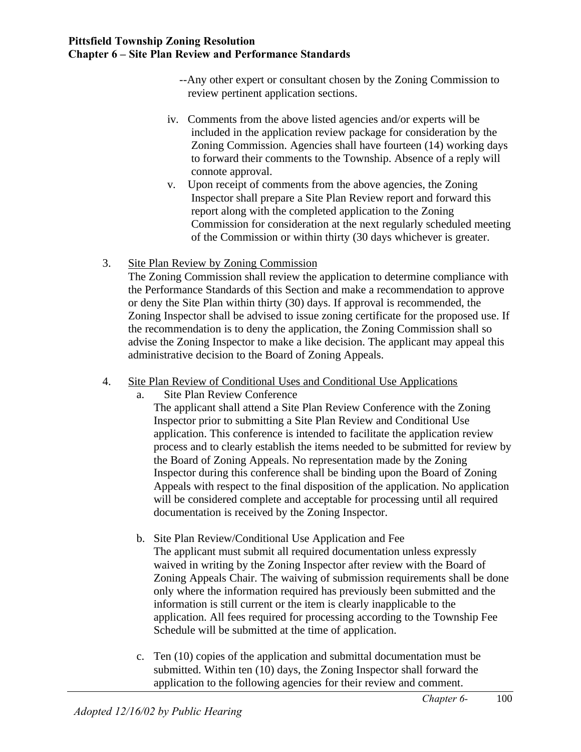--Any other expert or consultant chosen by the Zoning Commission to review pertinent application sections.

iv. Comments from the above listed agencies and/or experts will be included in the application review package for consideration by the Zoning Commission. Agencies shall have fourteen (14) working days to forward their comments to the Township. Absence of a reply will connote approval.

v. Upon receipt of comments from the above agencies, the Zoning Inspector shall prepare a Site Plan Review report and forward this report along with the completed application to the Zoning Commission for consideration at the next regularly scheduled meeting of the Commission or within thirty (30 days whichever is greater.

3. Site Plan Review by Zoning Commission

The Zoning Commission shall review the application to determine compliance with the Performance Standards of this Section and make a recommendation to approve or deny the Site Plan within thirty (30) days. If approval is recommended, the Zoning Inspector shall be advised to issue zoning certificate for the proposed use. If the recommendation is to deny the application, the Zoning Commission shall so advise the Zoning Inspector to make a like decision. The applicant may appeal this administrative decision to the Board of Zoning Appeals.

4. Site Plan Review of Conditional Uses and Conditional Use Applications

a. Site Plan Review Conference

The applicant shall attend a Site Plan Review Conference with the Zoning Inspector prior to submitting a Site Plan Review and Conditional Use application. This conference is intended to facilitate the application review process and to clearly establish the items needed to be submitted for review by the Board of Zoning Appeals. No representation made by the Zoning Inspector during this conference shall be binding upon the Board of Zoning Appeals with respect to the final disposition of the application. No application will be considered complete and acceptable for processing until all required documentation is received by the Zoning Inspector.

b. Site Plan Review/Conditional Use Application and Fee

The applicant must submit all required documentation unless expressly waived in writing by the Zoning Inspector after review with the Board of Zoning Appeals Chair. The waiving of submission requirements shall be done only where the information required has previously been submitted and the information is still current or the item is clearly inapplicable to the application. All fees required for processing according to the Township Fee Schedule will be submitted at the time of application.

c. Ten (10) copies of the application and submittal documentation must be submitted. Within ten (10) days, the Zoning Inspector shall forward the application to the following agencies for their review and comment.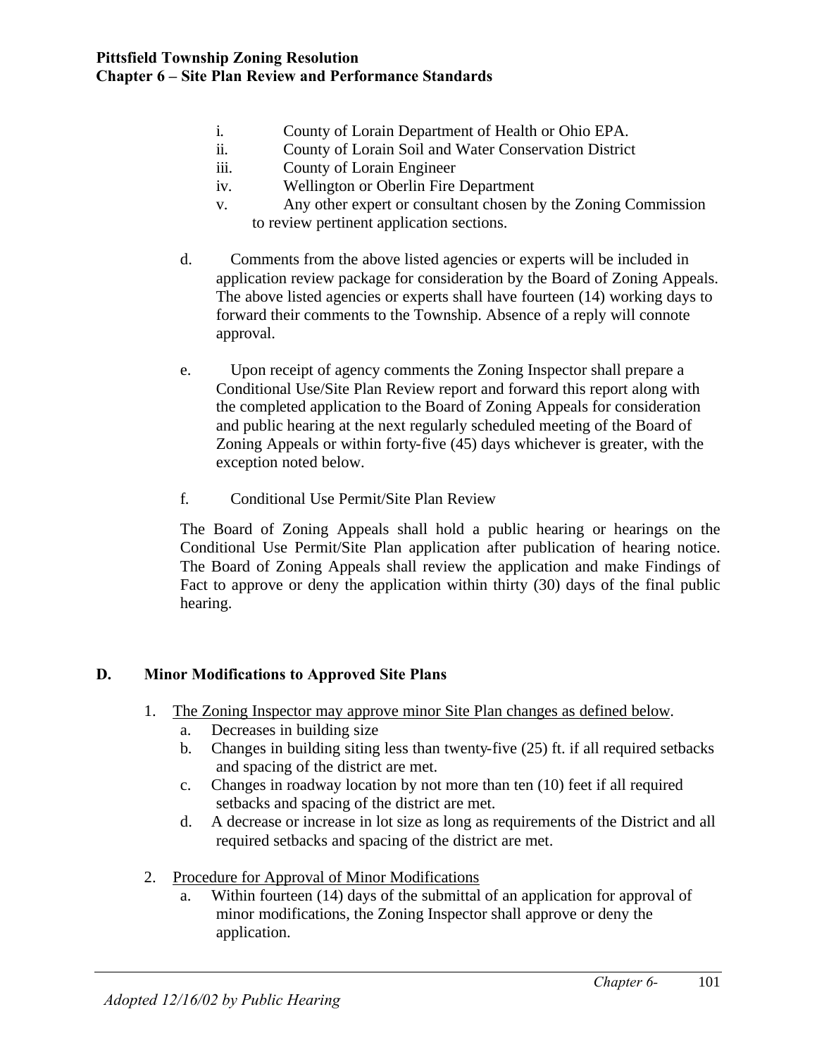i. County of Lorain Department of Health or Ohio EPA.
ii. County of Lorain Soil and Water Conservation District
iii. County of Lorain Engineer
iv. Wellington or Oberlin Fire Department
v. Any other expert or consultant chosen by the Zoning Commission to review pertinent application sections.

d. Comments from the above listed agencies or experts will be included in application review package for consideration by the Board of Zoning Appeals. The above listed agencies or experts shall have fourteen (14) working days to forward their comments to the Township. Absence of a reply will connote approval.

e. Upon receipt of agency comments the Zoning Inspector shall prepare a Conditional Use/Site Plan Review report and forward this report along with the completed application to the Board of Zoning Appeals for consideration and public hearing at the next regularly scheduled meeting of the Board of Zoning Appeals or within forty-five (45) days whichever is greater, with the exception noted below.

f. Conditional Use Permit/Site Plan Review

The Board of Zoning Appeals shall hold a public hearing or hearings on the Conditional Use Permit/Site Plan application after publication of hearing notice. The Board of Zoning Appeals shall review the application and make Findings of Fact to approve or deny the application within thirty (30) days of the final public hearing.

## D. Minor Modifications to Approved Site Plans

1. The Zoning Inspector may approve minor Site Plan changes as defined below.
   a. Decreases in building size
   b. Changes in building siting less than twenty-five (25) ft. if all required setbacks and spacing of the district are met.
   c. Changes in roadway location by not more than ten (10) feet if all required setbacks and spacing of the district are met.
   d. A decrease or increase in lot size as long as requirements of the District and all required setbacks and spacing of the district are met.

2. Procedure for Approval of Minor Modifications
   a. Within fourteen (14) days of the submittal of an application for approval of minor modifications, the Zoning Inspector shall approve or deny the application.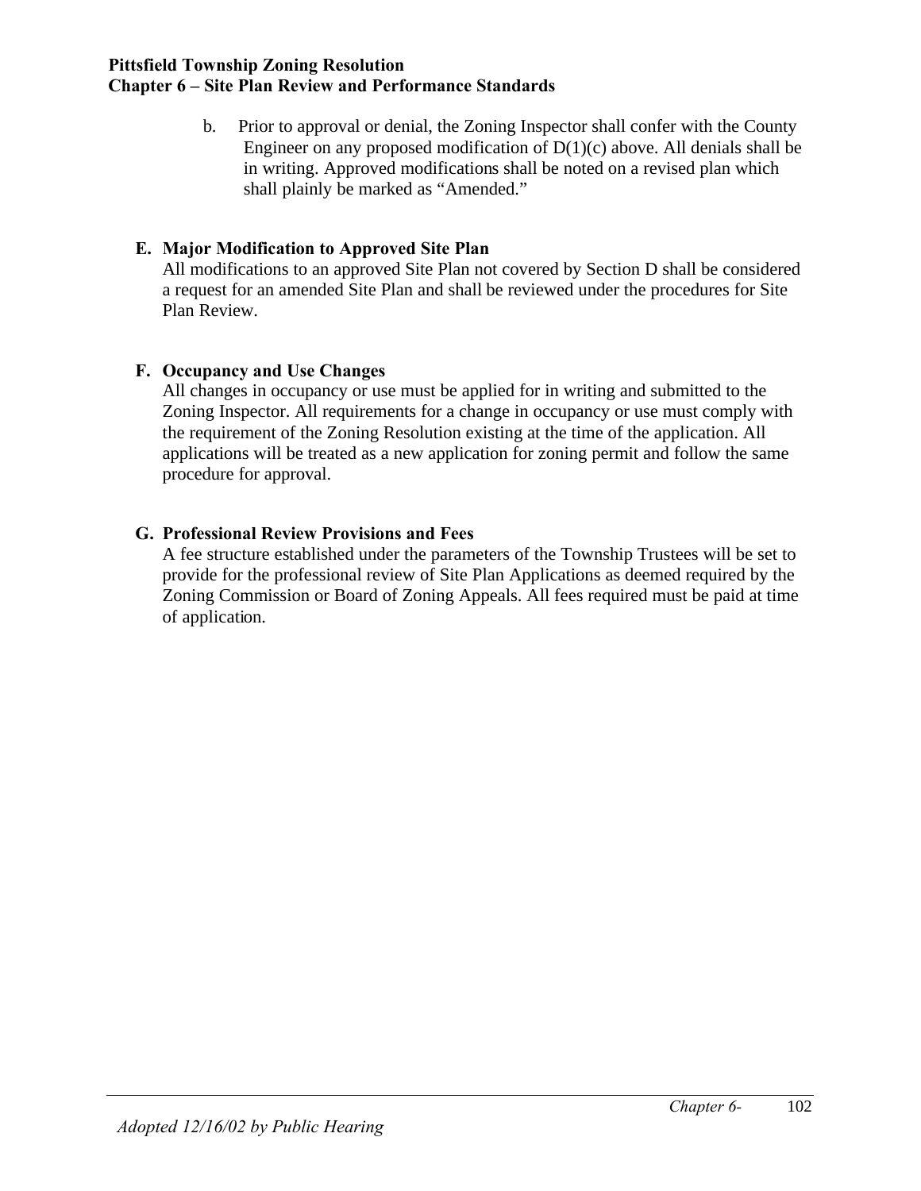b. Prior to approval or denial, the Zoning Inspector shall confer with the County Engineer on any proposed modification of D(1)(c) above. All denials shall be in writing. Approved modifications shall be noted on a revised plan which shall plainly be marked as "Amended."

**E. Major Modification to Approved Site Plan**

All modifications to an approved Site Plan not covered by Section D shall be considered a request for an amended Site Plan and shall be reviewed under the procedures for Site Plan Review.

**F. Occupancy and Use Changes**

All changes in occupancy or use must be applied for in writing and submitted to the Zoning Inspector. All requirements for a change in occupancy or use must comply with the requirement of the Zoning Resolution existing at the time of the application. All applications will be treated as a new application for zoning permit and follow the same procedure for approval.

**G. Professional Review Provisions and Fees**

A fee structure established under the parameters of the Township Trustees will be set to provide for the professional review of Site Plan Applications as deemed required by the Zoning Commission or Board of Zoning Appeals. All fees required must be paid at time of application.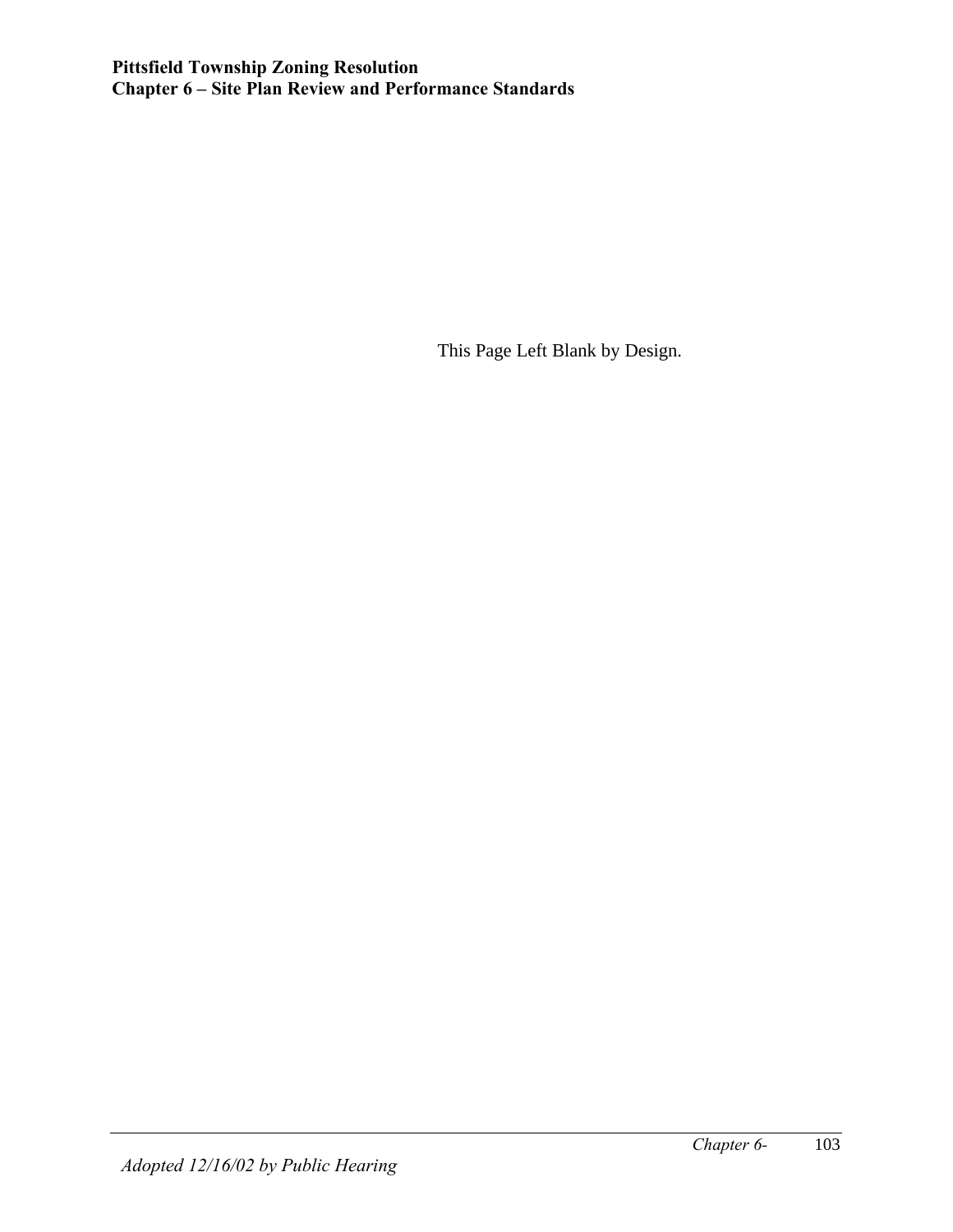This Page Left Blank by Design.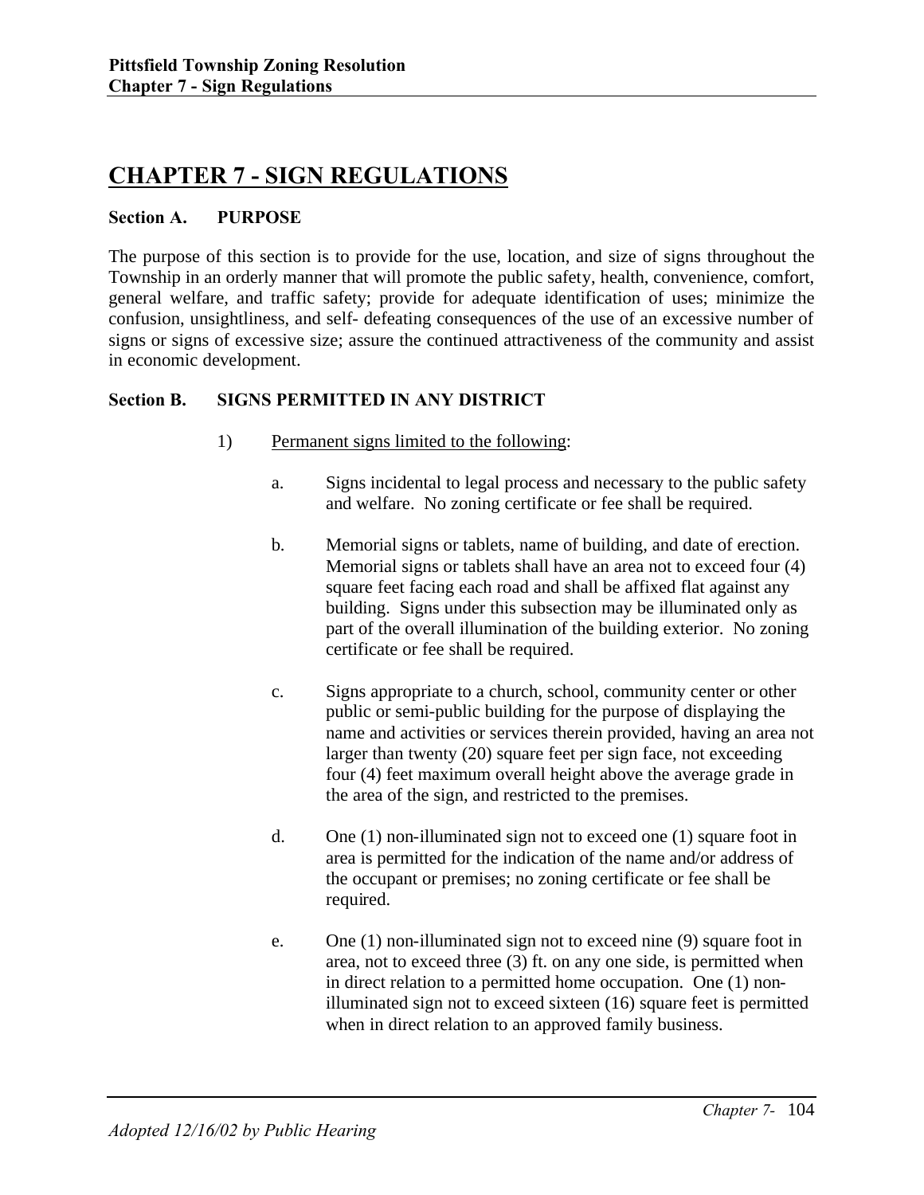# CHAPTER 7 - SIGN REGULATIONS

**Section A. PURPOSE**

The purpose of this section is to provide for the use, location, and size of signs throughout the Township in an orderly manner that will promote the public safety, health, convenience, comfort, general welfare, and traffic safety; provide for adequate identification of uses; minimize the confusion, unsightliness, and self- defeating consequences of the use of an excessive number of signs or signs of excessive size; assure the continued attractiveness of the community and assist in economic development.

**Section B. SIGNS PERMITTED IN ANY DISTRICT**

1) Permanent signs limited to the following:

   a. Signs incidental to legal process and necessary to the public safety and welfare. No zoning certificate or fee shall be required.

   b. Memorial signs or tablets, name of building, and date of erection. Memorial signs or tablets shall have an area not to exceed four (4) square feet facing each road and shall be affixed flat against any building. Signs under this subsection may be illuminated only as part of the overall illumination of the building exterior. No zoning certificate or fee shall be required.

   c. Signs appropriate to a church, school, community center or other public or semi-public building for the purpose of displaying the name and activities or services therein provided, having an area not larger than twenty (20) square feet per sign face, not exceeding four (4) feet maximum overall height above the average grade in the area of the sign, and restricted to the premises.

   d. One (1) non-illuminated sign not to exceed one (1) square foot in area is permitted for the indication of the name and/or address of the occupant or premises; no zoning certificate or fee shall be required.

   e. One (1) non-illuminated sign not to exceed nine (9) square foot in area, not to exceed three (3) ft. on any one side, is permitted when in direct relation to a permitted home occupation. One (1) non-illuminated sign not to exceed sixteen (16) square feet is permitted when in direct relation to an approved family business.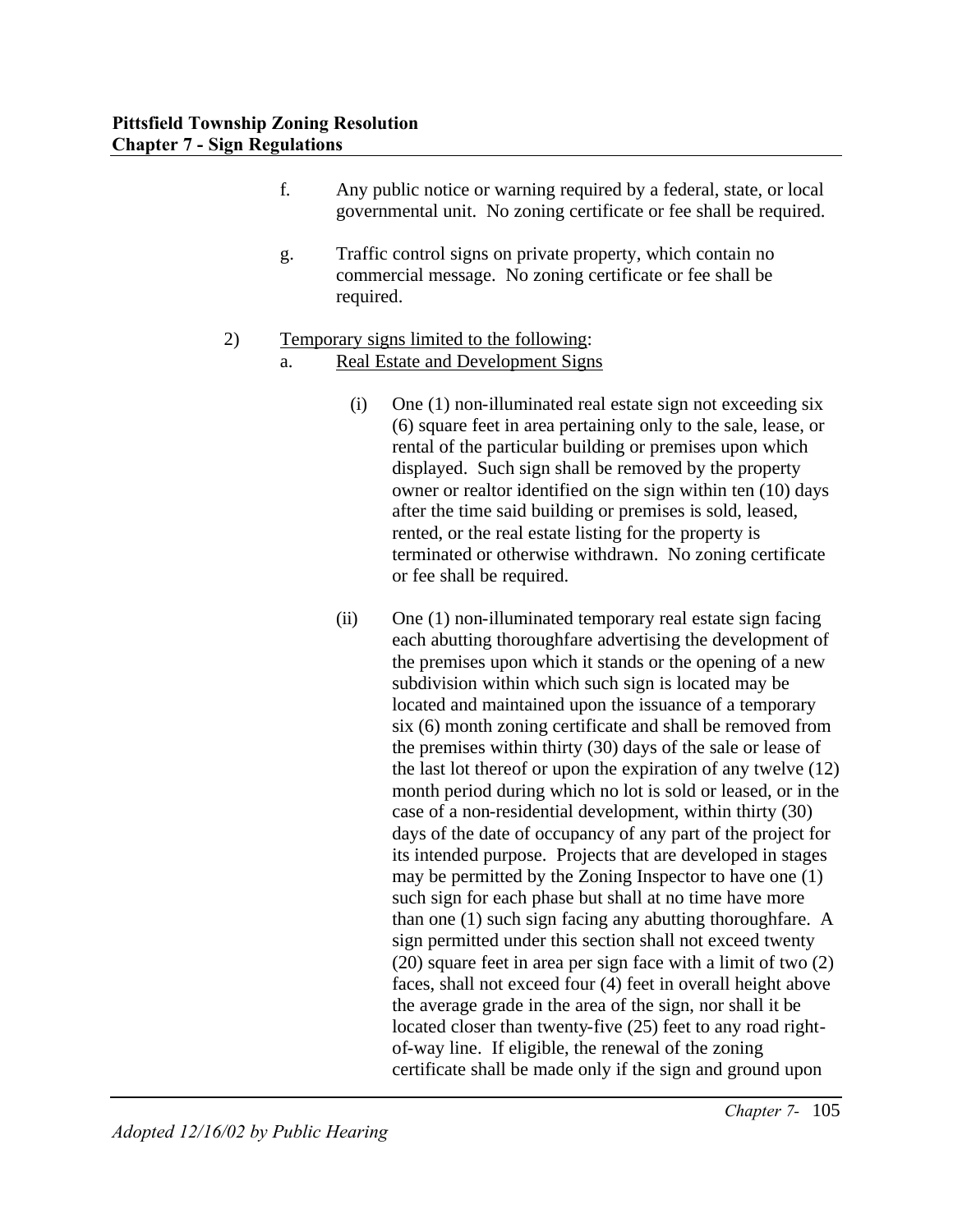f. Any public notice or warning required by a federal, state, or local governmental unit. No zoning certificate or fee shall be required.

g. Traffic control signs on private property, which contain no commercial message. No zoning certificate or fee shall be required.

2) Temporary signs limited to the following:

a. Real Estate and Development Signs

(i) One (1) non-illuminated real estate sign not exceeding six (6) square feet in area pertaining only to the sale, lease, or rental of the particular building or premises upon which displayed. Such sign shall be removed by the property owner or realtor identified on the sign within ten (10) days after the time said building or premises is sold, leased, rented, or the real estate listing for the property is terminated or otherwise withdrawn. No zoning certificate or fee shall be required.

(ii) One (1) non-illuminated temporary real estate sign facing each abutting thoroughfare advertising the development of the premises upon which it stands or the opening of a new subdivision within which such sign is located may be located and maintained upon the issuance of a temporary six (6) month zoning certificate and shall be removed from the premises within thirty (30) days of the sale or lease of the last lot thereof or upon the expiration of any twelve (12) month period during which no lot is sold or leased, or in the case of a non-residential development, within thirty (30) days of the date of occupancy of any part of the project for its intended purpose. Projects that are developed in stages may be permitted by the Zoning Inspector to have one (1) such sign for each phase but shall at no time have more than one (1) such sign facing any abutting thoroughfare. A sign permitted under this section shall not exceed twenty (20) square feet in area per sign face with a limit of two (2) faces, shall not exceed four (4) feet in overall height above the average grade in the area of the sign, nor shall it be located closer than twenty-five (25) feet to any road right-of-way line. If eligible, the renewal of the zoning certificate shall be made only if the sign and ground upon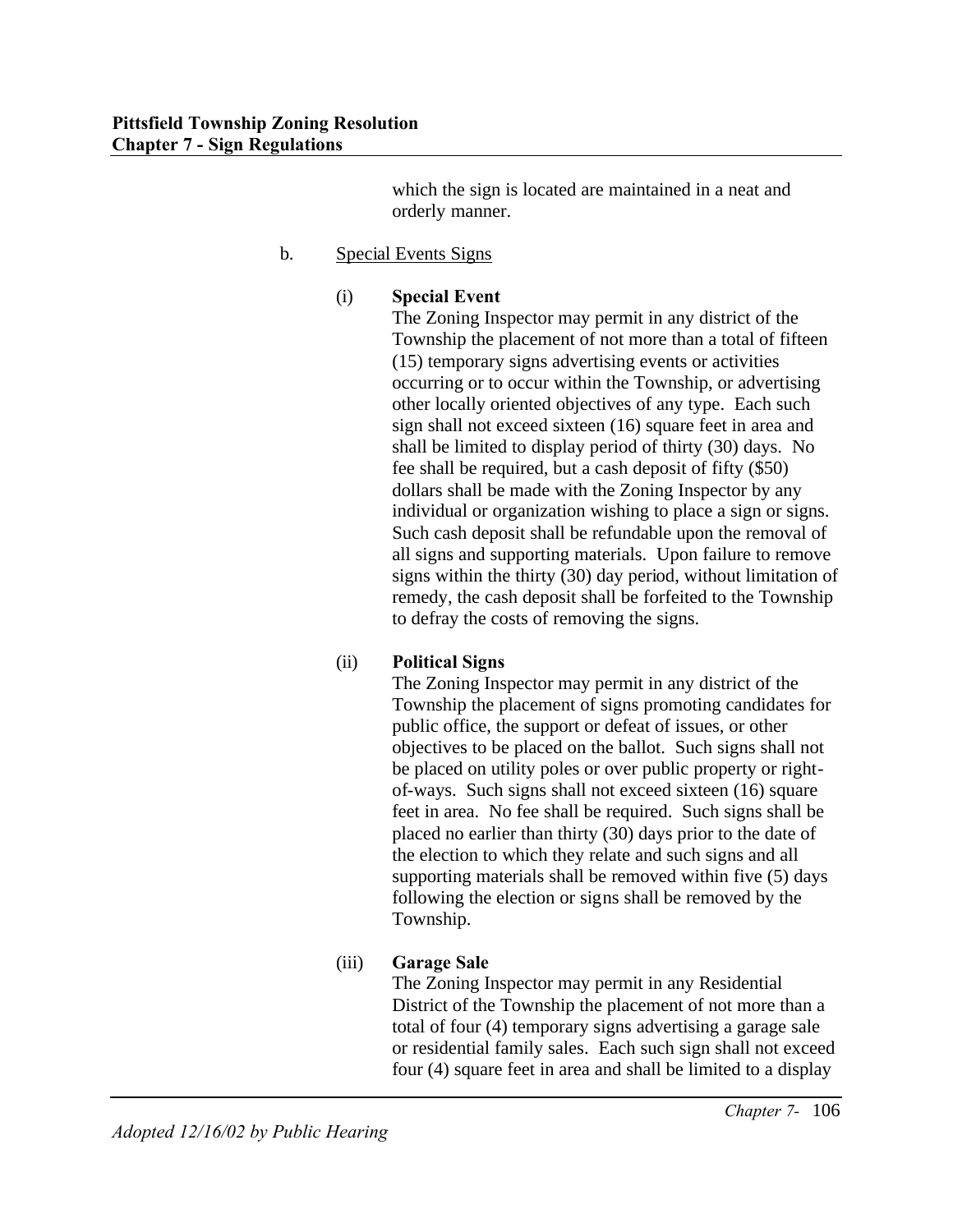which the sign is located are maintained in a neat and orderly manner.

b. Special Events Signs

(i) **Special Event**

The Zoning Inspector may permit in any district of the Township the placement of not more than a total of fifteen (15) temporary signs advertising events or activities occurring or to occur within the Township, or advertising other locally oriented objectives of any type. Each such sign shall not exceed sixteen (16) square feet in area and shall be limited to display period of thirty (30) days. No fee shall be required, but a cash deposit of fifty ($50) dollars shall be made with the Zoning Inspector by any individual or organization wishing to place a sign or signs. Such cash deposit shall be refundable upon the removal of all signs and supporting materials. Upon failure to remove signs within the thirty (30) day period, without limitation of remedy, the cash deposit shall be forfeited to the Township to defray the costs of removing the signs.

(ii) **Political Signs**

The Zoning Inspector may permit in any district of the Township the placement of signs promoting candidates for public office, the support or defeat of issues, or other objectives to be placed on the ballot. Such signs shall not be placed on utility poles or over public property or right-of-ways. Such signs shall not exceed sixteen (16) square feet in area. No fee shall be required. Such signs shall be placed no earlier than thirty (30) days prior to the date of the election to which they relate and such signs and all supporting materials shall be removed within five (5) days following the election or signs shall be removed by the Township.

(iii) **Garage Sale**

The Zoning Inspector may permit in any Residential District of the Township the placement of not more than a total of four (4) temporary signs advertising a garage sale or residential family sales. Each such sign shall not exceed four (4) square feet in area and shall be limited to a display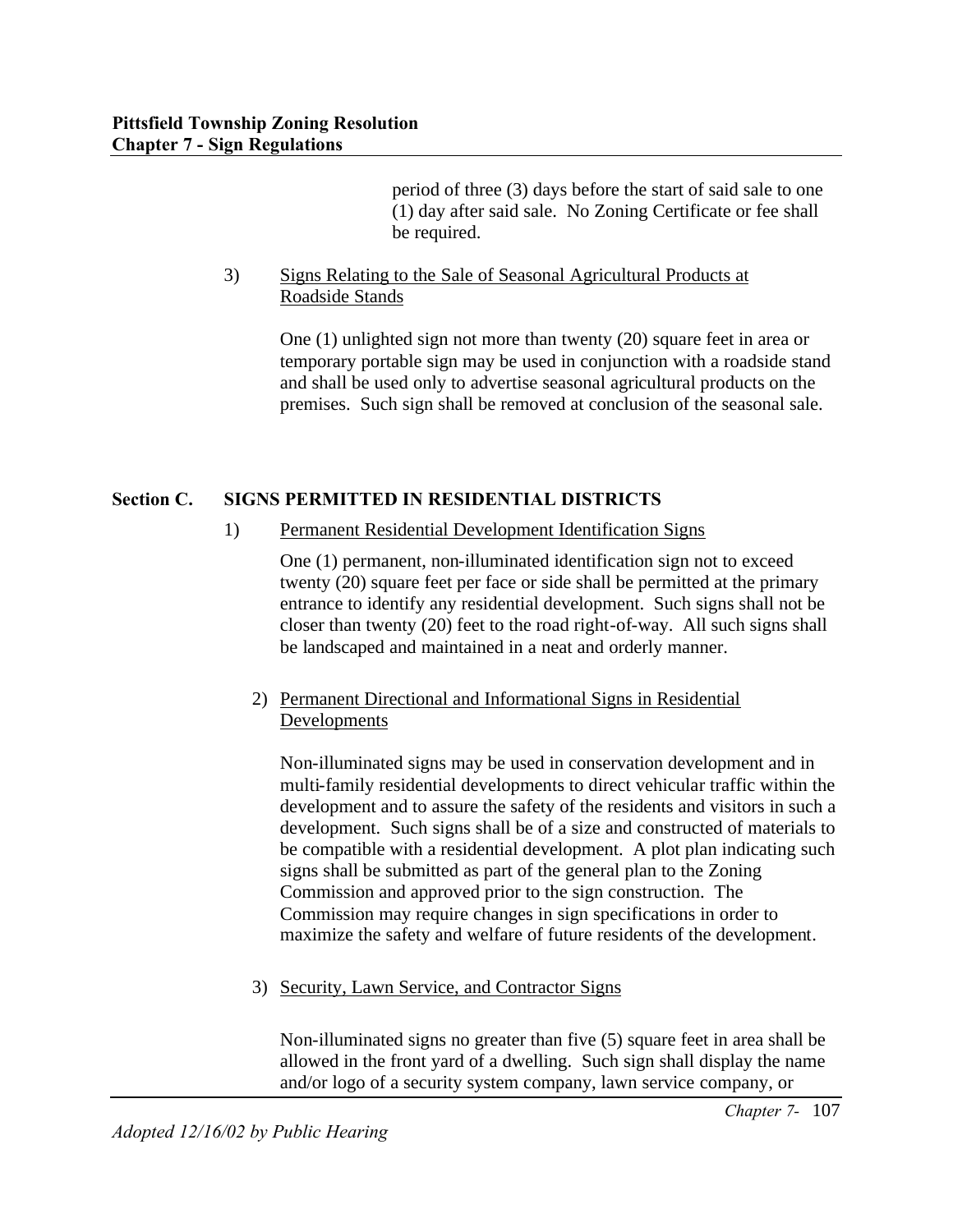period of three (3) days before the start of said sale to one (1) day after said sale. No Zoning Certificate or fee shall be required.

3) Signs Relating to the Sale of Seasonal Agricultural Products at Roadside Stands

One (1) unlighted sign not more than twenty (20) square feet in area or temporary portable sign may be used in conjunction with a roadside stand and shall be used only to advertise seasonal agricultural products on the premises. Such sign shall be removed at conclusion of the seasonal sale.

## Section C. SIGNS PERMITTED IN RESIDENTIAL DISTRICTS

1) Permanent Residential Development Identification Signs

One (1) permanent, non-illuminated identification sign not to exceed twenty (20) square feet per face or side shall be permitted at the primary entrance to identify any residential development. Such signs shall not be closer than twenty (20) feet to the road right-of-way. All such signs shall be landscaped and maintained in a neat and orderly manner.

2) Permanent Directional and Informational Signs in Residential Developments

Non-illuminated signs may be used in conservation development and in multi-family residential developments to direct vehicular traffic within the development and to assure the safety of the residents and visitors in such a development. Such signs shall be of a size and constructed of materials to be compatible with a residential development. A plot plan indicating such signs shall be submitted as part of the general plan to the Zoning Commission and approved prior to the sign construction. The Commission may require changes in sign specifications in order to maximize the safety and welfare of future residents of the development.

3) Security, Lawn Service, and Contractor Signs

Non-illuminated signs no greater than five (5) square feet in area shall be allowed in the front yard of a dwelling. Such sign shall display the name and/or logo of a security system company, lawn service company, or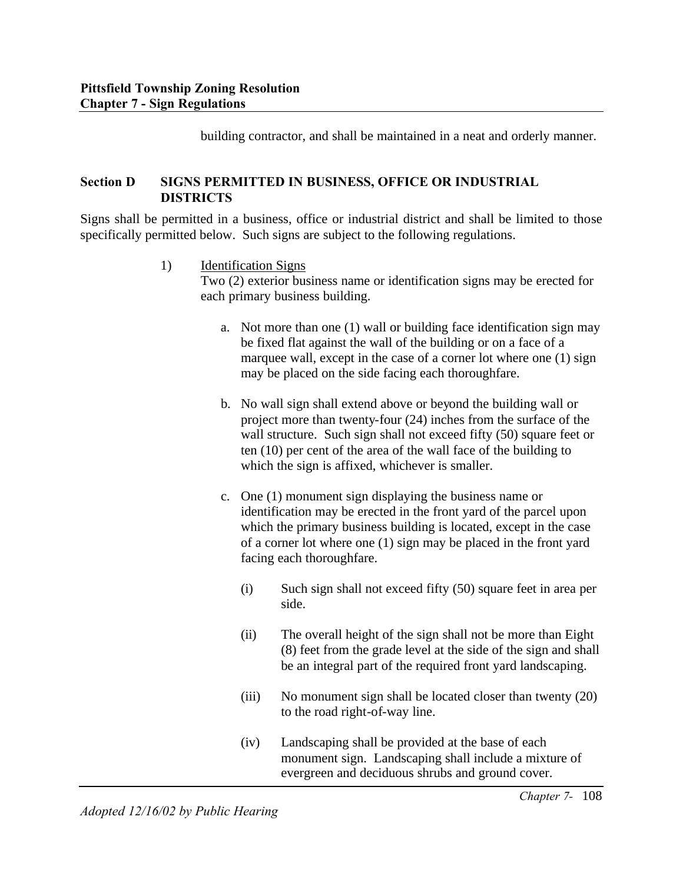building contractor, and shall be maintained in a neat and orderly manner.

## Section D SIGNS PERMITTED IN BUSINESS, OFFICE OR INDUSTRIAL DISTRICTS

Signs shall be permitted in a business, office or industrial district and shall be limited to those specifically permitted below. Such signs are subject to the following regulations.

1) Identification Signs
   Two (2) exterior business name or identification signs may be erected for each primary business building.

   a. Not more than one (1) wall or building face identification sign may be fixed flat against the wall of the building or on a face of a marquee wall, except in the case of a corner lot where one (1) sign may be placed on the side facing each thoroughfare.

   b. No wall sign shall extend above or beyond the building wall or project more than twenty-four (24) inches from the surface of the wall structure. Such sign shall not exceed fifty (50) square feet or ten (10) per cent of the area of the wall face of the building to which the sign is affixed, whichever is smaller.

   c. One (1) monument sign displaying the business name or identification may be erected in the front yard of the parcel upon which the primary business building is located, except in the case of a corner lot where one (1) sign may be placed in the front yard facing each thoroughfare.

      (i) Such sign shall not exceed fifty (50) square feet in area per side.

      (ii) The overall height of the sign shall not be more than Eight (8) feet from the grade level at the side of the sign and shall be an integral part of the required front yard landscaping.

      (iii) No monument sign shall be located closer than twenty (20) to the road right-of-way line.

      (iv) Landscaping shall be provided at the base of each monument sign. Landscaping shall include a mixture of evergreen and deciduous shrubs and ground cover.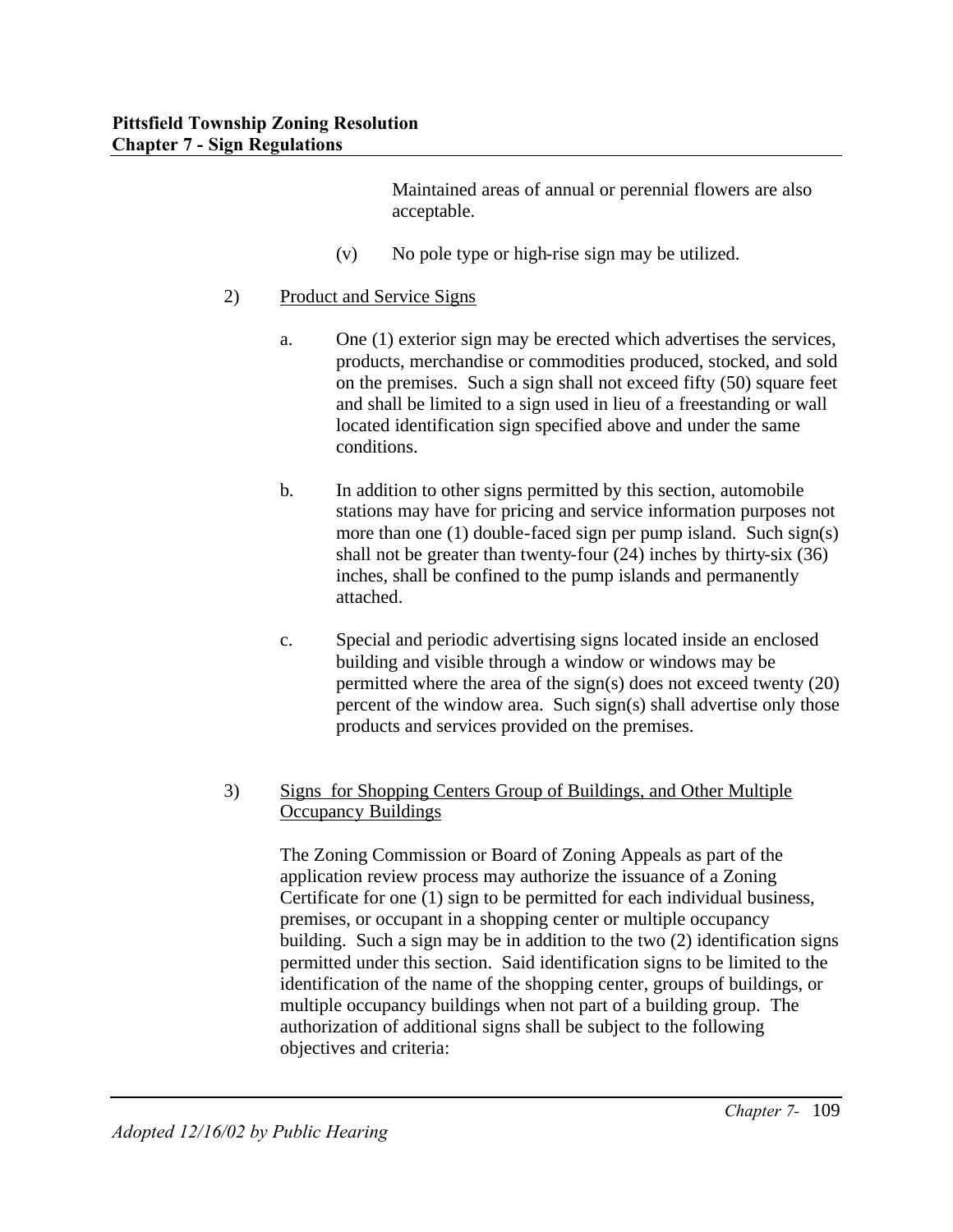Maintained areas of annual or perennial flowers are also acceptable.

(v) No pole type or high-rise sign may be utilized.

2) Product and Service Signs

a. One (1) exterior sign may be erected which advertises the services, products, merchandise or commodities produced, stocked, and sold on the premises. Such a sign shall not exceed fifty (50) square feet and shall be limited to a sign used in lieu of a freestanding or wall located identification sign specified above and under the same conditions.

b. In addition to other signs permitted by this section, automobile stations may have for pricing and service information purposes not more than one (1) double-faced sign per pump island. Such sign(s) shall not be greater than twenty-four (24) inches by thirty-six (36) inches, shall be confined to the pump islands and permanently attached.

c. Special and periodic advertising signs located inside an enclosed building and visible through a window or windows may be permitted where the area of the sign(s) does not exceed twenty (20) percent of the window area. Such sign(s) shall advertise only those products and services provided on the premises.

3) Signs for Shopping Centers Group of Buildings, and Other Multiple Occupancy Buildings

The Zoning Commission or Board of Zoning Appeals as part of the application review process may authorize the issuance of a Zoning Certificate for one (1) sign to be permitted for each individual business, premises, or occupant in a shopping center or multiple occupancy building. Such a sign may be in addition to the two (2) identification signs permitted under this section. Said identification signs to be limited to the identification of the name of the shopping center, groups of buildings, or multiple occupancy buildings when not part of a building group. The authorization of additional signs shall be subject to the following objectives and criteria: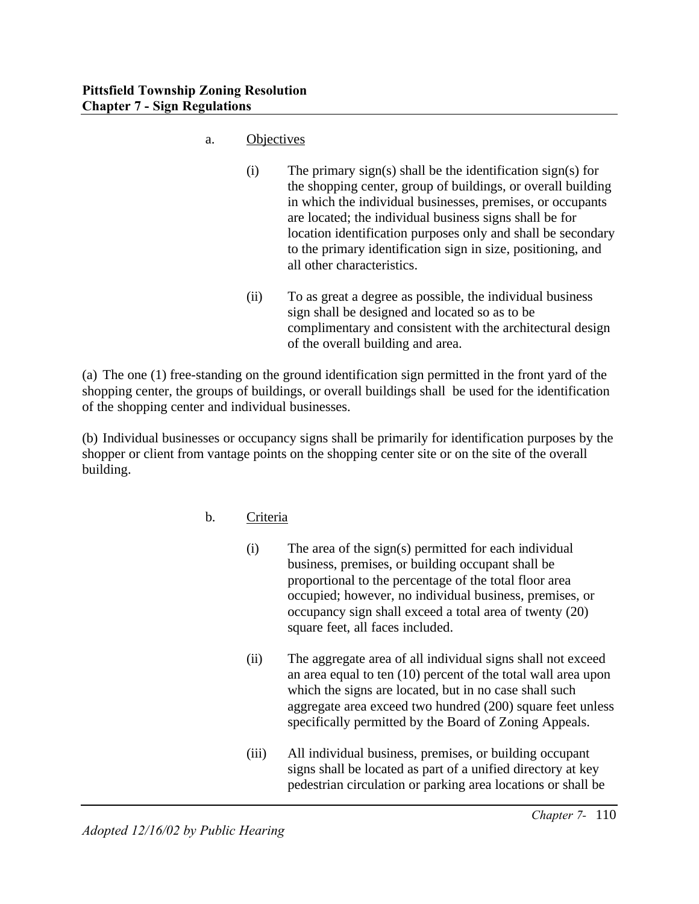a. Objectives

   (i) The primary sign(s) shall be the identification sign(s) for the shopping center, group of buildings, or overall building in which the individual businesses, premises, or occupants are located; the individual business signs shall be for location identification purposes only and shall be secondary to the primary identification sign in size, positioning, and all other characteristics.

   (ii) To as great a degree as possible, the individual business sign shall be designed and located so as to be complimentary and consistent with the architectural design of the overall building and area.

(a) The one (1) free-standing on the ground identification sign permitted in the front yard of the shopping center, the groups of buildings, or overall buildings shall be used for the identification of the shopping center and individual businesses.

(b) Individual businesses or occupancy signs shall be primarily for identification purposes by the shopper or client from vantage points on the shopping center site or on the site of the overall building.

b. Criteria

   (i) The area of the sign(s) permitted for each individual business, premises, or building occupant shall be proportional to the percentage of the total floor area occupied; however, no individual business, premises, or occupancy sign shall exceed a total area of twenty (20) square feet, all faces included.

   (ii) The aggregate area of all individual signs shall not exceed an area equal to ten (10) percent of the total wall area upon which the signs are located, but in no case shall such aggregate area exceed two hundred (200) square feet unless specifically permitted by the Board of Zoning Appeals.

   (iii) All individual business, premises, or building occupant signs shall be located as part of a unified directory at key pedestrian circulation or parking area locations or shall be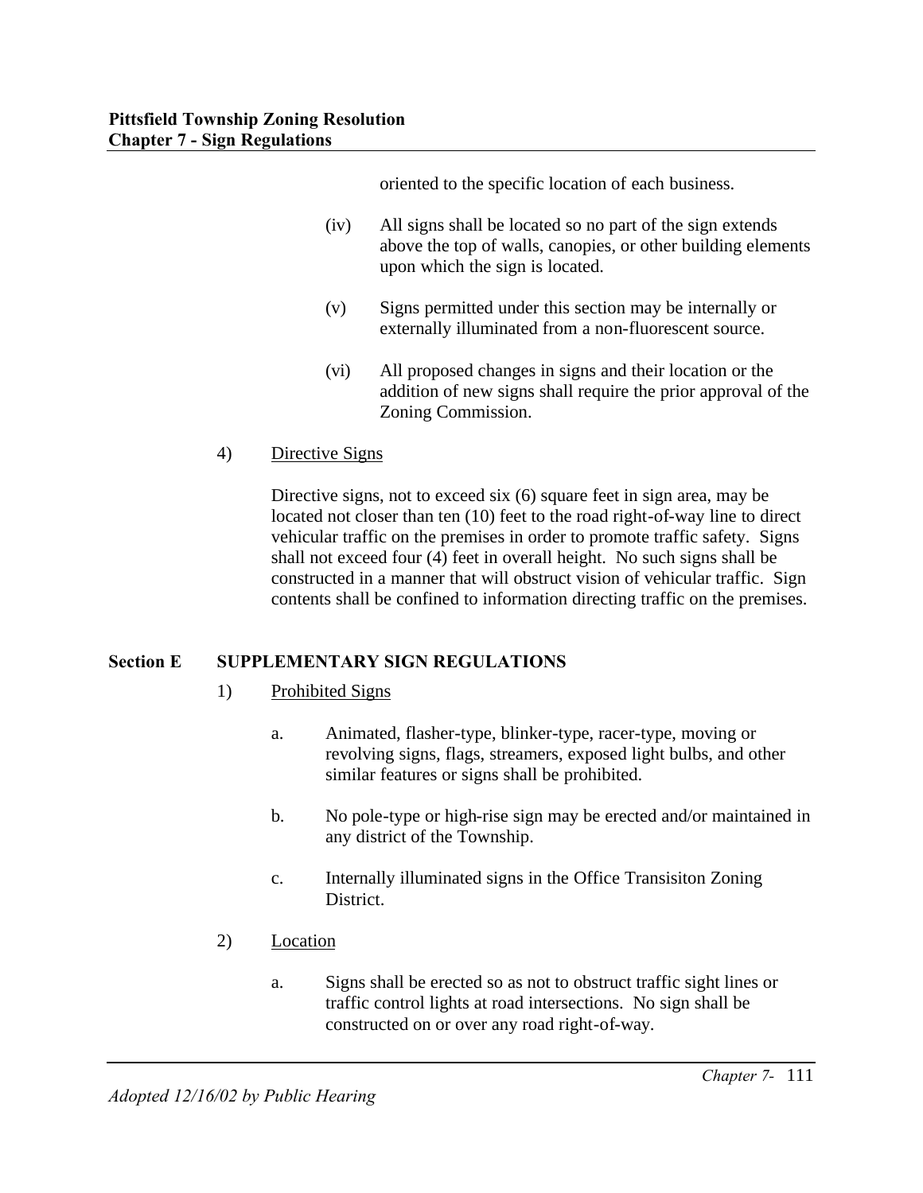oriented to the specific location of each business.

(iv) All signs shall be located so no part of the sign extends above the top of walls, canopies, or other building elements upon which the sign is located.

(v) Signs permitted under this section may be internally or externally illuminated from a non-fluorescent source.

(vi) All proposed changes in signs and their location or the addition of new signs shall require the prior approval of the Zoning Commission.

4) Directive Signs

Directive signs, not to exceed six (6) square feet in sign area, may be located not closer than ten (10) feet to the road right-of-way line to direct vehicular traffic on the premises in order to promote traffic safety. Signs shall not exceed four (4) feet in overall height. No such signs shall be constructed in a manner that will obstruct vision of vehicular traffic. Sign contents shall be confined to information directing traffic on the premises.

## Section E SUPPLEMENTARY SIGN REGULATIONS

1) Prohibited Signs

a. Animated, flasher-type, blinker-type, racer-type, moving or revolving signs, flags, streamers, exposed light bulbs, and other similar features or signs shall be prohibited.

b. No pole-type or high-rise sign may be erected and/or maintained in any district of the Township.

c. Internally illuminated signs in the Office Transisiton Zoning District.

2) Location

a. Signs shall be erected so as not to obstruct traffic sight lines or traffic control lights at road intersections. No sign shall be constructed on or over any road right-of-way.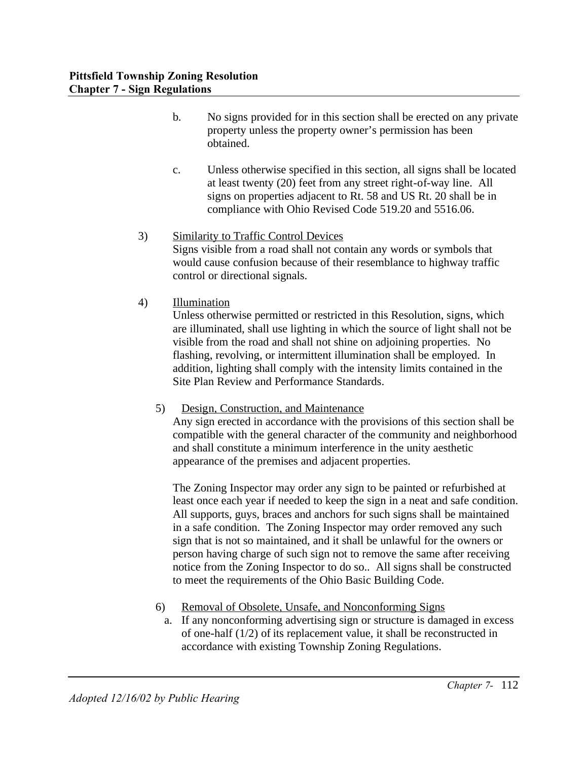b. No signs provided for in this section shall be erected on any private property unless the property owner's permission has been obtained.

c. Unless otherwise specified in this section, all signs shall be located at least twenty (20) feet from any street right-of-way line. All signs on properties adjacent to Rt. 58 and US Rt. 20 shall be in compliance with Ohio Revised Code 519.20 and 5516.06.

3) Similarity to Traffic Control Devices

Signs visible from a road shall not contain any words or symbols that would cause confusion because of their resemblance to highway traffic control or directional signals.

4) Illumination

Unless otherwise permitted or restricted in this Resolution, signs, which are illuminated, shall use lighting in which the source of light shall not be visible from the road and shall not shine on adjoining properties. No flashing, revolving, or intermittent illumination shall be employed. In addition, lighting shall comply with the intensity limits contained in the Site Plan Review and Performance Standards.

5) Design, Construction, and Maintenance

Any sign erected in accordance with the provisions of this section shall be compatible with the general character of the community and neighborhood and shall constitute a minimum interference in the unity aesthetic appearance of the premises and adjacent properties.

The Zoning Inspector may order any sign to be painted or refurbished at least once each year if needed to keep the sign in a neat and safe condition. All supports, guys, braces and anchors for such signs shall be maintained in a safe condition. The Zoning Inspector may order removed any such sign that is not so maintained, and it shall be unlawful for the owners or person having charge of such sign not to remove the same after receiving notice from the Zoning Inspector to do so.. All signs shall be constructed to meet the requirements of the Ohio Basic Building Code.

6) Removal of Obsolete, Unsafe, and Nonconforming Signs

a. If any nonconforming advertising sign or structure is damaged in excess of one-half (1/2) of its replacement value, it shall be reconstructed in accordance with existing Township Zoning Regulations.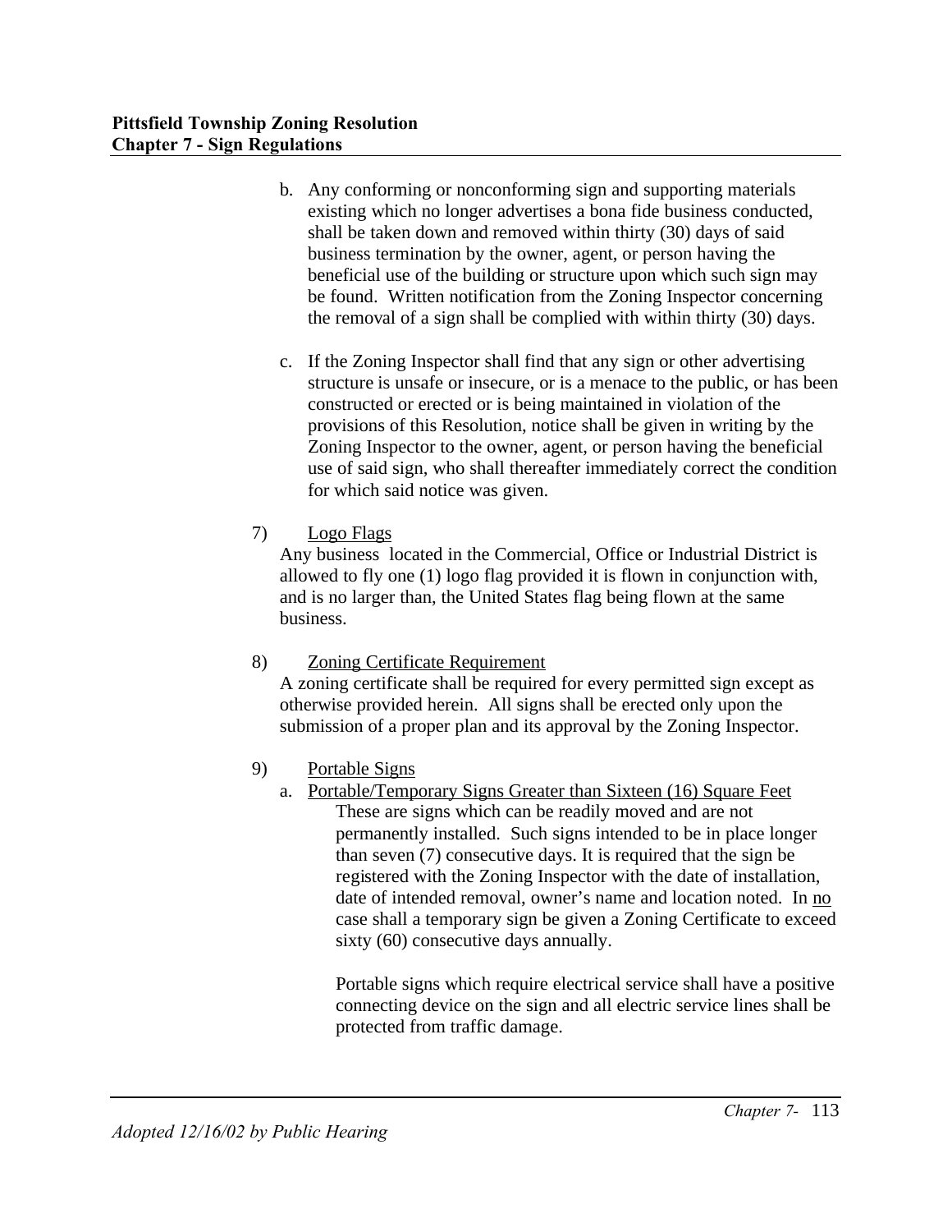b. Any conforming or nonconforming sign and supporting materials existing which no longer advertises a bona fide business conducted, shall be taken down and removed within thirty (30) days of said business termination by the owner, agent, or person having the beneficial use of the building or structure upon which such sign may be found. Written notification from the Zoning Inspector concerning the removal of a sign shall be complied with within thirty (30) days.

c. If the Zoning Inspector shall find that any sign or other advertising structure is unsafe or insecure, or is a menace to the public, or has been constructed or erected or is being maintained in violation of the provisions of this Resolution, notice shall be given in writing by the Zoning Inspector to the owner, agent, or person having the beneficial use of said sign, who shall thereafter immediately correct the condition for which said notice was given.

7) <u>Logo Flags</u>

Any business located in the Commercial, Office or Industrial District is allowed to fly one (1) logo flag provided it is flown in conjunction with, and is no larger than, the United States flag being flown at the same business.

8) <u>Zoning Certificate Requirement</u>

A zoning certificate shall be required for every permitted sign except as otherwise provided herein. All signs shall be erected only upon the submission of a proper plan and its approval by the Zoning Inspector.

9) <u>Portable Signs</u>

a. <u>Portable/Temporary Signs Greater than Sixteen (16) Square Feet</u>

These are signs which can be readily moved and are not permanently installed. Such signs intended to be in place longer than seven (7) consecutive days. It is required that the sign be registered with the Zoning Inspector with the date of installation, date of intended removal, owner's name and location noted. In <u>no</u> case shall a temporary sign be given a Zoning Certificate to exceed sixty (60) consecutive days annually.

Portable signs which require electrical service shall have a positive connecting device on the sign and all electric service lines shall be protected from traffic damage.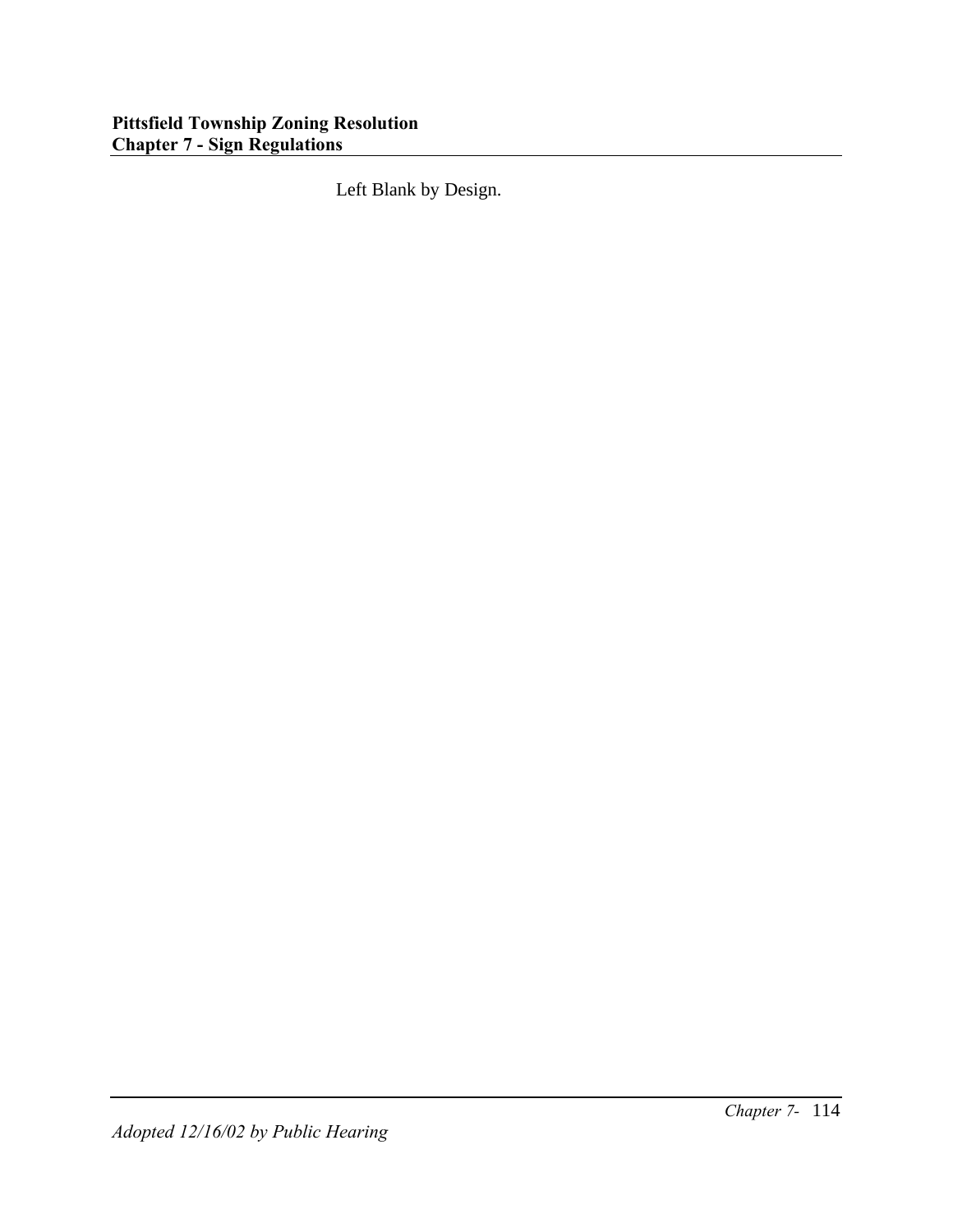Left Blank by Design.